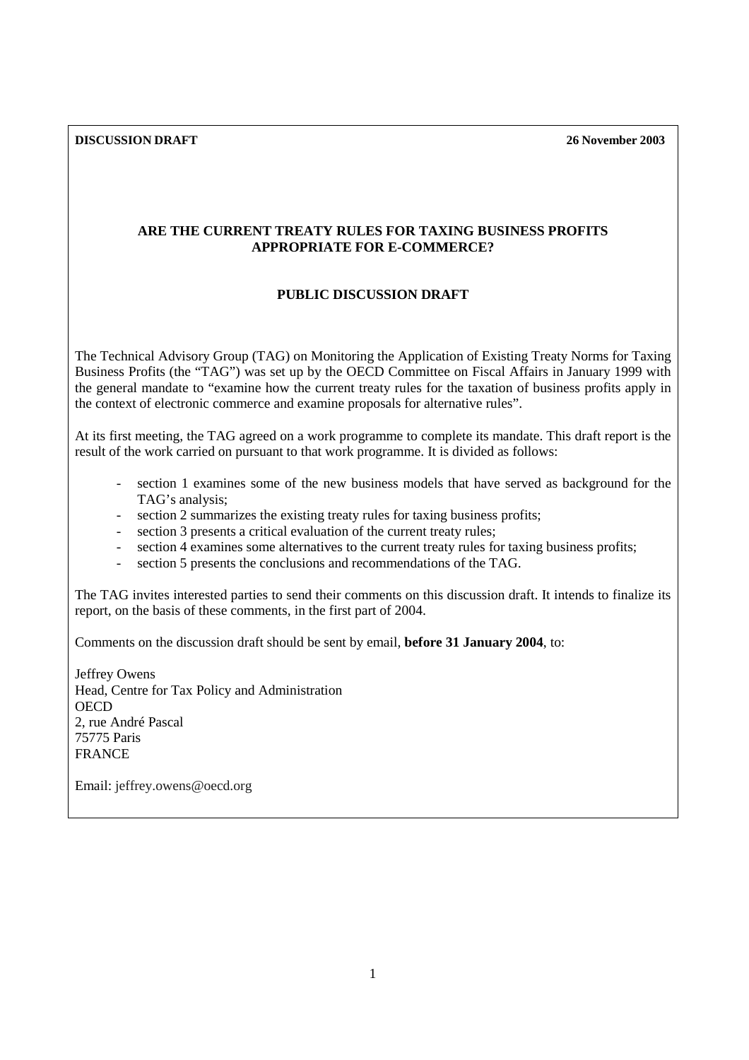**DISCUSSION DRAFT** **26 November 2003**

# ARE THE CURRENT TREATY RULES FOR TAXING BUSINESS PROFITS APPROPRIATE FOR E-COMMERCE?

## PUBLIC DISCUSSION DRAFT

The Technical Advisory Group (TAG) on Monitoring the Application of Existing Treaty Norms for Taxing Business Profits (the "TAG") was set up by the OECD Committee on Fiscal Affairs in January 1999 with the general mandate to "examine how the current treaty rules for the taxation of business profits apply in the context of electronic commerce and examine proposals for alternative rules".

At its first meeting, the TAG agreed on a work programme to complete its mandate. This draft report is the result of the work carried on pursuant to that work programme. It is divided as follows:

- section 1 examines some of the new business models that have served as background for the TAG's analysis;
- section 2 summarizes the existing treaty rules for taxing business profits;
- section 3 presents a critical evaluation of the current treaty rules;
- section 4 examines some alternatives to the current treaty rules for taxing business profits;
- section 5 presents the conclusions and recommendations of the TAG.

The TAG invites interested parties to send their comments on this discussion draft. It intends to finalize its report, on the basis of these comments, in the first part of 2004.

Comments on the discussion draft should be sent by email, **before 31 January 2004**, to:

Jeffrey Owens
Head, Centre for Tax Policy and Administration
OECD
2, rue André Pascal
75775 Paris
FRANCE

Email: jeffrey.owens@oecd.org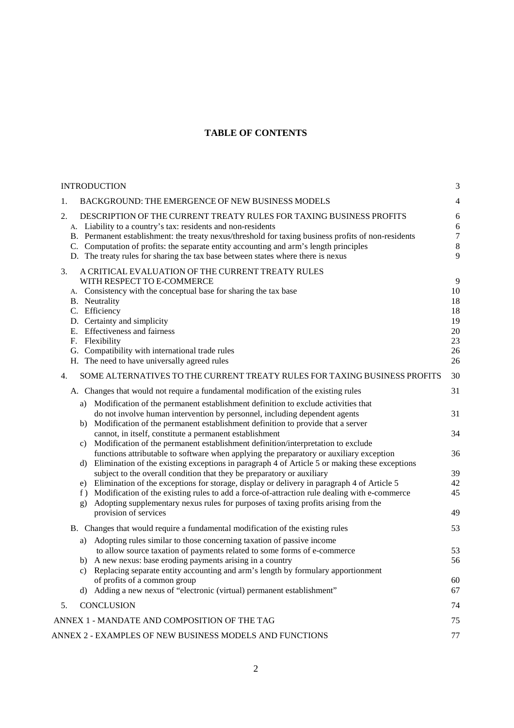# TABLE OF CONTENTS

| | |
|---|---|
| INTRODUCTION | 3 |
| 1. BACKGROUND: THE EMERGENCE OF NEW BUSINESS MODELS | 4 |
| 2. DESCRIPTION OF THE CURRENT TREATY RULES FOR TAXING BUSINESS PROFITS | 6 |
| A. Liability to a country's tax: residents and non-residents | 6 |
| B. Permanent establishment: the treaty nexus/threshold for taxing business profits of non-residents | 7 |
| C. Computation of profits: the separate entity accounting and arm's length principles | 8 |
| D. The treaty rules for sharing the tax base between states where there is nexus | 9 |
| 3. A CRITICAL EVALUATION OF THE CURRENT TREATY RULES WITH RESPECT TO E-COMMERCE | 9 |
| A. Consistency with the conceptual base for sharing the tax base | 10 |
| B. Neutrality | 18 |
| C. Efficiency | 18 |
| D. Certainty and simplicity | 19 |
| E. Effectiveness and fairness | 20 |
| F. Flexibility | 23 |
| G. Compatibility with international trade rules | 26 |
| H. The need to have universally agreed rules | 26 |
| 4. SOME ALTERNATIVES TO THE CURRENT TREATY RULES FOR TAXING BUSINESS PROFITS | 30 |
| A. Changes that would not require a fundamental modification of the existing rules | 31 |
| a) Modification of the permanent establishment definition to exclude activities that do not involve human intervention by personnel, including dependent agents | 31 |
| b) Modification of the permanent establishment definition to provide that a server cannot, in itself, constitute a permanent establishment | 34 |
| c) Modification of the permanent establishment definition/interpretation to exclude functions attributable to software when applying the preparatory or auxiliary exception | 36 |
| d) Elimination of the existing exceptions in paragraph 4 of Article 5 or making these exceptions subject to the overall condition that they be preparatory or auxiliary | 39 |
| e) Elimination of the exceptions for storage, display or delivery in paragraph 4 of Article 5 | 42 |
| f) Modification of the existing rules to add a force-of-attraction rule dealing with e-commerce | 45 |
| g) Adopting supplementary nexus rules for purposes of taxing profits arising from the provision of services | 49 |
| B. Changes that would require a fundamental modification of the existing rules | 53 |
| a) Adopting rules similar to those concerning taxation of passive income to allow source taxation of payments related to some forms of e-commerce | 53 |
| b) A new nexus: base eroding payments arising in a country | 56 |
| c) Replacing separate entity accounting and arm's length by formulary apportionment of profits of a common group | 60 |
| d) Adding a new nexus of "electronic (virtual) permanent establishment" | 67 |
| 5. CONCLUSION | 74 |
| ANNEX 1 - MANDATE AND COMPOSITION OF THE TAG | 75 |
| ANNEX 2 - EXAMPLES OF NEW BUSINESS MODELS AND FUNCTIONS | 77 |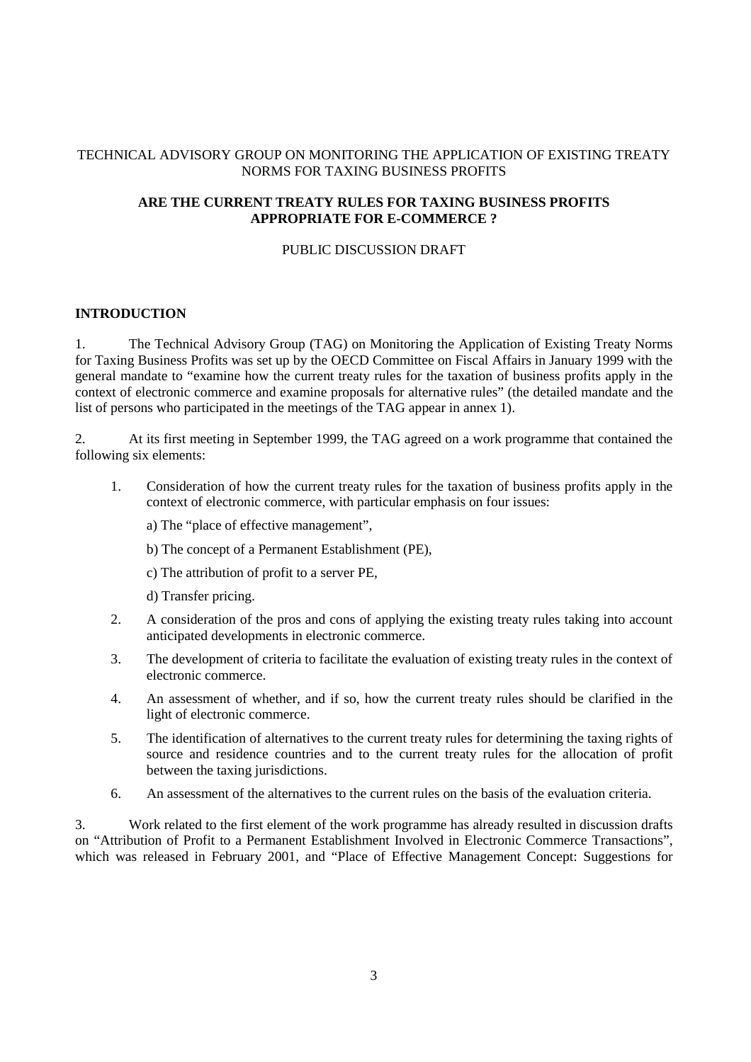TECHNICAL ADVISORY GROUP ON MONITORING THE APPLICATION OF EXISTING TREATY NORMS FOR TAXING BUSINESS PROFITS

**ARE THE CURRENT TREATY RULES FOR TAXING BUSINESS PROFITS APPROPRIATE FOR E-COMMERCE ?**

PUBLIC DISCUSSION DRAFT

## INTRODUCTION

1. The Technical Advisory Group (TAG) on Monitoring the Application of Existing Treaty Norms for Taxing Business Profits was set up by the OECD Committee on Fiscal Affairs in January 1999 with the general mandate to "examine how the current treaty rules for the taxation of business profits apply in the context of electronic commerce and examine proposals for alternative rules" (the detailed mandate and the list of persons who participated in the meetings of the TAG appear in annex 1).

2. At its first meeting in September 1999, the TAG agreed on a work programme that contained the following six elements:

1. Consideration of how the current treaty rules for the taxation of business profits apply in the context of electronic commerce, with particular emphasis on four issues:

   a) The "place of effective management",

   b) The concept of a Permanent Establishment (PE),

   c) The attribution of profit to a server PE,

   d) Transfer pricing.

2. A consideration of the pros and cons of applying the existing treaty rules taking into account anticipated developments in electronic commerce.

3. The development of criteria to facilitate the evaluation of existing treaty rules in the context of electronic commerce.

4. An assessment of whether, and if so, how the current treaty rules should be clarified in the light of electronic commerce.

5. The identification of alternatives to the current treaty rules for determining the taxing rights of source and residence countries and to the current treaty rules for the allocation of profit between the taxing jurisdictions.

6. An assessment of the alternatives to the current rules on the basis of the evaluation criteria.

3. Work related to the first element of the work programme has already resulted in discussion drafts on "Attribution of Profit to a Permanent Establishment Involved in Electronic Commerce Transactions", which was released in February 2001, and "Place of Effective Management Concept: Suggestions for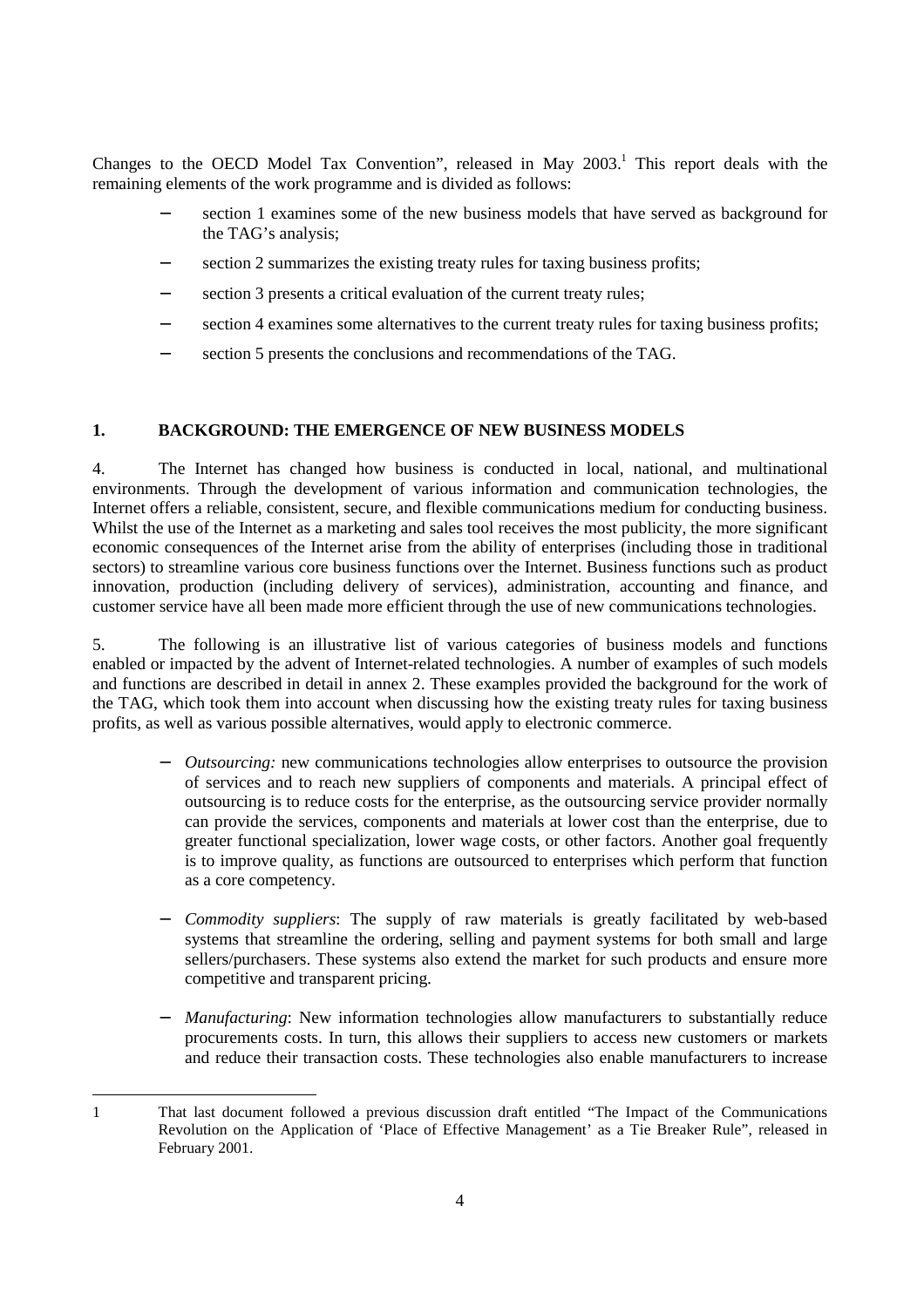Changes to the OECD Model Tax Convention", released in May 2003.[1] This report deals with the remaining elements of the work programme and is divided as follows:

- section 1 examines some of the new business models that have served as background for the TAG's analysis;
- section 2 summarizes the existing treaty rules for taxing business profits;
- section 3 presents a critical evaluation of the current treaty rules;
- section 4 examines some alternatives to the current treaty rules for taxing business profits;
- section 5 presents the conclusions and recommendations of the TAG.

## 1. BACKGROUND: THE EMERGENCE OF NEW BUSINESS MODELS

4. The Internet has changed how business is conducted in local, national, and multinational environments. Through the development of various information and communication technologies, the Internet offers a reliable, consistent, secure, and flexible communications medium for conducting business. Whilst the use of the Internet as a marketing and sales tool receives the most publicity, the more significant economic consequences of the Internet arise from the ability of enterprises (including those in traditional sectors) to streamline various core business functions over the Internet. Business functions such as product innovation, production (including delivery of services), administration, accounting and finance, and customer service have all been made more efficient through the use of new communications technologies.

5. The following is an illustrative list of various categories of business models and functions enabled or impacted by the advent of Internet-related technologies. A number of examples of such models and functions are described in detail in annex 2. These examples provided the background for the work of the TAG, which took them into account when discussing how the existing treaty rules for taxing business profits, as well as various possible alternatives, would apply to electronic commerce.

- *Outsourcing:* new communications technologies allow enterprises to outsource the provision of services and to reach new suppliers of components and materials. A principal effect of outsourcing is to reduce costs for the enterprise, as the outsourcing service provider normally can provide the services, components and materials at lower cost than the enterprise, due to greater functional specialization, lower wage costs, or other factors. Another goal frequently is to improve quality, as functions are outsourced to enterprises which perform that function as a core competency.
- *Commodity suppliers*: The supply of raw materials is greatly facilitated by web-based systems that streamline the ordering, selling and payment systems for both small and large sellers/purchasers. These systems also extend the market for such products and ensure more competitive and transparent pricing.
- *Manufacturing*: New information technologies allow manufacturers to substantially reduce procurements costs. In turn, this allows their suppliers to access new customers or markets and reduce their transaction costs. These technologies also enable manufacturers to increase

---

[1] That last document followed a previous discussion draft entitled "The Impact of the Communications Revolution on the Application of 'Place of Effective Management' as a Tie Breaker Rule", released in February 2001.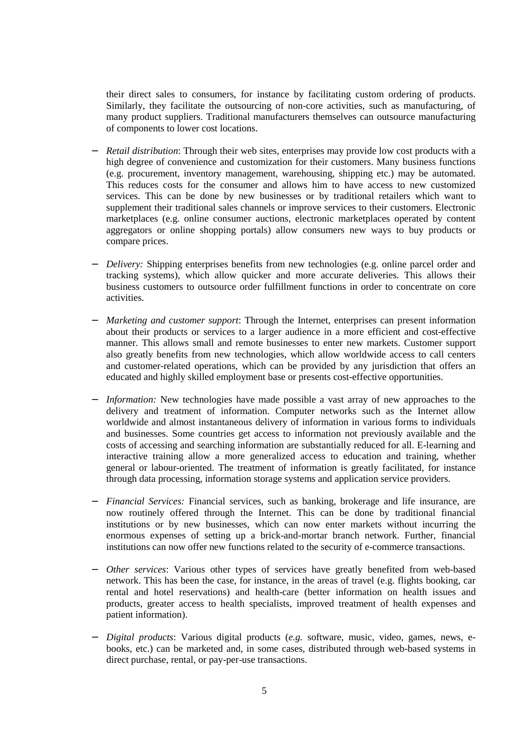their direct sales to consumers, for instance by facilitating custom ordering of products. Similarly, they facilitate the outsourcing of non-core activities, such as manufacturing, of many product suppliers. Traditional manufacturers themselves can outsource manufacturing of components to lower cost locations.

- *Retail distribution*: Through their web sites, enterprises may provide low cost products with a high degree of convenience and customization for their customers. Many business functions (e.g. procurement, inventory management, warehousing, shipping etc.) may be automated. This reduces costs for the consumer and allows him to have access to new customized services. This can be done by new businesses or by traditional retailers which want to supplement their traditional sales channels or improve services to their customers. Electronic marketplaces (e.g. online consumer auctions, electronic marketplaces operated by content aggregators or online shopping portals) allow consumers new ways to buy products or compare prices.

- *Delivery:* Shipping enterprises benefits from new technologies (e.g. online parcel order and tracking systems), which allow quicker and more accurate deliveries. This allows their business customers to outsource order fulfillment functions in order to concentrate on core activities.

- *Marketing and customer support*: Through the Internet, enterprises can present information about their products or services to a larger audience in a more efficient and cost-effective manner. This allows small and remote businesses to enter new markets. Customer support also greatly benefits from new technologies, which allow worldwide access to call centers and customer-related operations, which can be provided by any jurisdiction that offers an educated and highly skilled employment base or presents cost-effective opportunities.

- *Information:* New technologies have made possible a vast array of new approaches to the delivery and treatment of information. Computer networks such as the Internet allow worldwide and almost instantaneous delivery of information in various forms to individuals and businesses. Some countries get access to information not previously available and the costs of accessing and searching information are substantially reduced for all. E-learning and interactive training allow a more generalized access to education and training, whether general or labour-oriented. The treatment of information is greatly facilitated, for instance through data processing, information storage systems and application service providers.

- *Financial Services:* Financial services, such as banking, brokerage and life insurance, are now routinely offered through the Internet. This can be done by traditional financial institutions or by new businesses, which can now enter markets without incurring the enormous expenses of setting up a brick-and-mortar branch network. Further, financial institutions can now offer new functions related to the security of e-commerce transactions.

- *Other services*: Various other types of services have greatly benefited from web-based network. This has been the case, for instance, in the areas of travel (e.g. flights booking, car rental and hotel reservations) and health-care (better information on health issues and products, greater access to health specialists, improved treatment of health expenses and patient information).

- *Digital products*: Various digital products (*e.g.* software, music, video, games, news, e-books, etc.) can be marketed and, in some cases, distributed through web-based systems in direct purchase, rental, or pay-per-use transactions.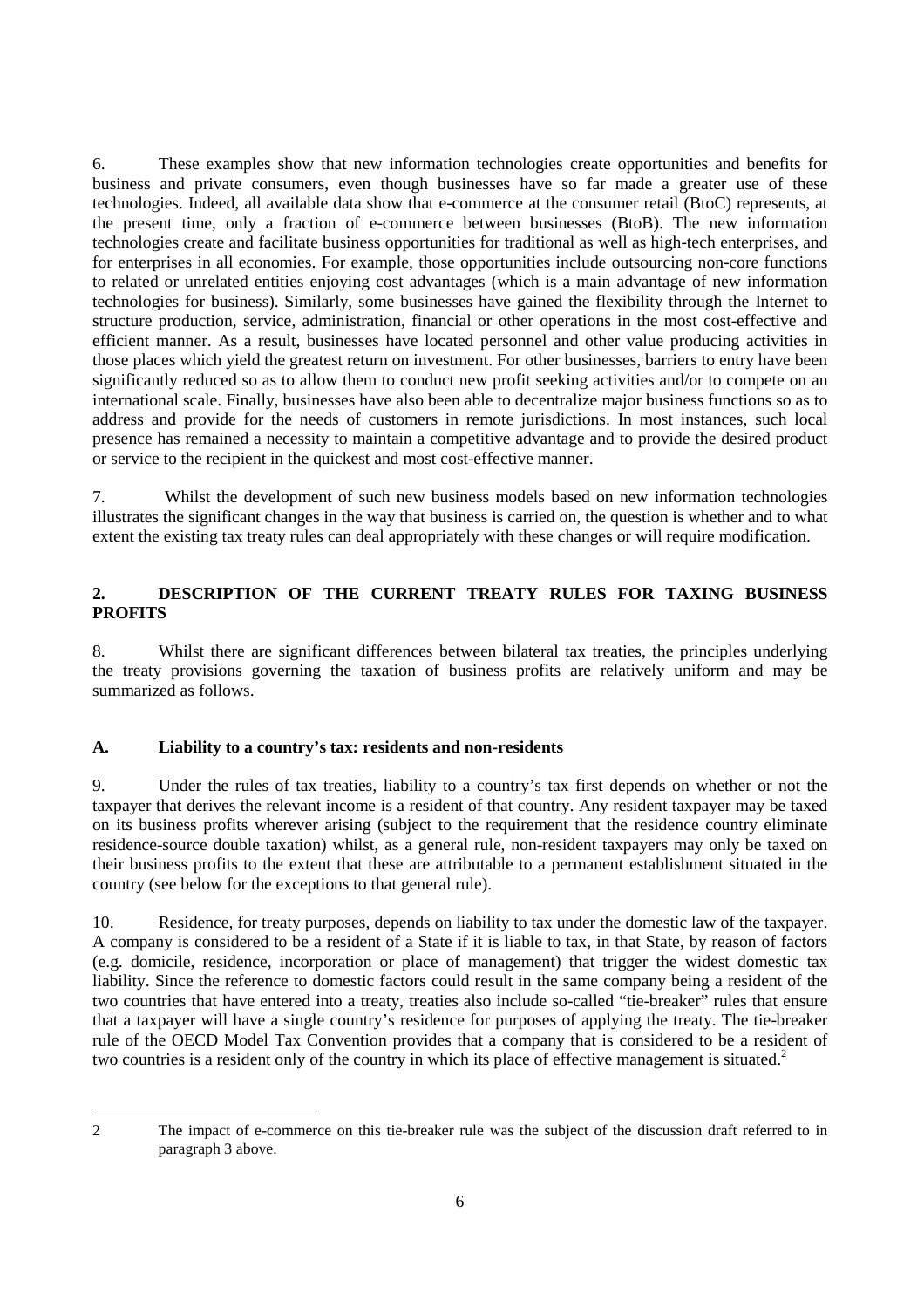6. These examples show that new information technologies create opportunities and benefits for business and private consumers, even though businesses have so far made a greater use of these technologies. Indeed, all available data show that e-commerce at the consumer retail (BtoC) represents, at the present time, only a fraction of e-commerce between businesses (BtoB). The new information technologies create and facilitate business opportunities for traditional as well as high-tech enterprises, and for enterprises in all economies. For example, those opportunities include outsourcing non-core functions to related or unrelated entities enjoying cost advantages (which is a main advantage of new information technologies for business). Similarly, some businesses have gained the flexibility through the Internet to structure production, service, administration, financial or other operations in the most cost-effective and efficient manner. As a result, businesses have located personnel and other value producing activities in those places which yield the greatest return on investment. For other businesses, barriers to entry have been significantly reduced so as to allow them to conduct new profit seeking activities and/or to compete on an international scale. Finally, businesses have also been able to decentralize major business functions so as to address and provide for the needs of customers in remote jurisdictions. In most instances, such local presence has remained a necessity to maintain a competitive advantage and to provide the desired product or service to the recipient in the quickest and most cost-effective manner.

7. Whilst the development of such new business models based on new information technologies illustrates the significant changes in the way that business is carried on, the question is whether and to what extent the existing tax treaty rules can deal appropriately with these changes or will require modification.

## 2. DESCRIPTION OF THE CURRENT TREATY RULES FOR TAXING BUSINESS PROFITS

8. Whilst there are significant differences between bilateral tax treaties, the principles underlying the treaty provisions governing the taxation of business profits are relatively uniform and may be summarized as follows.

### A. Liability to a country's tax: residents and non-residents

9. Under the rules of tax treaties, liability to a country's tax first depends on whether or not the taxpayer that derives the relevant income is a resident of that country. Any resident taxpayer may be taxed on its business profits wherever arising (subject to the requirement that the residence country eliminate residence-source double taxation) whilst, as a general rule, non-resident taxpayers may only be taxed on their business profits to the extent that these are attributable to a permanent establishment situated in the country (see below for the exceptions to that general rule).

10. Residence, for treaty purposes, depends on liability to tax under the domestic law of the taxpayer. A company is considered to be a resident of a State if it is liable to tax, in that State, by reason of factors (e.g. domicile, residence, incorporation or place of management) that trigger the widest domestic tax liability. Since the reference to domestic factors could result in the same company being a resident of the two countries that have entered into a treaty, treaties also include so-called "tie-breaker" rules that ensure that a taxpayer will have a single country's residence for purposes of applying the treaty. The tie-breaker rule of the OECD Model Tax Convention provides that a company that is considered to be a resident of two countries is a resident only of the country in which its place of effective management is situated.[2]

---

2 The impact of e-commerce on this tie-breaker rule was the subject of the discussion draft referred to in paragraph 3 above.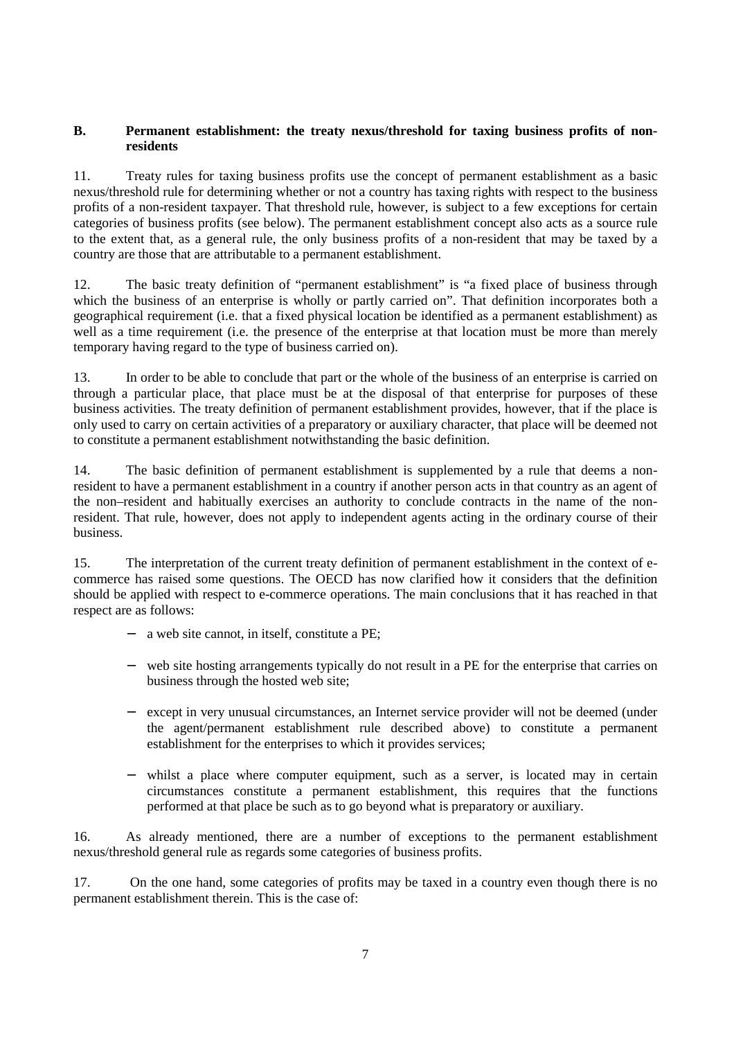## B. Permanent establishment: the treaty nexus/threshold for taxing business profits of non-residents

11. Treaty rules for taxing business profits use the concept of permanent establishment as a basic nexus/threshold rule for determining whether or not a country has taxing rights with respect to the business profits of a non-resident taxpayer. That threshold rule, however, is subject to a few exceptions for certain categories of business profits (see below). The permanent establishment concept also acts as a source rule to the extent that, as a general rule, the only business profits of a non-resident that may be taxed by a country are those that are attributable to a permanent establishment.

12. The basic treaty definition of "permanent establishment" is "a fixed place of business through which the business of an enterprise is wholly or partly carried on". That definition incorporates both a geographical requirement (i.e. that a fixed physical location be identified as a permanent establishment) as well as a time requirement (i.e. the presence of the enterprise at that location must be more than merely temporary having regard to the type of business carried on).

13. In order to be able to conclude that part or the whole of the business of an enterprise is carried on through a particular place, that place must be at the disposal of that enterprise for purposes of these business activities. The treaty definition of permanent establishment provides, however, that if the place is only used to carry on certain activities of a preparatory or auxiliary character, that place will be deemed not to constitute a permanent establishment notwithstanding the basic definition.

14. The basic definition of permanent establishment is supplemented by a rule that deems a non-resident to have a permanent establishment in a country if another person acts in that country as an agent of the non–resident and habitually exercises an authority to conclude contracts in the name of the non-resident. That rule, however, does not apply to independent agents acting in the ordinary course of their business.

15. The interpretation of the current treaty definition of permanent establishment in the context of e-commerce has raised some questions. The OECD has now clarified how it considers that the definition should be applied with respect to e-commerce operations. The main conclusions that it has reached in that respect are as follows:

- a web site cannot, in itself, constitute a PE;
- web site hosting arrangements typically do not result in a PE for the enterprise that carries on business through the hosted web site;
- except in very unusual circumstances, an Internet service provider will not be deemed (under the agent/permanent establishment rule described above) to constitute a permanent establishment for the enterprises to which it provides services;
- whilst a place where computer equipment, such as a server, is located may in certain circumstances constitute a permanent establishment, this requires that the functions performed at that place be such as to go beyond what is preparatory or auxiliary.

16. As already mentioned, there are a number of exceptions to the permanent establishment nexus/threshold general rule as regards some categories of business profits.

17. On the one hand, some categories of profits may be taxed in a country even though there is no permanent establishment therein. This is the case of: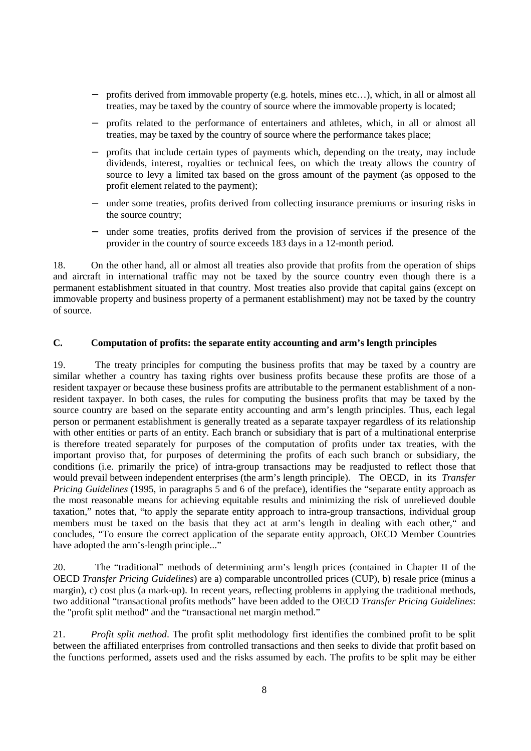- profits derived from immovable property (e.g. hotels, mines etc…), which, in all or almost all treaties, may be taxed by the country of source where the immovable property is located;
- profits related to the performance of entertainers and athletes, which, in all or almost all treaties, may be taxed by the country of source where the performance takes place;
- profits that include certain types of payments which, depending on the treaty, may include dividends, interest, royalties or technical fees, on which the treaty allows the country of source to levy a limited tax based on the gross amount of the payment (as opposed to the profit element related to the payment);
- under some treaties, profits derived from collecting insurance premiums or insuring risks in the source country;
- under some treaties, profits derived from the provision of services if the presence of the provider in the country of source exceeds 183 days in a 12-month period.

18. On the other hand, all or almost all treaties also provide that profits from the operation of ships and aircraft in international traffic may not be taxed by the source country even though there is a permanent establishment situated in that country. Most treaties also provide that capital gains (except on immovable property and business property of a permanent establishment) may not be taxed by the country of source.

### C. Computation of profits: the separate entity accounting and arm's length principles

19. The treaty principles for computing the business profits that may be taxed by a country are similar whether a country has taxing rights over business profits because these profits are those of a resident taxpayer or because these business profits are attributable to the permanent establishment of a non-resident taxpayer. In both cases, the rules for computing the business profits that may be taxed by the source country are based on the separate entity accounting and arm's length principles. Thus, each legal person or permanent establishment is generally treated as a separate taxpayer regardless of its relationship with other entities or parts of an entity. Each branch or subsidiary that is part of a multinational enterprise is therefore treated separately for purposes of the computation of profits under tax treaties, with the important proviso that, for purposes of determining the profits of each such branch or subsidiary, the conditions (i.e. primarily the price) of intra-group transactions may be readjusted to reflect those that would prevail between independent enterprises (the arm's length principle). The OECD, in its *Transfer Pricing Guidelines* (1995, in paragraphs 5 and 6 of the preface), identifies the "separate entity approach as the most reasonable means for achieving equitable results and minimizing the risk of unrelieved double taxation," notes that, "to apply the separate entity approach to intra-group transactions, individual group members must be taxed on the basis that they act at arm's length in dealing with each other," and concludes, "To ensure the correct application of the separate entity approach, OECD Member Countries have adopted the arm's-length principle..."

20. The "traditional" methods of determining arm's length prices (contained in Chapter II of the OECD *Transfer Pricing Guidelines*) are a) comparable uncontrolled prices (CUP), b) resale price (minus a margin), c) cost plus (a mark-up). In recent years, reflecting problems in applying the traditional methods, two additional "transactional profits methods" have been added to the OECD *Transfer Pricing Guidelines*: the "profit split method" and the "transactional net margin method."

21. *Profit split method*. The profit split methodology first identifies the combined profit to be split between the affiliated enterprises from controlled transactions and then seeks to divide that profit based on the functions performed, assets used and the risks assumed by each. The profits to be split may be either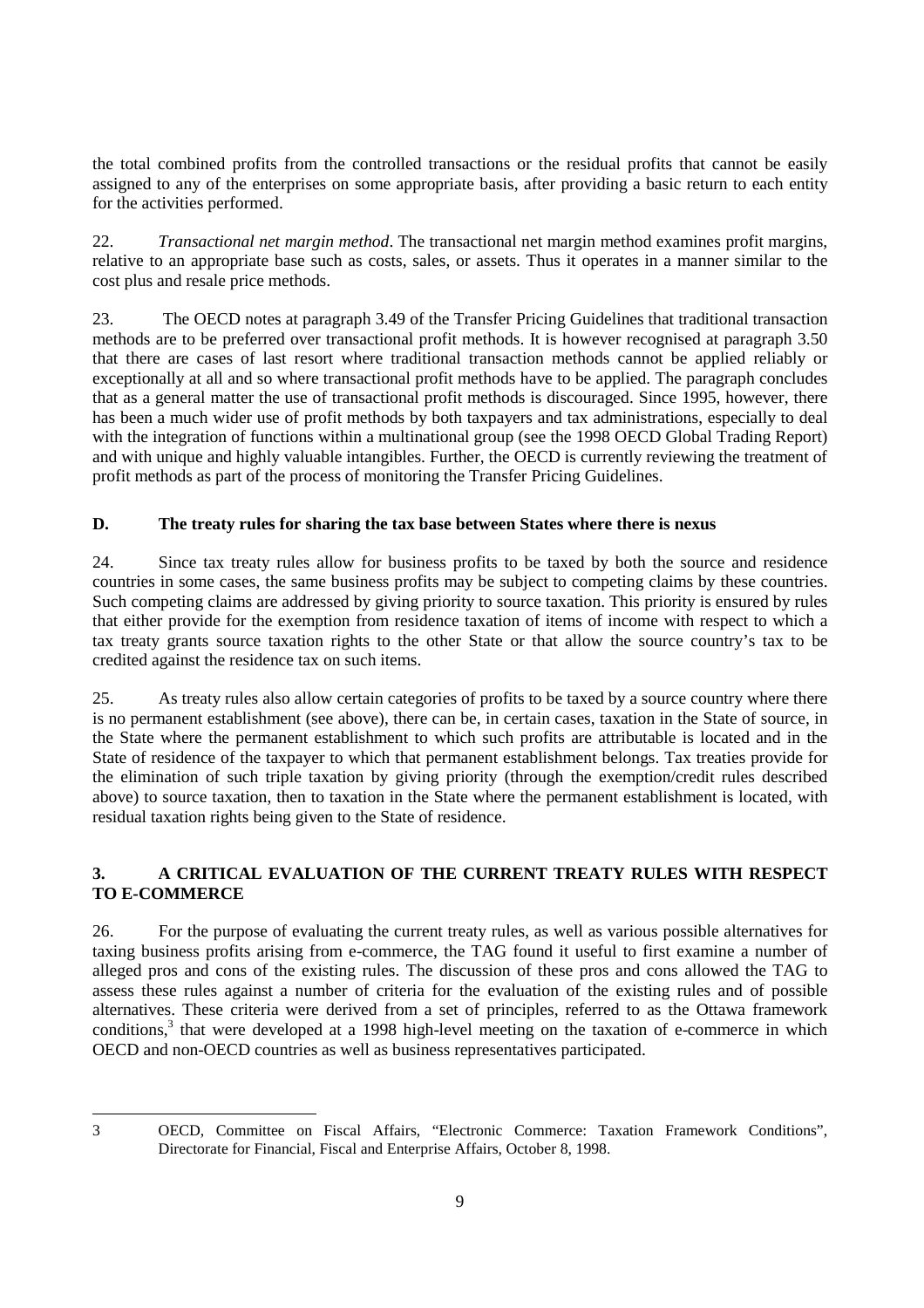the total combined profits from the controlled transactions or the residual profits that cannot be easily assigned to any of the enterprises on some appropriate basis, after providing a basic return to each entity for the activities performed.

22. *Transactional net margin method*. The transactional net margin method examines profit margins, relative to an appropriate base such as costs, sales, or assets. Thus it operates in a manner similar to the cost plus and resale price methods.

23. The OECD notes at paragraph 3.49 of the Transfer Pricing Guidelines that traditional transaction methods are to be preferred over transactional profit methods. It is however recognised at paragraph 3.50 that there are cases of last resort where traditional transaction methods cannot be applied reliably or exceptionally at all and so where transactional profit methods have to be applied. The paragraph concludes that as a general matter the use of transactional profit methods is discouraged. Since 1995, however, there has been a much wider use of profit methods by both taxpayers and tax administrations, especially to deal with the integration of functions within a multinational group (see the 1998 OECD Global Trading Report) and with unique and highly valuable intangibles. Further, the OECD is currently reviewing the treatment of profit methods as part of the process of monitoring the Transfer Pricing Guidelines.

### D. The treaty rules for sharing the tax base between States where there is nexus

24. Since tax treaty rules allow for business profits to be taxed by both the source and residence countries in some cases, the same business profits may be subject to competing claims by these countries. Such competing claims are addressed by giving priority to source taxation. This priority is ensured by rules that either provide for the exemption from residence taxation of items of income with respect to which a tax treaty grants source taxation rights to the other State or that allow the source country's tax to be credited against the residence tax on such items.

25. As treaty rules also allow certain categories of profits to be taxed by a source country where there is no permanent establishment (see above), there can be, in certain cases, taxation in the State of source, in the State where the permanent establishment to which such profits are attributable is located and in the State of residence of the taxpayer to which that permanent establishment belongs. Tax treaties provide for the elimination of such triple taxation by giving priority (through the exemption/credit rules described above) to source taxation, then to taxation in the State where the permanent establishment is located, with residual taxation rights being given to the State of residence.

## 3. A CRITICAL EVALUATION OF THE CURRENT TREATY RULES WITH RESPECT TO E-COMMERCE

26. For the purpose of evaluating the current treaty rules, as well as various possible alternatives for taxing business profits arising from e-commerce, the TAG found it useful to first examine a number of alleged pros and cons of the existing rules. The discussion of these pros and cons allowed the TAG to assess these rules against a number of criteria for the evaluation of the existing rules and of possible alternatives. These criteria were derived from a set of principles, referred to as the Ottawa framework conditions,[3] that were developed at a 1998 high-level meeting on the taxation of e-commerce in which OECD and non-OECD countries as well as business representatives participated.

---

3 OECD, Committee on Fiscal Affairs, "Electronic Commerce: Taxation Framework Conditions", Directorate for Financial, Fiscal and Enterprise Affairs, October 8, 1998.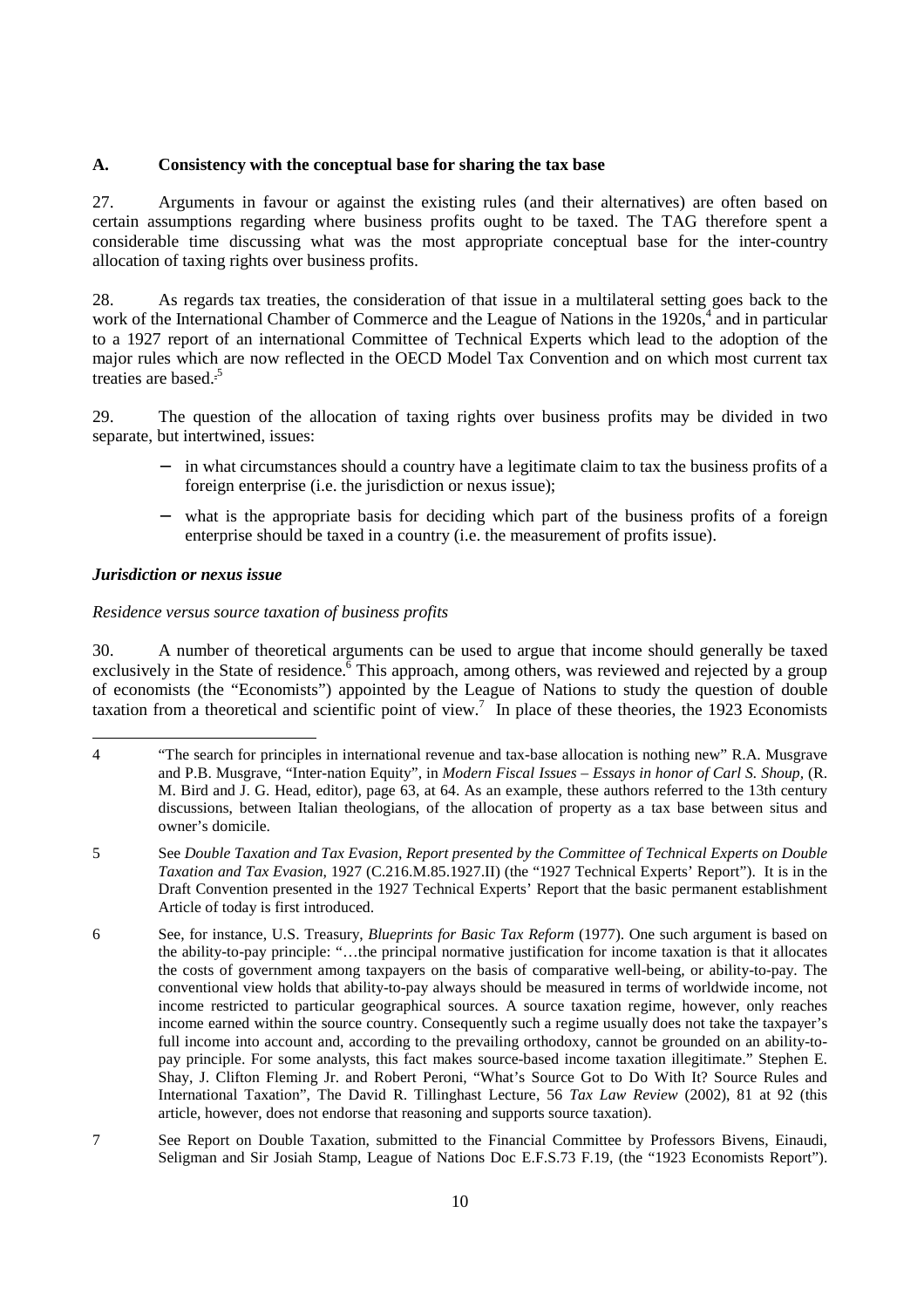## A. Consistency with the conceptual base for sharing the tax base

27. Arguments in favour or against the existing rules (and their alternatives) are often based on certain assumptions regarding where business profits ought to be taxed. The TAG therefore spent a considerable time discussing what was the most appropriate conceptual base for the inter-country allocation of taxing rights over business profits.

28. As regards tax treaties, the consideration of that issue in a multilateral setting goes back to the work of the International Chamber of Commerce and the League of Nations in the 1920s,[4] and in particular to a 1927 report of an international Committee of Technical Experts which lead to the adoption of the major rules which are now reflected in the OECD Model Tax Convention and on which most current tax treaties are based.[5]

29. The question of the allocation of taxing rights over business profits may be divided in two separate, but intertwined, issues:

- in what circumstances should a country have a legitimate claim to tax the business profits of a foreign enterprise (i.e. the jurisdiction or nexus issue);
- what is the appropriate basis for deciding which part of the business profits of a foreign enterprise should be taxed in a country (i.e. the measurement of profits issue).

### *Jurisdiction or nexus issue*

*Residence versus source taxation of business profits*

30. A number of theoretical arguments can be used to argue that income should generally be taxed exclusively in the State of residence.[6] This approach, among others, was reviewed and rejected by a group of economists (the "Economists") appointed by the League of Nations to study the question of double taxation from a theoretical and scientific point of view.[7] In place of these theories, the 1923 Economists

---

4 "The search for principles in international revenue and tax-base allocation is nothing new" R.A. Musgrave and P.B. Musgrave, "Inter-nation Equity", in *Modern Fiscal Issues – Essays in honor of Carl S. Shoup*, (R. M. Bird and J. G. Head, editor), page 63, at 64. As an example, these authors referred to the 13th century discussions, between Italian theologians, of the allocation of property as a tax base between situs and owner's domicile.

5 See *Double Taxation and Tax Evasion, Report presented by the Committee of Technical Experts on Double Taxation and Tax Evasion*, 1927 (C.216.M.85.1927.II) (the "1927 Technical Experts' Report"). It is in the Draft Convention presented in the 1927 Technical Experts' Report that the basic permanent establishment Article of today is first introduced.

6 See, for instance, U.S. Treasury, *Blueprints for Basic Tax Reform* (1977). One such argument is based on the ability-to-pay principle: "…the principal normative justification for income taxation is that it allocates the costs of government among taxpayers on the basis of comparative well-being, or ability-to-pay. The conventional view holds that ability-to-pay always should be measured in terms of worldwide income, not income restricted to particular geographical sources. A source taxation regime, however, only reaches income earned within the source country. Consequently such a regime usually does not take the taxpayer's full income into account and, according to the prevailing orthodoxy, cannot be grounded on an ability-to-pay principle. For some analysts, this fact makes source-based income taxation illegitimate." Stephen E. Shay, J. Clifton Fleming Jr. and Robert Peroni, "What's Source Got to Do With It? Source Rules and International Taxation", The David R. Tillinghast Lecture, 56 *Tax Law Review* (2002), 81 at 92 (this article, however, does not endorse that reasoning and supports source taxation).

7 See Report on Double Taxation, submitted to the Financial Committee by Professors Bivens, Einaudi, Seligman and Sir Josiah Stamp, League of Nations Doc E.F.S.73 F.19, (the "1923 Economists Report").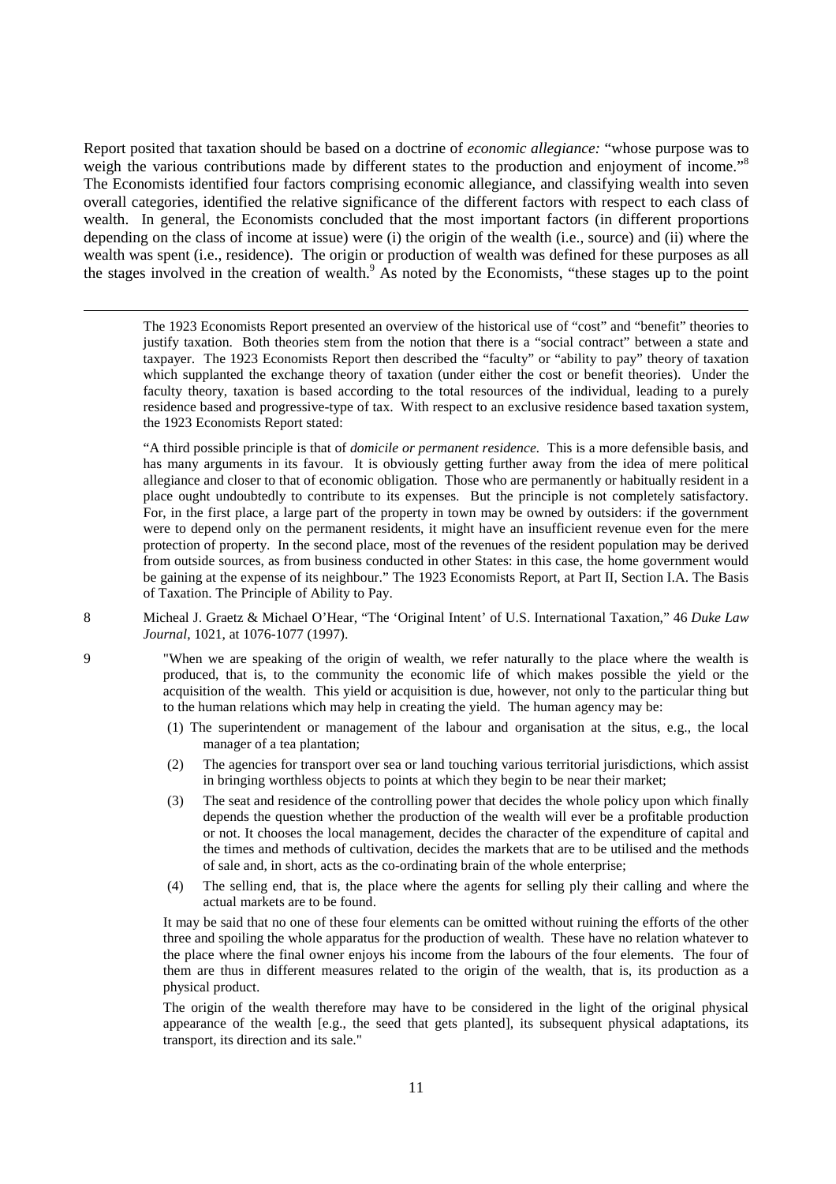Report posited that taxation should be based on a doctrine of *economic allegiance:* "whose purpose was to weigh the various contributions made by different states to the production and enjoyment of income."[8] The Economists identified four factors comprising economic allegiance, and classifying wealth into seven overall categories, identified the relative significance of the different factors with respect to each class of wealth. In general, the Economists concluded that the most important factors (in different proportions depending on the class of income at issue) were (i) the origin of the wealth (i.e., source) and (ii) where the wealth was spent (i.e., residence). The origin or production of wealth was defined for these purposes as all the stages involved in the creation of wealth.[9] As noted by the Economists, "these stages up to the point

---

The 1923 Economists Report presented an overview of the historical use of "cost" and "benefit" theories to justify taxation. Both theories stem from the notion that there is a "social contract" between a state and taxpayer. The 1923 Economists Report then described the "faculty" or "ability to pay" theory of taxation which supplanted the exchange theory of taxation (under either the cost or benefit theories). Under the faculty theory, taxation is based according to the total resources of the individual, leading to a purely residence based and progressive-type of tax. With respect to an exclusive residence based taxation system, the 1923 Economists Report stated:

"A third possible principle is that of *domicile or permanent residence*. This is a more defensible basis, and has many arguments in its favour. It is obviously getting further away from the idea of mere political allegiance and closer to that of economic obligation. Those who are permanently or habitually resident in a place ought undoubtedly to contribute to its expenses. But the principle is not completely satisfactory. For, in the first place, a large part of the property in town may be owned by outsiders: if the government were to depend only on the permanent residents, it might have an insufficient revenue even for the mere protection of property. In the second place, most of the revenues of the resident population may be derived from outside sources, as from business conducted in other States: in this case, the home government would be gaining at the expense of its neighbour." The 1923 Economists Report, at Part II, Section I.A. The Basis of Taxation. The Principle of Ability to Pay.

8 Micheal J. Graetz & Michael O'Hear, "The 'Original Intent' of U.S. International Taxation," 46 *Duke Law Journal*, 1021, at 1076-1077 (1997).

9 "When we are speaking of the origin of wealth, we refer naturally to the place where the wealth is produced, that is, to the community the economic life of which makes possible the yield or the acquisition of the wealth. This yield or acquisition is due, however, not only to the particular thing but to the human relations which may help in creating the yield. The human agency may be:

(1) The superintendent or management of the labour and organisation at the situs, e.g., the local manager of a tea plantation;

(2) The agencies for transport over sea or land touching various territorial jurisdictions, which assist in bringing worthless objects to points at which they begin to be near their market;

(3) The seat and residence of the controlling power that decides the whole policy upon which finally depends the question whether the production of the wealth will ever be a profitable production or not. It chooses the local management, decides the character of the expenditure of capital and the times and methods of cultivation, decides the markets that are to be utilised and the methods of sale and, in short, acts as the co-ordinating brain of the whole enterprise;

(4) The selling end, that is, the place where the agents for selling ply their calling and where the actual markets are to be found.

It may be said that no one of these four elements can be omitted without ruining the efforts of the other three and spoiling the whole apparatus for the production of wealth. These have no relation whatever to the place where the final owner enjoys his income from the labours of the four elements. The four of them are thus in different measures related to the origin of the wealth, that is, its production as a physical product.

The origin of the wealth therefore may have to be considered in the light of the original physical appearance of the wealth [e.g., the seed that gets planted], its subsequent physical adaptations, its transport, its direction and its sale."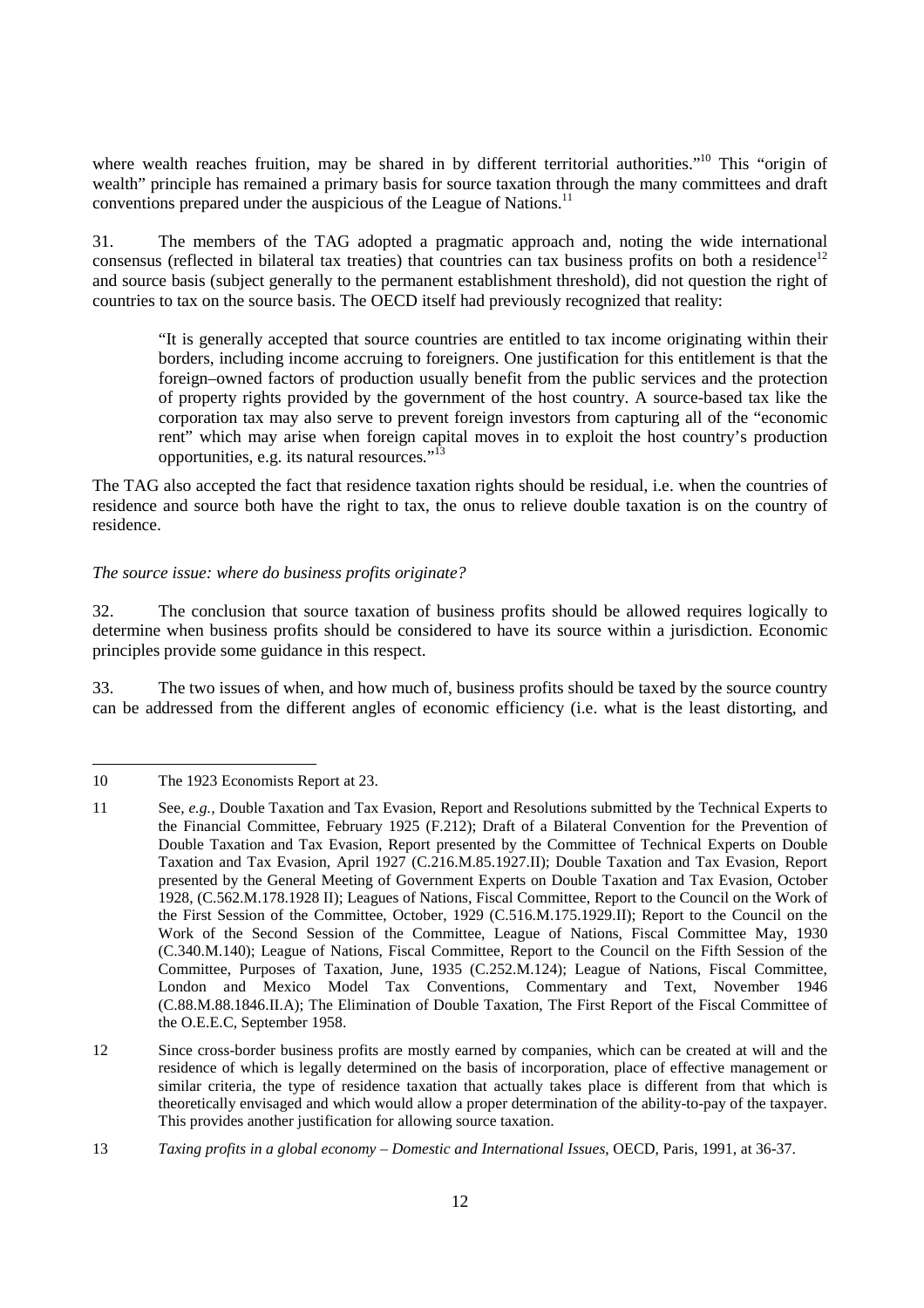where wealth reaches fruition, may be shared in by different territorial authorities."[10] This "origin of wealth" principle has remained a primary basis for source taxation through the many committees and draft conventions prepared under the auspicious of the League of Nations.[11]

31. The members of the TAG adopted a pragmatic approach and, noting the wide international consensus (reflected in bilateral tax treaties) that countries can tax business profits on both a residence[12] and source basis (subject generally to the permanent establishment threshold), did not question the right of countries to tax on the source basis. The OECD itself had previously recognized that reality:

> "It is generally accepted that source countries are entitled to tax income originating within their borders, including income accruing to foreigners. One justification for this entitlement is that the foreign–owned factors of production usually benefit from the public services and the protection of property rights provided by the government of the host country. A source-based tax like the corporation tax may also serve to prevent foreign investors from capturing all of the "economic rent" which may arise when foreign capital moves in to exploit the host country's production opportunities, e.g. its natural resources."[13]

The TAG also accepted the fact that residence taxation rights should be residual, i.e. when the countries of residence and source both have the right to tax, the onus to relieve double taxation is on the country of residence.

*The source issue: where do business profits originate?*

32. The conclusion that source taxation of business profits should be allowed requires logically to determine when business profits should be considered to have its source within a jurisdiction. Economic principles provide some guidance in this respect.

33. The two issues of when, and how much of, business profits should be taxed by the source country can be addressed from the different angles of economic efficiency (i.e. what is the least distorting, and

---

10 The 1923 Economists Report at 23.

11 See, *e.g.,* Double Taxation and Tax Evasion, Report and Resolutions submitted by the Technical Experts to the Financial Committee, February 1925 (F.212); Draft of a Bilateral Convention for the Prevention of Double Taxation and Tax Evasion, Report presented by the Committee of Technical Experts on Double Taxation and Tax Evasion, April 1927 (C.216.M.85.1927.II); Double Taxation and Tax Evasion, Report presented by the General Meeting of Government Experts on Double Taxation and Tax Evasion, October 1928, (C.562.M.178.1928 II); Leagues of Nations, Fiscal Committee, Report to the Council on the Work of the First Session of the Committee, October, 1929 (C.516.M.175.1929.II); Report to the Council on the Work of the Second Session of the Committee, League of Nations, Fiscal Committee May, 1930 (C.340.M.140); League of Nations, Fiscal Committee, Report to the Council on the Fifth Session of the Committee, Purposes of Taxation, June, 1935 (C.252.M.124); League of Nations, Fiscal Committee, London and Mexico Model Tax Conventions, Commentary and Text, November 1946 (C.88.M.88.1846.II.A); The Elimination of Double Taxation, The First Report of the Fiscal Committee of the O.E.E.C, September 1958.

12 Since cross-border business profits are mostly earned by companies, which can be created at will and the residence of which is legally determined on the basis of incorporation, place of effective management or similar criteria, the type of residence taxation that actually takes place is different from that which is theoretically envisaged and which would allow a proper determination of the ability-to-pay of the taxpayer. This provides another justification for allowing source taxation.

13 *Taxing profits in a global economy – Domestic and International Issues*, OECD, Paris, 1991, at 36-37.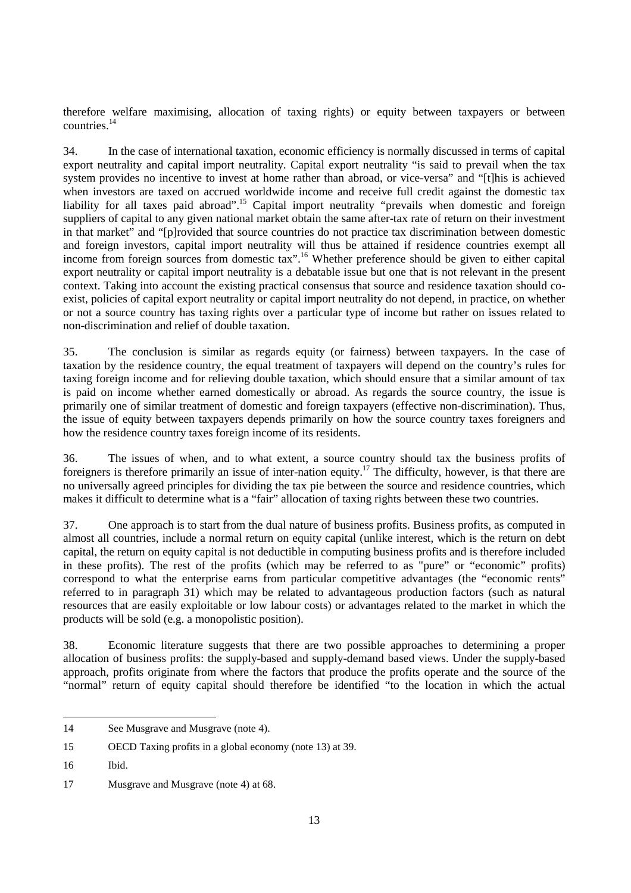therefore welfare maximising, allocation of taxing rights) or equity between taxpayers or between countries.[14]

34. In the case of international taxation, economic efficiency is normally discussed in terms of capital export neutrality and capital import neutrality. Capital export neutrality "is said to prevail when the tax system provides no incentive to invest at home rather than abroad, or vice-versa" and "[t]his is achieved when investors are taxed on accrued worldwide income and receive full credit against the domestic tax liability for all taxes paid abroad".[15] Capital import neutrality "prevails when domestic and foreign suppliers of capital to any given national market obtain the same after-tax rate of return on their investment in that market" and "[p]rovided that source countries do not practice tax discrimination between domestic and foreign investors, capital import neutrality will thus be attained if residence countries exempt all income from foreign sources from domestic tax".[16] Whether preference should be given to either capital export neutrality or capital import neutrality is a debatable issue but one that is not relevant in the present context. Taking into account the existing practical consensus that source and residence taxation should co-exist, policies of capital export neutrality or capital import neutrality do not depend, in practice, on whether or not a source country has taxing rights over a particular type of income but rather on issues related to non-discrimination and relief of double taxation.

35. The conclusion is similar as regards equity (or fairness) between taxpayers. In the case of taxation by the residence country, the equal treatment of taxpayers will depend on the country's rules for taxing foreign income and for relieving double taxation, which should ensure that a similar amount of tax is paid on income whether earned domestically or abroad. As regards the source country, the issue is primarily one of similar treatment of domestic and foreign taxpayers (effective non-discrimination). Thus, the issue of equity between taxpayers depends primarily on how the source country taxes foreigners and how the residence country taxes foreign income of its residents.

36. The issues of when, and to what extent, a source country should tax the business profits of foreigners is therefore primarily an issue of inter-nation equity.[17] The difficulty, however, is that there are no universally agreed principles for dividing the tax pie between the source and residence countries, which makes it difficult to determine what is a "fair" allocation of taxing rights between these two countries.

37. One approach is to start from the dual nature of business profits. Business profits, as computed in almost all countries, include a normal return on equity capital (unlike interest, which is the return on debt capital, the return on equity capital is not deductible in computing business profits and is therefore included in these profits). The rest of the profits (which may be referred to as "pure" or "economic" profits) correspond to what the enterprise earns from particular competitive advantages (the "economic rents" referred to in paragraph 31) which may be related to advantageous production factors (such as natural resources that are easily exploitable or low labour costs) or advantages related to the market in which the products will be sold (e.g. a monopolistic position).

38. Economic literature suggests that there are two possible approaches to determining a proper allocation of business profits: the supply-based and supply-demand based views. Under the supply-based approach, profits originate from where the factors that produce the profits operate and the source of the "normal" return of equity capital should therefore be identified "to the location in which the actual

---

14 See Musgrave and Musgrave (note 4).

15 OECD Taxing profits in a global economy (note 13) at 39.

16 Ibid.

17 Musgrave and Musgrave (note 4) at 68.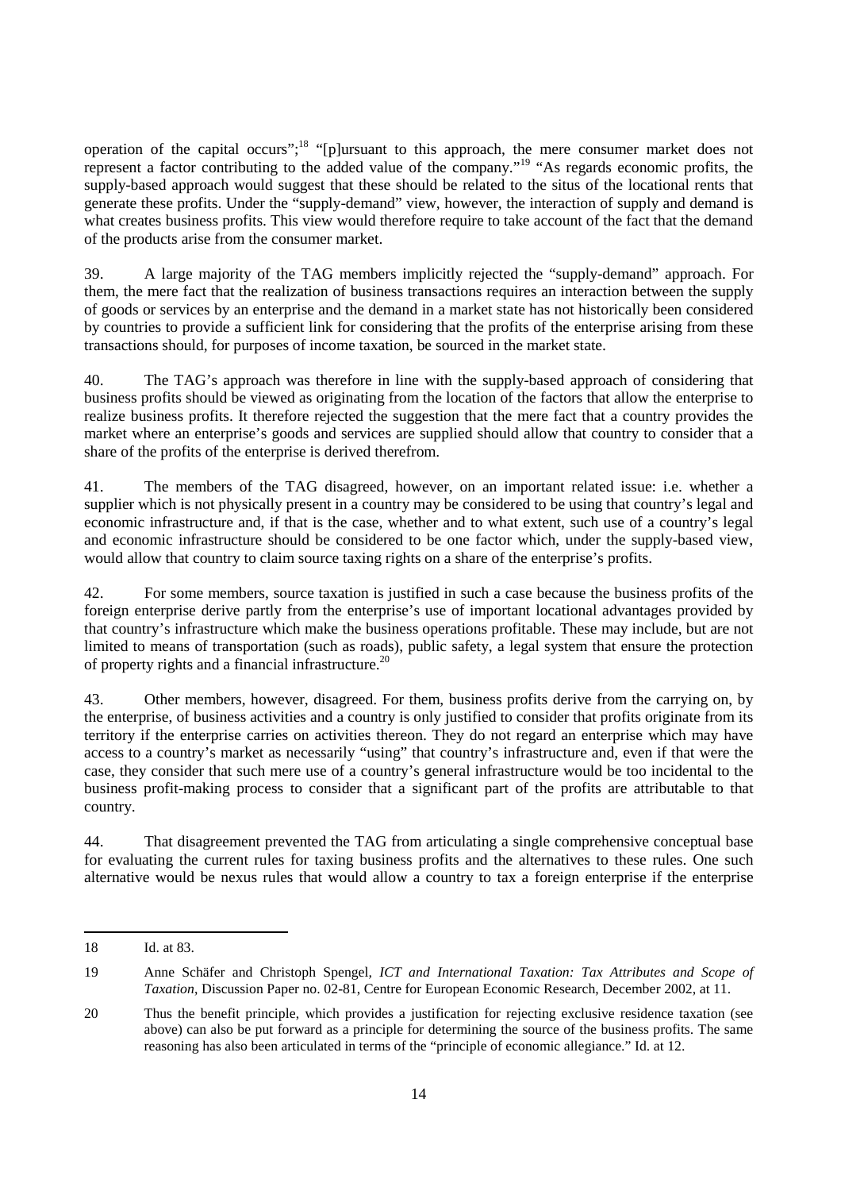operation of the capital occurs";[18] "[p]ursuant to this approach, the mere consumer market does not represent a factor contributing to the added value of the company."[19] "As regards economic profits, the supply-based approach would suggest that these should be related to the situs of the locational rents that generate these profits. Under the "supply-demand" view, however, the interaction of supply and demand is what creates business profits. This view would therefore require to take account of the fact that the demand of the products arise from the consumer market.

39. A large majority of the TAG members implicitly rejected the "supply-demand" approach. For them, the mere fact that the realization of business transactions requires an interaction between the supply of goods or services by an enterprise and the demand in a market state has not historically been considered by countries to provide a sufficient link for considering that the profits of the enterprise arising from these transactions should, for purposes of income taxation, be sourced in the market state.

40. The TAG's approach was therefore in line with the supply-based approach of considering that business profits should be viewed as originating from the location of the factors that allow the enterprise to realize business profits. It therefore rejected the suggestion that the mere fact that a country provides the market where an enterprise's goods and services are supplied should allow that country to consider that a share of the profits of the enterprise is derived therefrom.

41. The members of the TAG disagreed, however, on an important related issue: i.e. whether a supplier which is not physically present in a country may be considered to be using that country's legal and economic infrastructure and, if that is the case, whether and to what extent, such use of a country's legal and economic infrastructure should be considered to be one factor which, under the supply-based view, would allow that country to claim source taxing rights on a share of the enterprise's profits.

42. For some members, source taxation is justified in such a case because the business profits of the foreign enterprise derive partly from the enterprise's use of important locational advantages provided by that country's infrastructure which make the business operations profitable. These may include, but are not limited to means of transportation (such as roads), public safety, a legal system that ensure the protection of property rights and a financial infrastructure.[20]

43. Other members, however, disagreed. For them, business profits derive from the carrying on, by the enterprise, of business activities and a country is only justified to consider that profits originate from its territory if the enterprise carries on activities thereon. They do not regard an enterprise which may have access to a country's market as necessarily "using" that country's infrastructure and, even if that were the case, they consider that such mere use of a country's general infrastructure would be too incidental to the business profit-making process to consider that a significant part of the profits are attributable to that country.

44. That disagreement prevented the TAG from articulating a single comprehensive conceptual base for evaluating the current rules for taxing business profits and the alternatives to these rules. One such alternative would be nexus rules that would allow a country to tax a foreign enterprise if the enterprise

---

18 Id. at 83.

19 Anne Schäfer and Christoph Spengel, *ICT and International Taxation: Tax Attributes and Scope of Taxation*, Discussion Paper no. 02-81, Centre for European Economic Research, December 2002, at 11.

20 Thus the benefit principle, which provides a justification for rejecting exclusive residence taxation (see above) can also be put forward as a principle for determining the source of the business profits. The same reasoning has also been articulated in terms of the "principle of economic allegiance." Id. at 12.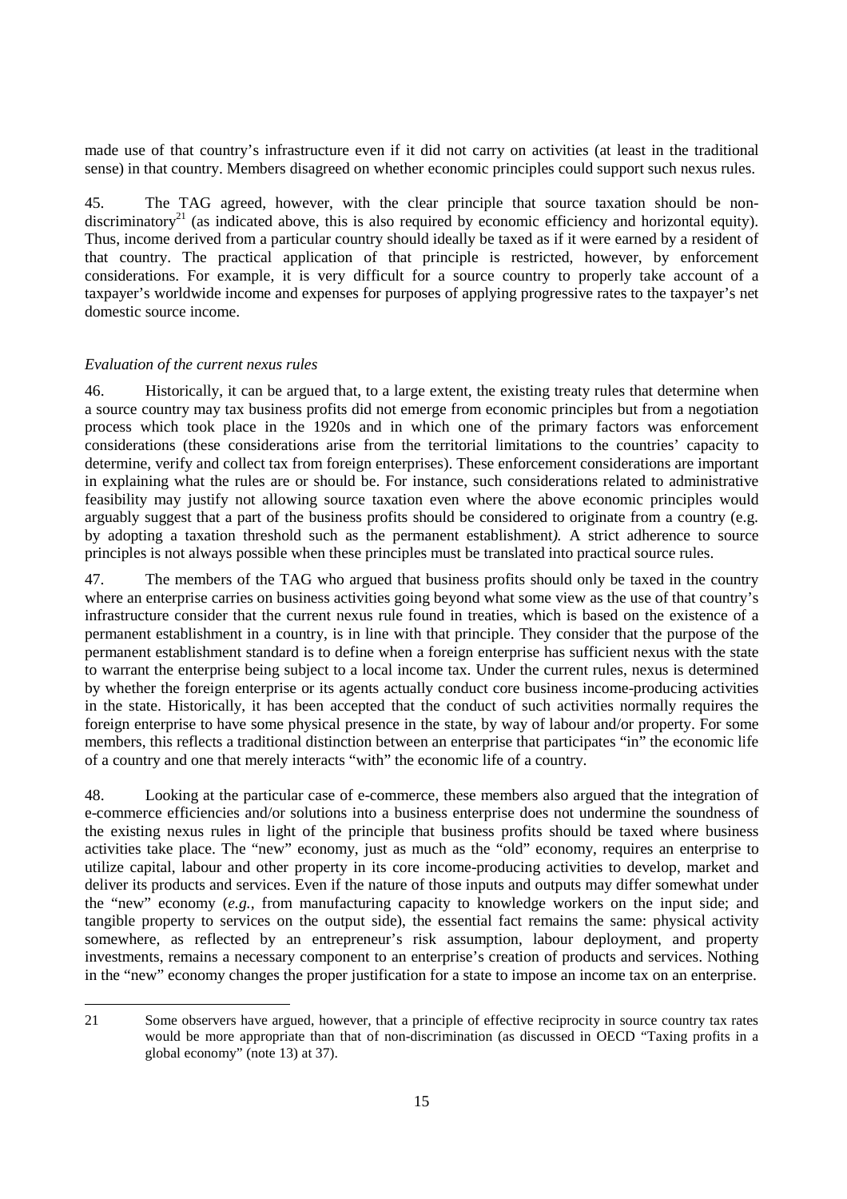made use of that country's infrastructure even if it did not carry on activities (at least in the traditional sense) in that country. Members disagreed on whether economic principles could support such nexus rules.

45. The TAG agreed, however, with the clear principle that source taxation should be non-discriminatory[21] (as indicated above, this is also required by economic efficiency and horizontal equity). Thus, income derived from a particular country should ideally be taxed as if it were earned by a resident of that country. The practical application of that principle is restricted, however, by enforcement considerations. For example, it is very difficult for a source country to properly take account of a taxpayer's worldwide income and expenses for purposes of applying progressive rates to the taxpayer's net domestic source income.

*Evaluation of the current nexus rules*

46. Historically, it can be argued that, to a large extent, the existing treaty rules that determine when a source country may tax business profits did not emerge from economic principles but from a negotiation process which took place in the 1920s and in which one of the primary factors was enforcement considerations (these considerations arise from the territorial limitations to the countries' capacity to determine, verify and collect tax from foreign enterprises). These enforcement considerations are important in explaining what the rules are or should be. For instance, such considerations related to administrative feasibility may justify not allowing source taxation even where the above economic principles would arguably suggest that a part of the business profits should be considered to originate from a country (e.g. by adopting a taxation threshold such as the permanent establishment*).* A strict adherence to source principles is not always possible when these principles must be translated into practical source rules.

47. The members of the TAG who argued that business profits should only be taxed in the country where an enterprise carries on business activities going beyond what some view as the use of that country's infrastructure consider that the current nexus rule found in treaties, which is based on the existence of a permanent establishment in a country, is in line with that principle. They consider that the purpose of the permanent establishment standard is to define when a foreign enterprise has sufficient nexus with the state to warrant the enterprise being subject to a local income tax. Under the current rules, nexus is determined by whether the foreign enterprise or its agents actually conduct core business income-producing activities in the state. Historically, it has been accepted that the conduct of such activities normally requires the foreign enterprise to have some physical presence in the state, by way of labour and/or property. For some members, this reflects a traditional distinction between an enterprise that participates "in" the economic life of a country and one that merely interacts "with" the economic life of a country.

48. Looking at the particular case of e-commerce, these members also argued that the integration of e-commerce efficiencies and/or solutions into a business enterprise does not undermine the soundness of the existing nexus rules in light of the principle that business profits should be taxed where business activities take place. The "new" economy, just as much as the "old" economy, requires an enterprise to utilize capital, labour and other property in its core income-producing activities to develop, market and deliver its products and services. Even if the nature of those inputs and outputs may differ somewhat under the "new" economy (*e.g.*, from manufacturing capacity to knowledge workers on the input side; and tangible property to services on the output side), the essential fact remains the same: physical activity somewhere, as reflected by an entrepreneur's risk assumption, labour deployment, and property investments, remains a necessary component to an enterprise's creation of products and services. Nothing in the "new" economy changes the proper justification for a state to impose an income tax on an enterprise.

---

21 Some observers have argued, however, that a principle of effective reciprocity in source country tax rates would be more appropriate than that of non-discrimination (as discussed in OECD "Taxing profits in a global economy" (note 13) at 37).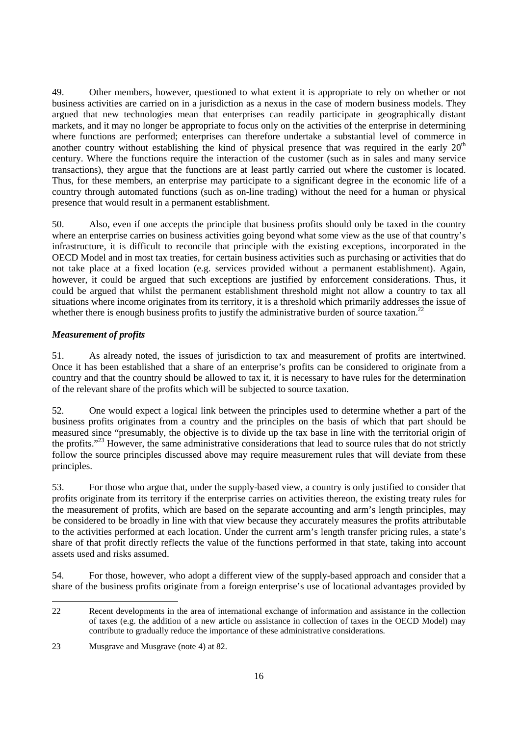49. Other members, however, questioned to what extent it is appropriate to rely on whether or not business activities are carried on in a jurisdiction as a nexus in the case of modern business models. They argued that new technologies mean that enterprises can readily participate in geographically distant markets, and it may no longer be appropriate to focus only on the activities of the enterprise in determining where functions are performed; enterprises can therefore undertake a substantial level of commerce in another country without establishing the kind of physical presence that was required in the early 20th century. Where the functions require the interaction of the customer (such as in sales and many service transactions), they argue that the functions are at least partly carried out where the customer is located. Thus, for these members, an enterprise may participate to a significant degree in the economic life of a country through automated functions (such as on-line trading) without the need for a human or physical presence that would result in a permanent establishment.

50. Also, even if one accepts the principle that business profits should only be taxed in the country where an enterprise carries on business activities going beyond what some view as the use of that country's infrastructure, it is difficult to reconcile that principle with the existing exceptions, incorporated in the OECD Model and in most tax treaties, for certain business activities such as purchasing or activities that do not take place at a fixed location (e.g. services provided without a permanent establishment). Again, however, it could be argued that such exceptions are justified by enforcement considerations. Thus, it could be argued that whilst the permanent establishment threshold might not allow a country to tax all situations where income originates from its territory, it is a threshold which primarily addresses the issue of whether there is enough business profits to justify the administrative burden of source taxation.[22]

### *Measurement of profits*

51. As already noted, the issues of jurisdiction to tax and measurement of profits are intertwined. Once it has been established that a share of an enterprise's profits can be considered to originate from a country and that the country should be allowed to tax it, it is necessary to have rules for the determination of the relevant share of the profits which will be subjected to source taxation.

52. One would expect a logical link between the principles used to determine whether a part of the business profits originates from a country and the principles on the basis of which that part should be measured since "presumably, the objective is to divide up the tax base in line with the territorial origin of the profits."[23] However, the same administrative considerations that lead to source rules that do not strictly follow the source principles discussed above may require measurement rules that will deviate from these principles.

53. For those who argue that, under the supply-based view, a country is only justified to consider that profits originate from its territory if the enterprise carries on activities thereon, the existing treaty rules for the measurement of profits, which are based on the separate accounting and arm's length principles, may be considered to be broadly in line with that view because they accurately measures the profits attributable to the activities performed at each location. Under the current arm's length transfer pricing rules, a state's share of that profit directly reflects the value of the functions performed in that state, taking into account assets used and risks assumed.

54. For those, however, who adopt a different view of the supply-based approach and consider that a share of the business profits originate from a foreign enterprise's use of locational advantages provided by

---

22 Recent developments in the area of international exchange of information and assistance in the collection of taxes (e.g. the addition of a new article on assistance in collection of taxes in the OECD Model) may contribute to gradually reduce the importance of these administrative considerations.

23 Musgrave and Musgrave (note 4) at 82.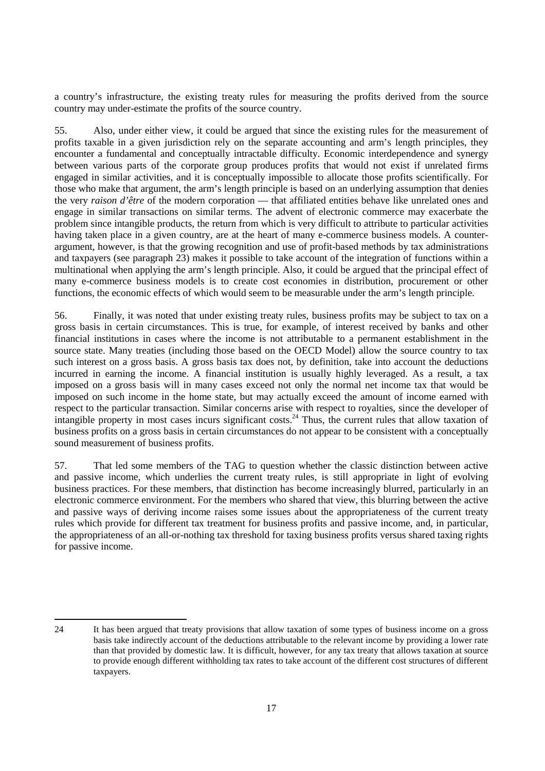a country's infrastructure, the existing treaty rules for measuring the profits derived from the source country may under-estimate the profits of the source country.

55. Also, under either view, it could be argued that since the existing rules for the measurement of profits taxable in a given jurisdiction rely on the separate accounting and arm's length principles, they encounter a fundamental and conceptually intractable difficulty. Economic interdependence and synergy between various parts of the corporate group produces profits that would not exist if unrelated firms engaged in similar activities, and it is conceptually impossible to allocate those profits scientifically. For those who make that argument, the arm's length principle is based on an underlying assumption that denies the very *raison d'être* of the modern corporation — that affiliated entities behave like unrelated ones and engage in similar transactions on similar terms. The advent of electronic commerce may exacerbate the problem since intangible products, the return from which is very difficult to attribute to particular activities having taken place in a given country, are at the heart of many e-commerce business models. A counter-argument, however, is that the growing recognition and use of profit-based methods by tax administrations and taxpayers (see paragraph 23) makes it possible to take account of the integration of functions within a multinational when applying the arm's length principle. Also, it could be argued that the principal effect of many e-commerce business models is to create cost economies in distribution, procurement or other functions, the economic effects of which would seem to be measurable under the arm's length principle.

56. Finally, it was noted that under existing treaty rules, business profits may be subject to tax on a gross basis in certain circumstances. This is true, for example, of interest received by banks and other financial institutions in cases where the income is not attributable to a permanent establishment in the source state. Many treaties (including those based on the OECD Model) allow the source country to tax such interest on a gross basis. A gross basis tax does not, by definition, take into account the deductions incurred in earning the income. A financial institution is usually highly leveraged. As a result, a tax imposed on a gross basis will in many cases exceed not only the normal net income tax that would be imposed on such income in the home state, but may actually exceed the amount of income earned with respect to the particular transaction. Similar concerns arise with respect to royalties, since the developer of intangible property in most cases incurs significant costs.[24] Thus, the current rules that allow taxation of business profits on a gross basis in certain circumstances do not appear to be consistent with a conceptually sound measurement of business profits.

57. That led some members of the TAG to question whether the classic distinction between active and passive income, which underlies the current treaty rules, is still appropriate in light of evolving business practices. For these members, that distinction has become increasingly blurred, particularly in an electronic commerce environment. For the members who shared that view, this blurring between the active and passive ways of deriving income raises some issues about the appropriateness of the current treaty rules which provide for different tax treatment for business profits and passive income, and, in particular, the appropriateness of an all-or-nothing tax threshold for taxing business profits versus shared taxing rights for passive income.

---

24 It has been argued that treaty provisions that allow taxation of some types of business income on a gross basis take indirectly account of the deductions attributable to the relevant income by providing a lower rate than that provided by domestic law. It is difficult, however, for any tax treaty that allows taxation at source to provide enough different withholding tax rates to take account of the different cost structures of different taxpayers.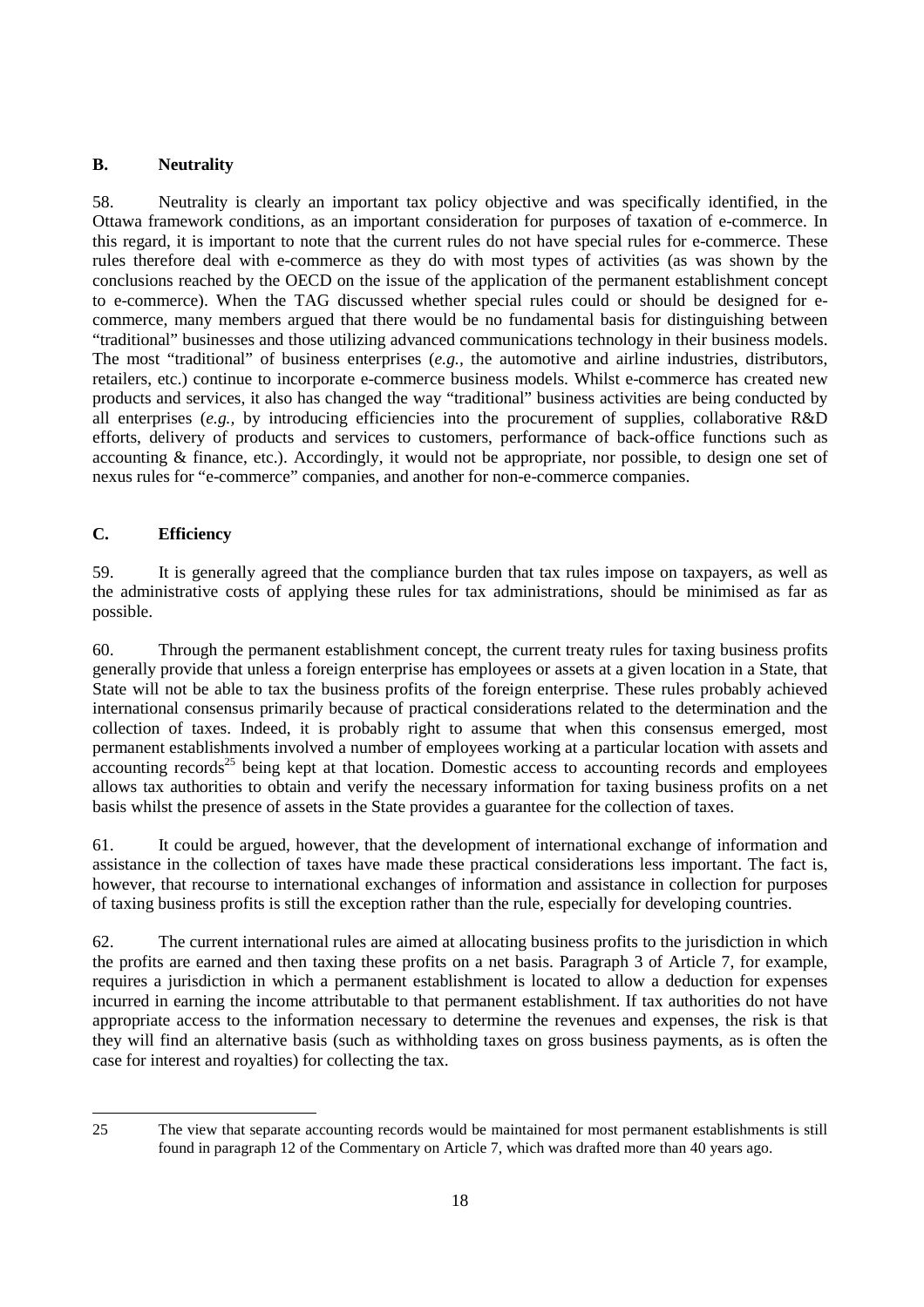## B. Neutrality

58. Neutrality is clearly an important tax policy objective and was specifically identified, in the Ottawa framework conditions, as an important consideration for purposes of taxation of e-commerce. In this regard, it is important to note that the current rules do not have special rules for e-commerce. These rules therefore deal with e-commerce as they do with most types of activities (as was shown by the conclusions reached by the OECD on the issue of the application of the permanent establishment concept to e-commerce). When the TAG discussed whether special rules could or should be designed for e-commerce, many members argued that there would be no fundamental basis for distinguishing between "traditional" businesses and those utilizing advanced communications technology in their business models. The most "traditional" of business enterprises (*e.g.*, the automotive and airline industries, distributors, retailers, etc.) continue to incorporate e-commerce business models. Whilst e-commerce has created new products and services, it also has changed the way "traditional" business activities are being conducted by all enterprises (*e.g.*, by introducing efficiencies into the procurement of supplies, collaborative R&D efforts, delivery of products and services to customers, performance of back-office functions such as accounting & finance, etc.). Accordingly, it would not be appropriate, nor possible, to design one set of nexus rules for "e-commerce" companies, and another for non-e-commerce companies.

## C. Efficiency

59. It is generally agreed that the compliance burden that tax rules impose on taxpayers, as well as the administrative costs of applying these rules for tax administrations, should be minimised as far as possible.

60. Through the permanent establishment concept, the current treaty rules for taxing business profits generally provide that unless a foreign enterprise has employees or assets at a given location in a State, that State will not be able to tax the business profits of the foreign enterprise. These rules probably achieved international consensus primarily because of practical considerations related to the determination and the collection of taxes. Indeed, it is probably right to assume that when this consensus emerged, most permanent establishments involved a number of employees working at a particular location with assets and accounting records[25] being kept at that location. Domestic access to accounting records and employees allows tax authorities to obtain and verify the necessary information for taxing business profits on a net basis whilst the presence of assets in the State provides a guarantee for the collection of taxes.

61. It could be argued, however, that the development of international exchange of information and assistance in the collection of taxes have made these practical considerations less important. The fact is, however, that recourse to international exchanges of information and assistance in collection for purposes of taxing business profits is still the exception rather than the rule, especially for developing countries.

62. The current international rules are aimed at allocating business profits to the jurisdiction in which the profits are earned and then taxing these profits on a net basis. Paragraph 3 of Article 7, for example, requires a jurisdiction in which a permanent establishment is located to allow a deduction for expenses incurred in earning the income attributable to that permanent establishment. If tax authorities do not have appropriate access to the information necessary to determine the revenues and expenses, the risk is that they will find an alternative basis (such as withholding taxes on gross business payments, as is often the case for interest and royalties) for collecting the tax.

---

25 The view that separate accounting records would be maintained for most permanent establishments is still found in paragraph 12 of the Commentary on Article 7, which was drafted more than 40 years ago.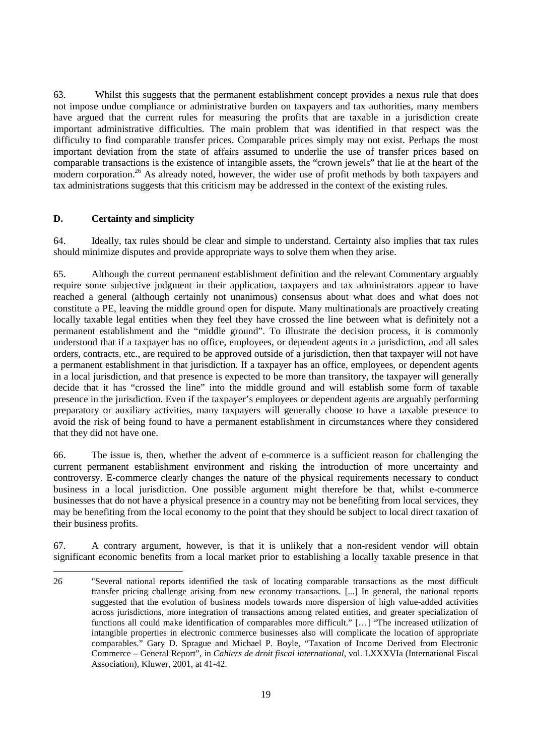63. Whilst this suggests that the permanent establishment concept provides a nexus rule that does not impose undue compliance or administrative burden on taxpayers and tax authorities, many members have argued that the current rules for measuring the profits that are taxable in a jurisdiction create important administrative difficulties. The main problem that was identified in that respect was the difficulty to find comparable transfer prices. Comparable prices simply may not exist. Perhaps the most important deviation from the state of affairs assumed to underlie the use of transfer prices based on comparable transactions is the existence of intangible assets, the "crown jewels" that lie at the heart of the modern corporation.[26] As already noted, however, the wider use of profit methods by both taxpayers and tax administrations suggests that this criticism may be addressed in the context of the existing rules.

## D. Certainty and simplicity

64. Ideally, tax rules should be clear and simple to understand. Certainty also implies that tax rules should minimize disputes and provide appropriate ways to solve them when they arise.

65. Although the current permanent establishment definition and the relevant Commentary arguably require some subjective judgment in their application, taxpayers and tax administrators appear to have reached a general (although certainly not unanimous) consensus about what does and what does not constitute a PE, leaving the middle ground open for dispute. Many multinationals are proactively creating locally taxable legal entities when they feel they have crossed the line between what is definitely not a permanent establishment and the "middle ground". To illustrate the decision process, it is commonly understood that if a taxpayer has no office, employees, or dependent agents in a jurisdiction, and all sales orders, contracts, etc., are required to be approved outside of a jurisdiction, then that taxpayer will not have a permanent establishment in that jurisdiction. If a taxpayer has an office, employees, or dependent agents in a local jurisdiction, and that presence is expected to be more than transitory, the taxpayer will generally decide that it has "crossed the line" into the middle ground and will establish some form of taxable presence in the jurisdiction. Even if the taxpayer's employees or dependent agents are arguably performing preparatory or auxiliary activities, many taxpayers will generally choose to have a taxable presence to avoid the risk of being found to have a permanent establishment in circumstances where they considered that they did not have one.

66. The issue is, then, whether the advent of e-commerce is a sufficient reason for challenging the current permanent establishment environment and risking the introduction of more uncertainty and controversy. E-commerce clearly changes the nature of the physical requirements necessary to conduct business in a local jurisdiction. One possible argument might therefore be that, whilst e-commerce businesses that do not have a physical presence in a country may not be benefiting from local services, they may be benefiting from the local economy to the point that they should be subject to local direct taxation of their business profits.

67. A contrary argument, however, is that it is unlikely that a non-resident vendor will obtain significant economic benefits from a local market prior to establishing a locally taxable presence in that

---

26 "Several national reports identified the task of locating comparable transactions as the most difficult transfer pricing challenge arising from new economy transactions. [...] In general, the national reports suggested that the evolution of business models towards more dispersion of high value-added activities across jurisdictions, more integration of transactions among related entities, and greater specialization of functions all could make identification of comparables more difficult." [...] "The increased utilization of intangible properties in electronic commerce businesses also will complicate the location of appropriate comparables." Gary D. Sprague and Michael P. Boyle, "Taxation of Income Derived from Electronic Commerce – General Report", in *Cahiers de droit fiscal international*, vol. LXXXVIa (International Fiscal Association), Kluwer, 2001, at 41-42.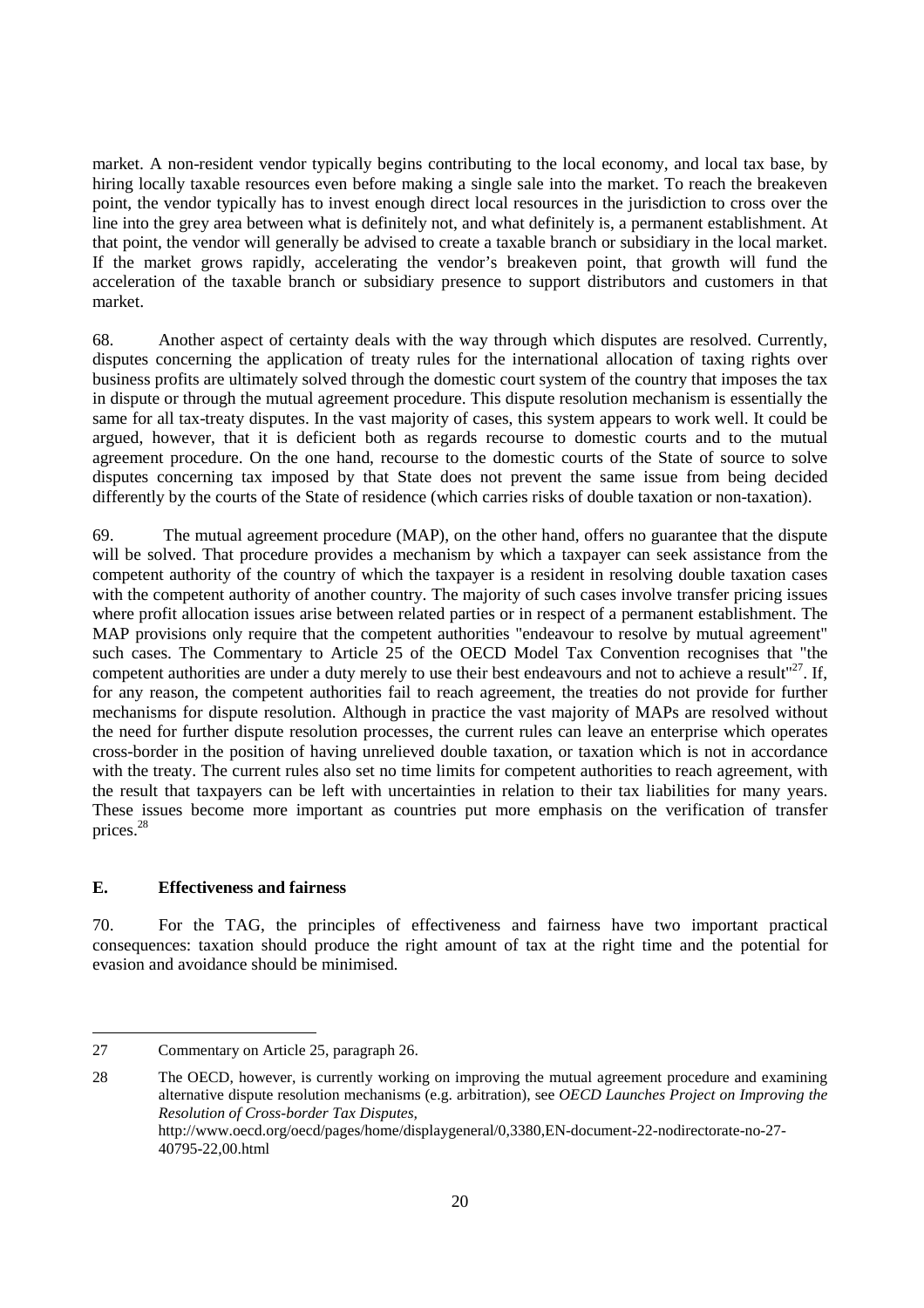market. A non-resident vendor typically begins contributing to the local economy, and local tax base, by hiring locally taxable resources even before making a single sale into the market. To reach the breakeven point, the vendor typically has to invest enough direct local resources in the jurisdiction to cross over the line into the grey area between what is definitely not, and what definitely is, a permanent establishment. At that point, the vendor will generally be advised to create a taxable branch or subsidiary in the local market. If the market grows rapidly, accelerating the vendor's breakeven point, that growth will fund the acceleration of the taxable branch or subsidiary presence to support distributors and customers in that market.

68. Another aspect of certainty deals with the way through which disputes are resolved. Currently, disputes concerning the application of treaty rules for the international allocation of taxing rights over business profits are ultimately solved through the domestic court system of the country that imposes the tax in dispute or through the mutual agreement procedure. This dispute resolution mechanism is essentially the same for all tax-treaty disputes. In the vast majority of cases, this system appears to work well. It could be argued, however, that it is deficient both as regards recourse to domestic courts and to the mutual agreement procedure. On the one hand, recourse to the domestic courts of the State of source to solve disputes concerning tax imposed by that State does not prevent the same issue from being decided differently by the courts of the State of residence (which carries risks of double taxation or non-taxation).

69. The mutual agreement procedure (MAP), on the other hand, offers no guarantee that the dispute will be solved. That procedure provides a mechanism by which a taxpayer can seek assistance from the competent authority of the country of which the taxpayer is a resident in resolving double taxation cases with the competent authority of another country. The majority of such cases involve transfer pricing issues where profit allocation issues arise between related parties or in respect of a permanent establishment. The MAP provisions only require that the competent authorities "endeavour to resolve by mutual agreement" such cases. The Commentary to Article 25 of the OECD Model Tax Convention recognises that "the competent authorities are under a duty merely to use their best endeavours and not to achieve a result"[27]. If, for any reason, the competent authorities fail to reach agreement, the treaties do not provide for further mechanisms for dispute resolution. Although in practice the vast majority of MAPs are resolved without the need for further dispute resolution processes, the current rules can leave an enterprise which operates cross-border in the position of having unrelieved double taxation, or taxation which is not in accordance with the treaty. The current rules also set no time limits for competent authorities to reach agreement, with the result that taxpayers can be left with uncertainties in relation to their tax liabilities for many years. These issues become more important as countries put more emphasis on the verification of transfer prices.[28]

### E. Effectiveness and fairness

70. For the TAG, the principles of effectiveness and fairness have two important practical consequences: taxation should produce the right amount of tax at the right time and the potential for evasion and avoidance should be minimised.

---

27 Commentary on Article 25, paragraph 26.

28 The OECD, however, is currently working on improving the mutual agreement procedure and examining alternative dispute resolution mechanisms (e.g. arbitration), see *OECD Launches Project on Improving the Resolution of Cross-border Tax Disputes,* http://www.oecd.org/oecd/pages/home/displaygeneral/0,3380,EN-document-22-nodirectorate-no-27-40795-22,00.html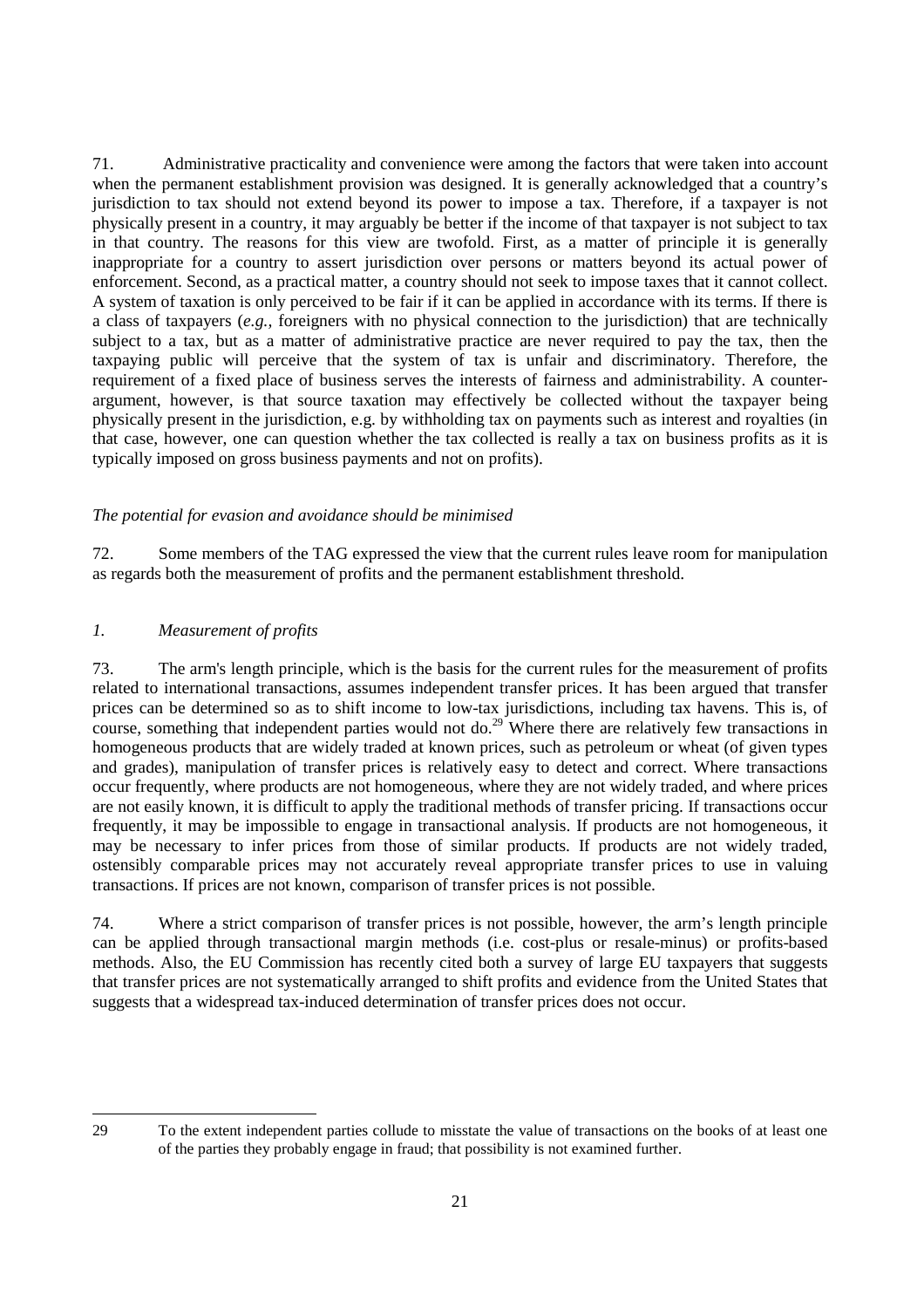71. Administrative practicality and convenience were among the factors that were taken into account when the permanent establishment provision was designed. It is generally acknowledged that a country's jurisdiction to tax should not extend beyond its power to impose a tax. Therefore, if a taxpayer is not physically present in a country, it may arguably be better if the income of that taxpayer is not subject to tax in that country. The reasons for this view are twofold. First, as a matter of principle it is generally inappropriate for a country to assert jurisdiction over persons or matters beyond its actual power of enforcement. Second, as a practical matter, a country should not seek to impose taxes that it cannot collect. A system of taxation is only perceived to be fair if it can be applied in accordance with its terms. If there is a class of taxpayers (*e.g.*, foreigners with no physical connection to the jurisdiction) that are technically subject to a tax, but as a matter of administrative practice are never required to pay the tax, then the taxpaying public will perceive that the system of tax is unfair and discriminatory. Therefore, the requirement of a fixed place of business serves the interests of fairness and administrability. A counter-argument, however, is that source taxation may effectively be collected without the taxpayer being physically present in the jurisdiction, e.g. by withholding tax on payments such as interest and royalties (in that case, however, one can question whether the tax collected is really a tax on business profits as it is typically imposed on gross business payments and not on profits).

*The potential for evasion and avoidance should be minimised*

72. Some members of the TAG expressed the view that the current rules leave room for manipulation as regards both the measurement of profits and the permanent establishment threshold.

*1. Measurement of profits*

73. The arm's length principle, which is the basis for the current rules for the measurement of profits related to international transactions, assumes independent transfer prices. It has been argued that transfer prices can be determined so as to shift income to low-tax jurisdictions, including tax havens. This is, of course, something that independent parties would not do.[29] Where there are relatively few transactions in homogeneous products that are widely traded at known prices, such as petroleum or wheat (of given types and grades), manipulation of transfer prices is relatively easy to detect and correct. Where transactions occur frequently, where products are not homogeneous, where they are not widely traded, and where prices are not easily known, it is difficult to apply the traditional methods of transfer pricing. If transactions occur frequently, it may be impossible to engage in transactional analysis. If products are not homogeneous, it may be necessary to infer prices from those of similar products. If products are not widely traded, ostensibly comparable prices may not accurately reveal appropriate transfer prices to use in valuing transactions. If prices are not known, comparison of transfer prices is not possible.

74. Where a strict comparison of transfer prices is not possible, however, the arm's length principle can be applied through transactional margin methods (i.e. cost-plus or resale-minus) or profits-based methods. Also, the EU Commission has recently cited both a survey of large EU taxpayers that suggests that transfer prices are not systematically arranged to shift profits and evidence from the United States that suggests that a widespread tax-induced determination of transfer prices does not occur.

---

29 To the extent independent parties collude to misstate the value of transactions on the books of at least one of the parties they probably engage in fraud; that possibility is not examined further.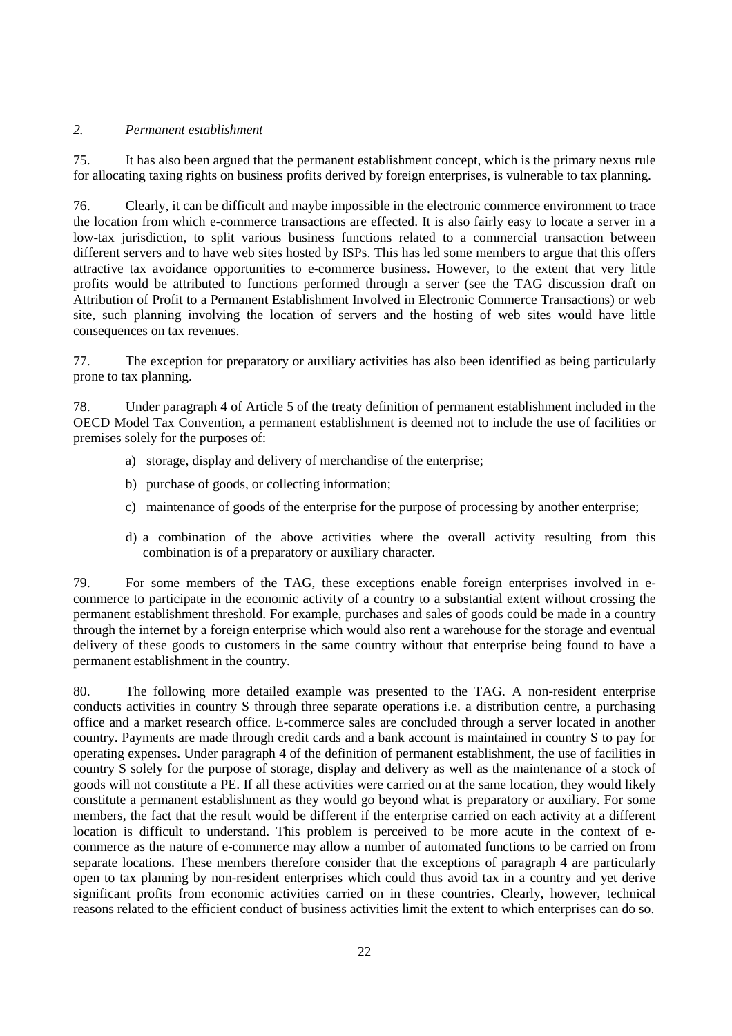*2. Permanent establishment*

75. It has also been argued that the permanent establishment concept, which is the primary nexus rule for allocating taxing rights on business profits derived by foreign enterprises, is vulnerable to tax planning.

76. Clearly, it can be difficult and maybe impossible in the electronic commerce environment to trace the location from which e-commerce transactions are effected. It is also fairly easy to locate a server in a low-tax jurisdiction, to split various business functions related to a commercial transaction between different servers and to have web sites hosted by ISPs. This has led some members to argue that this offers attractive tax avoidance opportunities to e-commerce business. However, to the extent that very little profits would be attributed to functions performed through a server (see the TAG discussion draft on Attribution of Profit to a Permanent Establishment Involved in Electronic Commerce Transactions) or web site, such planning involving the location of servers and the hosting of web sites would have little consequences on tax revenues.

77. The exception for preparatory or auxiliary activities has also been identified as being particularly prone to tax planning.

78. Under paragraph 4 of Article 5 of the treaty definition of permanent establishment included in the OECD Model Tax Convention, a permanent establishment is deemed not to include the use of facilities or premises solely for the purposes of:

a) storage, display and delivery of merchandise of the enterprise;

b) purchase of goods, or collecting information;

c) maintenance of goods of the enterprise for the purpose of processing by another enterprise;

d) a combination of the above activities where the overall activity resulting from this combination is of a preparatory or auxiliary character.

79. For some members of the TAG, these exceptions enable foreign enterprises involved in e-commerce to participate in the economic activity of a country to a substantial extent without crossing the permanent establishment threshold. For example, purchases and sales of goods could be made in a country through the internet by a foreign enterprise which would also rent a warehouse for the storage and eventual delivery of these goods to customers in the same country without that enterprise being found to have a permanent establishment in the country.

80. The following more detailed example was presented to the TAG. A non-resident enterprise conducts activities in country S through three separate operations i.e. a distribution centre, a purchasing office and a market research office. E-commerce sales are concluded through a server located in another country. Payments are made through credit cards and a bank account is maintained in country S to pay for operating expenses. Under paragraph 4 of the definition of permanent establishment, the use of facilities in country S solely for the purpose of storage, display and delivery as well as the maintenance of a stock of goods will not constitute a PE. If all these activities were carried on at the same location, they would likely constitute a permanent establishment as they would go beyond what is preparatory or auxiliary. For some members, the fact that the result would be different if the enterprise carried on each activity at a different location is difficult to understand. This problem is perceived to be more acute in the context of e-commerce as the nature of e-commerce may allow a number of automated functions to be carried on from separate locations. These members therefore consider that the exceptions of paragraph 4 are particularly open to tax planning by non-resident enterprises which could thus avoid tax in a country and yet derive significant profits from economic activities carried on in these countries. Clearly, however, technical reasons related to the efficient conduct of business activities limit the extent to which enterprises can do so.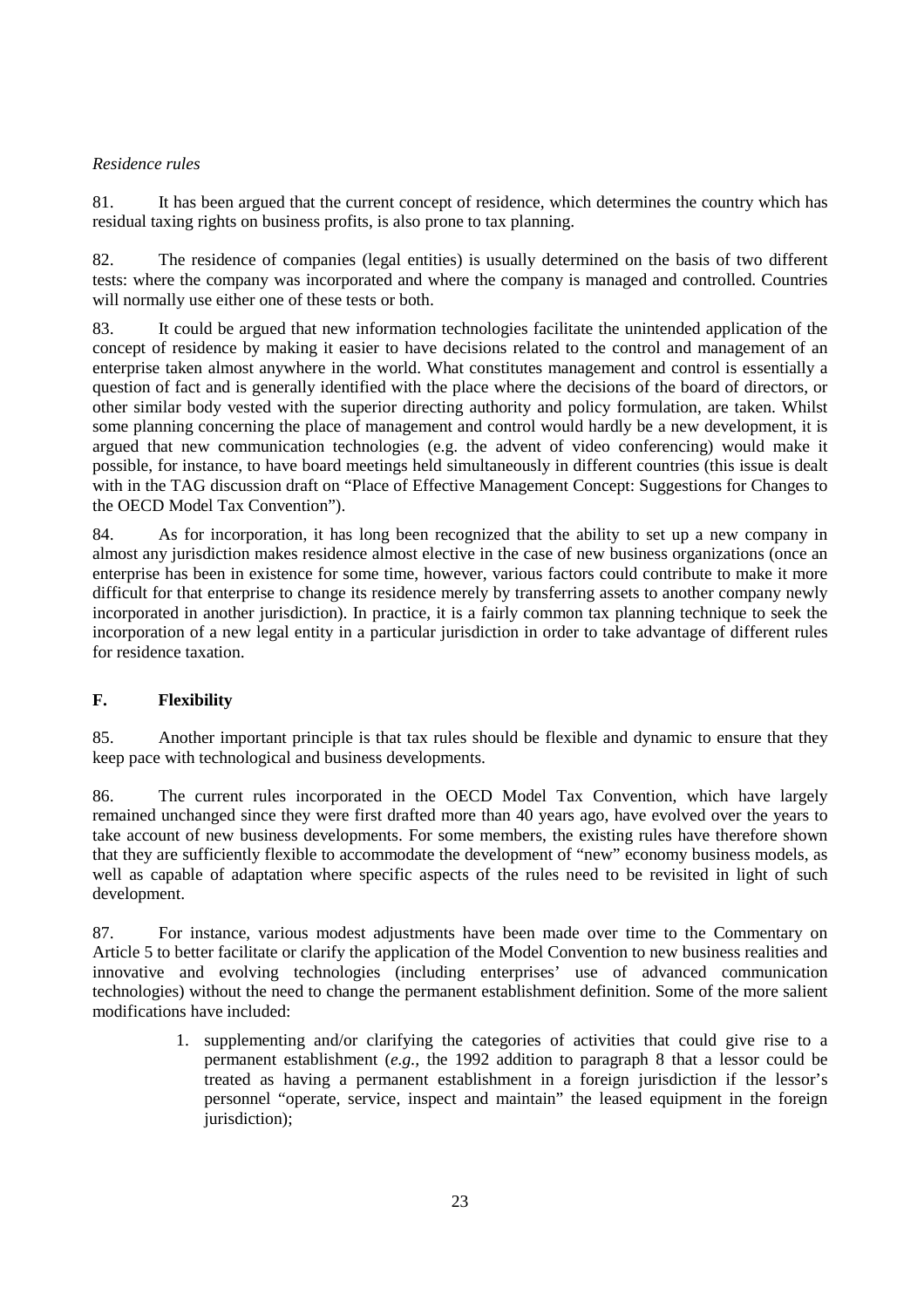*Residence rules*

81. It has been argued that the current concept of residence, which determines the country which has residual taxing rights on business profits, is also prone to tax planning.

82. The residence of companies (legal entities) is usually determined on the basis of two different tests: where the company was incorporated and where the company is managed and controlled. Countries will normally use either one of these tests or both.

83. It could be argued that new information technologies facilitate the unintended application of the concept of residence by making it easier to have decisions related to the control and management of an enterprise taken almost anywhere in the world. What constitutes management and control is essentially a question of fact and is generally identified with the place where the decisions of the board of directors, or other similar body vested with the superior directing authority and policy formulation, are taken. Whilst some planning concerning the place of management and control would hardly be a new development, it is argued that new communication technologies (e.g. the advent of video conferencing) would make it possible, for instance, to have board meetings held simultaneously in different countries (this issue is dealt with in the TAG discussion draft on "Place of Effective Management Concept: Suggestions for Changes to the OECD Model Tax Convention").

84. As for incorporation, it has long been recognized that the ability to set up a new company in almost any jurisdiction makes residence almost elective in the case of new business organizations (once an enterprise has been in existence for some time, however, various factors could contribute to make it more difficult for that enterprise to change its residence merely by transferring assets to another company newly incorporated in another jurisdiction). In practice, it is a fairly common tax planning technique to seek the incorporation of a new legal entity in a particular jurisdiction in order to take advantage of different rules for residence taxation.

## F. Flexibility

85. Another important principle is that tax rules should be flexible and dynamic to ensure that they keep pace with technological and business developments.

86. The current rules incorporated in the OECD Model Tax Convention, which have largely remained unchanged since they were first drafted more than 40 years ago, have evolved over the years to take account of new business developments. For some members, the existing rules have therefore shown that they are sufficiently flexible to accommodate the development of "new" economy business models, as well as capable of adaptation where specific aspects of the rules need to be revisited in light of such development.

87. For instance, various modest adjustments have been made over time to the Commentary on Article 5 to better facilitate or clarify the application of the Model Convention to new business realities and innovative and evolving technologies (including enterprises' use of advanced communication technologies) without the need to change the permanent establishment definition. Some of the more salient modifications have included:

1. supplementing and/or clarifying the categories of activities that could give rise to a permanent establishment (*e.g.,* the 1992 addition to paragraph 8 that a lessor could be treated as having a permanent establishment in a foreign jurisdiction if the lessor's personnel "operate, service, inspect and maintain" the leased equipment in the foreign jurisdiction);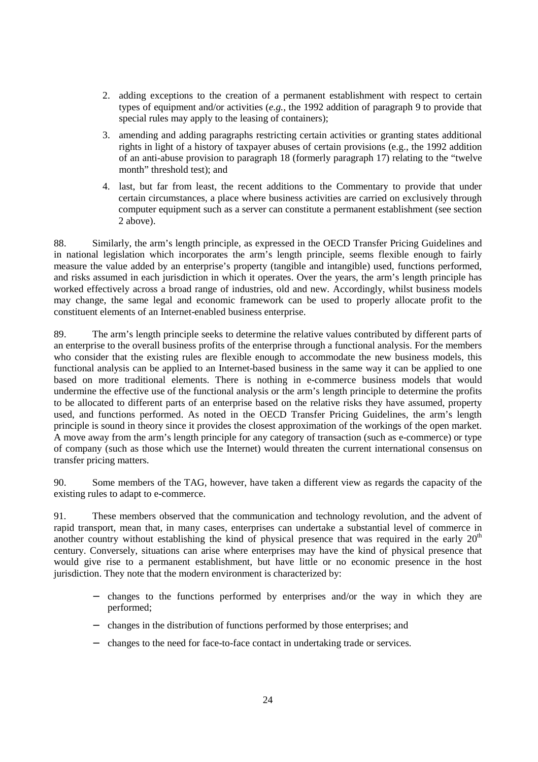2. adding exceptions to the creation of a permanent establishment with respect to certain types of equipment and/or activities (*e.g.*, the 1992 addition of paragraph 9 to provide that special rules may apply to the leasing of containers);

3. amending and adding paragraphs restricting certain activities or granting states additional rights in light of a history of taxpayer abuses of certain provisions (e.g., the 1992 addition of an anti-abuse provision to paragraph 18 (formerly paragraph 17) relating to the "twelve month" threshold test); and

4. last, but far from least, the recent additions to the Commentary to provide that under certain circumstances, a place where business activities are carried on exclusively through computer equipment such as a server can constitute a permanent establishment (see section 2 above).

88. Similarly, the arm's length principle, as expressed in the OECD Transfer Pricing Guidelines and in national legislation which incorporates the arm's length principle, seems flexible enough to fairly measure the value added by an enterprise's property (tangible and intangible) used, functions performed, and risks assumed in each jurisdiction in which it operates. Over the years, the arm's length principle has worked effectively across a broad range of industries, old and new. Accordingly, whilst business models may change, the same legal and economic framework can be used to properly allocate profit to the constituent elements of an Internet-enabled business enterprise.

89. The arm's length principle seeks to determine the relative values contributed by different parts of an enterprise to the overall business profits of the enterprise through a functional analysis. For the members who consider that the existing rules are flexible enough to accommodate the new business models, this functional analysis can be applied to an Internet-based business in the same way it can be applied to one based on more traditional elements. There is nothing in e-commerce business models that would undermine the effective use of the functional analysis or the arm's length principle to determine the profits to be allocated to different parts of an enterprise based on the relative risks they have assumed, property used, and functions performed. As noted in the OECD Transfer Pricing Guidelines, the arm's length principle is sound in theory since it provides the closest approximation of the workings of the open market. A move away from the arm's length principle for any category of transaction (such as e-commerce) or type of company (such as those which use the Internet) would threaten the current international consensus on transfer pricing matters.

90. Some members of the TAG, however, have taken a different view as regards the capacity of the existing rules to adapt to e-commerce.

91. These members observed that the communication and technology revolution, and the advent of rapid transport, mean that, in many cases, enterprises can undertake a substantial level of commerce in another country without establishing the kind of physical presence that was required in the early 20th century. Conversely, situations can arise where enterprises may have the kind of physical presence that would give rise to a permanent establishment, but have little or no economic presence in the host jurisdiction. They note that the modern environment is characterized by:

- changes to the functions performed by enterprises and/or the way in which they are performed;
- changes in the distribution of functions performed by those enterprises; and
- changes to the need for face-to-face contact in undertaking trade or services.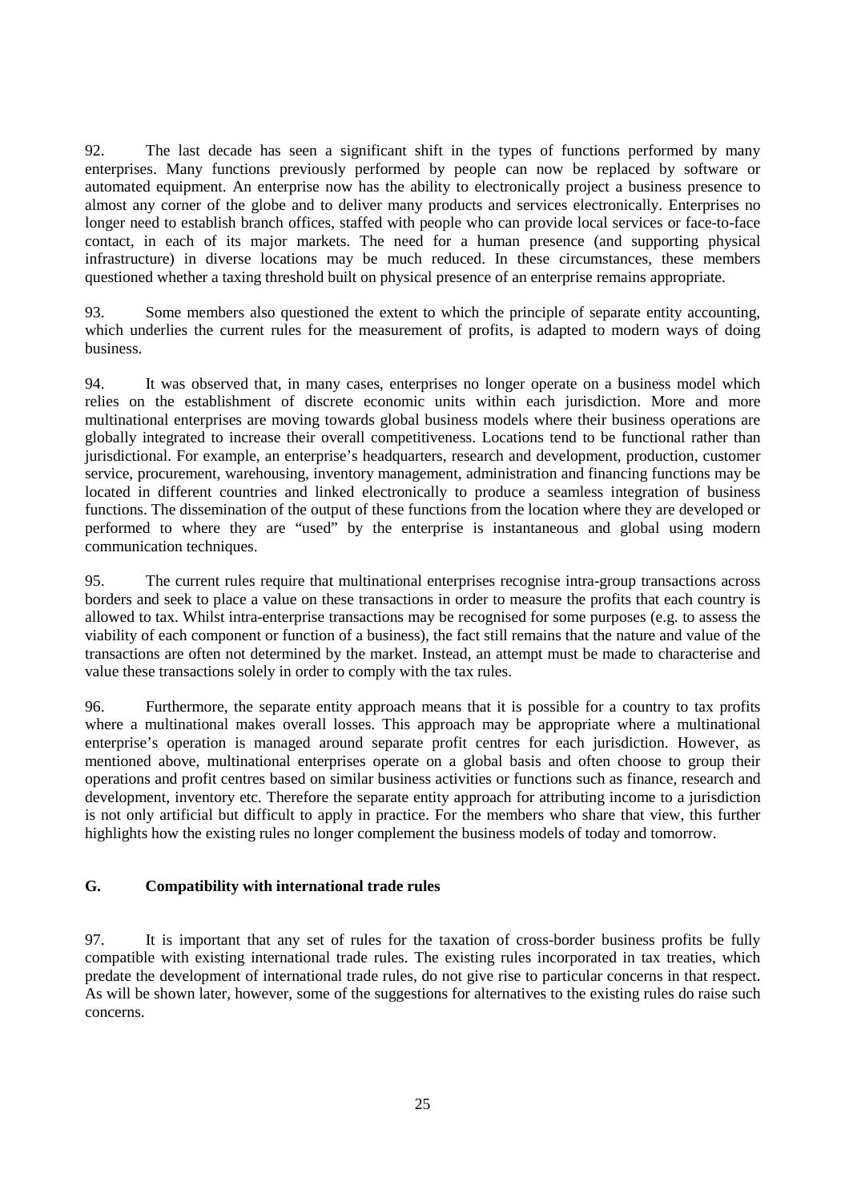92. The last decade has seen a significant shift in the types of functions performed by many enterprises. Many functions previously performed by people can now be replaced by software or automated equipment. An enterprise now has the ability to electronically project a business presence to almost any corner of the globe and to deliver many products and services electronically. Enterprises no longer need to establish branch offices, staffed with people who can provide local services or face-to-face contact, in each of its major markets. The need for a human presence (and supporting physical infrastructure) in diverse locations may be much reduced. In these circumstances, these members questioned whether a taxing threshold built on physical presence of an enterprise remains appropriate.

93. Some members also questioned the extent to which the principle of separate entity accounting, which underlies the current rules for the measurement of profits, is adapted to modern ways of doing business.

94. It was observed that, in many cases, enterprises no longer operate on a business model which relies on the establishment of discrete economic units within each jurisdiction. More and more multinational enterprises are moving towards global business models where their business operations are globally integrated to increase their overall competitiveness. Locations tend to be functional rather than jurisdictional. For example, an enterprise's headquarters, research and development, production, customer service, procurement, warehousing, inventory management, administration and financing functions may be located in different countries and linked electronically to produce a seamless integration of business functions. The dissemination of the output of these functions from the location where they are developed or performed to where they are "used" by the enterprise is instantaneous and global using modern communication techniques.

95. The current rules require that multinational enterprises recognise intra-group transactions across borders and seek to place a value on these transactions in order to measure the profits that each country is allowed to tax. Whilst intra-enterprise transactions may be recognised for some purposes (e.g. to assess the viability of each component or function of a business), the fact still remains that the nature and value of the transactions are often not determined by the market. Instead, an attempt must be made to characterise and value these transactions solely in order to comply with the tax rules.

96. Furthermore, the separate entity approach means that it is possible for a country to tax profits where a multinational makes overall losses. This approach may be appropriate where a multinational enterprise's operation is managed around separate profit centres for each jurisdiction. However, as mentioned above, multinational enterprises operate on a global basis and often choose to group their operations and profit centres based on similar business activities or functions such as finance, research and development, inventory etc. Therefore the separate entity approach for attributing income to a jurisdiction is not only artificial but difficult to apply in practice. For the members who share that view, this further highlights how the existing rules no longer complement the business models of today and tomorrow.

### G. Compatibility with international trade rules

97. It is important that any set of rules for the taxation of cross-border business profits be fully compatible with existing international trade rules. The existing rules incorporated in tax treaties, which predate the development of international trade rules, do not give rise to particular concerns in that respect. As will be shown later, however, some of the suggestions for alternatives to the existing rules do raise such concerns.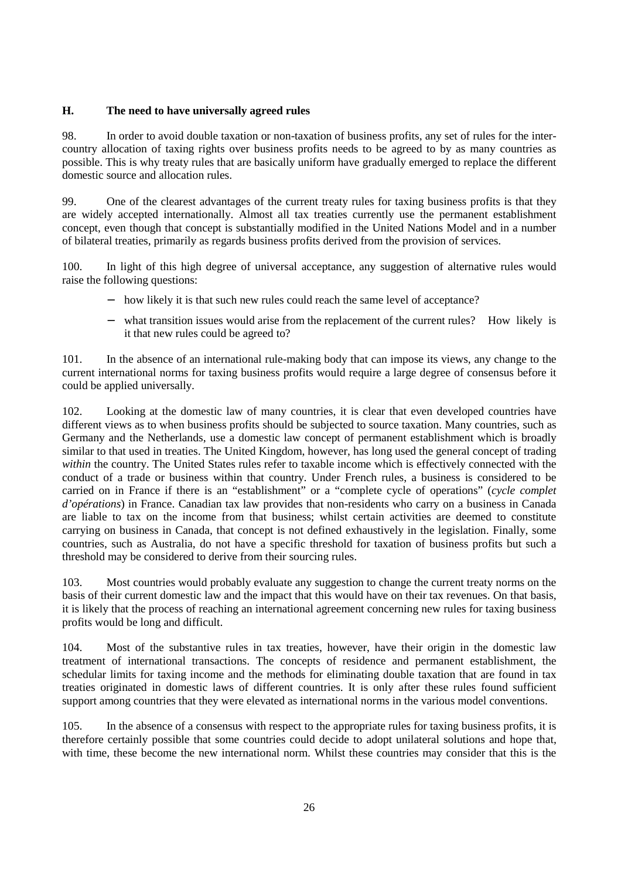## H. The need to have universally agreed rules

98. In order to avoid double taxation or non-taxation of business profits, any set of rules for the inter-country allocation of taxing rights over business profits needs to be agreed to by as many countries as possible. This is why treaty rules that are basically uniform have gradually emerged to replace the different domestic source and allocation rules.

99. One of the clearest advantages of the current treaty rules for taxing business profits is that they are widely accepted internationally. Almost all tax treaties currently use the permanent establishment concept, even though that concept is substantially modified in the United Nations Model and in a number of bilateral treaties, primarily as regards business profits derived from the provision of services.

100. In light of this high degree of universal acceptance, any suggestion of alternative rules would raise the following questions:

- how likely it is that such new rules could reach the same level of acceptance?
- what transition issues would arise from the replacement of the current rules? How likely is it that new rules could be agreed to?

101. In the absence of an international rule-making body that can impose its views, any change to the current international norms for taxing business profits would require a large degree of consensus before it could be applied universally.

102. Looking at the domestic law of many countries, it is clear that even developed countries have different views as to when business profits should be subjected to source taxation. Many countries, such as Germany and the Netherlands, use a domestic law concept of permanent establishment which is broadly similar to that used in treaties. The United Kingdom, however, has long used the general concept of trading *within* the country. The United States rules refer to taxable income which is effectively connected with the conduct of a trade or business within that country. Under French rules, a business is considered to be carried on in France if there is an "establishment" or a "complete cycle of operations" (*cycle complet d'opérations*) in France. Canadian tax law provides that non-residents who carry on a business in Canada are liable to tax on the income from that business; whilst certain activities are deemed to constitute carrying on business in Canada, that concept is not defined exhaustively in the legislation. Finally, some countries, such as Australia, do not have a specific threshold for taxation of business profits but such a threshold may be considered to derive from their sourcing rules.

103. Most countries would probably evaluate any suggestion to change the current treaty norms on the basis of their current domestic law and the impact that this would have on their tax revenues. On that basis, it is likely that the process of reaching an international agreement concerning new rules for taxing business profits would be long and difficult.

104. Most of the substantive rules in tax treaties, however, have their origin in the domestic law treatment of international transactions. The concepts of residence and permanent establishment, the schedular limits for taxing income and the methods for eliminating double taxation that are found in tax treaties originated in domestic laws of different countries. It is only after these rules found sufficient support among countries that they were elevated as international norms in the various model conventions.

105. In the absence of a consensus with respect to the appropriate rules for taxing business profits, it is therefore certainly possible that some countries could decide to adopt unilateral solutions and hope that, with time, these become the new international norm. Whilst these countries may consider that this is the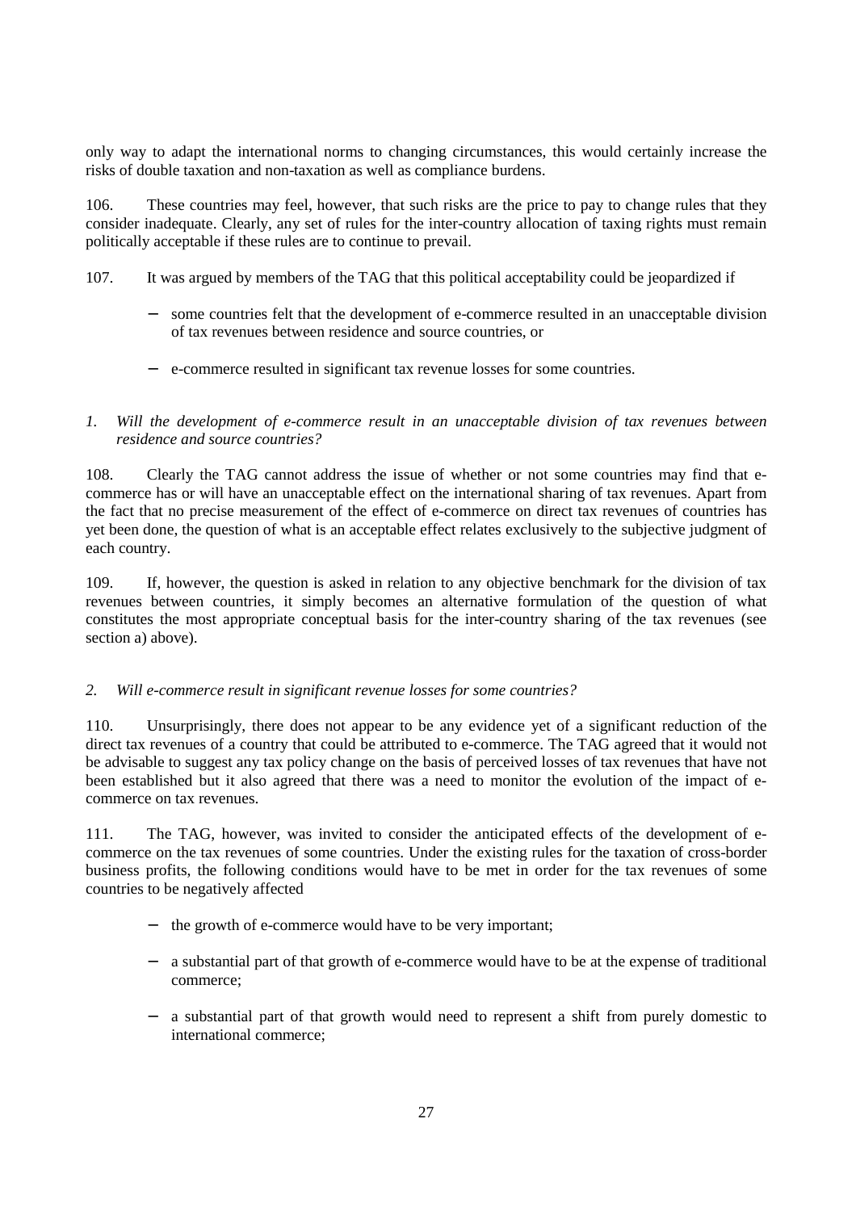only way to adapt the international norms to changing circumstances, this would certainly increase the risks of double taxation and non-taxation as well as compliance burdens.

106. These countries may feel, however, that such risks are the price to pay to change rules that they consider inadequate. Clearly, any set of rules for the inter-country allocation of taxing rights must remain politically acceptable if these rules are to continue to prevail.

107. It was argued by members of the TAG that this political acceptability could be jeopardized if

- some countries felt that the development of e-commerce resulted in an unacceptable division of tax revenues between residence and source countries, or
- e-commerce resulted in significant tax revenue losses for some countries.

*1. Will the development of e-commerce result in an unacceptable division of tax revenues between residence and source countries?*

108. Clearly the TAG cannot address the issue of whether or not some countries may find that e-commerce has or will have an unacceptable effect on the international sharing of tax revenues. Apart from the fact that no precise measurement of the effect of e-commerce on direct tax revenues of countries has yet been done, the question of what is an acceptable effect relates exclusively to the subjective judgment of each country.

109. If, however, the question is asked in relation to any objective benchmark for the division of tax revenues between countries, it simply becomes an alternative formulation of the question of what constitutes the most appropriate conceptual basis for the inter-country sharing of the tax revenues (see section a) above).

*2. Will e-commerce result in significant revenue losses for some countries?*

110. Unsurprisingly, there does not appear to be any evidence yet of a significant reduction of the direct tax revenues of a country that could be attributed to e-commerce. The TAG agreed that it would not be advisable to suggest any tax policy change on the basis of perceived losses of tax revenues that have not been established but it also agreed that there was a need to monitor the evolution of the impact of e-commerce on tax revenues.

111. The TAG, however, was invited to consider the anticipated effects of the development of e-commerce on the tax revenues of some countries. Under the existing rules for the taxation of cross-border business profits, the following conditions would have to be met in order for the tax revenues of some countries to be negatively affected

- the growth of e-commerce would have to be very important;
- a substantial part of that growth of e-commerce would have to be at the expense of traditional commerce;
- a substantial part of that growth would need to represent a shift from purely domestic to international commerce;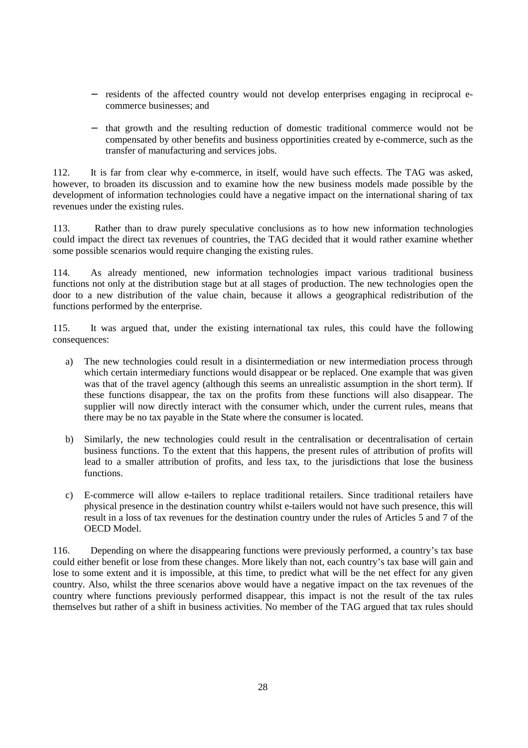- residents of the affected country would not develop enterprises engaging in reciprocal e-commerce businesses; and

- that growth and the resulting reduction of domestic traditional commerce would not be compensated by other benefits and business opportinities created by e-commerce, such as the transfer of manufacturing and services jobs.

112. It is far from clear why e-commerce, in itself, would have such effects. The TAG was asked, however, to broaden its discussion and to examine how the new business models made possible by the development of information technologies could have a negative impact on the international sharing of tax revenues under the existing rules.

113. Rather than to draw purely speculative conclusions as to how new information technologies could impact the direct tax revenues of countries, the TAG decided that it would rather examine whether some possible scenarios would require changing the existing rules.

114. As already mentioned, new information technologies impact various traditional business functions not only at the distribution stage but at all stages of production. The new technologies open the door to a new distribution of the value chain, because it allows a geographical redistribution of the functions performed by the enterprise.

115. It was argued that, under the existing international tax rules, this could have the following consequences:

a) The new technologies could result in a disintermediation or new intermediation process through which certain intermediary functions would disappear or be replaced. One example that was given was that of the travel agency (although this seems an unrealistic assumption in the short term). If these functions disappear, the tax on the profits from these functions will also disappear. The supplier will now directly interact with the consumer which, under the current rules, means that there may be no tax payable in the State where the consumer is located.

b) Similarly, the new technologies could result in the centralisation or decentralisation of certain business functions. To the extent that this happens, the present rules of attribution of profits will lead to a smaller attribution of profits, and less tax, to the jurisdictions that lose the business functions.

c) E-commerce will allow e-tailers to replace traditional retailers. Since traditional retailers have physical presence in the destination country whilst e-tailers would not have such presence, this will result in a loss of tax revenues for the destination country under the rules of Articles 5 and 7 of the OECD Model.

116. Depending on where the disappearing functions were previously performed, a country's tax base could either benefit or lose from these changes. More likely than not, each country's tax base will gain and lose to some extent and it is impossible, at this time, to predict what will be the net effect for any given country. Also, whilst the three scenarios above would have a negative impact on the tax revenues of the country where functions previously performed disappear, this impact is not the result of the tax rules themselves but rather of a shift in business activities. No member of the TAG argued that tax rules should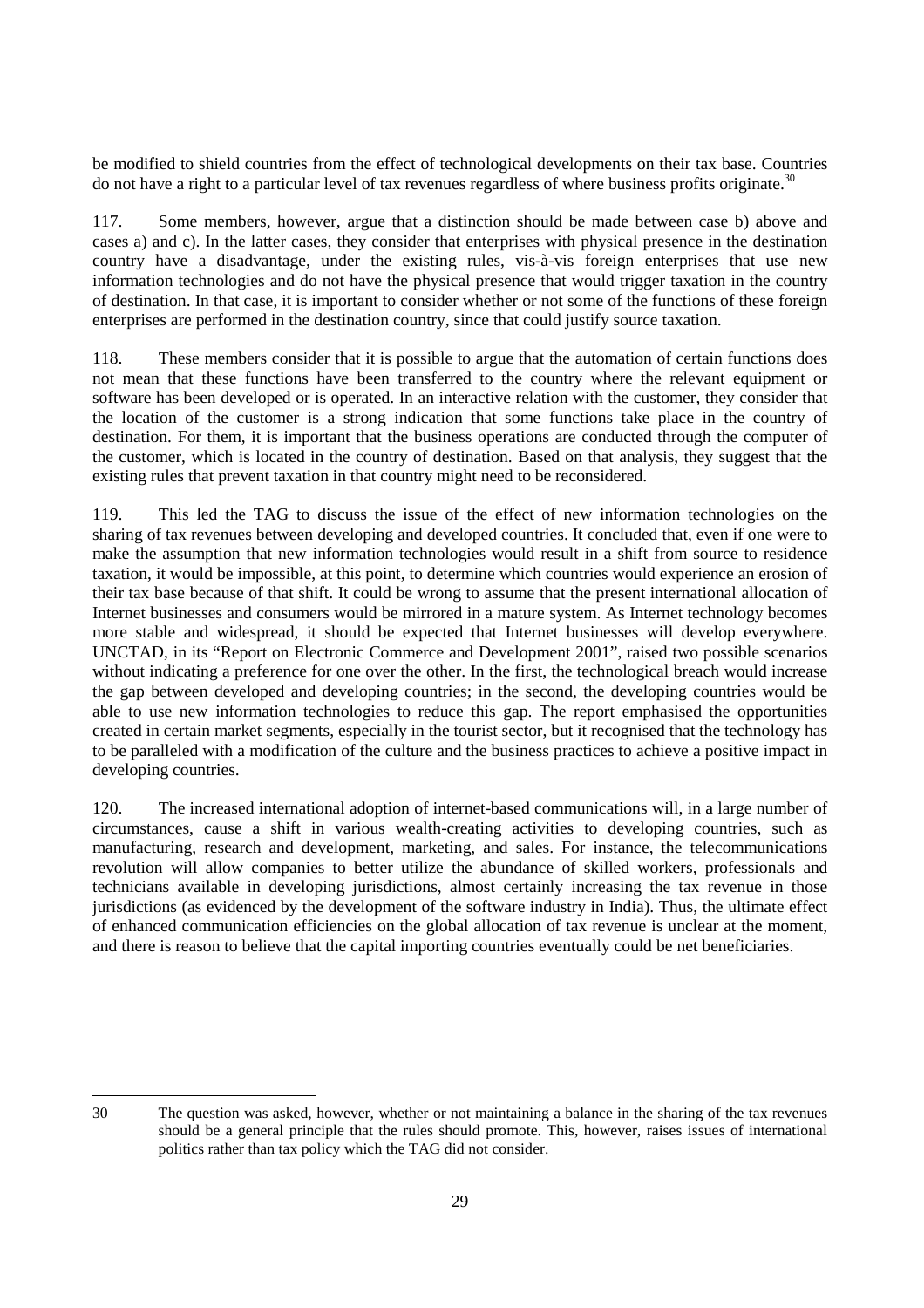be modified to shield countries from the effect of technological developments on their tax base. Countries do not have a right to a particular level of tax revenues regardless of where business profits originate.[30]

117. Some members, however, argue that a distinction should be made between case b) above and cases a) and c). In the latter cases, they consider that enterprises with physical presence in the destination country have a disadvantage, under the existing rules, vis-à-vis foreign enterprises that use new information technologies and do not have the physical presence that would trigger taxation in the country of destination. In that case, it is important to consider whether or not some of the functions of these foreign enterprises are performed in the destination country, since that could justify source taxation.

118. These members consider that it is possible to argue that the automation of certain functions does not mean that these functions have been transferred to the country where the relevant equipment or software has been developed or is operated. In an interactive relation with the customer, they consider that the location of the customer is a strong indication that some functions take place in the country of destination. For them, it is important that the business operations are conducted through the computer of the customer, which is located in the country of destination. Based on that analysis, they suggest that the existing rules that prevent taxation in that country might need to be reconsidered.

119. This led the TAG to discuss the issue of the effect of new information technologies on the sharing of tax revenues between developing and developed countries. It concluded that, even if one were to make the assumption that new information technologies would result in a shift from source to residence taxation, it would be impossible, at this point, to determine which countries would experience an erosion of their tax base because of that shift. It could be wrong to assume that the present international allocation of Internet businesses and consumers would be mirrored in a mature system. As Internet technology becomes more stable and widespread, it should be expected that Internet businesses will develop everywhere. UNCTAD, in its "Report on Electronic Commerce and Development 2001", raised two possible scenarios without indicating a preference for one over the other. In the first, the technological breach would increase the gap between developed and developing countries; in the second, the developing countries would be able to use new information technologies to reduce this gap. The report emphasised the opportunities created in certain market segments, especially in the tourist sector, but it recognised that the technology has to be paralleled with a modification of the culture and the business practices to achieve a positive impact in developing countries.

120. The increased international adoption of internet-based communications will, in a large number of circumstances, cause a shift in various wealth-creating activities to developing countries, such as manufacturing, research and development, marketing, and sales. For instance, the telecommunications revolution will allow companies to better utilize the abundance of skilled workers, professionals and technicians available in developing jurisdictions, almost certainly increasing the tax revenue in those jurisdictions (as evidenced by the development of the software industry in India). Thus, the ultimate effect of enhanced communication efficiencies on the global allocation of tax revenue is unclear at the moment, and there is reason to believe that the capital importing countries eventually could be net beneficiaries.

---

30 The question was asked, however, whether or not maintaining a balance in the sharing of the tax revenues should be a general principle that the rules should promote. This, however, raises issues of international politics rather than tax policy which the TAG did not consider.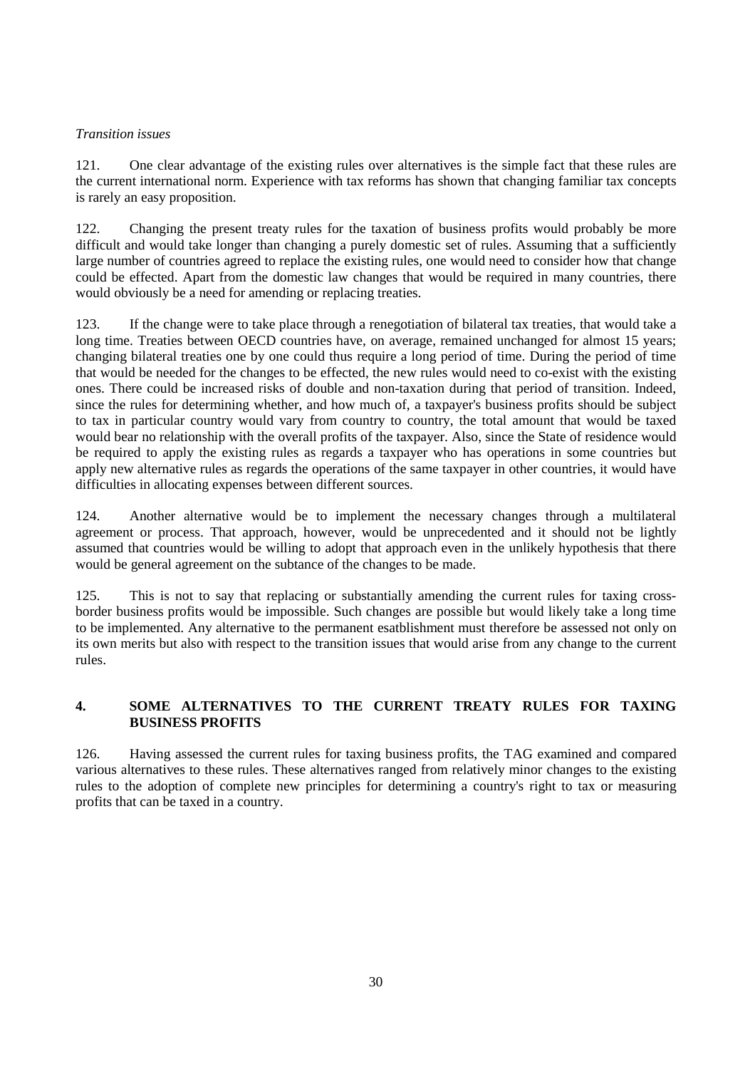*Transition issues*

121. One clear advantage of the existing rules over alternatives is the simple fact that these rules are the current international norm. Experience with tax reforms has shown that changing familiar tax concepts is rarely an easy proposition.

122. Changing the present treaty rules for the taxation of business profits would probably be more difficult and would take longer than changing a purely domestic set of rules. Assuming that a sufficiently large number of countries agreed to replace the existing rules, one would need to consider how that change could be effected. Apart from the domestic law changes that would be required in many countries, there would obviously be a need for amending or replacing treaties.

123. If the change were to take place through a renegotiation of bilateral tax treaties, that would take a long time. Treaties between OECD countries have, on average, remained unchanged for almost 15 years; changing bilateral treaties one by one could thus require a long period of time. During the period of time that would be needed for the changes to be effected, the new rules would need to co-exist with the existing ones. There could be increased risks of double and non-taxation during that period of transition. Indeed, since the rules for determining whether, and how much of, a taxpayer's business profits should be subject to tax in particular country would vary from country to country, the total amount that would be taxed would bear no relationship with the overall profits of the taxpayer. Also, since the State of residence would be required to apply the existing rules as regards a taxpayer who has operations in some countries but apply new alternative rules as regards the operations of the same taxpayer in other countries, it would have difficulties in allocating expenses between different sources.

124. Another alternative would be to implement the necessary changes through a multilateral agreement or process. That approach, however, would be unprecedented and it should not be lightly assumed that countries would be willing to adopt that approach even in the unlikely hypothesis that there would be general agreement on the subtance of the changes to be made.

125. This is not to say that replacing or substantially amending the current rules for taxing cross-border business profits would be impossible. Such changes are possible but would likely take a long time to be implemented. Any alternative to the permanent esatblishment must therefore be assessed not only on its own merits but also with respect to the transition issues that would arise from any change to the current rules.

## 4. SOME ALTERNATIVES TO THE CURRENT TREATY RULES FOR TAXING BUSINESS PROFITS

126. Having assessed the current rules for taxing business profits, the TAG examined and compared various alternatives to these rules. These alternatives ranged from relatively minor changes to the existing rules to the adoption of complete new principles for determining a country's right to tax or measuring profits that can be taxed in a country.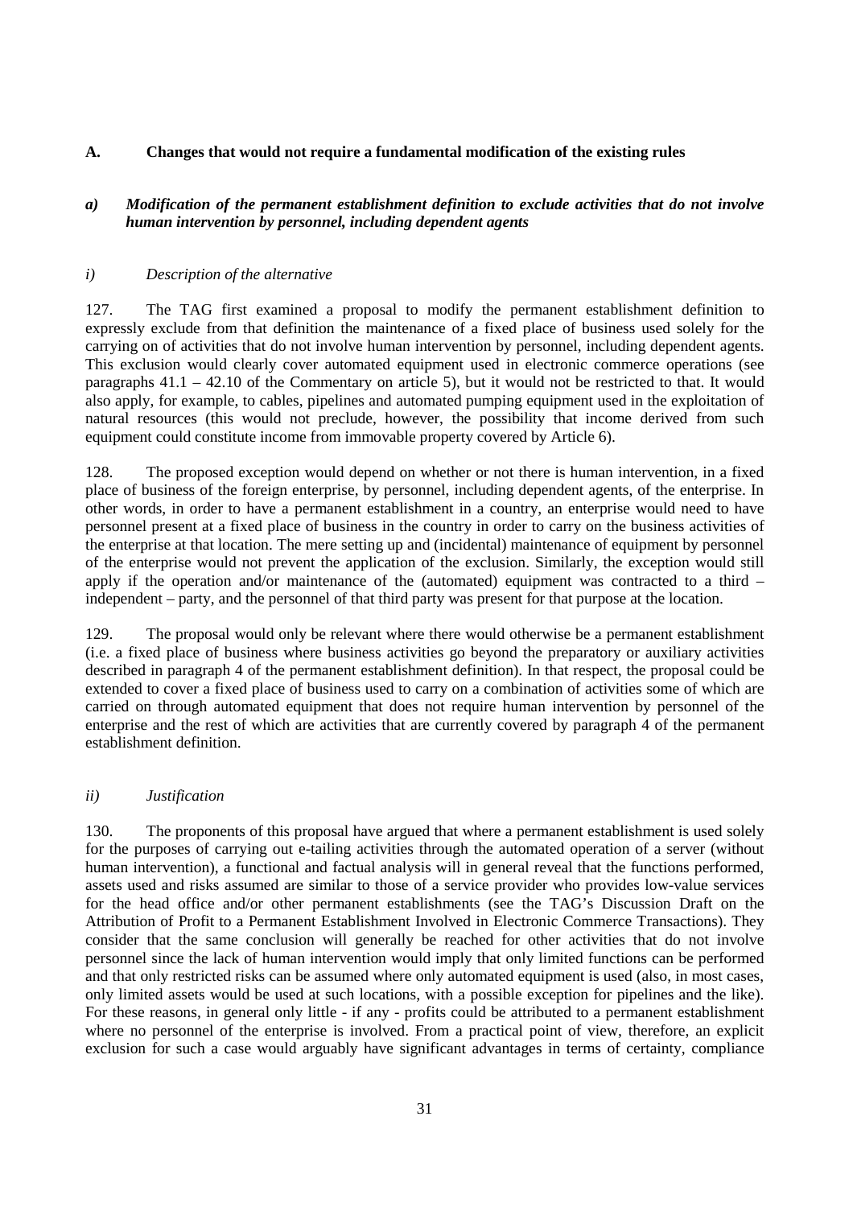## A. Changes that would not require a fundamental modification of the existing rules

### *a) Modification of the permanent establishment definition to exclude activities that do not involve human intervention by personnel, including dependent agents*

#### *i) Description of the alternative*

127. The TAG first examined a proposal to modify the permanent establishment definition to expressly exclude from that definition the maintenance of a fixed place of business used solely for the carrying on of activities that do not involve human intervention by personnel, including dependent agents. This exclusion would clearly cover automated equipment used in electronic commerce operations (see paragraphs 41.1 – 42.10 of the Commentary on article 5), but it would not be restricted to that. It would also apply, for example, to cables, pipelines and automated pumping equipment used in the exploitation of natural resources (this would not preclude, however, the possibility that income derived from such equipment could constitute income from immovable property covered by Article 6).

128. The proposed exception would depend on whether or not there is human intervention, in a fixed place of business of the foreign enterprise, by personnel, including dependent agents, of the enterprise. In other words, in order to have a permanent establishment in a country, an enterprise would need to have personnel present at a fixed place of business in the country in order to carry on the business activities of the enterprise at that location. The mere setting up and (incidental) maintenance of equipment by personnel of the enterprise would not prevent the application of the exclusion. Similarly, the exception would still apply if the operation and/or maintenance of the (automated) equipment was contracted to a third – independent – party, and the personnel of that third party was present for that purpose at the location.

129. The proposal would only be relevant where there would otherwise be a permanent establishment (i.e. a fixed place of business where business activities go beyond the preparatory or auxiliary activities described in paragraph 4 of the permanent establishment definition). In that respect, the proposal could be extended to cover a fixed place of business used to carry on a combination of activities some of which are carried on through automated equipment that does not require human intervention by personnel of the enterprise and the rest of which are activities that are currently covered by paragraph 4 of the permanent establishment definition.

#### *ii) Justification*

130. The proponents of this proposal have argued that where a permanent establishment is used solely for the purposes of carrying out e-tailing activities through the automated operation of a server (without human intervention), a functional and factual analysis will in general reveal that the functions performed, assets used and risks assumed are similar to those of a service provider who provides low-value services for the head office and/or other permanent establishments (see the TAG's Discussion Draft on the Attribution of Profit to a Permanent Establishment Involved in Electronic Commerce Transactions). They consider that the same conclusion will generally be reached for other activities that do not involve personnel since the lack of human intervention would imply that only limited functions can be performed and that only restricted risks can be assumed where only automated equipment is used (also, in most cases, only limited assets would be used at such locations, with a possible exception for pipelines and the like). For these reasons, in general only little - if any - profits could be attributed to a permanent establishment where no personnel of the enterprise is involved. From a practical point of view, therefore, an explicit exclusion for such a case would arguably have significant advantages in terms of certainty, compliance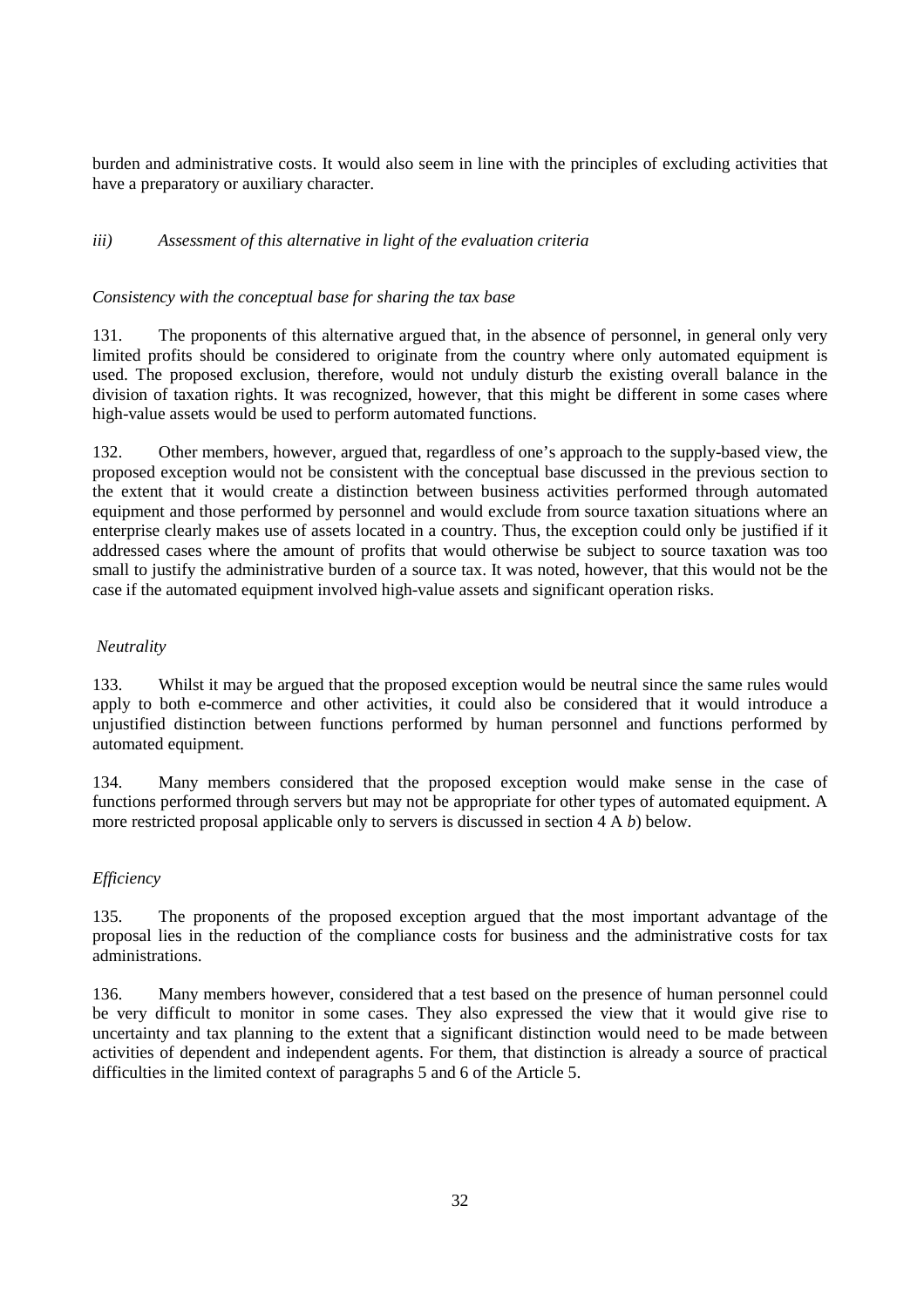burden and administrative costs. It would also seem in line with the principles of excluding activities that have a preparatory or auxiliary character.

*iii) Assessment of this alternative in light of the evaluation criteria*

*Consistency with the conceptual base for sharing the tax base*

131. The proponents of this alternative argued that, in the absence of personnel, in general only very limited profits should be considered to originate from the country where only automated equipment is used. The proposed exclusion, therefore, would not unduly disturb the existing overall balance in the division of taxation rights. It was recognized, however, that this might be different in some cases where high-value assets would be used to perform automated functions.

132. Other members, however, argued that, regardless of one's approach to the supply-based view, the proposed exception would not be consistent with the conceptual base discussed in the previous section to the extent that it would create a distinction between business activities performed through automated equipment and those performed by personnel and would exclude from source taxation situations where an enterprise clearly makes use of assets located in a country. Thus, the exception could only be justified if it addressed cases where the amount of profits that would otherwise be subject to source taxation was too small to justify the administrative burden of a source tax. It was noted, however, that this would not be the case if the automated equipment involved high-value assets and significant operation risks.

*Neutrality*

133. Whilst it may be argued that the proposed exception would be neutral since the same rules would apply to both e-commerce and other activities, it could also be considered that it would introduce a unjustified distinction between functions performed by human personnel and functions performed by automated equipment.

134. Many members considered that the proposed exception would make sense in the case of functions performed through servers but may not be appropriate for other types of automated equipment. A more restricted proposal applicable only to servers is discussed in section 4 A *b*) below.

*Efficiency*

135. The proponents of the proposed exception argued that the most important advantage of the proposal lies in the reduction of the compliance costs for business and the administrative costs for tax administrations.

136. Many members however, considered that a test based on the presence of human personnel could be very difficult to monitor in some cases. They also expressed the view that it would give rise to uncertainty and tax planning to the extent that a significant distinction would need to be made between activities of dependent and independent agents. For them, that distinction is already a source of practical difficulties in the limited context of paragraphs 5 and 6 of the Article 5.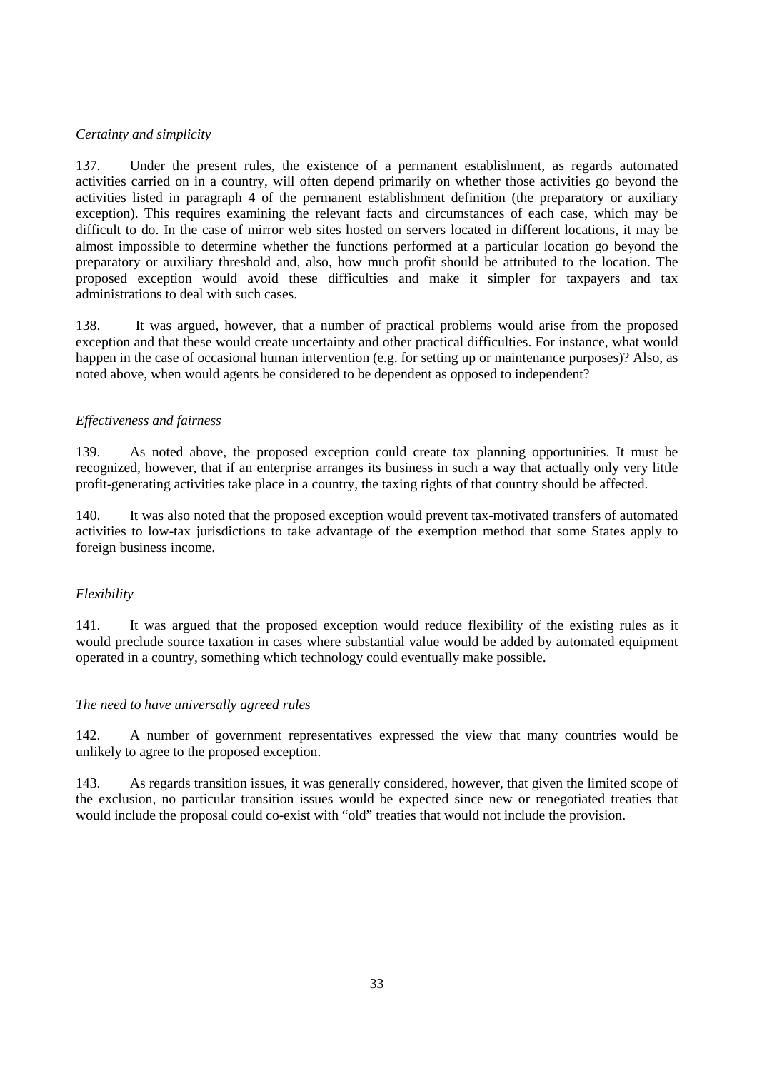*Certainty and simplicity*

137. Under the present rules, the existence of a permanent establishment, as regards automated activities carried on in a country, will often depend primarily on whether those activities go beyond the activities listed in paragraph 4 of the permanent establishment definition (the preparatory or auxiliary exception). This requires examining the relevant facts and circumstances of each case, which may be difficult to do. In the case of mirror web sites hosted on servers located in different locations, it may be almost impossible to determine whether the functions performed at a particular location go beyond the preparatory or auxiliary threshold and, also, how much profit should be attributed to the location. The proposed exception would avoid these difficulties and make it simpler for taxpayers and tax administrations to deal with such cases.

138. It was argued, however, that a number of practical problems would arise from the proposed exception and that these would create uncertainty and other practical difficulties. For instance, what would happen in the case of occasional human intervention (e.g. for setting up or maintenance purposes)? Also, as noted above, when would agents be considered to be dependent as opposed to independent?

*Effectiveness and fairness*

139. As noted above, the proposed exception could create tax planning opportunities. It must be recognized, however, that if an enterprise arranges its business in such a way that actually only very little profit-generating activities take place in a country, the taxing rights of that country should be affected.

140. It was also noted that the proposed exception would prevent tax-motivated transfers of automated activities to low-tax jurisdictions to take advantage of the exemption method that some States apply to foreign business income.

*Flexibility*

141. It was argued that the proposed exception would reduce flexibility of the existing rules as it would preclude source taxation in cases where substantial value would be added by automated equipment operated in a country, something which technology could eventually make possible.

*The need to have universally agreed rules*

142. A number of government representatives expressed the view that many countries would be unlikely to agree to the proposed exception.

143. As regards transition issues, it was generally considered, however, that given the limited scope of the exclusion, no particular transition issues would be expected since new or renegotiated treaties that would include the proposal could co-exist with "old" treaties that would not include the provision.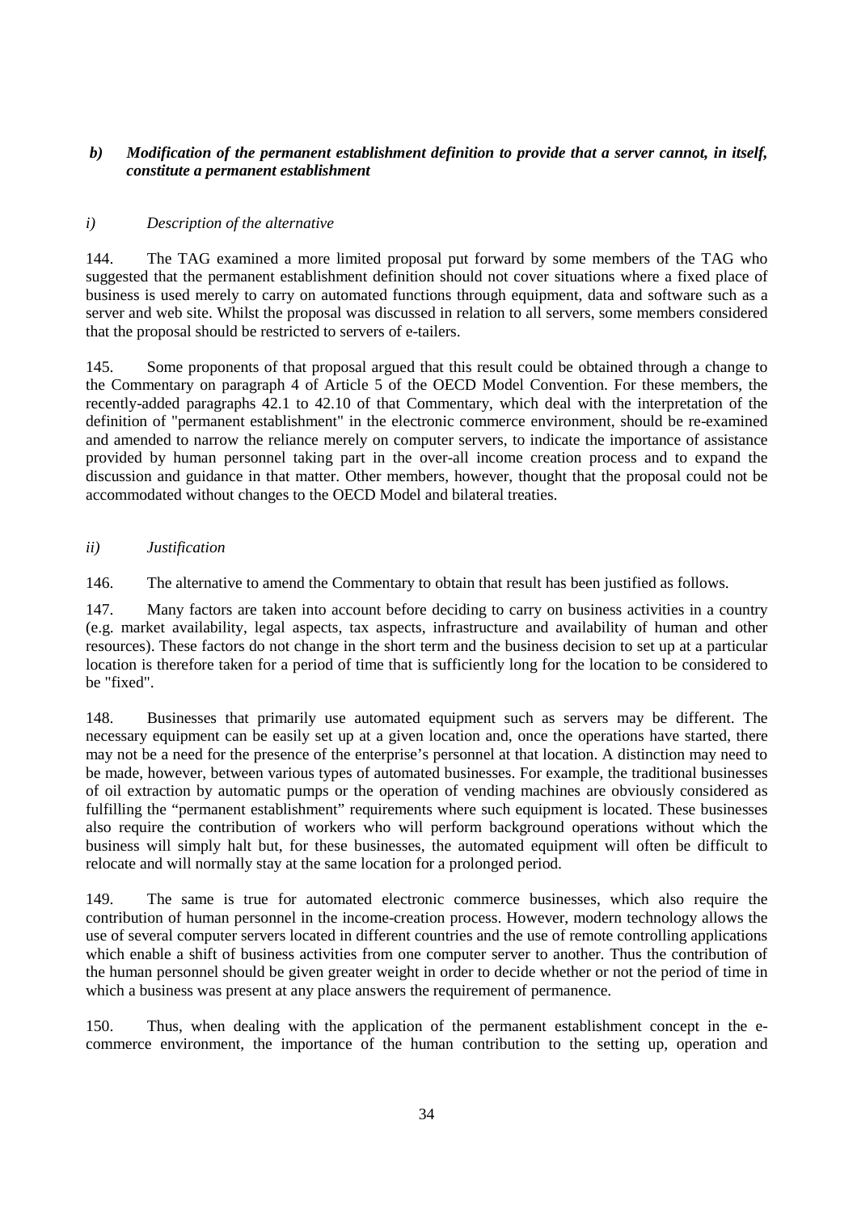### *b) Modification of the permanent establishment definition to provide that a server cannot, in itself, constitute a permanent establishment*

#### *i) Description of the alternative*

144. The TAG examined a more limited proposal put forward by some members of the TAG who suggested that the permanent establishment definition should not cover situations where a fixed place of business is used merely to carry on automated functions through equipment, data and software such as a server and web site. Whilst the proposal was discussed in relation to all servers, some members considered that the proposal should be restricted to servers of e-tailers.

145. Some proponents of that proposal argued that this result could be obtained through a change to the Commentary on paragraph 4 of Article 5 of the OECD Model Convention. For these members, the recently-added paragraphs 42.1 to 42.10 of that Commentary, which deal with the interpretation of the definition of "permanent establishment" in the electronic commerce environment, should be re-examined and amended to narrow the reliance merely on computer servers, to indicate the importance of assistance provided by human personnel taking part in the over-all income creation process and to expand the discussion and guidance in that matter. Other members, however, thought that the proposal could not be accommodated without changes to the OECD Model and bilateral treaties.

#### *ii) Justification*

146. The alternative to amend the Commentary to obtain that result has been justified as follows.

147. Many factors are taken into account before deciding to carry on business activities in a country (e.g. market availability, legal aspects, tax aspects, infrastructure and availability of human and other resources). These factors do not change in the short term and the business decision to set up at a particular location is therefore taken for a period of time that is sufficiently long for the location to be considered to be "fixed".

148. Businesses that primarily use automated equipment such as servers may be different. The necessary equipment can be easily set up at a given location and, once the operations have started, there may not be a need for the presence of the enterprise's personnel at that location. A distinction may need to be made, however, between various types of automated businesses. For example, the traditional businesses of oil extraction by automatic pumps or the operation of vending machines are obviously considered as fulfilling the "permanent establishment" requirements where such equipment is located. These businesses also require the contribution of workers who will perform background operations without which the business will simply halt but, for these businesses, the automated equipment will often be difficult to relocate and will normally stay at the same location for a prolonged period.

149. The same is true for automated electronic commerce businesses, which also require the contribution of human personnel in the income-creation process. However, modern technology allows the use of several computer servers located in different countries and the use of remote controlling applications which enable a shift of business activities from one computer server to another. Thus the contribution of the human personnel should be given greater weight in order to decide whether or not the period of time in which a business was present at any place answers the requirement of permanence.

150. Thus, when dealing with the application of the permanent establishment concept in the e-commerce environment, the importance of the human contribution to the setting up, operation and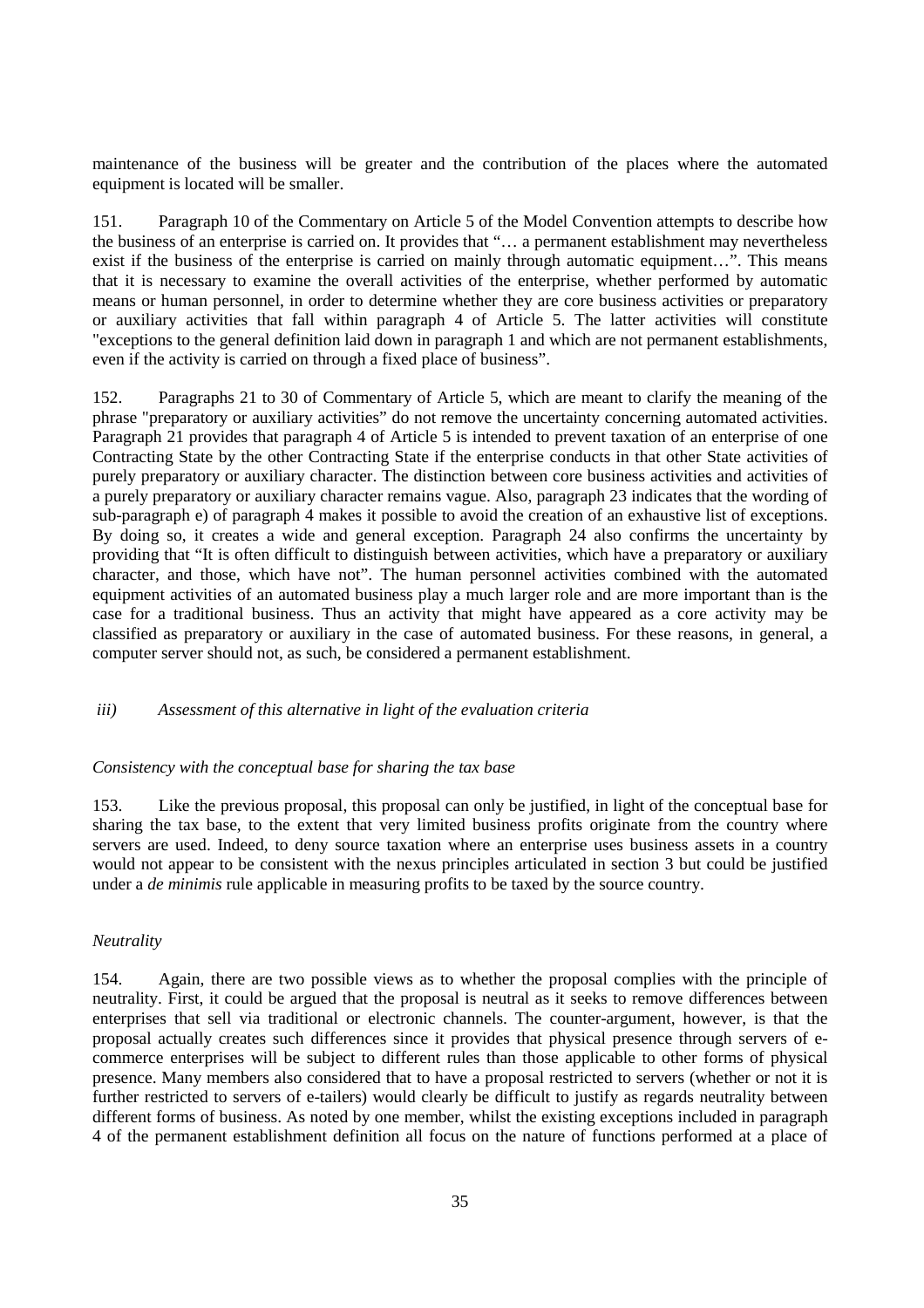maintenance of the business will be greater and the contribution of the places where the automated equipment is located will be smaller.

151. Paragraph 10 of the Commentary on Article 5 of the Model Convention attempts to describe how the business of an enterprise is carried on. It provides that "… a permanent establishment may nevertheless exist if the business of the enterprise is carried on mainly through automatic equipment…". This means that it is necessary to examine the overall activities of the enterprise, whether performed by automatic means or human personnel, in order to determine whether they are core business activities or preparatory or auxiliary activities that fall within paragraph 4 of Article 5. The latter activities will constitute "exceptions to the general definition laid down in paragraph 1 and which are not permanent establishments, even if the activity is carried on through a fixed place of business".

152. Paragraphs 21 to 30 of Commentary of Article 5, which are meant to clarify the meaning of the phrase "preparatory or auxiliary activities" do not remove the uncertainty concerning automated activities. Paragraph 21 provides that paragraph 4 of Article 5 is intended to prevent taxation of an enterprise of one Contracting State by the other Contracting State if the enterprise conducts in that other State activities of purely preparatory or auxiliary character. The distinction between core business activities and activities of a purely preparatory or auxiliary character remains vague. Also, paragraph 23 indicates that the wording of sub-paragraph e) of paragraph 4 makes it possible to avoid the creation of an exhaustive list of exceptions. By doing so, it creates a wide and general exception. Paragraph 24 also confirms the uncertainty by providing that "It is often difficult to distinguish between activities, which have a preparatory or auxiliary character, and those, which have not". The human personnel activities combined with the automated equipment activities of an automated business play a much larger role and are more important than is the case for a traditional business. Thus an activity that might have appeared as a core activity may be classified as preparatory or auxiliary in the case of automated business. For these reasons, in general, a computer server should not, as such, be considered a permanent establishment.

*iii) Assessment of this alternative in light of the evaluation criteria*

*Consistency with the conceptual base for sharing the tax base*

153. Like the previous proposal, this proposal can only be justified, in light of the conceptual base for sharing the tax base, to the extent that very limited business profits originate from the country where servers are used. Indeed, to deny source taxation where an enterprise uses business assets in a country would not appear to be consistent with the nexus principles articulated in section 3 but could be justified under a *de minimis* rule applicable in measuring profits to be taxed by the source country.

*Neutrality*

154. Again, there are two possible views as to whether the proposal complies with the principle of neutrality. First, it could be argued that the proposal is neutral as it seeks to remove differences between enterprises that sell via traditional or electronic channels. The counter-argument, however, is that the proposal actually creates such differences since it provides that physical presence through servers of e-commerce enterprises will be subject to different rules than those applicable to other forms of physical presence. Many members also considered that to have a proposal restricted to servers (whether or not it is further restricted to servers of e-tailers) would clearly be difficult to justify as regards neutrality between different forms of business. As noted by one member, whilst the existing exceptions included in paragraph 4 of the permanent establishment definition all focus on the nature of functions performed at a place of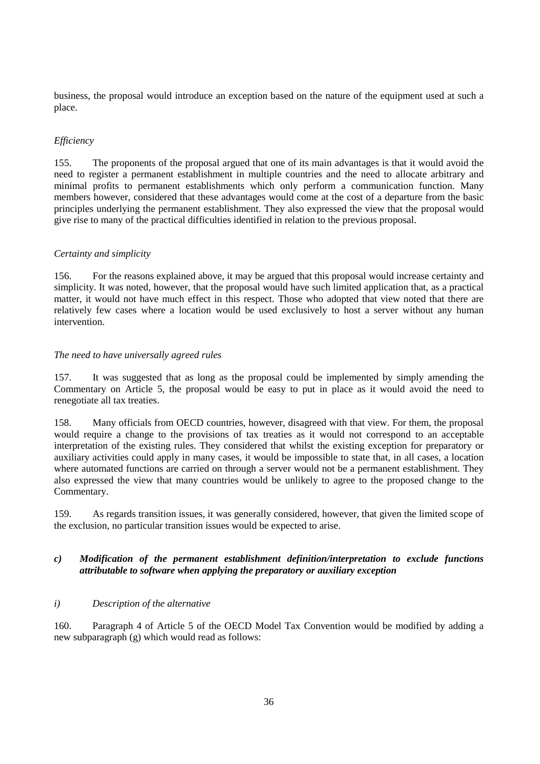business, the proposal would introduce an exception based on the nature of the equipment used at such a place.

*Efficiency*

155. The proponents of the proposal argued that one of its main advantages is that it would avoid the need to register a permanent establishment in multiple countries and the need to allocate arbitrary and minimal profits to permanent establishments which only perform a communication function. Many members however, considered that these advantages would come at the cost of a departure from the basic principles underlying the permanent establishment. They also expressed the view that the proposal would give rise to many of the practical difficulties identified in relation to the previous proposal.

*Certainty and simplicity*

156. For the reasons explained above, it may be argued that this proposal would increase certainty and simplicity. It was noted, however, that the proposal would have such limited application that, as a practical matter, it would not have much effect in this respect. Those who adopted that view noted that there are relatively few cases where a location would be used exclusively to host a server without any human intervention.

*The need to have universally agreed rules*

157. It was suggested that as long as the proposal could be implemented by simply amending the Commentary on Article 5, the proposal would be easy to put in place as it would avoid the need to renegotiate all tax treaties.

158. Many officials from OECD countries, however, disagreed with that view. For them, the proposal would require a change to the provisions of tax treaties as it would not correspond to an acceptable interpretation of the existing rules. They considered that whilst the existing exception for preparatory or auxiliary activities could apply in many cases, it would be impossible to state that, in all cases, a location where automated functions are carried on through a server would not be a permanent establishment. They also expressed the view that many countries would be unlikely to agree to the proposed change to the Commentary.

159. As regards transition issues, it was generally considered, however, that given the limited scope of the exclusion, no particular transition issues would be expected to arise.

### *c) Modification of the permanent establishment definition/interpretation to exclude functions attributable to software when applying the preparatory or auxiliary exception*

*i) Description of the alternative*

160. Paragraph 4 of Article 5 of the OECD Model Tax Convention would be modified by adding a new subparagraph (g) which would read as follows: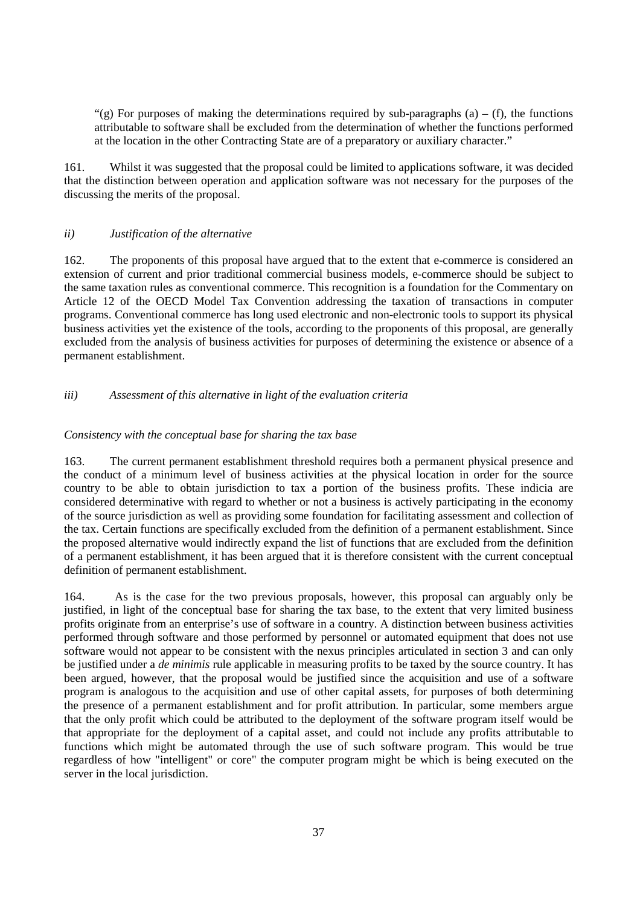"(g) For purposes of making the determinations required by sub-paragraphs (a) – (f), the functions attributable to software shall be excluded from the determination of whether the functions performed at the location in the other Contracting State are of a preparatory or auxiliary character."

161. Whilst it was suggested that the proposal could be limited to applications software, it was decided that the distinction between operation and application software was not necessary for the purposes of the discussing the merits of the proposal.

*ii) Justification of the alternative*

162. The proponents of this proposal have argued that to the extent that e-commerce is considered an extension of current and prior traditional commercial business models, e-commerce should be subject to the same taxation rules as conventional commerce. This recognition is a foundation for the Commentary on Article 12 of the OECD Model Tax Convention addressing the taxation of transactions in computer programs. Conventional commerce has long used electronic and non-electronic tools to support its physical business activities yet the existence of the tools, according to the proponents of this proposal, are generally excluded from the analysis of business activities for purposes of determining the existence or absence of a permanent establishment.

*iii) Assessment of this alternative in light of the evaluation criteria*

*Consistency with the conceptual base for sharing the tax base*

163. The current permanent establishment threshold requires both a permanent physical presence and the conduct of a minimum level of business activities at the physical location in order for the source country to be able to obtain jurisdiction to tax a portion of the business profits. These indicia are considered determinative with regard to whether or not a business is actively participating in the economy of the source jurisdiction as well as providing some foundation for facilitating assessment and collection of the tax. Certain functions are specifically excluded from the definition of a permanent establishment. Since the proposed alternative would indirectly expand the list of functions that are excluded from the definition of a permanent establishment, it has been argued that it is therefore consistent with the current conceptual definition of permanent establishment.

164. As is the case for the two previous proposals, however, this proposal can arguably only be justified, in light of the conceptual base for sharing the tax base, to the extent that very limited business profits originate from an enterprise's use of software in a country. A distinction between business activities performed through software and those performed by personnel or automated equipment that does not use software would not appear to be consistent with the nexus principles articulated in section 3 and can only be justified under a *de minimis* rule applicable in measuring profits to be taxed by the source country. It has been argued, however, that the proposal would be justified since the acquisition and use of a software program is analogous to the acquisition and use of other capital assets, for purposes of both determining the presence of a permanent establishment and for profit attribution. In particular, some members argue that the only profit which could be attributed to the deployment of the software program itself would be that appropriate for the deployment of a capital asset, and could not include any profits attributable to functions which might be automated through the use of such software program. This would be true regardless of how "intelligent" or core" the computer program might be which is being executed on the server in the local jurisdiction.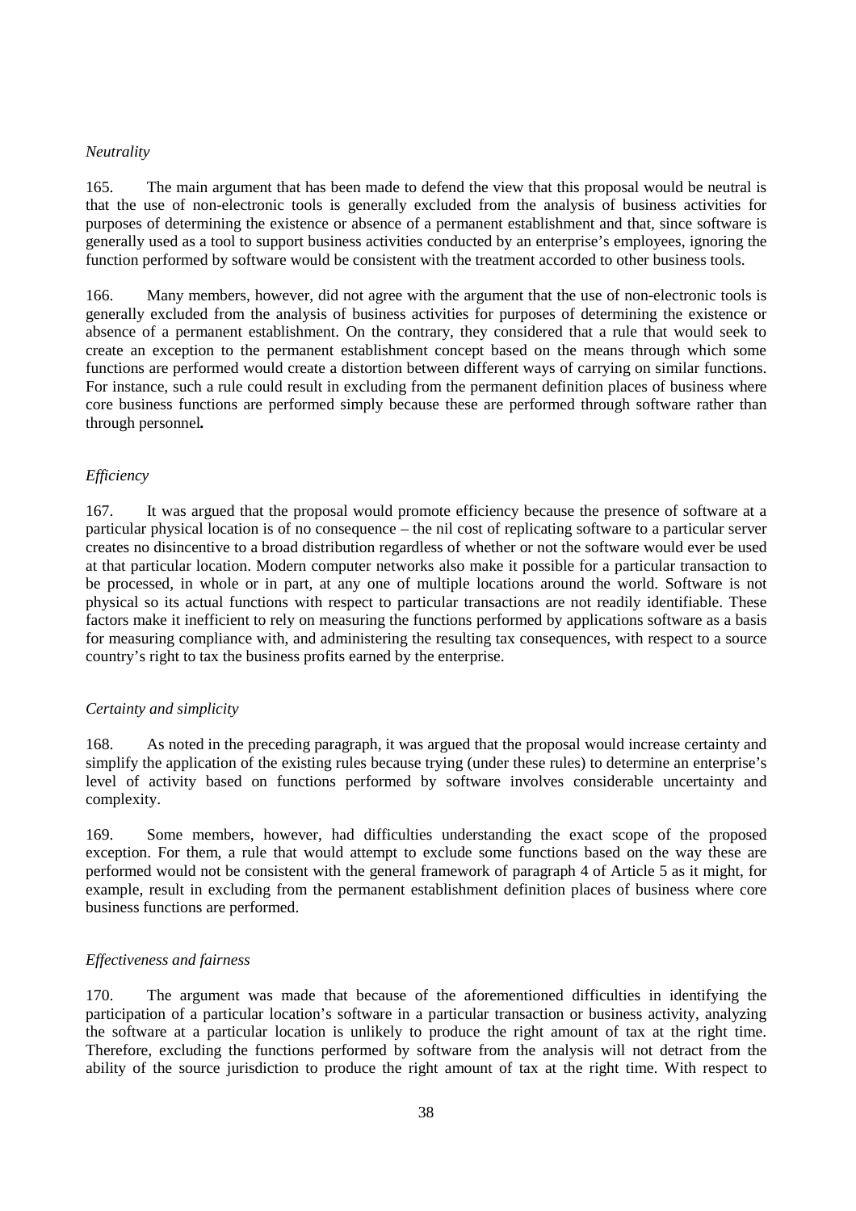*Neutrality*

165. The main argument that has been made to defend the view that this proposal would be neutral is that the use of non-electronic tools is generally excluded from the analysis of business activities for purposes of determining the existence or absence of a permanent establishment and that, since software is generally used as a tool to support business activities conducted by an enterprise's employees, ignoring the function performed by software would be consistent with the treatment accorded to other business tools.

166. Many members, however, did not agree with the argument that the use of non-electronic tools is generally excluded from the analysis of business activities for purposes of determining the existence or absence of a permanent establishment. On the contrary, they considered that a rule that would seek to create an exception to the permanent establishment concept based on the means through which some functions are performed would create a distortion between different ways of carrying on similar functions. For instance, such a rule could result in excluding from the permanent definition places of business where core business functions are performed simply because these are performed through software rather than through personnel**.**

*Efficiency*

167. It was argued that the proposal would promote efficiency because the presence of software at a particular physical location is of no consequence – the nil cost of replicating software to a particular server creates no disincentive to a broad distribution regardless of whether or not the software would ever be used at that particular location. Modern computer networks also make it possible for a particular transaction to be processed, in whole or in part, at any one of multiple locations around the world. Software is not physical so its actual functions with respect to particular transactions are not readily identifiable. These factors make it inefficient to rely on measuring the functions performed by applications software as a basis for measuring compliance with, and administering the resulting tax consequences, with respect to a source country's right to tax the business profits earned by the enterprise.

*Certainty and simplicity*

168. As noted in the preceding paragraph, it was argued that the proposal would increase certainty and simplify the application of the existing rules because trying (under these rules) to determine an enterprise's level of activity based on functions performed by software involves considerable uncertainty and complexity.

169. Some members, however, had difficulties understanding the exact scope of the proposed exception. For them, a rule that would attempt to exclude some functions based on the way these are performed would not be consistent with the general framework of paragraph 4 of Article 5 as it might, for example, result in excluding from the permanent establishment definition places of business where core business functions are performed.

*Effectiveness and fairness*

170. The argument was made that because of the aforementioned difficulties in identifying the participation of a particular location's software in a particular transaction or business activity, analyzing the software at a particular location is unlikely to produce the right amount of tax at the right time. Therefore, excluding the functions performed by software from the analysis will not detract from the ability of the source jurisdiction to produce the right amount of tax at the right time. With respect to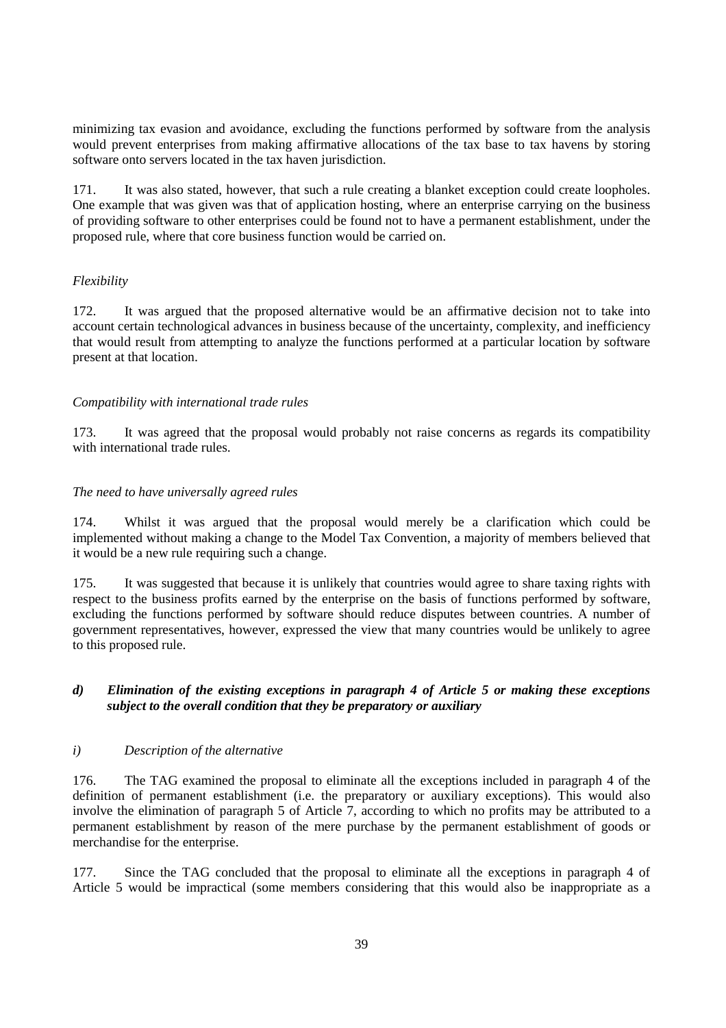minimizing tax evasion and avoidance, excluding the functions performed by software from the analysis would prevent enterprises from making affirmative allocations of the tax base to tax havens by storing software onto servers located in the tax haven jurisdiction.

171. It was also stated, however, that such a rule creating a blanket exception could create loopholes. One example that was given was that of application hosting, where an enterprise carrying on the business of providing software to other enterprises could be found not to have a permanent establishment, under the proposed rule, where that core business function would be carried on.

*Flexibility*

172. It was argued that the proposed alternative would be an affirmative decision not to take into account certain technological advances in business because of the uncertainty, complexity, and inefficiency that would result from attempting to analyze the functions performed at a particular location by software present at that location.

*Compatibility with international trade rules*

173. It was agreed that the proposal would probably not raise concerns as regards its compatibility with international trade rules.

*The need to have universally agreed rules*

174. Whilst it was argued that the proposal would merely be a clarification which could be implemented without making a change to the Model Tax Convention, a majority of members believed that it would be a new rule requiring such a change.

175. It was suggested that because it is unlikely that countries would agree to share taxing rights with respect to the business profits earned by the enterprise on the basis of functions performed by software, excluding the functions performed by software should reduce disputes between countries. A number of government representatives, however, expressed the view that many countries would be unlikely to agree to this proposed rule.

### *d) Elimination of the existing exceptions in paragraph 4 of Article 5 or making these exceptions subject to the overall condition that they be preparatory or auxiliary*

*i) Description of the alternative*

176. The TAG examined the proposal to eliminate all the exceptions included in paragraph 4 of the definition of permanent establishment (i.e. the preparatory or auxiliary exceptions). This would also involve the elimination of paragraph 5 of Article 7, according to which no profits may be attributed to a permanent establishment by reason of the mere purchase by the permanent establishment of goods or merchandise for the enterprise.

177. Since the TAG concluded that the proposal to eliminate all the exceptions in paragraph 4 of Article 5 would be impractical (some members considering that this would also be inappropriate as a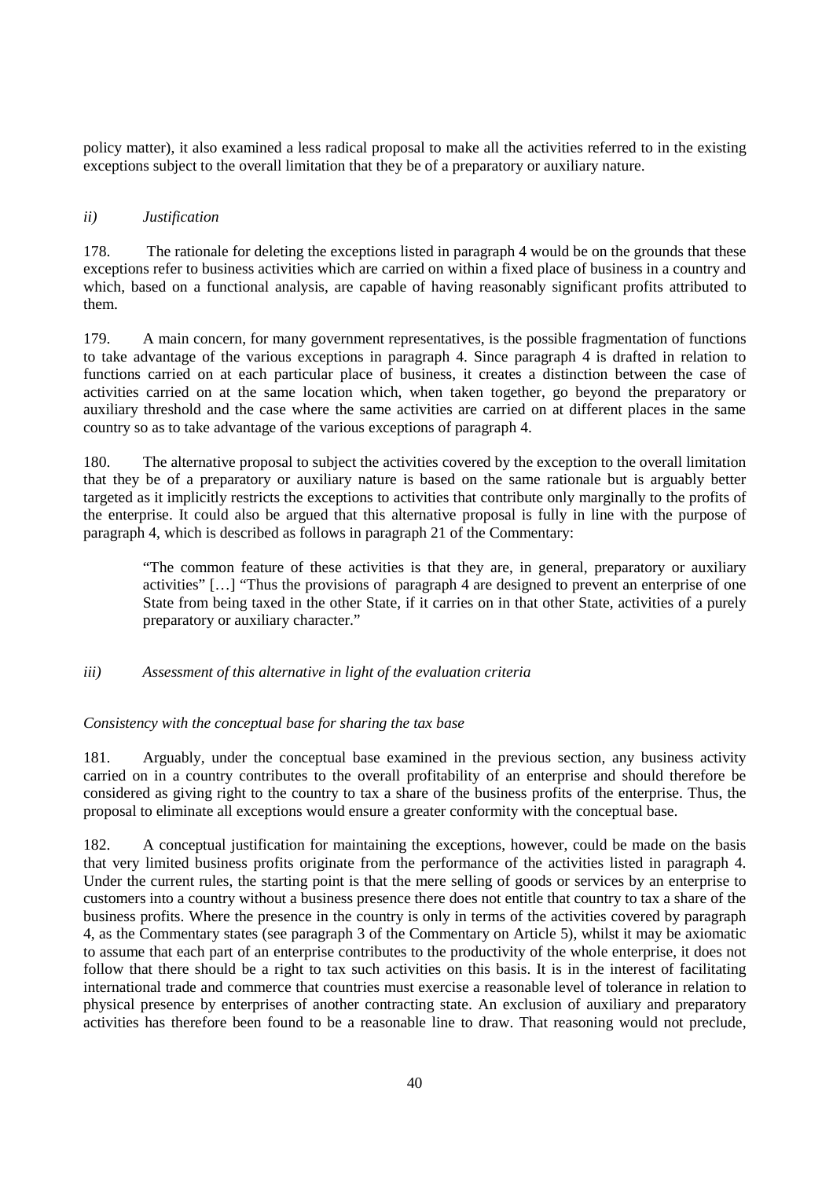policy matter), it also examined a less radical proposal to make all the activities referred to in the existing exceptions subject to the overall limitation that they be of a preparatory or auxiliary nature.

*ii) Justification*

178. The rationale for deleting the exceptions listed in paragraph 4 would be on the grounds that these exceptions refer to business activities which are carried on within a fixed place of business in a country and which, based on a functional analysis, are capable of having reasonably significant profits attributed to them.

179. A main concern, for many government representatives, is the possible fragmentation of functions to take advantage of the various exceptions in paragraph 4. Since paragraph 4 is drafted in relation to functions carried on at each particular place of business, it creates a distinction between the case of activities carried on at the same location which, when taken together, go beyond the preparatory or auxiliary threshold and the case where the same activities are carried on at different places in the same country so as to take advantage of the various exceptions of paragraph 4.

180. The alternative proposal to subject the activities covered by the exception to the overall limitation that they be of a preparatory or auxiliary nature is based on the same rationale but is arguably better targeted as it implicitly restricts the exceptions to activities that contribute only marginally to the profits of the enterprise. It could also be argued that this alternative proposal is fully in line with the purpose of paragraph 4, which is described as follows in paragraph 21 of the Commentary:

> "The common feature of these activities is that they are, in general, preparatory or auxiliary activities" […] "Thus the provisions of paragraph 4 are designed to prevent an enterprise of one State from being taxed in the other State, if it carries on in that other State, activities of a purely preparatory or auxiliary character."

*iii) Assessment of this alternative in light of the evaluation criteria*

*Consistency with the conceptual base for sharing the tax base*

181. Arguably, under the conceptual base examined in the previous section, any business activity carried on in a country contributes to the overall profitability of an enterprise and should therefore be considered as giving right to the country to tax a share of the business profits of the enterprise. Thus, the proposal to eliminate all exceptions would ensure a greater conformity with the conceptual base.

182. A conceptual justification for maintaining the exceptions, however, could be made on the basis that very limited business profits originate from the performance of the activities listed in paragraph 4. Under the current rules, the starting point is that the mere selling of goods or services by an enterprise to customers into a country without a business presence there does not entitle that country to tax a share of the business profits. Where the presence in the country is only in terms of the activities covered by paragraph 4, as the Commentary states (see paragraph 3 of the Commentary on Article 5), whilst it may be axiomatic to assume that each part of an enterprise contributes to the productivity of the whole enterprise, it does not follow that there should be a right to tax such activities on this basis. It is in the interest of facilitating international trade and commerce that countries must exercise a reasonable level of tolerance in relation to physical presence by enterprises of another contracting state. An exclusion of auxiliary and preparatory activities has therefore been found to be a reasonable line to draw. That reasoning would not preclude,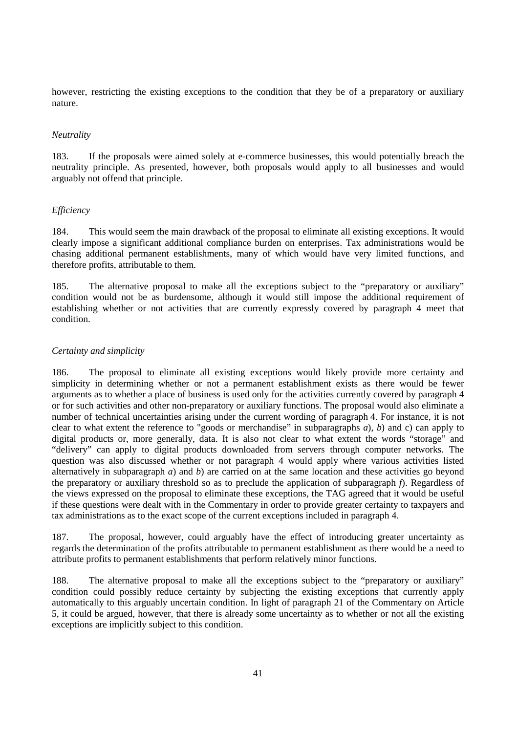however, restricting the existing exceptions to the condition that they be of a preparatory or auxiliary nature.

*Neutrality*

183. If the proposals were aimed solely at e-commerce businesses, this would potentially breach the neutrality principle. As presented, however, both proposals would apply to all businesses and would arguably not offend that principle.

*Efficiency*

184. This would seem the main drawback of the proposal to eliminate all existing exceptions. It would clearly impose a significant additional compliance burden on enterprises. Tax administrations would be chasing additional permanent establishments, many of which would have very limited functions, and therefore profits, attributable to them.

185. The alternative proposal to make all the exceptions subject to the "preparatory or auxiliary" condition would not be as burdensome, although it would still impose the additional requirement of establishing whether or not activities that are currently expressly covered by paragraph 4 meet that condition.

*Certainty and simplicity*

186. The proposal to eliminate all existing exceptions would likely provide more certainty and simplicity in determining whether or not a permanent establishment exists as there would be fewer arguments as to whether a place of business is used only for the activities currently covered by paragraph 4 or for such activities and other non-preparatory or auxiliary functions. The proposal would also eliminate a number of technical uncertainties arising under the current wording of paragraph 4. For instance, it is not clear to what extent the reference to "goods or merchandise" in subparagraphs *a*), *b*) and c) can apply to digital products or, more generally, data. It is also not clear to what extent the words "storage" and "delivery" can apply to digital products downloaded from servers through computer networks. The question was also discussed whether or not paragraph 4 would apply where various activities listed alternatively in subparagraph *a*) and *b*) are carried on at the same location and these activities go beyond the preparatory or auxiliary threshold so as to preclude the application of subparagraph *f*). Regardless of the views expressed on the proposal to eliminate these exceptions, the TAG agreed that it would be useful if these questions were dealt with in the Commentary in order to provide greater certainty to taxpayers and tax administrations as to the exact scope of the current exceptions included in paragraph 4.

187. The proposal, however, could arguably have the effect of introducing greater uncertainty as regards the determination of the profits attributable to permanent establishment as there would be a need to attribute profits to permanent establishments that perform relatively minor functions.

188. The alternative proposal to make all the exceptions subject to the "preparatory or auxiliary" condition could possibly reduce certainty by subjecting the existing exceptions that currently apply automatically to this arguably uncertain condition. In light of paragraph 21 of the Commentary on Article 5, it could be argued, however, that there is already some uncertainty as to whether or not all the existing exceptions are implicitly subject to this condition.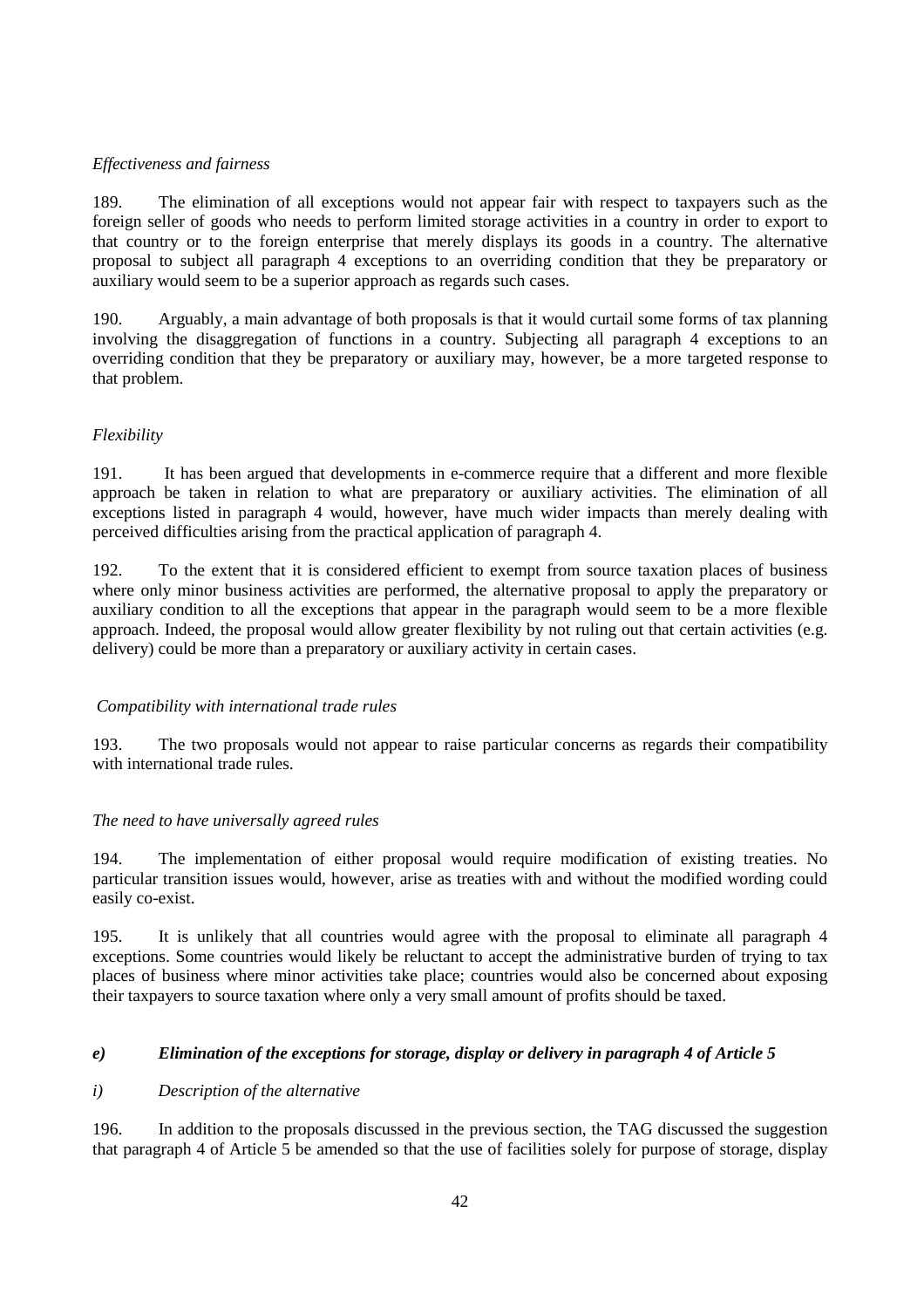*Effectiveness and fairness*

189. The elimination of all exceptions would not appear fair with respect to taxpayers such as the foreign seller of goods who needs to perform limited storage activities in a country in order to export to that country or to the foreign enterprise that merely displays its goods in a country. The alternative proposal to subject all paragraph 4 exceptions to an overriding condition that they be preparatory or auxiliary would seem to be a superior approach as regards such cases.

190. Arguably, a main advantage of both proposals is that it would curtail some forms of tax planning involving the disaggregation of functions in a country. Subjecting all paragraph 4 exceptions to an overriding condition that they be preparatory or auxiliary may, however, be a more targeted response to that problem.

*Flexibility*

191. It has been argued that developments in e-commerce require that a different and more flexible approach be taken in relation to what are preparatory or auxiliary activities. The elimination of all exceptions listed in paragraph 4 would, however, have much wider impacts than merely dealing with perceived difficulties arising from the practical application of paragraph 4.

192. To the extent that it is considered efficient to exempt from source taxation places of business where only minor business activities are performed, the alternative proposal to apply the preparatory or auxiliary condition to all the exceptions that appear in the paragraph would seem to be a more flexible approach. Indeed, the proposal would allow greater flexibility by not ruling out that certain activities (e.g. delivery) could be more than a preparatory or auxiliary activity in certain cases.

*Compatibility with international trade rules*

193. The two proposals would not appear to raise particular concerns as regards their compatibility with international trade rules.

*The need to have universally agreed rules*

194. The implementation of either proposal would require modification of existing treaties. No particular transition issues would, however, arise as treaties with and without the modified wording could easily co-exist.

195. It is unlikely that all countries would agree with the proposal to eliminate all paragraph 4 exceptions. Some countries would likely be reluctant to accept the administrative burden of trying to tax places of business where minor activities take place; countries would also be concerned about exposing their taxpayers to source taxation where only a very small amount of profits should be taxed.

***e) Elimination of the exceptions for storage, display or delivery in paragraph 4 of Article 5***

*i) Description of the alternative*

196. In addition to the proposals discussed in the previous section, the TAG discussed the suggestion that paragraph 4 of Article 5 be amended so that the use of facilities solely for purpose of storage, display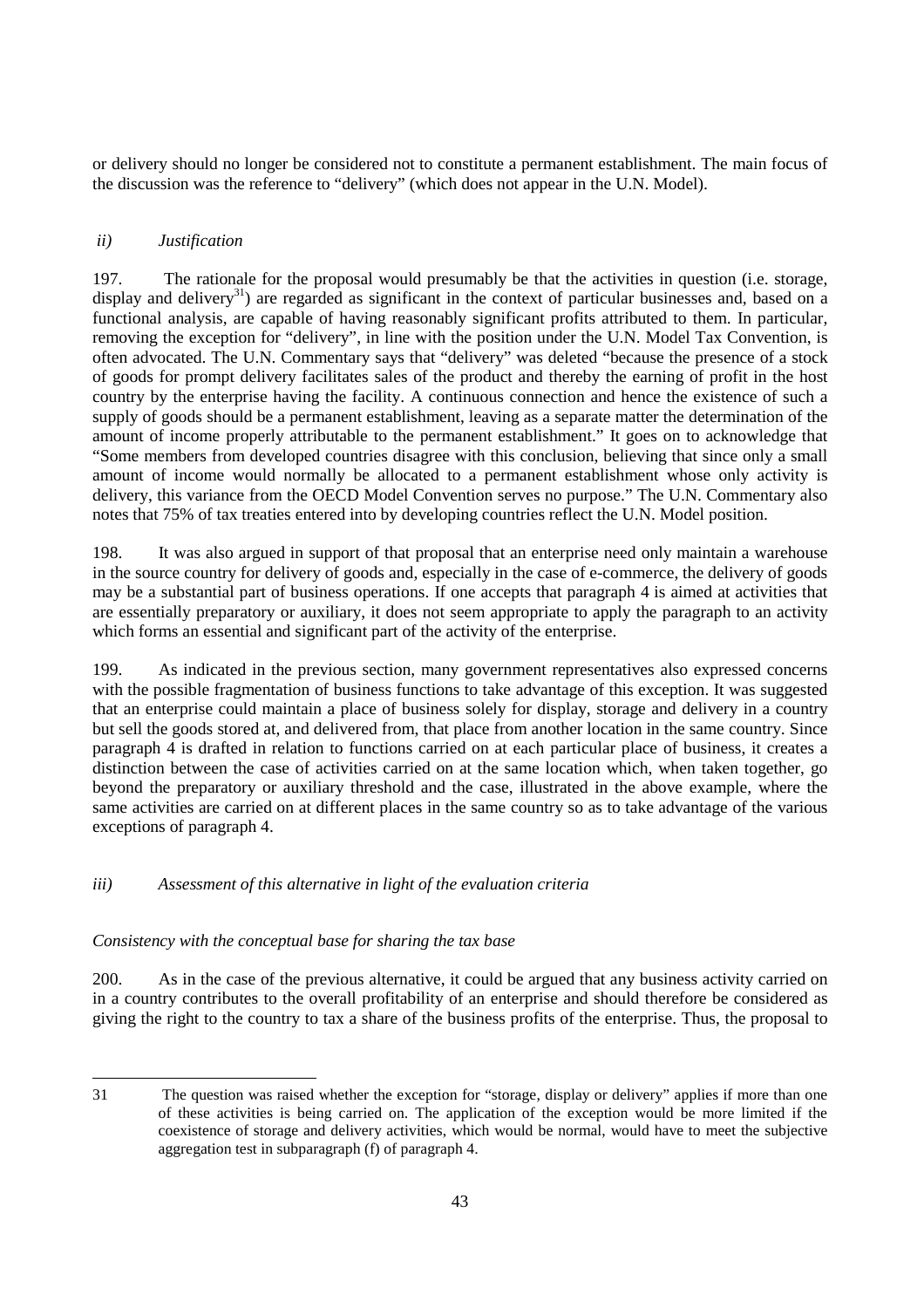or delivery should no longer be considered not to constitute a permanent establishment. The main focus of the discussion was the reference to "delivery" (which does not appear in the U.N. Model).

*ii) Justification*

197. The rationale for the proposal would presumably be that the activities in question (i.e. storage, display and delivery[31]) are regarded as significant in the context of particular businesses and, based on a functional analysis, are capable of having reasonably significant profits attributed to them. In particular, removing the exception for "delivery", in line with the position under the U.N. Model Tax Convention, is often advocated. The U.N. Commentary says that "delivery" was deleted "because the presence of a stock of goods for prompt delivery facilitates sales of the product and thereby the earning of profit in the host country by the enterprise having the facility. A continuous connection and hence the existence of such a supply of goods should be a permanent establishment, leaving as a separate matter the determination of the amount of income properly attributable to the permanent establishment." It goes on to acknowledge that "Some members from developed countries disagree with this conclusion, believing that since only a small amount of income would normally be allocated to a permanent establishment whose only activity is delivery, this variance from the OECD Model Convention serves no purpose." The U.N. Commentary also notes that 75% of tax treaties entered into by developing countries reflect the U.N. Model position.

198. It was also argued in support of that proposal that an enterprise need only maintain a warehouse in the source country for delivery of goods and, especially in the case of e-commerce, the delivery of goods may be a substantial part of business operations. If one accepts that paragraph 4 is aimed at activities that are essentially preparatory or auxiliary, it does not seem appropriate to apply the paragraph to an activity which forms an essential and significant part of the activity of the enterprise.

199. As indicated in the previous section, many government representatives also expressed concerns with the possible fragmentation of business functions to take advantage of this exception. It was suggested that an enterprise could maintain a place of business solely for display, storage and delivery in a country but sell the goods stored at, and delivered from, that place from another location in the same country. Since paragraph 4 is drafted in relation to functions carried on at each particular place of business, it creates a distinction between the case of activities carried on at the same location which, when taken together, go beyond the preparatory or auxiliary threshold and the case, illustrated in the above example, where the same activities are carried on at different places in the same country so as to take advantage of the various exceptions of paragraph 4.

*iii) Assessment of this alternative in light of the evaluation criteria*

*Consistency with the conceptual base for sharing the tax base*

200. As in the case of the previous alternative, it could be argued that any business activity carried on in a country contributes to the overall profitability of an enterprise and should therefore be considered as giving the right to the country to tax a share of the business profits of the enterprise. Thus, the proposal to

---

31 The question was raised whether the exception for "storage, display or delivery" applies if more than one of these activities is being carried on. The application of the exception would be more limited if the coexistence of storage and delivery activities, which would be normal, would have to meet the subjective aggregation test in subparagraph (f) of paragraph 4.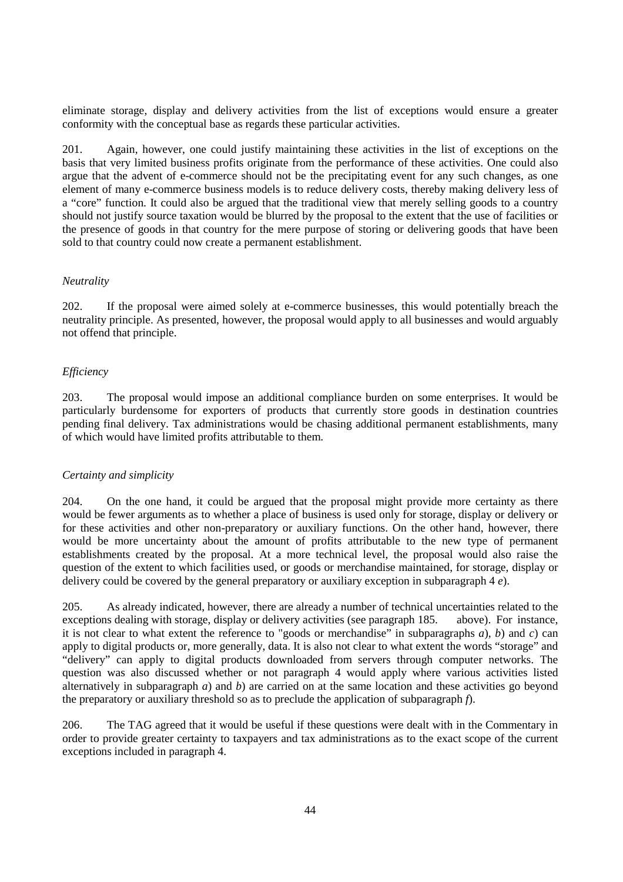eliminate storage, display and delivery activities from the list of exceptions would ensure a greater conformity with the conceptual base as regards these particular activities.

201. Again, however, one could justify maintaining these activities in the list of exceptions on the basis that very limited business profits originate from the performance of these activities. One could also argue that the advent of e-commerce should not be the precipitating event for any such changes, as one element of many e-commerce business models is to reduce delivery costs, thereby making delivery less of a "core" function. It could also be argued that the traditional view that merely selling goods to a country should not justify source taxation would be blurred by the proposal to the extent that the use of facilities or the presence of goods in that country for the mere purpose of storing or delivering goods that have been sold to that country could now create a permanent establishment.

*Neutrality*

202. If the proposal were aimed solely at e-commerce businesses, this would potentially breach the neutrality principle. As presented, however, the proposal would apply to all businesses and would arguably not offend that principle.

*Efficiency*

203. The proposal would impose an additional compliance burden on some enterprises. It would be particularly burdensome for exporters of products that currently store goods in destination countries pending final delivery. Tax administrations would be chasing additional permanent establishments, many of which would have limited profits attributable to them.

*Certainty and simplicity*

204. On the one hand, it could be argued that the proposal might provide more certainty as there would be fewer arguments as to whether a place of business is used only for storage, display or delivery or for these activities and other non-preparatory or auxiliary functions. On the other hand, however, there would be more uncertainty about the amount of profits attributable to the new type of permanent establishments created by the proposal. At a more technical level, the proposal would also raise the question of the extent to which facilities used, or goods or merchandise maintained, for storage, display or delivery could be covered by the general preparatory or auxiliary exception in subparagraph 4 *e*).

205. As already indicated, however, there are already a number of technical uncertainties related to the exceptions dealing with storage, display or delivery activities (see paragraph 185. above). For instance, it is not clear to what extent the reference to "goods or merchandise" in subparagraphs *a*), *b*) and *c*) can apply to digital products or, more generally, data. It is also not clear to what extent the words "storage" and "delivery" can apply to digital products downloaded from servers through computer networks. The question was also discussed whether or not paragraph 4 would apply where various activities listed alternatively in subparagraph *a*) and *b*) are carried on at the same location and these activities go beyond the preparatory or auxiliary threshold so as to preclude the application of subparagraph *f*).

206. The TAG agreed that it would be useful if these questions were dealt with in the Commentary in order to provide greater certainty to taxpayers and tax administrations as to the exact scope of the current exceptions included in paragraph 4.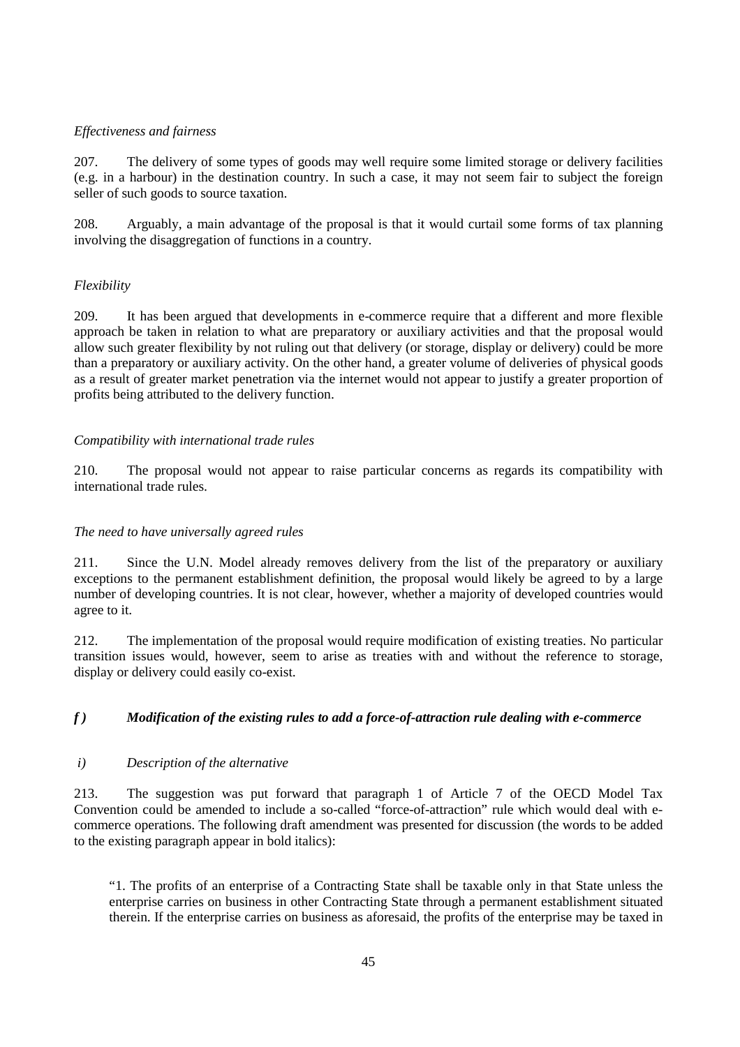*Effectiveness and fairness*

207. The delivery of some types of goods may well require some limited storage or delivery facilities (e.g. in a harbour) in the destination country. In such a case, it may not seem fair to subject the foreign seller of such goods to source taxation.

208. Arguably, a main advantage of the proposal is that it would curtail some forms of tax planning involving the disaggregation of functions in a country.

*Flexibility*

209. It has been argued that developments in e-commerce require that a different and more flexible approach be taken in relation to what are preparatory or auxiliary activities and that the proposal would allow such greater flexibility by not ruling out that delivery (or storage, display or delivery) could be more than a preparatory or auxiliary activity. On the other hand, a greater volume of deliveries of physical goods as a result of greater market penetration via the internet would not appear to justify a greater proportion of profits being attributed to the delivery function.

*Compatibility with international trade rules*

210. The proposal would not appear to raise particular concerns as regards its compatibility with international trade rules.

*The need to have universally agreed rules*

211. Since the U.N. Model already removes delivery from the list of the preparatory or auxiliary exceptions to the permanent establishment definition, the proposal would likely be agreed to by a large number of developing countries. It is not clear, however, whether a majority of developed countries would agree to it.

212. The implementation of the proposal would require modification of existing treaties. No particular transition issues would, however, seem to arise as treaties with and without the reference to storage, display or delivery could easily co-exist.

### ***f ) Modification of the existing rules to add a force-of-attraction rule dealing with e-commerce***

*i) Description of the alternative*

213. The suggestion was put forward that paragraph 1 of Article 7 of the OECD Model Tax Convention could be amended to include a so-called "force-of-attraction" rule which would deal with e-commerce operations. The following draft amendment was presented for discussion (the words to be added to the existing paragraph appear in bold italics):

> "1. The profits of an enterprise of a Contracting State shall be taxable only in that State unless the enterprise carries on business in other Contracting State through a permanent establishment situated therein. If the enterprise carries on business as aforesaid, the profits of the enterprise may be taxed in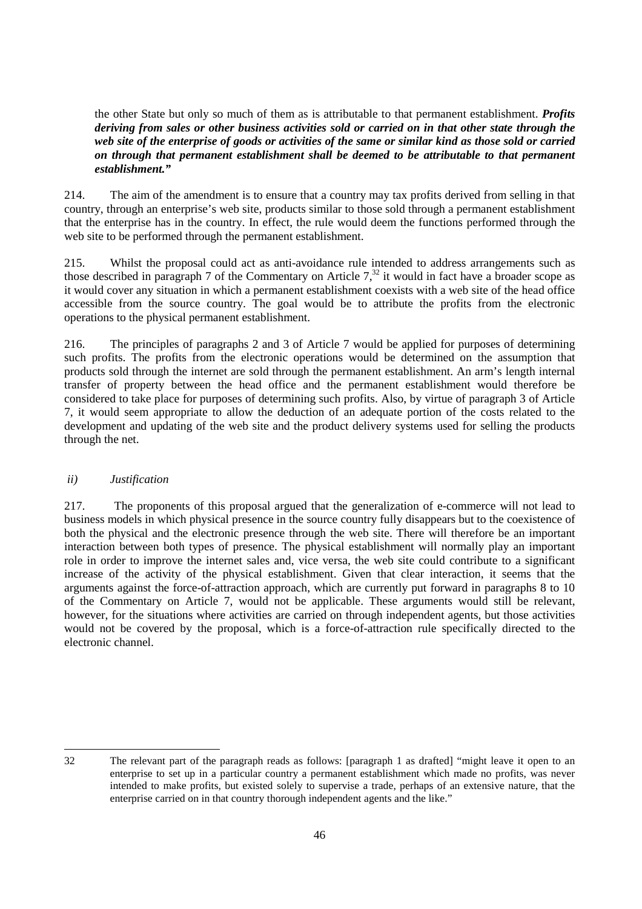the other State but only so much of them as is attributable to that permanent establishment. ***Profits deriving from sales or other business activities sold or carried on in that other state through the web site of the enterprise of goods or activities of the same or similar kind as those sold or carried on through that permanent establishment shall be deemed to be attributable to that permanent establishment."***

214. The aim of the amendment is to ensure that a country may tax profits derived from selling in that country, through an enterprise's web site, products similar to those sold through a permanent establishment that the enterprise has in the country. In effect, the rule would deem the functions performed through the web site to be performed through the permanent establishment.

215. Whilst the proposal could act as anti-avoidance rule intended to address arrangements such as those described in paragraph 7 of the Commentary on Article 7,[32] it would in fact have a broader scope as it would cover any situation in which a permanent establishment coexists with a web site of the head office accessible from the source country. The goal would be to attribute the profits from the electronic operations to the physical permanent establishment.

216. The principles of paragraphs 2 and 3 of Article 7 would be applied for purposes of determining such profits. The profits from the electronic operations would be determined on the assumption that products sold through the internet are sold through the permanent establishment. An arm's length internal transfer of property between the head office and the permanent establishment would therefore be considered to take place for purposes of determining such profits. Also, by virtue of paragraph 3 of Article 7, it would seem appropriate to allow the deduction of an adequate portion of the costs related to the development and updating of the web site and the product delivery systems used for selling the products through the net.

*ii) Justification*

217. The proponents of this proposal argued that the generalization of e-commerce will not lead to business models in which physical presence in the source country fully disappears but to the coexistence of both the physical and the electronic presence through the web site. There will therefore be an important interaction between both types of presence. The physical establishment will normally play an important role in order to improve the internet sales and, vice versa, the web site could contribute to a significant increase of the activity of the physical establishment. Given that clear interaction, it seems that the arguments against the force-of-attraction approach, which are currently put forward in paragraphs 8 to 10 of the Commentary on Article 7, would not be applicable. These arguments would still be relevant, however, for the situations where activities are carried on through independent agents, but those activities would not be covered by the proposal, which is a force-of-attraction rule specifically directed to the electronic channel.

---

32 The relevant part of the paragraph reads as follows: [paragraph 1 as drafted] "might leave it open to an enterprise to set up in a particular country a permanent establishment which made no profits, was never intended to make profits, but existed solely to supervise a trade, perhaps of an extensive nature, that the enterprise carried on in that country thorough independent agents and the like."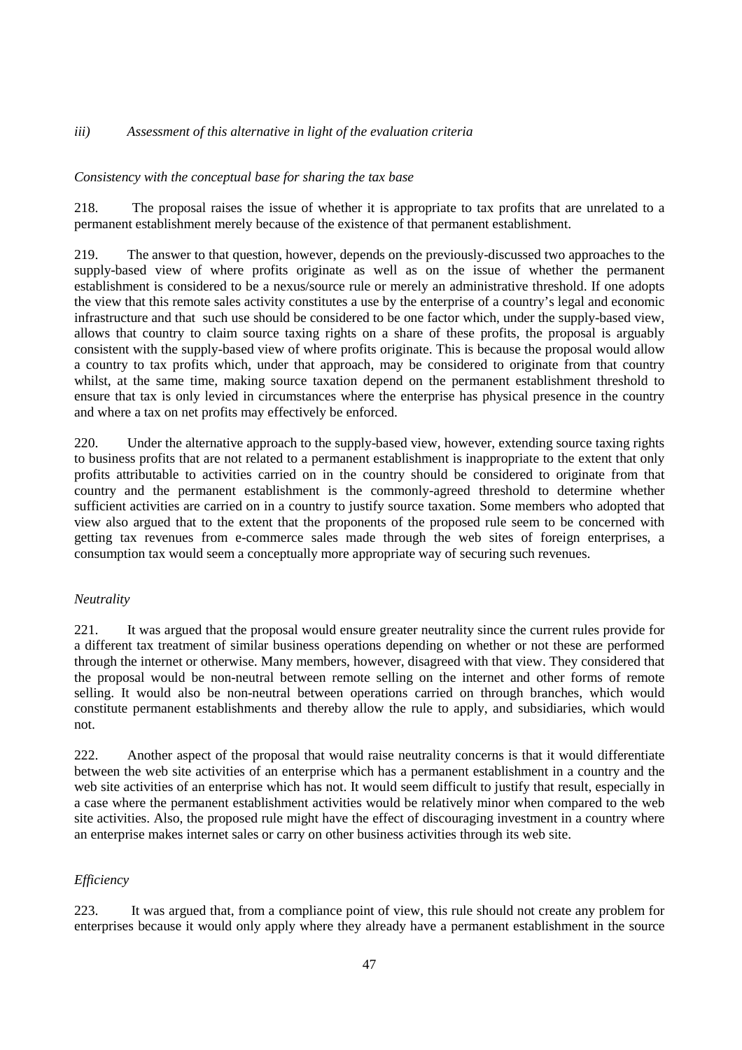*iii) Assessment of this alternative in light of the evaluation criteria*

*Consistency with the conceptual base for sharing the tax base*

218. The proposal raises the issue of whether it is appropriate to tax profits that are unrelated to a permanent establishment merely because of the existence of that permanent establishment.

219. The answer to that question, however, depends on the previously-discussed two approaches to the supply-based view of where profits originate as well as on the issue of whether the permanent establishment is considered to be a nexus/source rule or merely an administrative threshold. If one adopts the view that this remote sales activity constitutes a use by the enterprise of a country's legal and economic infrastructure and that such use should be considered to be one factor which, under the supply-based view, allows that country to claim source taxing rights on a share of these profits, the proposal is arguably consistent with the supply-based view of where profits originate. This is because the proposal would allow a country to tax profits which, under that approach, may be considered to originate from that country whilst, at the same time, making source taxation depend on the permanent establishment threshold to ensure that tax is only levied in circumstances where the enterprise has physical presence in the country and where a tax on net profits may effectively be enforced.

220. Under the alternative approach to the supply-based view, however, extending source taxing rights to business profits that are not related to a permanent establishment is inappropriate to the extent that only profits attributable to activities carried on in the country should be considered to originate from that country and the permanent establishment is the commonly-agreed threshold to determine whether sufficient activities are carried on in a country to justify source taxation. Some members who adopted that view also argued that to the extent that the proponents of the proposed rule seem to be concerned with getting tax revenues from e-commerce sales made through the web sites of foreign enterprises, a consumption tax would seem a conceptually more appropriate way of securing such revenues.

*Neutrality*

221. It was argued that the proposal would ensure greater neutrality since the current rules provide for a different tax treatment of similar business operations depending on whether or not these are performed through the internet or otherwise. Many members, however, disagreed with that view. They considered that the proposal would be non-neutral between remote selling on the internet and other forms of remote selling. It would also be non-neutral between operations carried on through branches, which would constitute permanent establishments and thereby allow the rule to apply, and subsidiaries, which would not.

222. Another aspect of the proposal that would raise neutrality concerns is that it would differentiate between the web site activities of an enterprise which has a permanent establishment in a country and the web site activities of an enterprise which has not. It would seem difficult to justify that result, especially in a case where the permanent establishment activities would be relatively minor when compared to the web site activities. Also, the proposed rule might have the effect of discouraging investment in a country where an enterprise makes internet sales or carry on other business activities through its web site.

*Efficiency*

223. It was argued that, from a compliance point of view, this rule should not create any problem for enterprises because it would only apply where they already have a permanent establishment in the source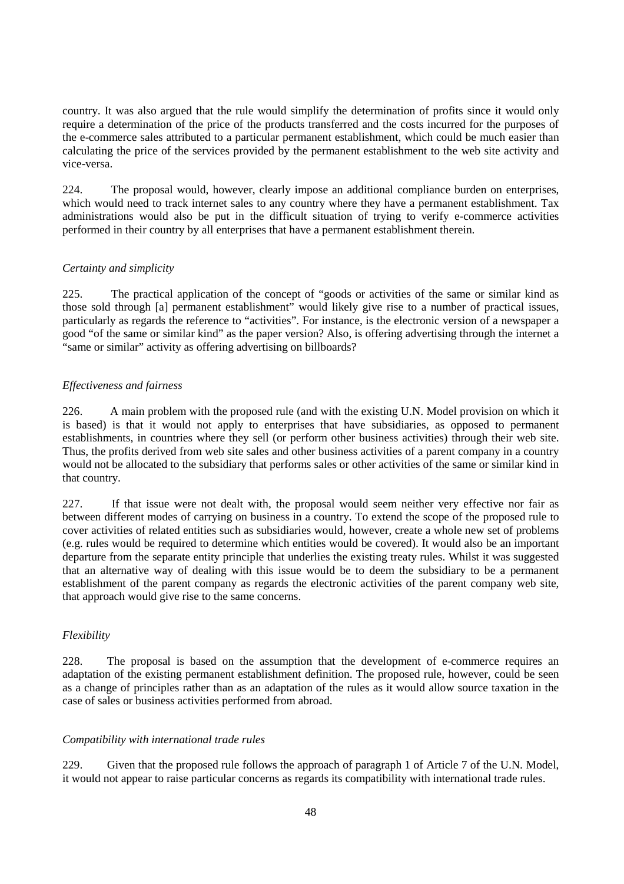country. It was also argued that the rule would simplify the determination of profits since it would only require a determination of the price of the products transferred and the costs incurred for the purposes of the e-commerce sales attributed to a particular permanent establishment, which could be much easier than calculating the price of the services provided by the permanent establishment to the web site activity and vice-versa.

224. The proposal would, however, clearly impose an additional compliance burden on enterprises, which would need to track internet sales to any country where they have a permanent establishment. Tax administrations would also be put in the difficult situation of trying to verify e-commerce activities performed in their country by all enterprises that have a permanent establishment therein.

*Certainty and simplicity*

225. The practical application of the concept of "goods or activities of the same or similar kind as those sold through [a] permanent establishment" would likely give rise to a number of practical issues, particularly as regards the reference to "activities". For instance, is the electronic version of a newspaper a good "of the same or similar kind" as the paper version? Also, is offering advertising through the internet a "same or similar" activity as offering advertising on billboards?

*Effectiveness and fairness*

226. A main problem with the proposed rule (and with the existing U.N. Model provision on which it is based) is that it would not apply to enterprises that have subsidiaries, as opposed to permanent establishments, in countries where they sell (or perform other business activities) through their web site. Thus, the profits derived from web site sales and other business activities of a parent company in a country would not be allocated to the subsidiary that performs sales or other activities of the same or similar kind in that country.

227. If that issue were not dealt with, the proposal would seem neither very effective nor fair as between different modes of carrying on business in a country. To extend the scope of the proposed rule to cover activities of related entities such as subsidiaries would, however, create a whole new set of problems (e.g. rules would be required to determine which entities would be covered). It would also be an important departure from the separate entity principle that underlies the existing treaty rules. Whilst it was suggested that an alternative way of dealing with this issue would be to deem the subsidiary to be a permanent establishment of the parent company as regards the electronic activities of the parent company web site, that approach would give rise to the same concerns.

*Flexibility*

228. The proposal is based on the assumption that the development of e-commerce requires an adaptation of the existing permanent establishment definition. The proposed rule, however, could be seen as a change of principles rather than as an adaptation of the rules as it would allow source taxation in the case of sales or business activities performed from abroad.

*Compatibility with international trade rules*

229. Given that the proposed rule follows the approach of paragraph 1 of Article 7 of the U.N. Model, it would not appear to raise particular concerns as regards its compatibility with international trade rules.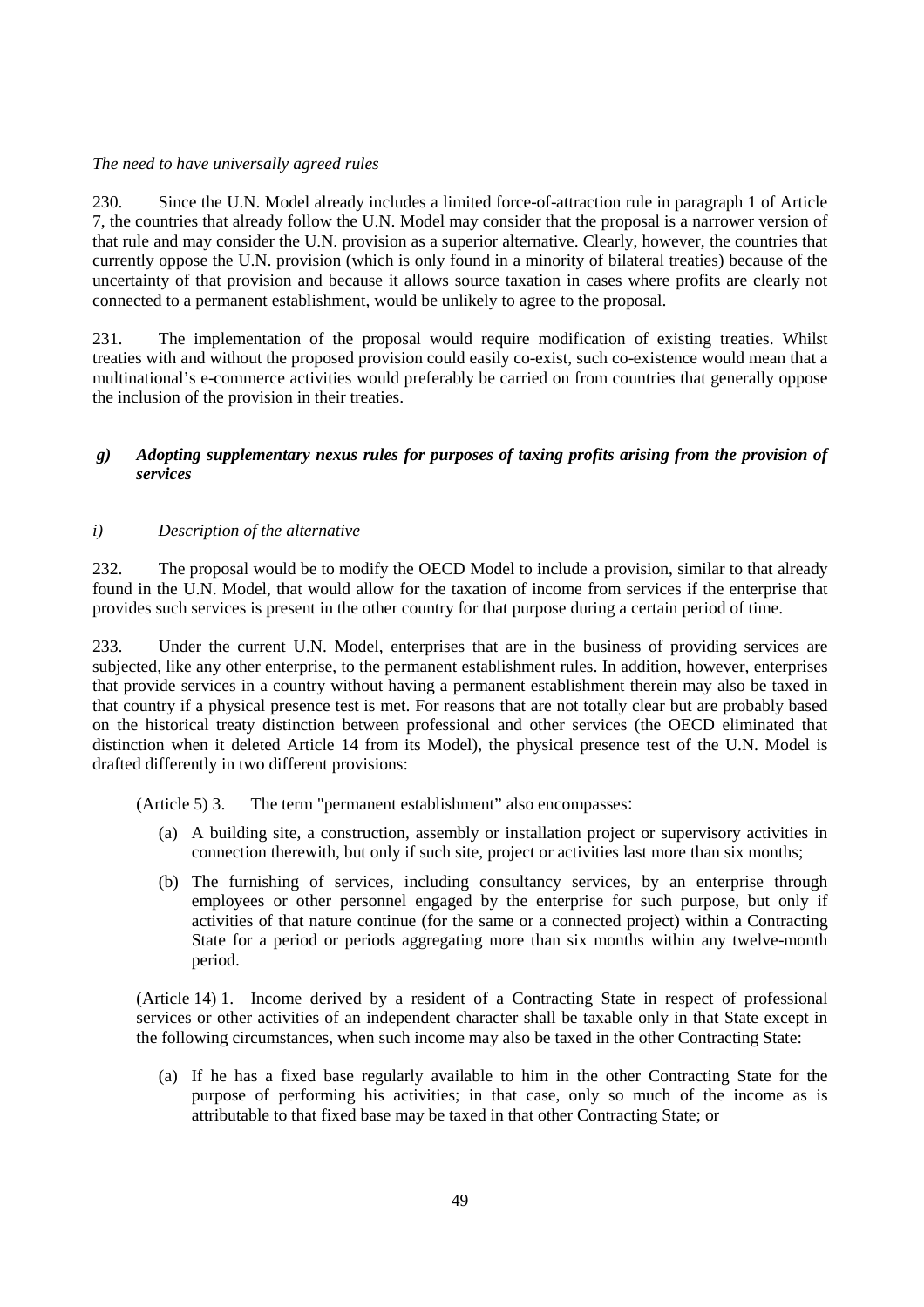*The need to have universally agreed rules*

230. Since the U.N. Model already includes a limited force-of-attraction rule in paragraph 1 of Article 7, the countries that already follow the U.N. Model may consider that the proposal is a narrower version of that rule and may consider the U.N. provision as a superior alternative. Clearly, however, the countries that currently oppose the U.N. provision (which is only found in a minority of bilateral treaties) because of the uncertainty of that provision and because it allows source taxation in cases where profits are clearly not connected to a permanent establishment, would be unlikely to agree to the proposal.

231. The implementation of the proposal would require modification of existing treaties. Whilst treaties with and without the proposed provision could easily co-exist, such co-existence would mean that a multinational's e-commerce activities would preferably be carried on from countries that generally oppose the inclusion of the provision in their treaties.

### *g) Adopting supplementary nexus rules for purposes of taxing profits arising from the provision of services*

#### *i) Description of the alternative*

232. The proposal would be to modify the OECD Model to include a provision, similar to that already found in the U.N. Model, that would allow for the taxation of income from services if the enterprise that provides such services is present in the other country for that purpose during a certain period of time.

233. Under the current U.N. Model, enterprises that are in the business of providing services are subjected, like any other enterprise, to the permanent establishment rules. In addition, however, enterprises that provide services in a country without having a permanent establishment therein may also be taxed in that country if a physical presence test is met. For reasons that are not totally clear but are probably based on the historical treaty distinction between professional and other services (the OECD eliminated that distinction when it deleted Article 14 from its Model), the physical presence test of the U.N. Model is drafted differently in two different provisions:

> (Article 5) 3. The term "permanent establishment" also encompasses:
>
> (a) A building site, a construction, assembly or installation project or supervisory activities in connection therewith, but only if such site, project or activities last more than six months;
>
> (b) The furnishing of services, including consultancy services, by an enterprise through employees or other personnel engaged by the enterprise for such purpose, but only if activities of that nature continue (for the same or a connected project) within a Contracting State for a period or periods aggregating more than six months within any twelve-month period.
>
> (Article 14) 1. Income derived by a resident of a Contracting State in respect of professional services or other activities of an independent character shall be taxable only in that State except in the following circumstances, when such income may also be taxed in the other Contracting State:
>
> (a) If he has a fixed base regularly available to him in the other Contracting State for the purpose of performing his activities; in that case, only so much of the income as is attributable to that fixed base may be taxed in that other Contracting State; or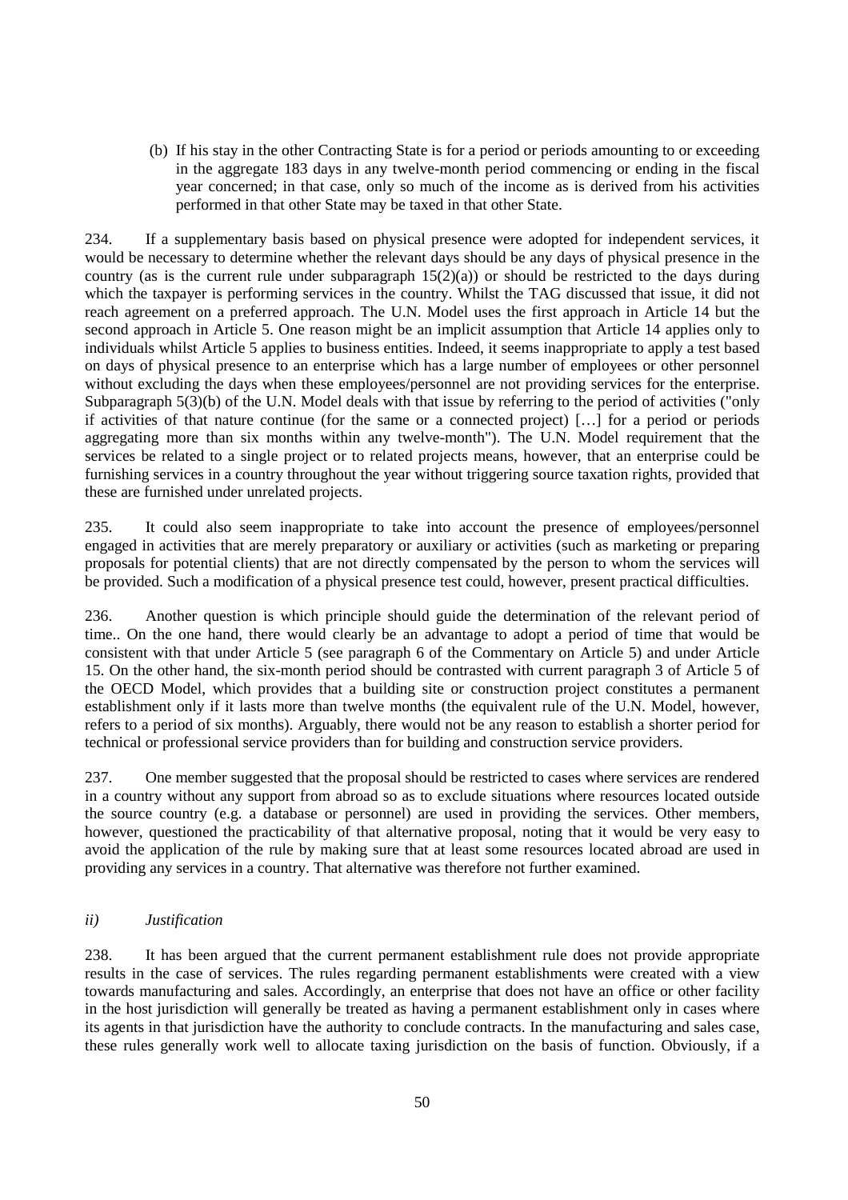(b) If his stay in the other Contracting State is for a period or periods amounting to or exceeding in the aggregate 183 days in any twelve-month period commencing or ending in the fiscal year concerned; in that case, only so much of the income as is derived from his activities performed in that other State may be taxed in that other State.

234. If a supplementary basis based on physical presence were adopted for independent services, it would be necessary to determine whether the relevant days should be any days of physical presence in the country (as is the current rule under subparagraph 15(2)(a)) or should be restricted to the days during which the taxpayer is performing services in the country. Whilst the TAG discussed that issue, it did not reach agreement on a preferred approach. The U.N. Model uses the first approach in Article 14 but the second approach in Article 5. One reason might be an implicit assumption that Article 14 applies only to individuals whilst Article 5 applies to business entities. Indeed, it seems inappropriate to apply a test based on days of physical presence to an enterprise which has a large number of employees or other personnel without excluding the days when these employees/personnel are not providing services for the enterprise. Subparagraph 5(3)(b) of the U.N. Model deals with that issue by referring to the period of activities ("only if activities of that nature continue (for the same or a connected project) […] for a period or periods aggregating more than six months within any twelve-month"). The U.N. Model requirement that the services be related to a single project or to related projects means, however, that an enterprise could be furnishing services in a country throughout the year without triggering source taxation rights, provided that these are furnished under unrelated projects.

235. It could also seem inappropriate to take into account the presence of employees/personnel engaged in activities that are merely preparatory or auxiliary or activities (such as marketing or preparing proposals for potential clients) that are not directly compensated by the person to whom the services will be provided. Such a modification of a physical presence test could, however, present practical difficulties.

236. Another question is which principle should guide the determination of the relevant period of time.. On the one hand, there would clearly be an advantage to adopt a period of time that would be consistent with that under Article 5 (see paragraph 6 of the Commentary on Article 5) and under Article 15. On the other hand, the six-month period should be contrasted with current paragraph 3 of Article 5 of the OECD Model, which provides that a building site or construction project constitutes a permanent establishment only if it lasts more than twelve months (the equivalent rule of the U.N. Model, however, refers to a period of six months). Arguably, there would not be any reason to establish a shorter period for technical or professional service providers than for building and construction service providers.

237. One member suggested that the proposal should be restricted to cases where services are rendered in a country without any support from abroad so as to exclude situations where resources located outside the source country (e.g. a database or personnel) are used in providing the services. Other members, however, questioned the practicability of that alternative proposal, noting that it would be very easy to avoid the application of the rule by making sure that at least some resources located abroad are used in providing any services in a country. That alternative was therefore not further examined.

*ii) Justification*

238. It has been argued that the current permanent establishment rule does not provide appropriate results in the case of services. The rules regarding permanent establishments were created with a view towards manufacturing and sales. Accordingly, an enterprise that does not have an office or other facility in the host jurisdiction will generally be treated as having a permanent establishment only in cases where its agents in that jurisdiction have the authority to conclude contracts. In the manufacturing and sales case, these rules generally work well to allocate taxing jurisdiction on the basis of function. Obviously, if a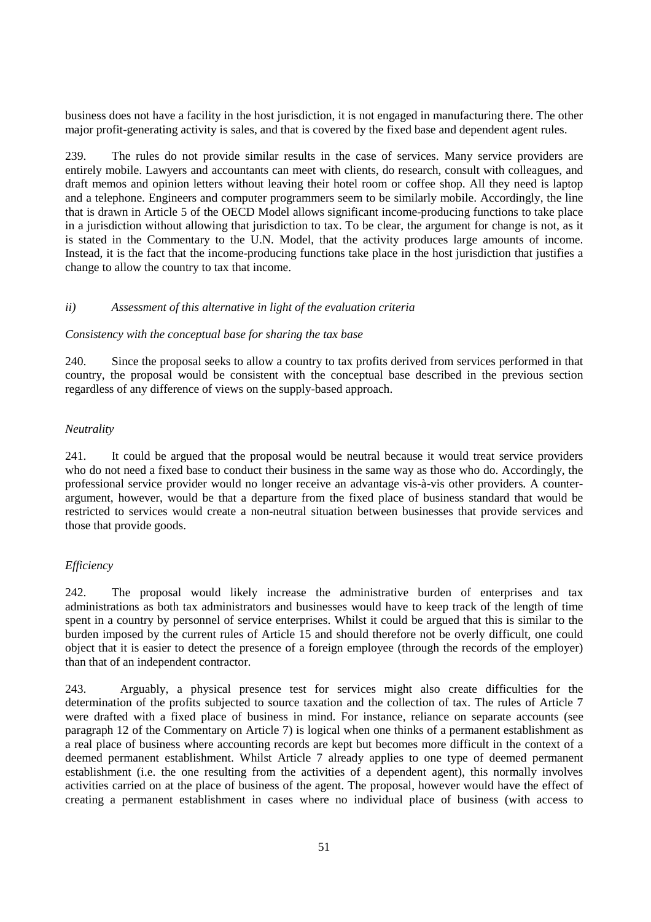business does not have a facility in the host jurisdiction, it is not engaged in manufacturing there. The other major profit-generating activity is sales, and that is covered by the fixed base and dependent agent rules.

239. The rules do not provide similar results in the case of services. Many service providers are entirely mobile. Lawyers and accountants can meet with clients, do research, consult with colleagues, and draft memos and opinion letters without leaving their hotel room or coffee shop. All they need is laptop and a telephone. Engineers and computer programmers seem to be similarly mobile. Accordingly, the line that is drawn in Article 5 of the OECD Model allows significant income-producing functions to take place in a jurisdiction without allowing that jurisdiction to tax. To be clear, the argument for change is not, as it is stated in the Commentary to the U.N. Model, that the activity produces large amounts of income. Instead, it is the fact that the income-producing functions take place in the host jurisdiction that justifies a change to allow the country to tax that income.

*ii) Assessment of this alternative in light of the evaluation criteria*

*Consistency with the conceptual base for sharing the tax base*

240. Since the proposal seeks to allow a country to tax profits derived from services performed in that country, the proposal would be consistent with the conceptual base described in the previous section regardless of any difference of views on the supply-based approach.

*Neutrality*

241. It could be argued that the proposal would be neutral because it would treat service providers who do not need a fixed base to conduct their business in the same way as those who do. Accordingly, the professional service provider would no longer receive an advantage vis-à-vis other providers. A counter-argument, however, would be that a departure from the fixed place of business standard that would be restricted to services would create a non-neutral situation between businesses that provide services and those that provide goods.

*Efficiency*

242. The proposal would likely increase the administrative burden of enterprises and tax administrations as both tax administrators and businesses would have to keep track of the length of time spent in a country by personnel of service enterprises. Whilst it could be argued that this is similar to the burden imposed by the current rules of Article 15 and should therefore not be overly difficult, one could object that it is easier to detect the presence of a foreign employee (through the records of the employer) than that of an independent contractor.

243. Arguably, a physical presence test for services might also create difficulties for the determination of the profits subjected to source taxation and the collection of tax. The rules of Article 7 were drafted with a fixed place of business in mind. For instance, reliance on separate accounts (see paragraph 12 of the Commentary on Article 7) is logical when one thinks of a permanent establishment as a real place of business where accounting records are kept but becomes more difficult in the context of a deemed permanent establishment. Whilst Article 7 already applies to one type of deemed permanent establishment (i.e. the one resulting from the activities of a dependent agent), this normally involves activities carried on at the place of business of the agent. The proposal, however would have the effect of creating a permanent establishment in cases where no individual place of business (with access to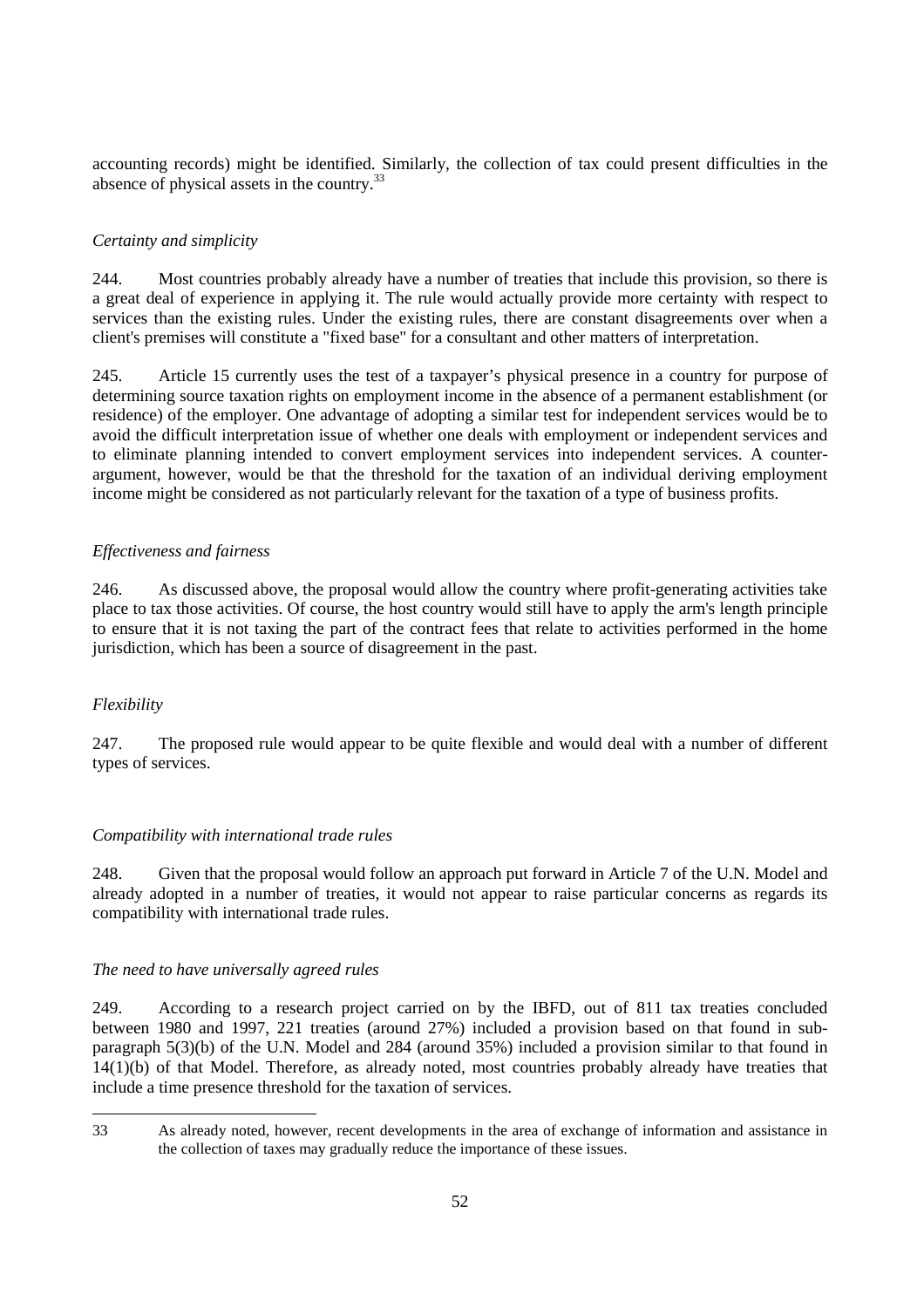accounting records) might be identified. Similarly, the collection of tax could present difficulties in the absence of physical assets in the country.[33]

*Certainty and simplicity*

244. Most countries probably already have a number of treaties that include this provision, so there is a great deal of experience in applying it. The rule would actually provide more certainty with respect to services than the existing rules. Under the existing rules, there are constant disagreements over when a client's premises will constitute a "fixed base" for a consultant and other matters of interpretation.

245. Article 15 currently uses the test of a taxpayer's physical presence in a country for purpose of determining source taxation rights on employment income in the absence of a permanent establishment (or residence) of the employer. One advantage of adopting a similar test for independent services would be to avoid the difficult interpretation issue of whether one deals with employment or independent services and to eliminate planning intended to convert employment services into independent services. A counter-argument, however, would be that the threshold for the taxation of an individual deriving employment income might be considered as not particularly relevant for the taxation of a type of business profits.

*Effectiveness and fairness*

246. As discussed above, the proposal would allow the country where profit-generating activities take place to tax those activities. Of course, the host country would still have to apply the arm's length principle to ensure that it is not taxing the part of the contract fees that relate to activities performed in the home jurisdiction, which has been a source of disagreement in the past.

*Flexibility*

247. The proposed rule would appear to be quite flexible and would deal with a number of different types of services.

*Compatibility with international trade rules*

248. Given that the proposal would follow an approach put forward in Article 7 of the U.N. Model and already adopted in a number of treaties, it would not appear to raise particular concerns as regards its compatibility with international trade rules.

*The need to have universally agreed rules*

249. According to a research project carried on by the IBFD, out of 811 tax treaties concluded between 1980 and 1997, 221 treaties (around 27%) included a provision based on that found in sub-paragraph 5(3)(b) of the U.N. Model and 284 (around 35%) included a provision similar to that found in 14(1)(b) of that Model. Therefore, as already noted, most countries probably already have treaties that include a time presence threshold for the taxation of services.

---

33 As already noted, however, recent developments in the area of exchange of information and assistance in the collection of taxes may gradually reduce the importance of these issues.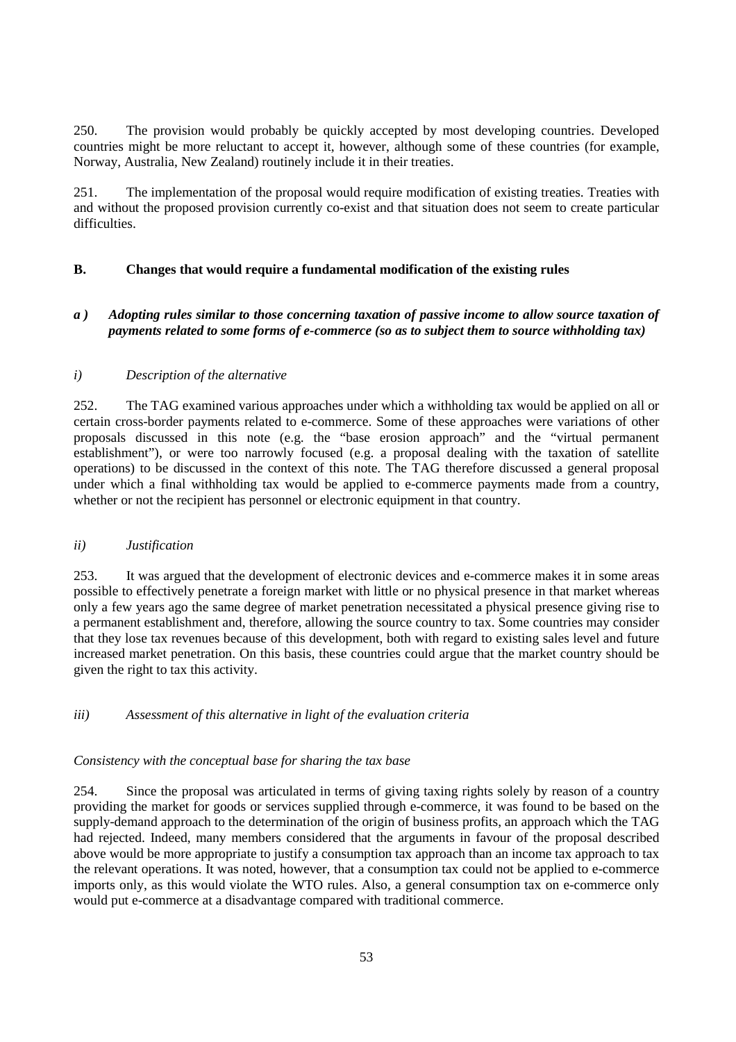250. The provision would probably be quickly accepted by most developing countries. Developed countries might be more reluctant to accept it, however, although some of these countries (for example, Norway, Australia, New Zealand) routinely include it in their treaties.

251. The implementation of the proposal would require modification of existing treaties. Treaties with and without the proposed provision currently co-exist and that situation does not seem to create particular difficulties.

## B. Changes that would require a fundamental modification of the existing rules

### *a ) Adopting rules similar to those concerning taxation of passive income to allow source taxation of payments related to some forms of e-commerce (so as to subject them to source withholding tax)*

#### *i) Description of the alternative*

252. The TAG examined various approaches under which a withholding tax would be applied on all or certain cross-border payments related to e-commerce. Some of these approaches were variations of other proposals discussed in this note (e.g. the "base erosion approach" and the "virtual permanent establishment"), or were too narrowly focused (e.g. a proposal dealing with the taxation of satellite operations) to be discussed in the context of this note. The TAG therefore discussed a general proposal under which a final withholding tax would be applied to e-commerce payments made from a country, whether or not the recipient has personnel or electronic equipment in that country.

#### *ii) Justification*

253. It was argued that the development of electronic devices and e-commerce makes it in some areas possible to effectively penetrate a foreign market with little or no physical presence in that market whereas only a few years ago the same degree of market penetration necessitated a physical presence giving rise to a permanent establishment and, therefore, allowing the source country to tax. Some countries may consider that they lose tax revenues because of this development, both with regard to existing sales level and future increased market penetration. On this basis, these countries could argue that the market country should be given the right to tax this activity.

#### *iii) Assessment of this alternative in light of the evaluation criteria*

*Consistency with the conceptual base for sharing the tax base*

254. Since the proposal was articulated in terms of giving taxing rights solely by reason of a country providing the market for goods or services supplied through e-commerce, it was found to be based on the supply-demand approach to the determination of the origin of business profits, an approach which the TAG had rejected. Indeed, many members considered that the arguments in favour of the proposal described above would be more appropriate to justify a consumption tax approach than an income tax approach to tax the relevant operations. It was noted, however, that a consumption tax could not be applied to e-commerce imports only, as this would violate the WTO rules. Also, a general consumption tax on e-commerce only would put e-commerce at a disadvantage compared with traditional commerce.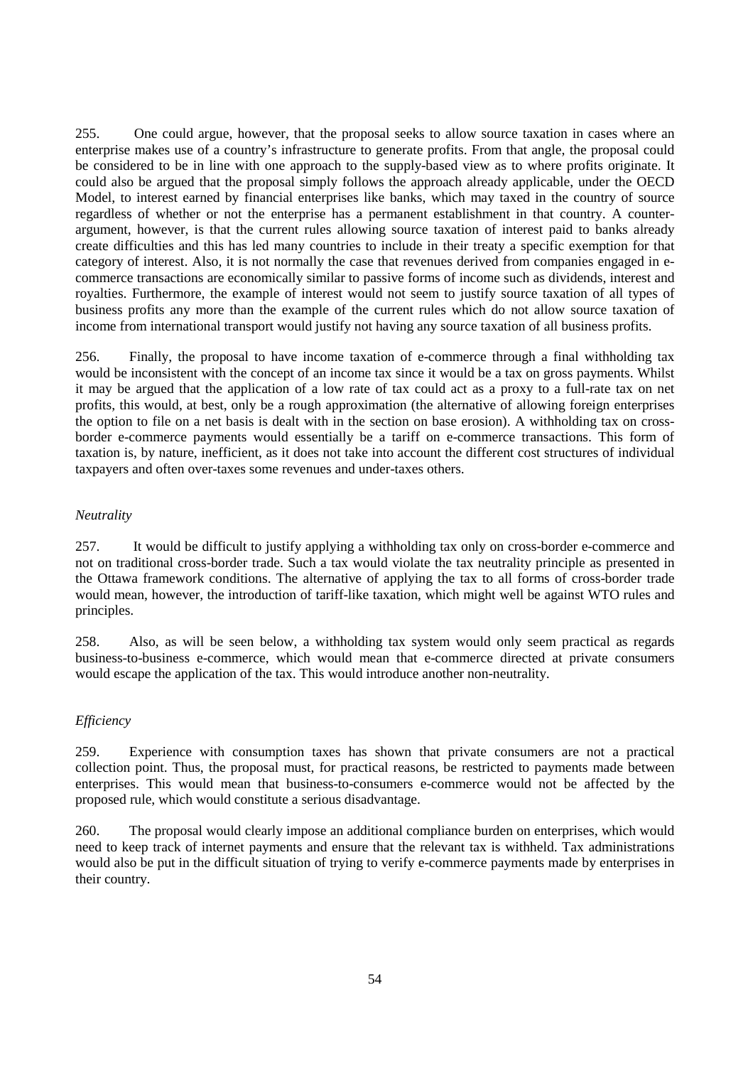255. One could argue, however, that the proposal seeks to allow source taxation in cases where an enterprise makes use of a country's infrastructure to generate profits. From that angle, the proposal could be considered to be in line with one approach to the supply-based view as to where profits originate. It could also be argued that the proposal simply follows the approach already applicable, under the OECD Model, to interest earned by financial enterprises like banks, which may taxed in the country of source regardless of whether or not the enterprise has a permanent establishment in that country. A counter-argument, however, is that the current rules allowing source taxation of interest paid to banks already create difficulties and this has led many countries to include in their treaty a specific exemption for that category of interest. Also, it is not normally the case that revenues derived from companies engaged in e-commerce transactions are economically similar to passive forms of income such as dividends, interest and royalties. Furthermore, the example of interest would not seem to justify source taxation of all types of business profits any more than the example of the current rules which do not allow source taxation of income from international transport would justify not having any source taxation of all business profits.

256. Finally, the proposal to have income taxation of e-commerce through a final withholding tax would be inconsistent with the concept of an income tax since it would be a tax on gross payments. Whilst it may be argued that the application of a low rate of tax could act as a proxy to a full-rate tax on net profits, this would, at best, only be a rough approximation (the alternative of allowing foreign enterprises the option to file on a net basis is dealt with in the section on base erosion). A withholding tax on cross-border e-commerce payments would essentially be a tariff on e-commerce transactions. This form of taxation is, by nature, inefficient, as it does not take into account the different cost structures of individual taxpayers and often over-taxes some revenues and under-taxes others.

*Neutrality*

257. It would be difficult to justify applying a withholding tax only on cross-border e-commerce and not on traditional cross-border trade. Such a tax would violate the tax neutrality principle as presented in the Ottawa framework conditions. The alternative of applying the tax to all forms of cross-border trade would mean, however, the introduction of tariff-like taxation, which might well be against WTO rules and principles.

258. Also, as will be seen below, a withholding tax system would only seem practical as regards business-to-business e-commerce, which would mean that e-commerce directed at private consumers would escape the application of the tax. This would introduce another non-neutrality.

*Efficiency*

259. Experience with consumption taxes has shown that private consumers are not a practical collection point. Thus, the proposal must, for practical reasons, be restricted to payments made between enterprises. This would mean that business-to-consumers e-commerce would not be affected by the proposed rule, which would constitute a serious disadvantage.

260. The proposal would clearly impose an additional compliance burden on enterprises, which would need to keep track of internet payments and ensure that the relevant tax is withheld. Tax administrations would also be put in the difficult situation of trying to verify e-commerce payments made by enterprises in their country.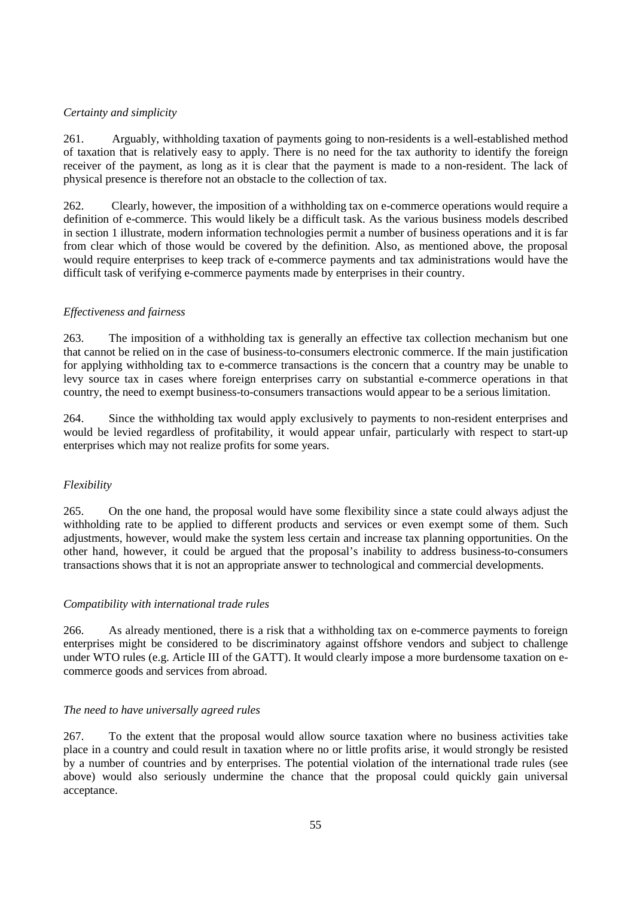*Certainty and simplicity*

261. Arguably, withholding taxation of payments going to non-residents is a well-established method of taxation that is relatively easy to apply. There is no need for the tax authority to identify the foreign receiver of the payment, as long as it is clear that the payment is made to a non-resident. The lack of physical presence is therefore not an obstacle to the collection of tax.

262. Clearly, however, the imposition of a withholding tax on e-commerce operations would require a definition of e-commerce. This would likely be a difficult task. As the various business models described in section 1 illustrate, modern information technologies permit a number of business operations and it is far from clear which of those would be covered by the definition. Also, as mentioned above, the proposal would require enterprises to keep track of e-commerce payments and tax administrations would have the difficult task of verifying e-commerce payments made by enterprises in their country.

*Effectiveness and fairness*

263. The imposition of a withholding tax is generally an effective tax collection mechanism but one that cannot be relied on in the case of business-to-consumers electronic commerce. If the main justification for applying withholding tax to e-commerce transactions is the concern that a country may be unable to levy source tax in cases where foreign enterprises carry on substantial e-commerce operations in that country, the need to exempt business-to-consumers transactions would appear to be a serious limitation.

264. Since the withholding tax would apply exclusively to payments to non-resident enterprises and would be levied regardless of profitability, it would appear unfair, particularly with respect to start-up enterprises which may not realize profits for some years.

*Flexibility*

265. On the one hand, the proposal would have some flexibility since a state could always adjust the withholding rate to be applied to different products and services or even exempt some of them. Such adjustments, however, would make the system less certain and increase tax planning opportunities. On the other hand, however, it could be argued that the proposal's inability to address business-to-consumers transactions shows that it is not an appropriate answer to technological and commercial developments.

*Compatibility with international trade rules*

266. As already mentioned, there is a risk that a withholding tax on e-commerce payments to foreign enterprises might be considered to be discriminatory against offshore vendors and subject to challenge under WTO rules (e.g. Article III of the GATT). It would clearly impose a more burdensome taxation on e-commerce goods and services from abroad.

*The need to have universally agreed rules*

267. To the extent that the proposal would allow source taxation where no business activities take place in a country and could result in taxation where no or little profits arise, it would strongly be resisted by a number of countries and by enterprises. The potential violation of the international trade rules (see above) would also seriously undermine the chance that the proposal could quickly gain universal acceptance.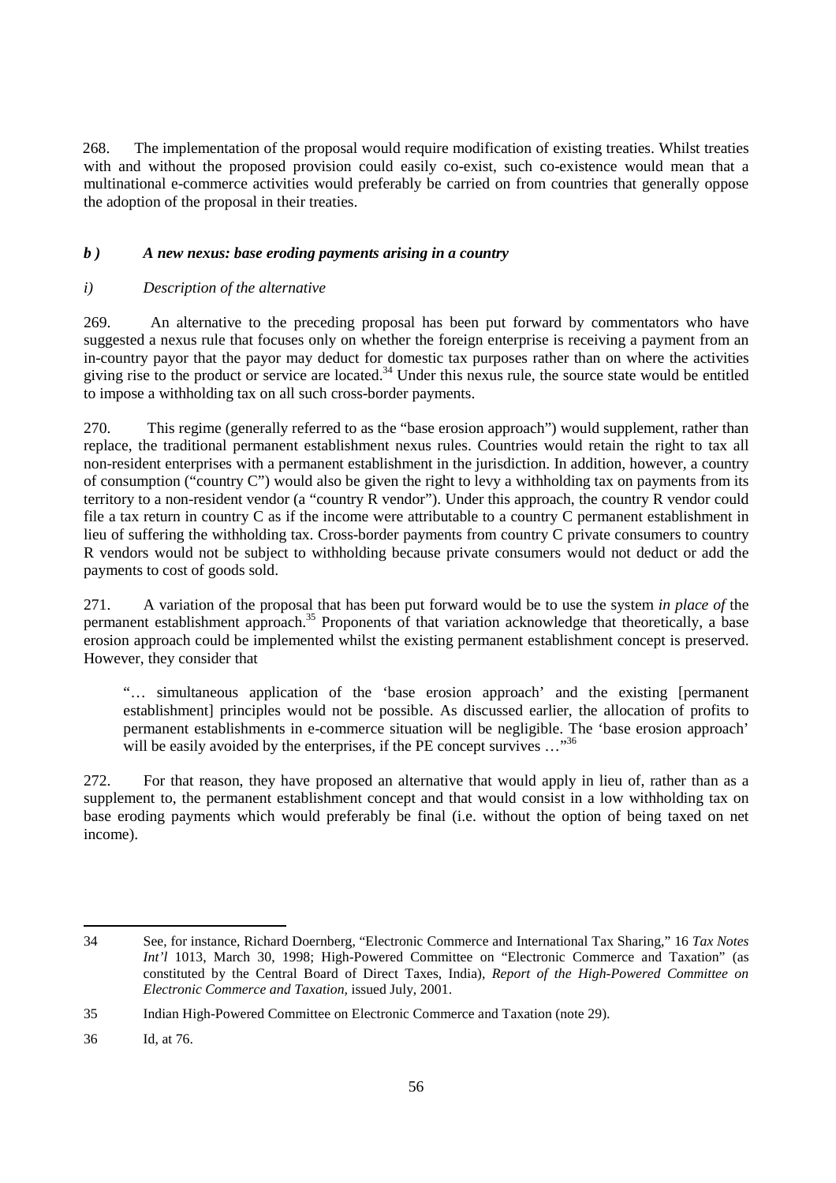268. The implementation of the proposal would require modification of existing treaties. Whilst treaties with and without the proposed provision could easily co-exist, such co-existence would mean that a multinational e-commerce activities would preferably be carried on from countries that generally oppose the adoption of the proposal in their treaties.

### *b ) A new nexus: base eroding payments arising in a country*

#### *i) Description of the alternative*

269. An alternative to the preceding proposal has been put forward by commentators who have suggested a nexus rule that focuses only on whether the foreign enterprise is receiving a payment from an in-country payor that the payor may deduct for domestic tax purposes rather than on where the activities giving rise to the product or service are located.[34] Under this nexus rule, the source state would be entitled to impose a withholding tax on all such cross-border payments.

270. This regime (generally referred to as the "base erosion approach") would supplement, rather than replace, the traditional permanent establishment nexus rules. Countries would retain the right to tax all non-resident enterprises with a permanent establishment in the jurisdiction. In addition, however, a country of consumption ("country C") would also be given the right to levy a withholding tax on payments from its territory to a non-resident vendor (a "country R vendor"). Under this approach, the country R vendor could file a tax return in country C as if the income were attributable to a country C permanent establishment in lieu of suffering the withholding tax. Cross-border payments from country C private consumers to country R vendors would not be subject to withholding because private consumers would not deduct or add the payments to cost of goods sold.

271. A variation of the proposal that has been put forward would be to use the system *in place of* the permanent establishment approach.[35] Proponents of that variation acknowledge that theoretically, a base erosion approach could be implemented whilst the existing permanent establishment concept is preserved. However, they consider that

> "… simultaneous application of the 'base erosion approach' and the existing [permanent establishment] principles would not be possible. As discussed earlier, the allocation of profits to permanent establishments in e-commerce situation will be negligible. The 'base erosion approach' will be easily avoided by the enterprises, if the PE concept survives …"[36]

272. For that reason, they have proposed an alternative that would apply in lieu of, rather than as a supplement to, the permanent establishment concept and that would consist in a low withholding tax on base eroding payments which would preferably be final (i.e. without the option of being taxed on net income).

---

34 See, for instance, Richard Doernberg, "Electronic Commerce and International Tax Sharing," 16 *Tax Notes Int'l* 1013, March 30, 1998; High-Powered Committee on "Electronic Commerce and Taxation" (as constituted by the Central Board of Direct Taxes, India), *Report of the High-Powered Committee on Electronic Commerce and Taxation*, issued July, 2001.

35 Indian High-Powered Committee on Electronic Commerce and Taxation (note 29).

36 Id, at 76.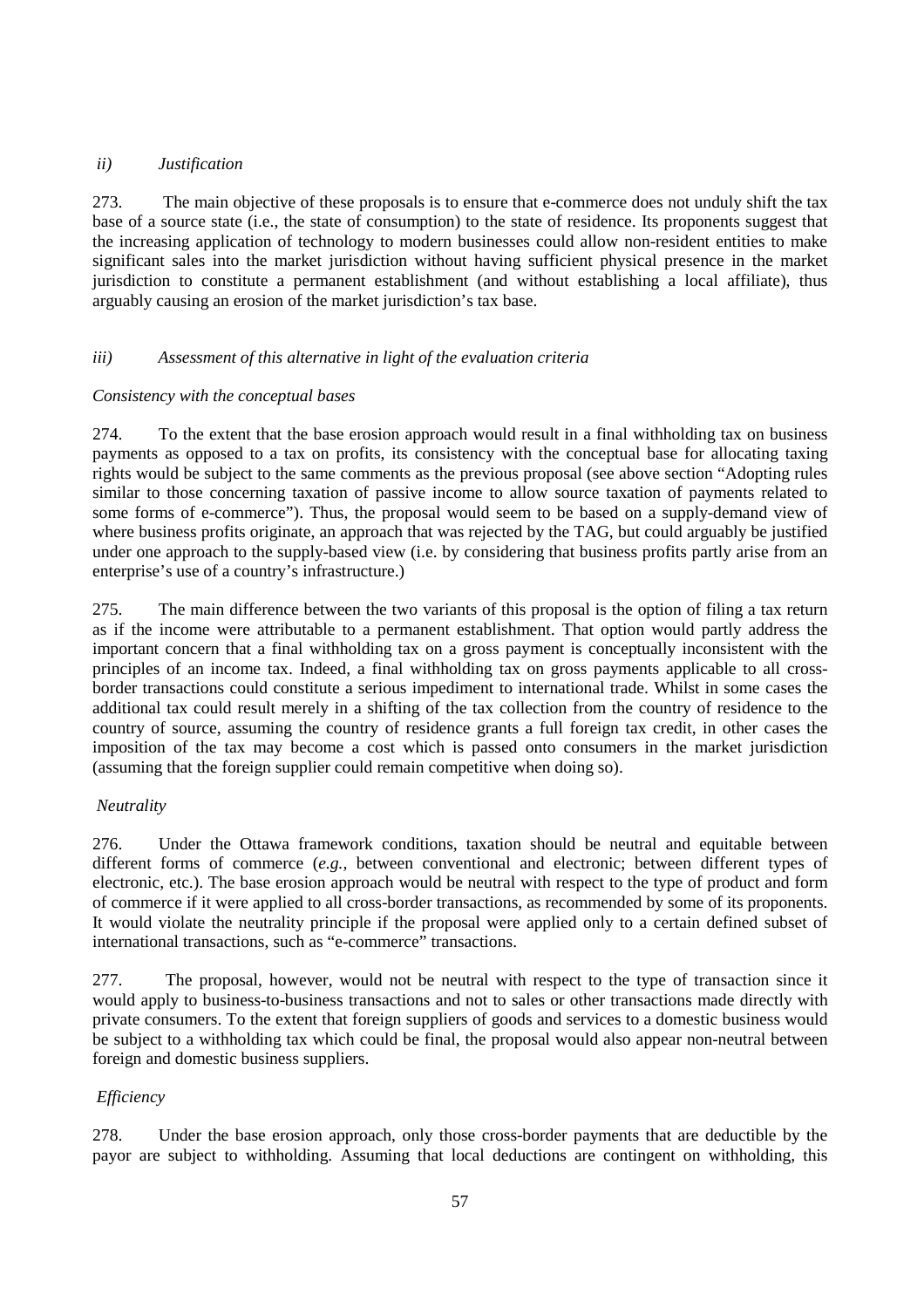*ii) Justification*

273. The main objective of these proposals is to ensure that e-commerce does not unduly shift the tax base of a source state (i.e., the state of consumption) to the state of residence. Its proponents suggest that the increasing application of technology to modern businesses could allow non-resident entities to make significant sales into the market jurisdiction without having sufficient physical presence in the market jurisdiction to constitute a permanent establishment (and without establishing a local affiliate), thus arguably causing an erosion of the market jurisdiction's tax base.

*iii) Assessment of this alternative in light of the evaluation criteria*

*Consistency with the conceptual bases*

274. To the extent that the base erosion approach would result in a final withholding tax on business payments as opposed to a tax on profits, its consistency with the conceptual base for allocating taxing rights would be subject to the same comments as the previous proposal (see above section "Adopting rules similar to those concerning taxation of passive income to allow source taxation of payments related to some forms of e-commerce"). Thus, the proposal would seem to be based on a supply-demand view of where business profits originate, an approach that was rejected by the TAG, but could arguably be justified under one approach to the supply-based view (i.e. by considering that business profits partly arise from an enterprise's use of a country's infrastructure.)

275. The main difference between the two variants of this proposal is the option of filing a tax return as if the income were attributable to a permanent establishment. That option would partly address the important concern that a final withholding tax on a gross payment is conceptually inconsistent with the principles of an income tax. Indeed, a final withholding tax on gross payments applicable to all cross-border transactions could constitute a serious impediment to international trade. Whilst in some cases the additional tax could result merely in a shifting of the tax collection from the country of residence to the country of source, assuming the country of residence grants a full foreign tax credit, in other cases the imposition of the tax may become a cost which is passed onto consumers in the market jurisdiction (assuming that the foreign supplier could remain competitive when doing so).

*Neutrality*

276. Under the Ottawa framework conditions, taxation should be neutral and equitable between different forms of commerce (*e.g.,* between conventional and electronic; between different types of electronic, etc.). The base erosion approach would be neutral with respect to the type of product and form of commerce if it were applied to all cross-border transactions, as recommended by some of its proponents. It would violate the neutrality principle if the proposal were applied only to a certain defined subset of international transactions, such as "e-commerce" transactions.

277. The proposal, however, would not be neutral with respect to the type of transaction since it would apply to business-to-business transactions and not to sales or other transactions made directly with private consumers. To the extent that foreign suppliers of goods and services to a domestic business would be subject to a withholding tax which could be final, the proposal would also appear non-neutral between foreign and domestic business suppliers.

*Efficiency*

278. Under the base erosion approach, only those cross-border payments that are deductible by the payor are subject to withholding. Assuming that local deductions are contingent on withholding, this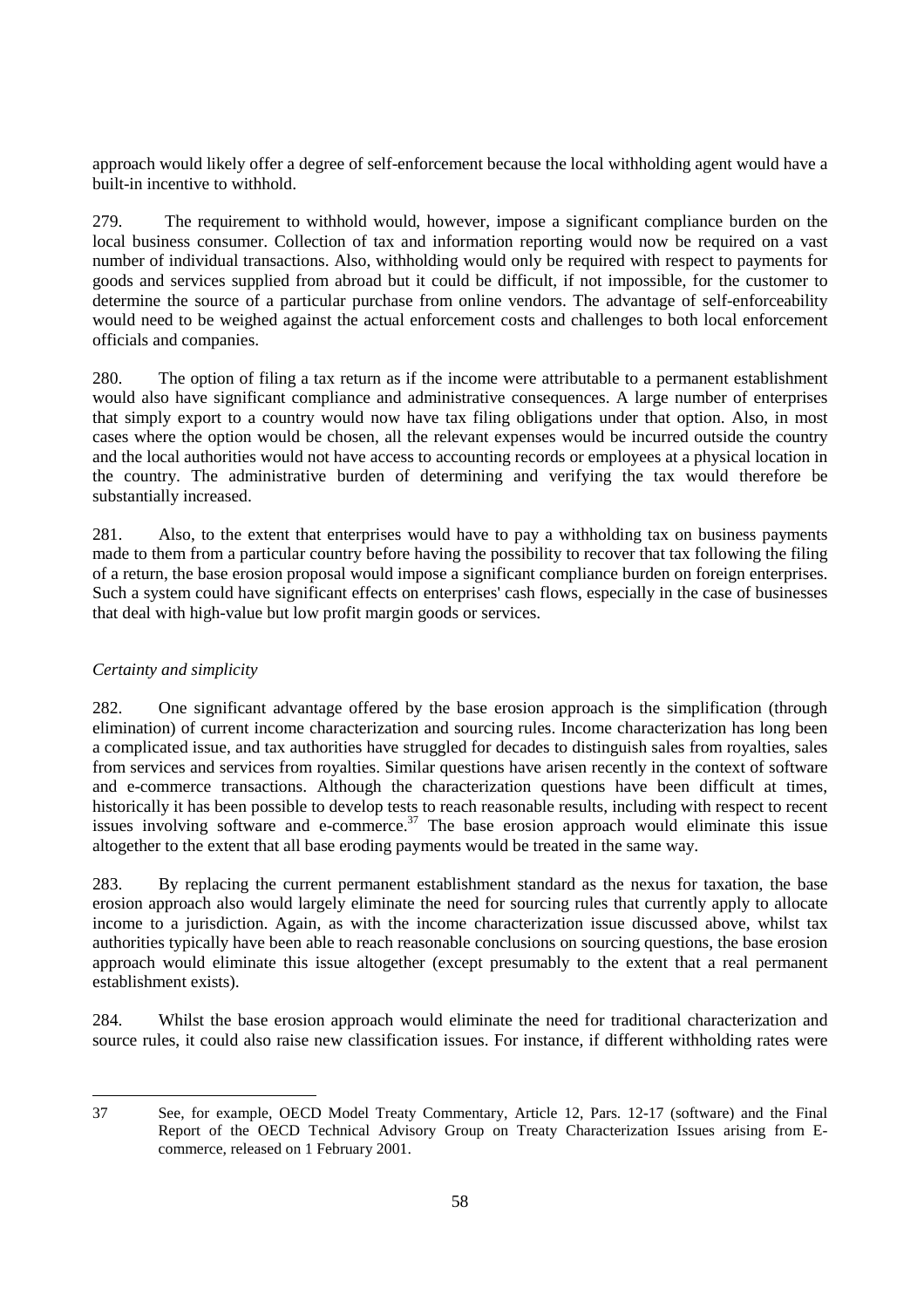approach would likely offer a degree of self-enforcement because the local withholding agent would have a built-in incentive to withhold.

279. The requirement to withhold would, however, impose a significant compliance burden on the local business consumer. Collection of tax and information reporting would now be required on a vast number of individual transactions. Also, withholding would only be required with respect to payments for goods and services supplied from abroad but it could be difficult, if not impossible, for the customer to determine the source of a particular purchase from online vendors. The advantage of self-enforceability would need to be weighed against the actual enforcement costs and challenges to both local enforcement officials and companies.

280. The option of filing a tax return as if the income were attributable to a permanent establishment would also have significant compliance and administrative consequences. A large number of enterprises that simply export to a country would now have tax filing obligations under that option. Also, in most cases where the option would be chosen, all the relevant expenses would be incurred outside the country and the local authorities would not have access to accounting records or employees at a physical location in the country. The administrative burden of determining and verifying the tax would therefore be substantially increased.

281. Also, to the extent that enterprises would have to pay a withholding tax on business payments made to them from a particular country before having the possibility to recover that tax following the filing of a return, the base erosion proposal would impose a significant compliance burden on foreign enterprises. Such a system could have significant effects on enterprises' cash flows, especially in the case of businesses that deal with high-value but low profit margin goods or services.

*Certainty and simplicity*

282. One significant advantage offered by the base erosion approach is the simplification (through elimination) of current income characterization and sourcing rules. Income characterization has long been a complicated issue, and tax authorities have struggled for decades to distinguish sales from royalties, sales from services and services from royalties. Similar questions have arisen recently in the context of software and e-commerce transactions. Although the characterization questions have been difficult at times, historically it has been possible to develop tests to reach reasonable results, including with respect to recent issues involving software and e-commerce.[37] The base erosion approach would eliminate this issue altogether to the extent that all base eroding payments would be treated in the same way.

283. By replacing the current permanent establishment standard as the nexus for taxation, the base erosion approach also would largely eliminate the need for sourcing rules that currently apply to allocate income to a jurisdiction. Again, as with the income characterization issue discussed above, whilst tax authorities typically have been able to reach reasonable conclusions on sourcing questions, the base erosion approach would eliminate this issue altogether (except presumably to the extent that a real permanent establishment exists).

284. Whilst the base erosion approach would eliminate the need for traditional characterization and source rules, it could also raise new classification issues. For instance, if different withholding rates were

---

37 See, for example, OECD Model Treaty Commentary, Article 12, Pars. 12-17 (software) and the Final Report of the OECD Technical Advisory Group on Treaty Characterization Issues arising from E-commerce, released on 1 February 2001.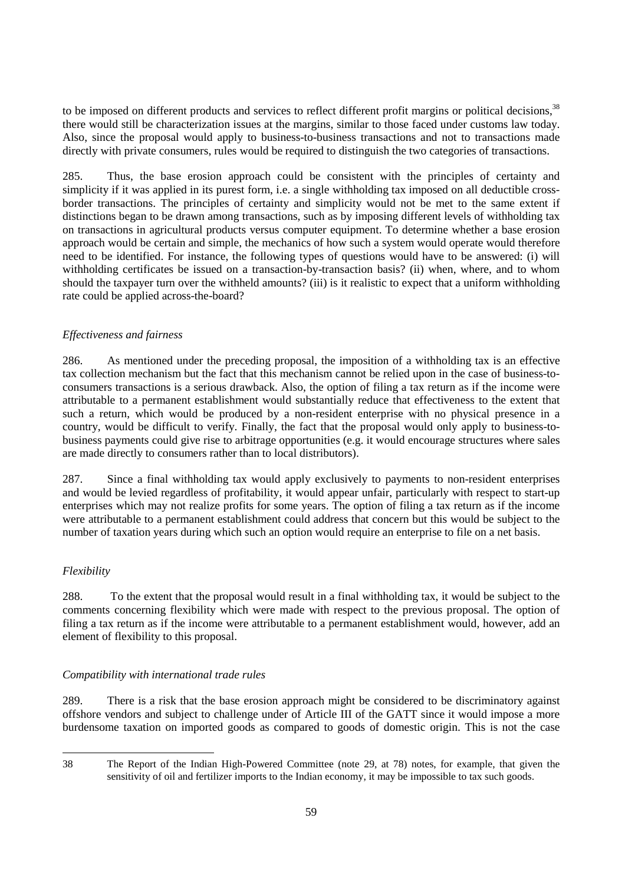to be imposed on different products and services to reflect different profit margins or political decisions,[38] there would still be characterization issues at the margins, similar to those faced under customs law today. Also, since the proposal would apply to business-to-business transactions and not to transactions made directly with private consumers, rules would be required to distinguish the two categories of transactions.

285. Thus, the base erosion approach could be consistent with the principles of certainty and simplicity if it was applied in its purest form, i.e. a single withholding tax imposed on all deductible cross-border transactions. The principles of certainty and simplicity would not be met to the same extent if distinctions began to be drawn among transactions, such as by imposing different levels of withholding tax on transactions in agricultural products versus computer equipment. To determine whether a base erosion approach would be certain and simple, the mechanics of how such a system would operate would therefore need to be identified. For instance, the following types of questions would have to be answered: (i) will withholding certificates be issued on a transaction-by-transaction basis? (ii) when, where, and to whom should the taxpayer turn over the withheld amounts? (iii) is it realistic to expect that a uniform withholding rate could be applied across-the-board?

*Effectiveness and fairness*

286. As mentioned under the preceding proposal, the imposition of a withholding tax is an effective tax collection mechanism but the fact that this mechanism cannot be relied upon in the case of business-to-consumers transactions is a serious drawback. Also, the option of filing a tax return as if the income were attributable to a permanent establishment would substantially reduce that effectiveness to the extent that such a return, which would be produced by a non-resident enterprise with no physical presence in a country, would be difficult to verify. Finally, the fact that the proposal would only apply to business-to-business payments could give rise to arbitrage opportunities (e.g. it would encourage structures where sales are made directly to consumers rather than to local distributors).

287. Since a final withholding tax would apply exclusively to payments to non-resident enterprises and would be levied regardless of profitability, it would appear unfair, particularly with respect to start-up enterprises which may not realize profits for some years. The option of filing a tax return as if the income were attributable to a permanent establishment could address that concern but this would be subject to the number of taxation years during which such an option would require an enterprise to file on a net basis.

*Flexibility*

288. To the extent that the proposal would result in a final withholding tax, it would be subject to the comments concerning flexibility which were made with respect to the previous proposal. The option of filing a tax return as if the income were attributable to a permanent establishment would, however, add an element of flexibility to this proposal.

*Compatibility with international trade rules*

289. There is a risk that the base erosion approach might be considered to be discriminatory against offshore vendors and subject to challenge under of Article III of the GATT since it would impose a more burdensome taxation on imported goods as compared to goods of domestic origin. This is not the case

---

38 The Report of the Indian High-Powered Committee (note 29, at 78) notes, for example, that given the sensitivity of oil and fertilizer imports to the Indian economy, it may be impossible to tax such goods.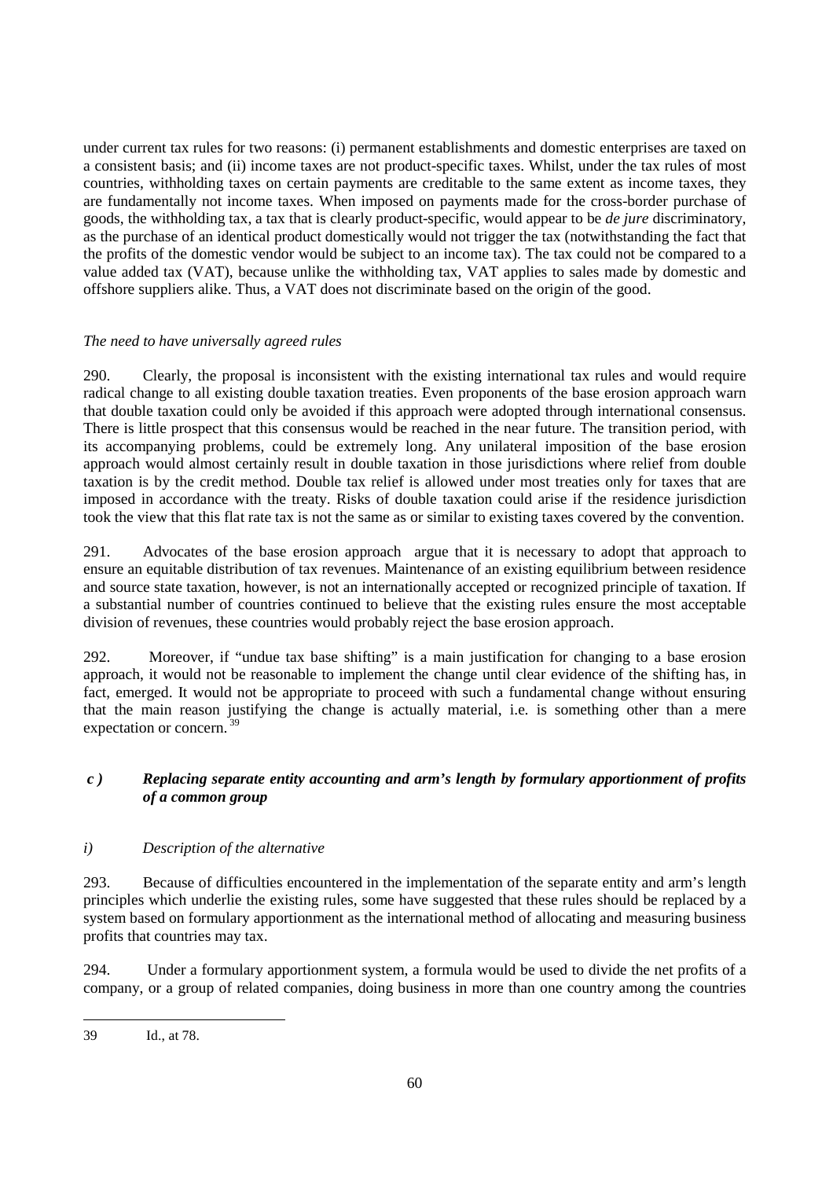under current tax rules for two reasons: (i) permanent establishments and domestic enterprises are taxed on a consistent basis; and (ii) income taxes are not product-specific taxes. Whilst, under the tax rules of most countries, withholding taxes on certain payments are creditable to the same extent as income taxes, they are fundamentally not income taxes. When imposed on payments made for the cross-border purchase of goods, the withholding tax, a tax that is clearly product-specific, would appear to be *de jure* discriminatory, as the purchase of an identical product domestically would not trigger the tax (notwithstanding the fact that the profits of the domestic vendor would be subject to an income tax). The tax could not be compared to a value added tax (VAT), because unlike the withholding tax, VAT applies to sales made by domestic and offshore suppliers alike. Thus, a VAT does not discriminate based on the origin of the good.

*The need to have universally agreed rules*

290. Clearly, the proposal is inconsistent with the existing international tax rules and would require radical change to all existing double taxation treaties. Even proponents of the base erosion approach warn that double taxation could only be avoided if this approach were adopted through international consensus. There is little prospect that this consensus would be reached in the near future. The transition period, with its accompanying problems, could be extremely long. Any unilateral imposition of the base erosion approach would almost certainly result in double taxation in those jurisdictions where relief from double taxation is by the credit method. Double tax relief is allowed under most treaties only for taxes that are imposed in accordance with the treaty. Risks of double taxation could arise if the residence jurisdiction took the view that this flat rate tax is not the same as or similar to existing taxes covered by the convention.

291. Advocates of the base erosion approach argue that it is necessary to adopt that approach to ensure an equitable distribution of tax revenues. Maintenance of an existing equilibrium between residence and source state taxation, however, is not an internationally accepted or recognized principle of taxation. If a substantial number of countries continued to believe that the existing rules ensure the most acceptable division of revenues, these countries would probably reject the base erosion approach.

292. Moreover, if "undue tax base shifting" is a main justification for changing to a base erosion approach, it would not be reasonable to implement the change until clear evidence of the shifting has, in fact, emerged. It would not be appropriate to proceed with such a fundamental change without ensuring that the main reason justifying the change is actually material, i.e. is something other than a mere expectation or concern.[39]

### *c ) Replacing separate entity accounting and arm's length by formulary apportionment of profits of a common group*

#### *i) Description of the alternative*

293. Because of difficulties encountered in the implementation of the separate entity and arm's length principles which underlie the existing rules, some have suggested that these rules should be replaced by a system based on formulary apportionment as the international method of allocating and measuring business profits that countries may tax.

294. Under a formulary apportionment system, a formula would be used to divide the net profits of a company, or a group of related companies, doing business in more than one country among the countries

---

39 Id., at 78.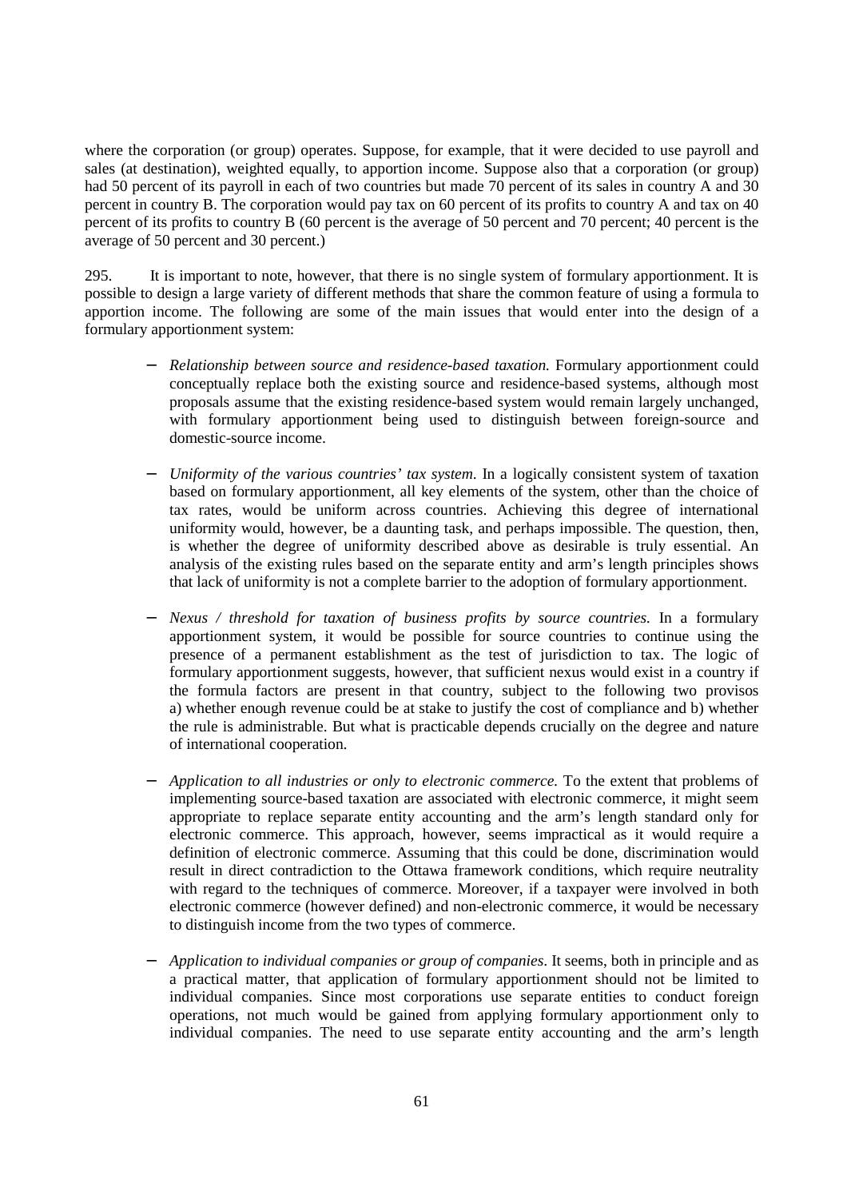where the corporation (or group) operates. Suppose, for example, that it were decided to use payroll and sales (at destination), weighted equally, to apportion income. Suppose also that a corporation (or group) had 50 percent of its payroll in each of two countries but made 70 percent of its sales in country A and 30 percent in country B. The corporation would pay tax on 60 percent of its profits to country A and tax on 40 percent of its profits to country B (60 percent is the average of 50 percent and 70 percent; 40 percent is the average of 50 percent and 30 percent.)

295. It is important to note, however, that there is no single system of formulary apportionment. It is possible to design a large variety of different methods that share the common feature of using a formula to apportion income. The following are some of the main issues that would enter into the design of a formulary apportionment system:

- *Relationship between source and residence-based taxation.* Formulary apportionment could conceptually replace both the existing source and residence-based systems, although most proposals assume that the existing residence-based system would remain largely unchanged, with formulary apportionment being used to distinguish between foreign-source and domestic-source income.

- *Uniformity of the various countries' tax system.* In a logically consistent system of taxation based on formulary apportionment, all key elements of the system, other than the choice of tax rates, would be uniform across countries. Achieving this degree of international uniformity would, however, be a daunting task, and perhaps impossible. The question, then, is whether the degree of uniformity described above as desirable is truly essential. An analysis of the existing rules based on the separate entity and arm's length principles shows that lack of uniformity is not a complete barrier to the adoption of formulary apportionment.

- *Nexus / threshold for taxation of business profits by source countries.* In a formulary apportionment system, it would be possible for source countries to continue using the presence of a permanent establishment as the test of jurisdiction to tax. The logic of formulary apportionment suggests, however, that sufficient nexus would exist in a country if the formula factors are present in that country, subject to the following two provisos a) whether enough revenue could be at stake to justify the cost of compliance and b) whether the rule is administrable. But what is practicable depends crucially on the degree and nature of international cooperation.

- *Application to all industries or only to electronic commerce.* To the extent that problems of implementing source-based taxation are associated with electronic commerce, it might seem appropriate to replace separate entity accounting and the arm's length standard only for electronic commerce. This approach, however, seems impractical as it would require a definition of electronic commerce. Assuming that this could be done, discrimination would result in direct contradiction to the Ottawa framework conditions, which require neutrality with regard to the techniques of commerce. Moreover, if a taxpayer were involved in both electronic commerce (however defined) and non-electronic commerce, it would be necessary to distinguish income from the two types of commerce.

- *Application to individual companies or group of companies*. It seems, both in principle and as a practical matter, that application of formulary apportionment should not be limited to individual companies. Since most corporations use separate entities to conduct foreign operations, not much would be gained from applying formulary apportionment only to individual companies. The need to use separate entity accounting and the arm's length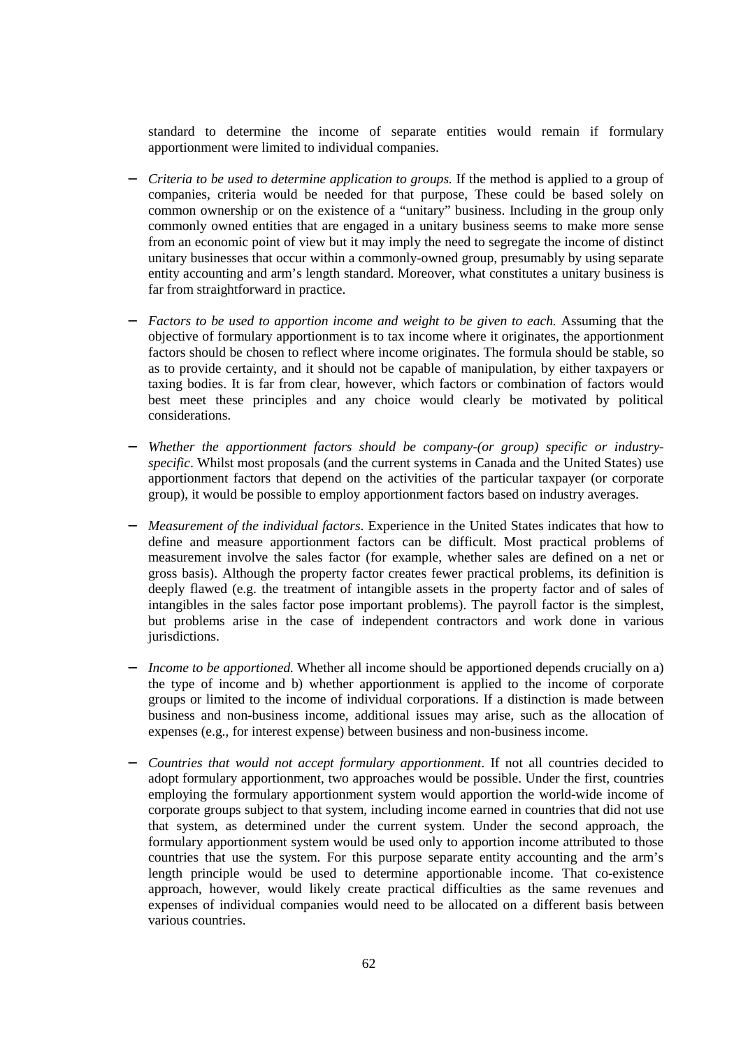standard to determine the income of separate entities would remain if formulary apportionment were limited to individual companies.

- *Criteria to be used to determine application to groups.* If the method is applied to a group of companies, criteria would be needed for that purpose, These could be based solely on common ownership or on the existence of a "unitary" business. Including in the group only commonly owned entities that are engaged in a unitary business seems to make more sense from an economic point of view but it may imply the need to segregate the income of distinct unitary businesses that occur within a commonly-owned group, presumably by using separate entity accounting and arm's length standard. Moreover, what constitutes a unitary business is far from straightforward in practice.

- *Factors to be used to apportion income and weight to be given to each.* Assuming that the objective of formulary apportionment is to tax income where it originates, the apportionment factors should be chosen to reflect where income originates. The formula should be stable, so as to provide certainty, and it should not be capable of manipulation, by either taxpayers or taxing bodies. It is far from clear, however, which factors or combination of factors would best meet these principles and any choice would clearly be motivated by political considerations.

- *Whether the apportionment factors should be company-(or group) specific or industry-specific*. Whilst most proposals (and the current systems in Canada and the United States) use apportionment factors that depend on the activities of the particular taxpayer (or corporate group), it would be possible to employ apportionment factors based on industry averages.

- *Measurement of the individual factors*. Experience in the United States indicates that how to define and measure apportionment factors can be difficult. Most practical problems of measurement involve the sales factor (for example, whether sales are defined on a net or gross basis). Although the property factor creates fewer practical problems, its definition is deeply flawed (e.g. the treatment of intangible assets in the property factor and of sales of intangibles in the sales factor pose important problems). The payroll factor is the simplest, but problems arise in the case of independent contractors and work done in various jurisdictions.

- *Income to be apportioned.* Whether all income should be apportioned depends crucially on a) the type of income and b) whether apportionment is applied to the income of corporate groups or limited to the income of individual corporations. If a distinction is made between business and non-business income, additional issues may arise, such as the allocation of expenses (e.g., for interest expense) between business and non-business income.

- *Countries that would not accept formulary apportionment*. If not all countries decided to adopt formulary apportionment, two approaches would be possible. Under the first, countries employing the formulary apportionment system would apportion the world-wide income of corporate groups subject to that system, including income earned in countries that did not use that system, as determined under the current system. Under the second approach, the formulary apportionment system would be used only to apportion income attributed to those countries that use the system. For this purpose separate entity accounting and the arm's length principle would be used to determine apportionable income. That co-existence approach, however, would likely create practical difficulties as the same revenues and expenses of individual companies would need to be allocated on a different basis between various countries.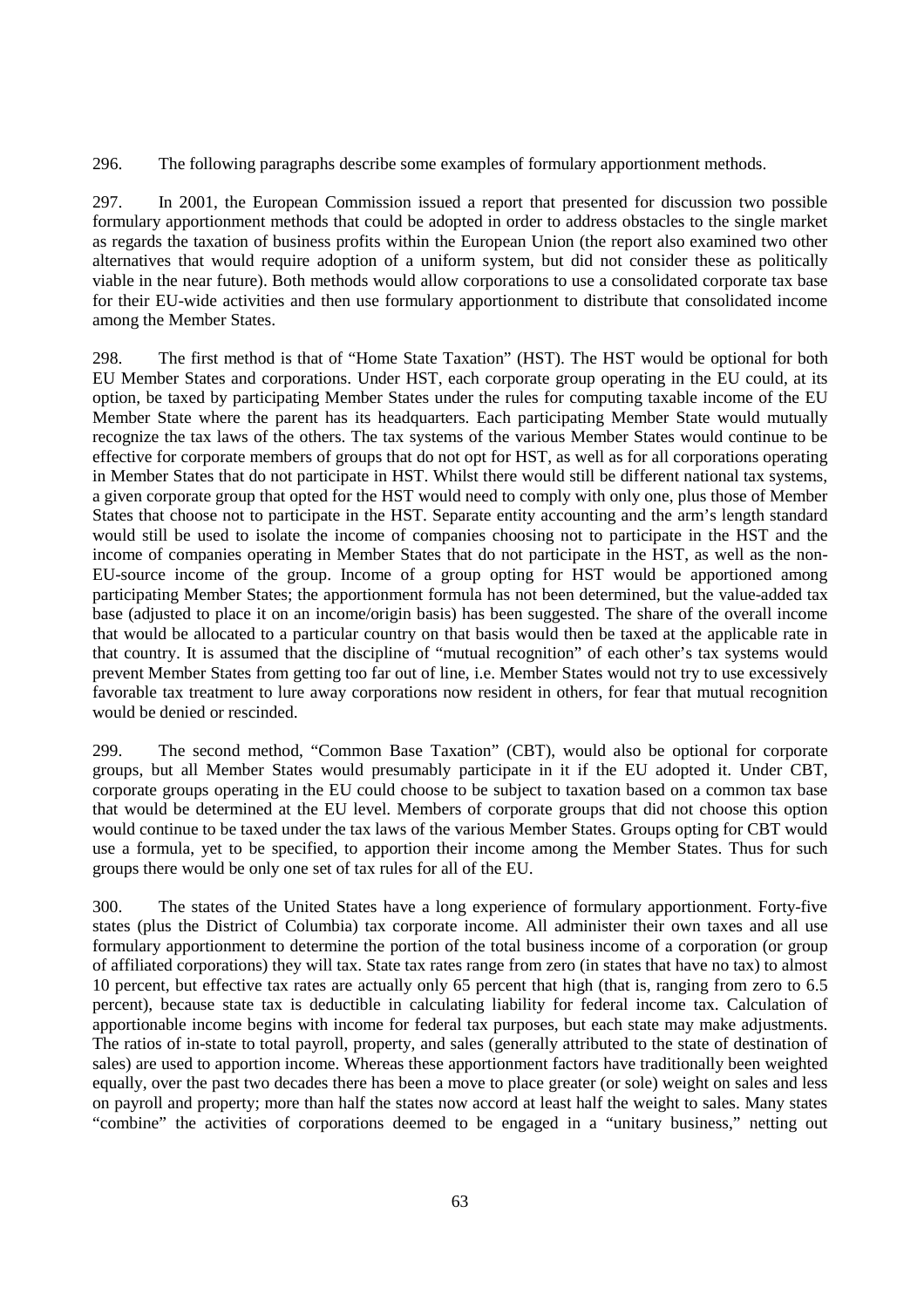296. The following paragraphs describe some examples of formulary apportionment methods.

297. In 2001, the European Commission issued a report that presented for discussion two possible formulary apportionment methods that could be adopted in order to address obstacles to the single market as regards the taxation of business profits within the European Union (the report also examined two other alternatives that would require adoption of a uniform system, but did not consider these as politically viable in the near future). Both methods would allow corporations to use a consolidated corporate tax base for their EU-wide activities and then use formulary apportionment to distribute that consolidated income among the Member States.

298. The first method is that of "Home State Taxation" (HST). The HST would be optional for both EU Member States and corporations. Under HST, each corporate group operating in the EU could, at its option, be taxed by participating Member States under the rules for computing taxable income of the EU Member State where the parent has its headquarters. Each participating Member State would mutually recognize the tax laws of the others. The tax systems of the various Member States would continue to be effective for corporate members of groups that do not opt for HST, as well as for all corporations operating in Member States that do not participate in HST. Whilst there would still be different national tax systems, a given corporate group that opted for the HST would need to comply with only one, plus those of Member States that choose not to participate in the HST. Separate entity accounting and the arm's length standard would still be used to isolate the income of companies choosing not to participate in the HST and the income of companies operating in Member States that do not participate in the HST, as well as the non-EU-source income of the group. Income of a group opting for HST would be apportioned among participating Member States; the apportionment formula has not been determined, but the value-added tax base (adjusted to place it on an income/origin basis) has been suggested. The share of the overall income that would be allocated to a particular country on that basis would then be taxed at the applicable rate in that country. It is assumed that the discipline of "mutual recognition" of each other's tax systems would prevent Member States from getting too far out of line, i.e. Member States would not try to use excessively favorable tax treatment to lure away corporations now resident in others, for fear that mutual recognition would be denied or rescinded.

299. The second method, "Common Base Taxation" (CBT), would also be optional for corporate groups, but all Member States would presumably participate in it if the EU adopted it. Under CBT, corporate groups operating in the EU could choose to be subject to taxation based on a common tax base that would be determined at the EU level. Members of corporate groups that did not choose this option would continue to be taxed under the tax laws of the various Member States. Groups opting for CBT would use a formula, yet to be specified, to apportion their income among the Member States. Thus for such groups there would be only one set of tax rules for all of the EU.

300. The states of the United States have a long experience of formulary apportionment. Forty-five states (plus the District of Columbia) tax corporate income. All administer their own taxes and all use formulary apportionment to determine the portion of the total business income of a corporation (or group of affiliated corporations) they will tax. State tax rates range from zero (in states that have no tax) to almost 10 percent, but effective tax rates are actually only 65 percent that high (that is, ranging from zero to 6.5 percent), because state tax is deductible in calculating liability for federal income tax. Calculation of apportionable income begins with income for federal tax purposes, but each state may make adjustments. The ratios of in-state to total payroll, property, and sales (generally attributed to the state of destination of sales) are used to apportion income. Whereas these apportionment factors have traditionally been weighted equally, over the past two decades there has been a move to place greater (or sole) weight on sales and less on payroll and property; more than half the states now accord at least half the weight to sales. Many states "combine" the activities of corporations deemed to be engaged in a "unitary business," netting out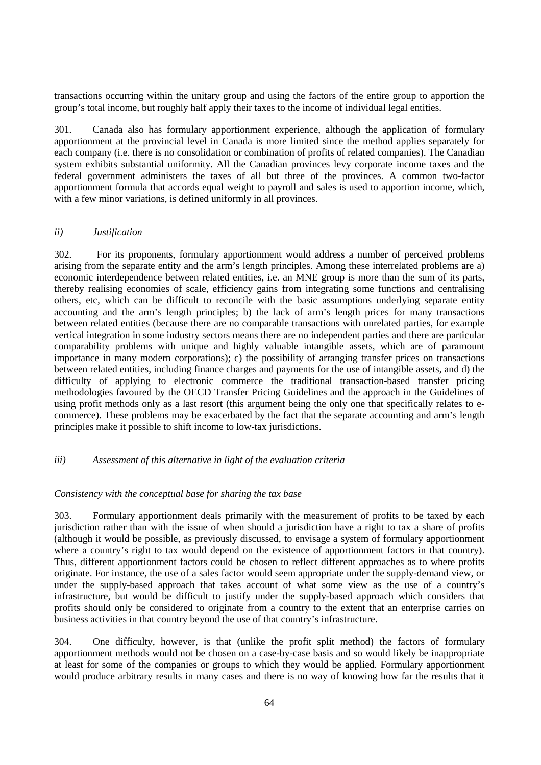transactions occurring within the unitary group and using the factors of the entire group to apportion the group's total income, but roughly half apply their taxes to the income of individual legal entities.

301. Canada also has formulary apportionment experience, although the application of formulary apportionment at the provincial level in Canada is more limited since the method applies separately for each company (i.e. there is no consolidation or combination of profits of related companies). The Canadian system exhibits substantial uniformity. All the Canadian provinces levy corporate income taxes and the federal government administers the taxes of all but three of the provinces. A common two-factor apportionment formula that accords equal weight to payroll and sales is used to apportion income, which, with a few minor variations, is defined uniformly in all provinces.

*ii) Justification*

302. For its proponents, formulary apportionment would address a number of perceived problems arising from the separate entity and the arm's length principles. Among these interrelated problems are a) economic interdependence between related entities, i.e. an MNE group is more than the sum of its parts, thereby realising economies of scale, efficiency gains from integrating some functions and centralising others, etc, which can be difficult to reconcile with the basic assumptions underlying separate entity accounting and the arm's length principles; b) the lack of arm's length prices for many transactions between related entities (because there are no comparable transactions with unrelated parties, for example vertical integration in some industry sectors means there are no independent parties and there are particular comparability problems with unique and highly valuable intangible assets, which are of paramount importance in many modern corporations); c) the possibility of arranging transfer prices on transactions between related entities, including finance charges and payments for the use of intangible assets, and d) the difficulty of applying to electronic commerce the traditional transaction-based transfer pricing methodologies favoured by the OECD Transfer Pricing Guidelines and the approach in the Guidelines of using profit methods only as a last resort (this argument being the only one that specifically relates to e-commerce). These problems may be exacerbated by the fact that the separate accounting and arm's length principles make it possible to shift income to low-tax jurisdictions.

*iii) Assessment of this alternative in light of the evaluation criteria*

*Consistency with the conceptual base for sharing the tax base*

303. Formulary apportionment deals primarily with the measurement of profits to be taxed by each jurisdiction rather than with the issue of when should a jurisdiction have a right to tax a share of profits (although it would be possible, as previously discussed, to envisage a system of formulary apportionment where a country's right to tax would depend on the existence of apportionment factors in that country). Thus, different apportionment factors could be chosen to reflect different approaches as to where profits originate. For instance, the use of a sales factor would seem appropriate under the supply-demand view, or under the supply-based approach that takes account of what some view as the use of a country's infrastructure, but would be difficult to justify under the supply-based approach which considers that profits should only be considered to originate from a country to the extent that an enterprise carries on business activities in that country beyond the use of that country's infrastructure.

304. One difficulty, however, is that (unlike the profit split method) the factors of formulary apportionment methods would not be chosen on a case-by-case basis and so would likely be inappropriate at least for some of the companies or groups to which they would be applied. Formulary apportionment would produce arbitrary results in many cases and there is no way of knowing how far the results that it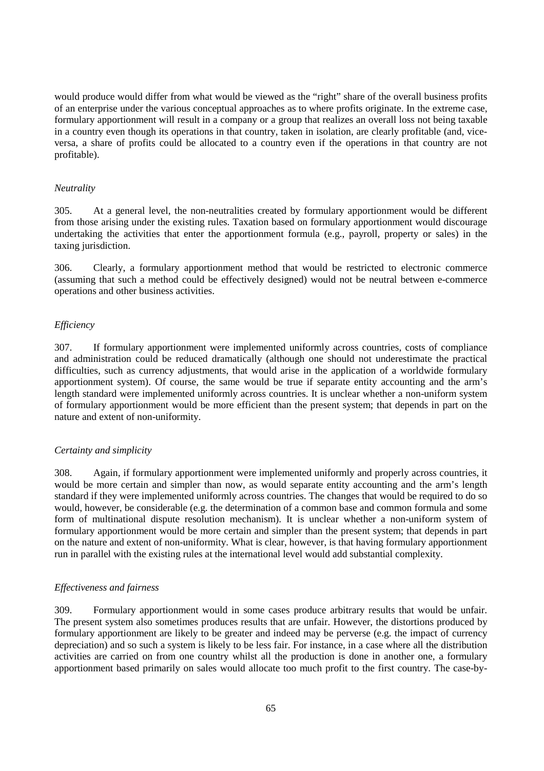would produce would differ from what would be viewed as the "right" share of the overall business profits of an enterprise under the various conceptual approaches as to where profits originate. In the extreme case, formulary apportionment will result in a company or a group that realizes an overall loss not being taxable in a country even though its operations in that country, taken in isolation, are clearly profitable (and, vice-versa, a share of profits could be allocated to a country even if the operations in that country are not profitable).

*Neutrality*

305. At a general level, the non-neutralities created by formulary apportionment would be different from those arising under the existing rules. Taxation based on formulary apportionment would discourage undertaking the activities that enter the apportionment formula (e.g., payroll, property or sales) in the taxing jurisdiction.

306. Clearly, a formulary apportionment method that would be restricted to electronic commerce (assuming that such a method could be effectively designed) would not be neutral between e-commerce operations and other business activities.

*Efficiency*

307. If formulary apportionment were implemented uniformly across countries, costs of compliance and administration could be reduced dramatically (although one should not underestimate the practical difficulties, such as currency adjustments, that would arise in the application of a worldwide formulary apportionment system). Of course, the same would be true if separate entity accounting and the arm's length standard were implemented uniformly across countries. It is unclear whether a non-uniform system of formulary apportionment would be more efficient than the present system; that depends in part on the nature and extent of non-uniformity.

*Certainty and simplicity*

308. Again, if formulary apportionment were implemented uniformly and properly across countries, it would be more certain and simpler than now, as would separate entity accounting and the arm's length standard if they were implemented uniformly across countries. The changes that would be required to do so would, however, be considerable (e.g. the determination of a common base and common formula and some form of multinational dispute resolution mechanism). It is unclear whether a non-uniform system of formulary apportionment would be more certain and simpler than the present system; that depends in part on the nature and extent of non-uniformity. What is clear, however, is that having formulary apportionment run in parallel with the existing rules at the international level would add substantial complexity.

*Effectiveness and fairness*

309. Formulary apportionment would in some cases produce arbitrary results that would be unfair. The present system also sometimes produces results that are unfair. However, the distortions produced by formulary apportionment are likely to be greater and indeed may be perverse (e.g. the impact of currency depreciation) and so such a system is likely to be less fair. For instance, in a case where all the distribution activities are carried on from one country whilst all the production is done in another one, a formulary apportionment based primarily on sales would allocate too much profit to the first country. The case-by-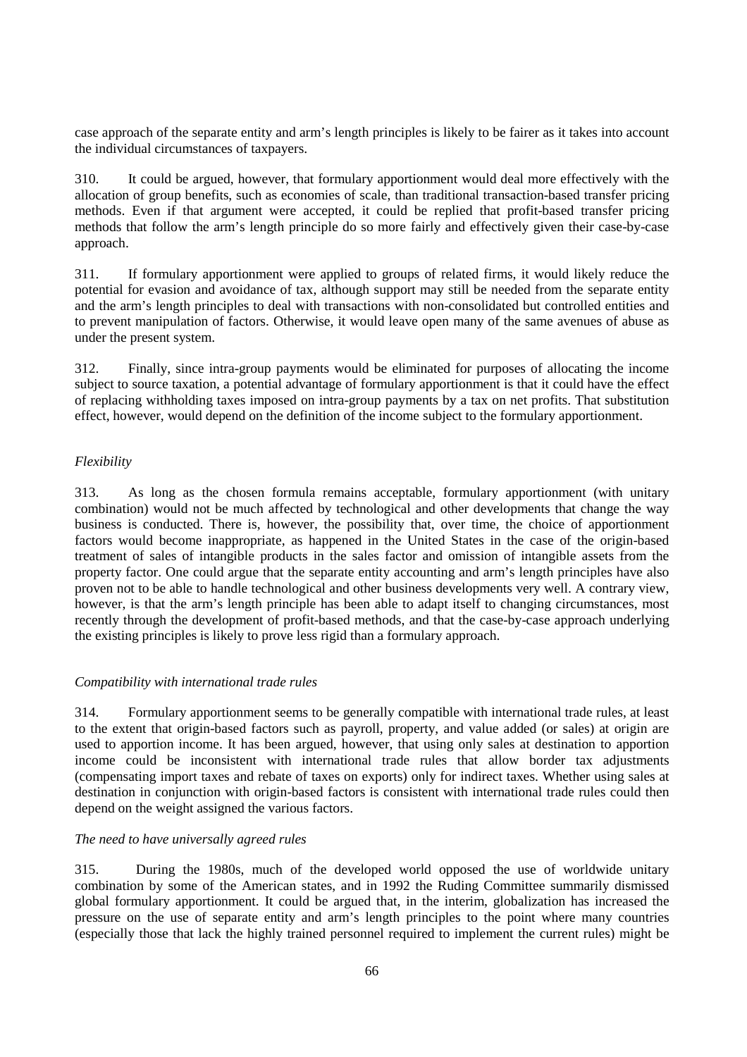case approach of the separate entity and arm's length principles is likely to be fairer as it takes into account the individual circumstances of taxpayers.

310. It could be argued, however, that formulary apportionment would deal more effectively with the allocation of group benefits, such as economies of scale, than traditional transaction-based transfer pricing methods. Even if that argument were accepted, it could be replied that profit-based transfer pricing methods that follow the arm's length principle do so more fairly and effectively given their case-by-case approach.

311. If formulary apportionment were applied to groups of related firms, it would likely reduce the potential for evasion and avoidance of tax, although support may still be needed from the separate entity and the arm's length principles to deal with transactions with non-consolidated but controlled entities and to prevent manipulation of factors. Otherwise, it would leave open many of the same avenues of abuse as under the present system.

312. Finally, since intra-group payments would be eliminated for purposes of allocating the income subject to source taxation, a potential advantage of formulary apportionment is that it could have the effect of replacing withholding taxes imposed on intra-group payments by a tax on net profits. That substitution effect, however, would depend on the definition of the income subject to the formulary apportionment.

*Flexibility*

313. As long as the chosen formula remains acceptable, formulary apportionment (with unitary combination) would not be much affected by technological and other developments that change the way business is conducted. There is, however, the possibility that, over time, the choice of apportionment factors would become inappropriate, as happened in the United States in the case of the origin-based treatment of sales of intangible products in the sales factor and omission of intangible assets from the property factor. One could argue that the separate entity accounting and arm's length principles have also proven not to be able to handle technological and other business developments very well. A contrary view, however, is that the arm's length principle has been able to adapt itself to changing circumstances, most recently through the development of profit-based methods, and that the case-by-case approach underlying the existing principles is likely to prove less rigid than a formulary approach.

*Compatibility with international trade rules*

314. Formulary apportionment seems to be generally compatible with international trade rules, at least to the extent that origin-based factors such as payroll, property, and value added (or sales) at origin are used to apportion income. It has been argued, however, that using only sales at destination to apportion income could be inconsistent with international trade rules that allow border tax adjustments (compensating import taxes and rebate of taxes on exports) only for indirect taxes. Whether using sales at destination in conjunction with origin-based factors is consistent with international trade rules could then depend on the weight assigned the various factors.

*The need to have universally agreed rules*

315. During the 1980s, much of the developed world opposed the use of worldwide unitary combination by some of the American states, and in 1992 the Ruding Committee summarily dismissed global formulary apportionment. It could be argued that, in the interim, globalization has increased the pressure on the use of separate entity and arm's length principles to the point where many countries (especially those that lack the highly trained personnel required to implement the current rules) might be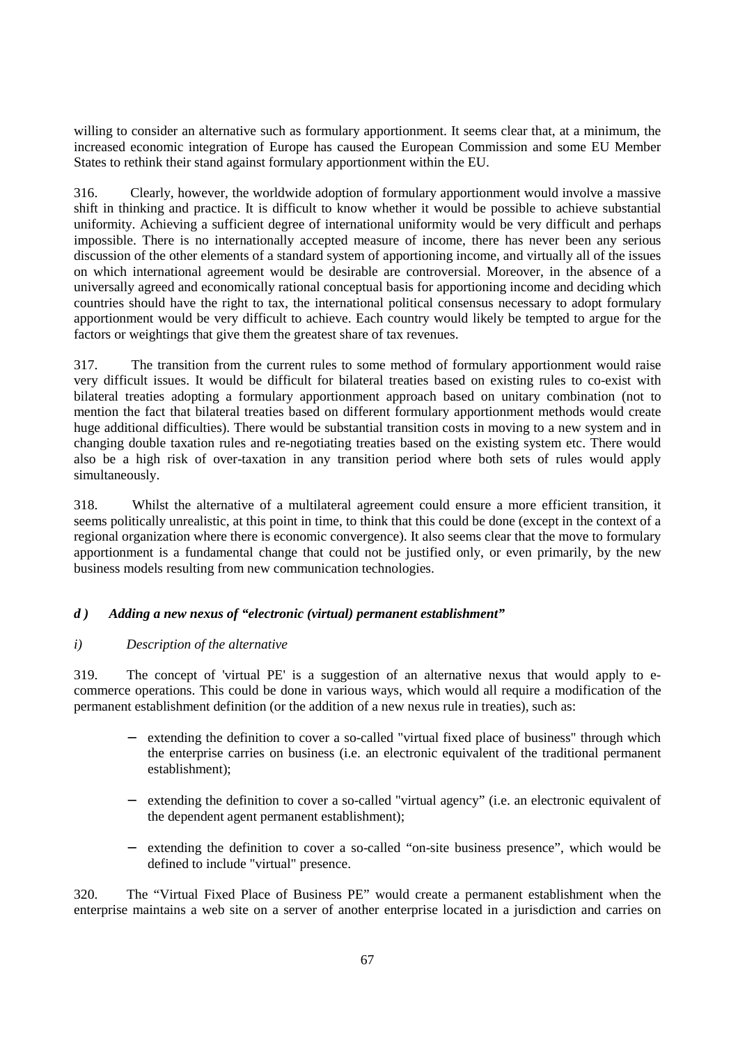willing to consider an alternative such as formulary apportionment. It seems clear that, at a minimum, the increased economic integration of Europe has caused the European Commission and some EU Member States to rethink their stand against formulary apportionment within the EU.

316. Clearly, however, the worldwide adoption of formulary apportionment would involve a massive shift in thinking and practice. It is difficult to know whether it would be possible to achieve substantial uniformity. Achieving a sufficient degree of international uniformity would be very difficult and perhaps impossible. There is no internationally accepted measure of income, there has never been any serious discussion of the other elements of a standard system of apportioning income, and virtually all of the issues on which international agreement would be desirable are controversial. Moreover, in the absence of a universally agreed and economically rational conceptual basis for apportioning income and deciding which countries should have the right to tax, the international political consensus necessary to adopt formulary apportionment would be very difficult to achieve. Each country would likely be tempted to argue for the factors or weightings that give them the greatest share of tax revenues.

317. The transition from the current rules to some method of formulary apportionment would raise very difficult issues. It would be difficult for bilateral treaties based on existing rules to co-exist with bilateral treaties adopting a formulary apportionment approach based on unitary combination (not to mention the fact that bilateral treaties based on different formulary apportionment methods would create huge additional difficulties). There would be substantial transition costs in moving to a new system and in changing double taxation rules and re-negotiating treaties based on the existing system etc. There would also be a high risk of over-taxation in any transition period where both sets of rules would apply simultaneously.

318. Whilst the alternative of a multilateral agreement could ensure a more efficient transition, it seems politically unrealistic, at this point in time, to think that this could be done (except in the context of a regional organization where there is economic convergence). It also seems clear that the move to formulary apportionment is a fundamental change that could not be justified only, or even primarily, by the new business models resulting from new communication technologies.

### *d ) Adding a new nexus of "electronic (virtual) permanent establishment"*

#### *i) Description of the alternative*

319. The concept of 'virtual PE' is a suggestion of an alternative nexus that would apply to e-commerce operations. This could be done in various ways, which would all require a modification of the permanent establishment definition (or the addition of a new nexus rule in treaties), such as:

- extending the definition to cover a so-called "virtual fixed place of business" through which the enterprise carries on business (i.e. an electronic equivalent of the traditional permanent establishment);
- extending the definition to cover a so-called "virtual agency" (i.e. an electronic equivalent of the dependent agent permanent establishment);
- extending the definition to cover a so-called "on-site business presence", which would be defined to include "virtual" presence.

320. The "Virtual Fixed Place of Business PE" would create a permanent establishment when the enterprise maintains a web site on a server of another enterprise located in a jurisdiction and carries on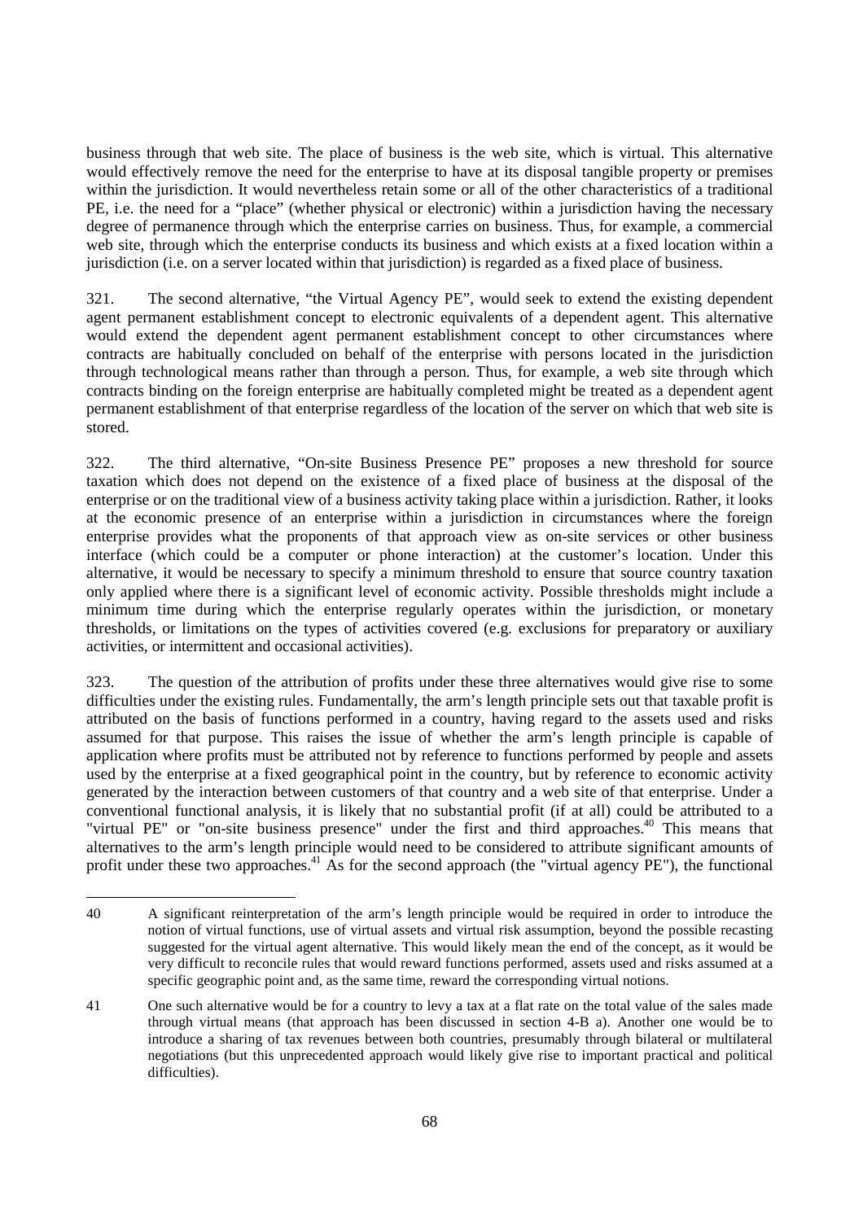business through that web site. The place of business is the web site, which is virtual. This alternative would effectively remove the need for the enterprise to have at its disposal tangible property or premises within the jurisdiction. It would nevertheless retain some or all of the other characteristics of a traditional PE, i.e. the need for a "place" (whether physical or electronic) within a jurisdiction having the necessary degree of permanence through which the enterprise carries on business. Thus, for example, a commercial web site, through which the enterprise conducts its business and which exists at a fixed location within a jurisdiction (i.e. on a server located within that jurisdiction) is regarded as a fixed place of business.

321. The second alternative, "the Virtual Agency PE", would seek to extend the existing dependent agent permanent establishment concept to electronic equivalents of a dependent agent. This alternative would extend the dependent agent permanent establishment concept to other circumstances where contracts are habitually concluded on behalf of the enterprise with persons located in the jurisdiction through technological means rather than through a person. Thus, for example, a web site through which contracts binding on the foreign enterprise are habitually completed might be treated as a dependent agent permanent establishment of that enterprise regardless of the location of the server on which that web site is stored.

322. The third alternative, "On-site Business Presence PE" proposes a new threshold for source taxation which does not depend on the existence of a fixed place of business at the disposal of the enterprise or on the traditional view of a business activity taking place within a jurisdiction. Rather, it looks at the economic presence of an enterprise within a jurisdiction in circumstances where the foreign enterprise provides what the proponents of that approach view as on-site services or other business interface (which could be a computer or phone interaction) at the customer's location. Under this alternative, it would be necessary to specify a minimum threshold to ensure that source country taxation only applied where there is a significant level of economic activity. Possible thresholds might include a minimum time during which the enterprise regularly operates within the jurisdiction, or monetary thresholds, or limitations on the types of activities covered (e.g. exclusions for preparatory or auxiliary activities, or intermittent and occasional activities).

323. The question of the attribution of profits under these three alternatives would give rise to some difficulties under the existing rules. Fundamentally, the arm's length principle sets out that taxable profit is attributed on the basis of functions performed in a country, having regard to the assets used and risks assumed for that purpose. This raises the issue of whether the arm's length principle is capable of application where profits must be attributed not by reference to functions performed by people and assets used by the enterprise at a fixed geographical point in the country, but by reference to economic activity generated by the interaction between customers of that country and a web site of that enterprise. Under a conventional functional analysis, it is likely that no substantial profit (if at all) could be attributed to a "virtual PE" or "on-site business presence" under the first and third approaches.[40] This means that alternatives to the arm's length principle would need to be considered to attribute significant amounts of profit under these two approaches.[41] As for the second approach (the "virtual agency PE"), the functional

---

40 A significant reinterpretation of the arm's length principle would be required in order to introduce the notion of virtual functions, use of virtual assets and virtual risk assumption, beyond the possible recasting suggested for the virtual agent alternative. This would likely mean the end of the concept, as it would be very difficult to reconcile rules that would reward functions performed, assets used and risks assumed at a specific geographic point and, as the same time, reward the corresponding virtual notions.

41 One such alternative would be for a country to levy a tax at a flat rate on the total value of the sales made through virtual means (that approach has been discussed in section 4-B a). Another one would be to introduce a sharing of tax revenues between both countries, presumably through bilateral or multilateral negotiations (but this unprecedented approach would likely give rise to important practical and political difficulties).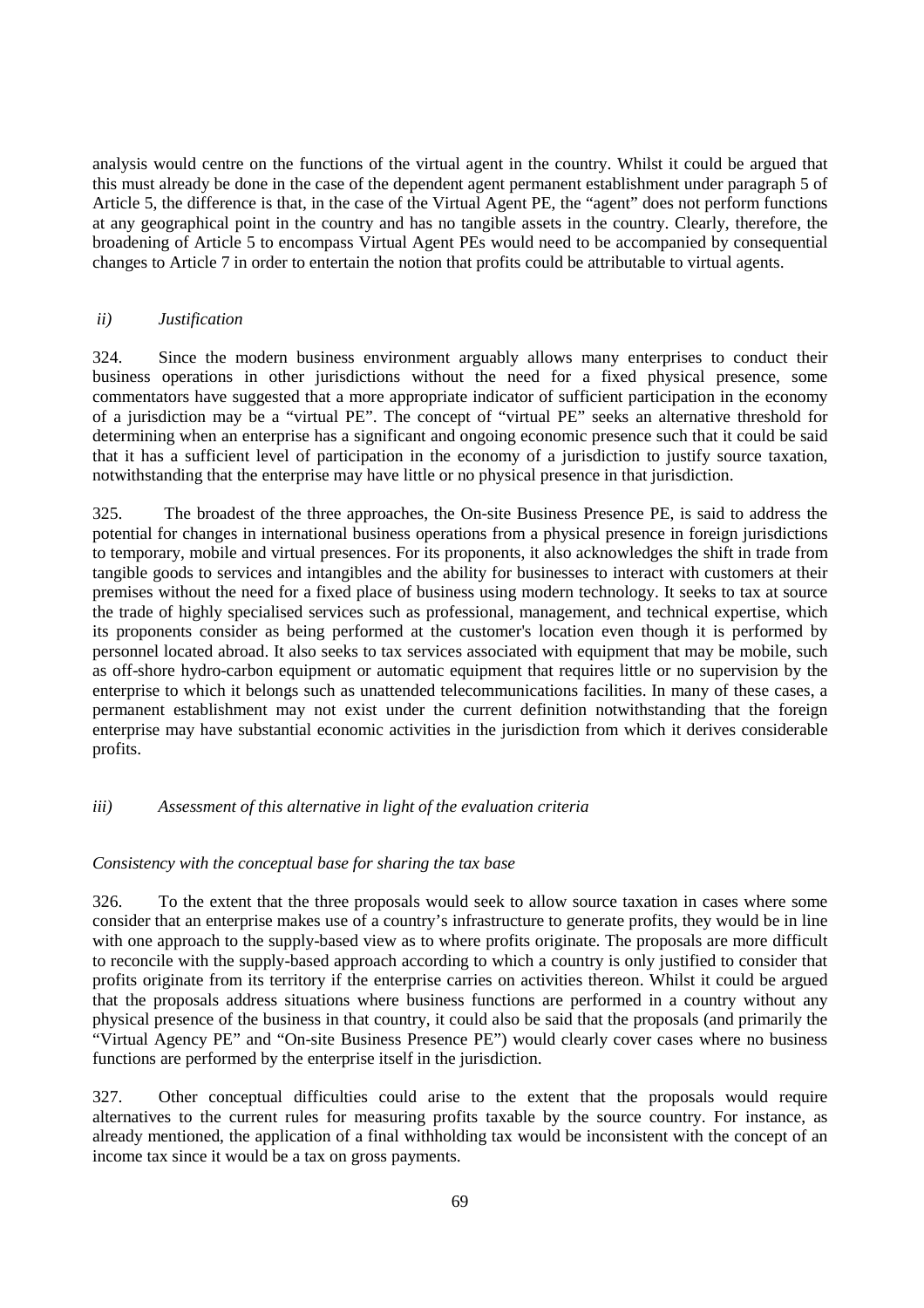analysis would centre on the functions of the virtual agent in the country. Whilst it could be argued that this must already be done in the case of the dependent agent permanent establishment under paragraph 5 of Article 5, the difference is that, in the case of the Virtual Agent PE, the "agent" does not perform functions at any geographical point in the country and has no tangible assets in the country. Clearly, therefore, the broadening of Article 5 to encompass Virtual Agent PEs would need to be accompanied by consequential changes to Article 7 in order to entertain the notion that profits could be attributable to virtual agents.

*ii) Justification*

324. Since the modern business environment arguably allows many enterprises to conduct their business operations in other jurisdictions without the need for a fixed physical presence, some commentators have suggested that a more appropriate indicator of sufficient participation in the economy of a jurisdiction may be a "virtual PE". The concept of "virtual PE" seeks an alternative threshold for determining when an enterprise has a significant and ongoing economic presence such that it could be said that it has a sufficient level of participation in the economy of a jurisdiction to justify source taxation, notwithstanding that the enterprise may have little or no physical presence in that jurisdiction.

325. The broadest of the three approaches, the On-site Business Presence PE, is said to address the potential for changes in international business operations from a physical presence in foreign jurisdictions to temporary, mobile and virtual presences. For its proponents, it also acknowledges the shift in trade from tangible goods to services and intangibles and the ability for businesses to interact with customers at their premises without the need for a fixed place of business using modern technology. It seeks to tax at source the trade of highly specialised services such as professional, management, and technical expertise, which its proponents consider as being performed at the customer's location even though it is performed by personnel located abroad. It also seeks to tax services associated with equipment that may be mobile, such as off-shore hydro-carbon equipment or automatic equipment that requires little or no supervision by the enterprise to which it belongs such as unattended telecommunications facilities. In many of these cases, a permanent establishment may not exist under the current definition notwithstanding that the foreign enterprise may have substantial economic activities in the jurisdiction from which it derives considerable profits.

*iii) Assessment of this alternative in light of the evaluation criteria*

*Consistency with the conceptual base for sharing the tax base*

326. To the extent that the three proposals would seek to allow source taxation in cases where some consider that an enterprise makes use of a country's infrastructure to generate profits, they would be in line with one approach to the supply-based view as to where profits originate. The proposals are more difficult to reconcile with the supply-based approach according to which a country is only justified to consider that profits originate from its territory if the enterprise carries on activities thereon. Whilst it could be argued that the proposals address situations where business functions are performed in a country without any physical presence of the business in that country, it could also be said that the proposals (and primarily the "Virtual Agency PE" and "On-site Business Presence PE") would clearly cover cases where no business functions are performed by the enterprise itself in the jurisdiction.

327. Other conceptual difficulties could arise to the extent that the proposals would require alternatives to the current rules for measuring profits taxable by the source country. For instance, as already mentioned, the application of a final withholding tax would be inconsistent with the concept of an income tax since it would be a tax on gross payments.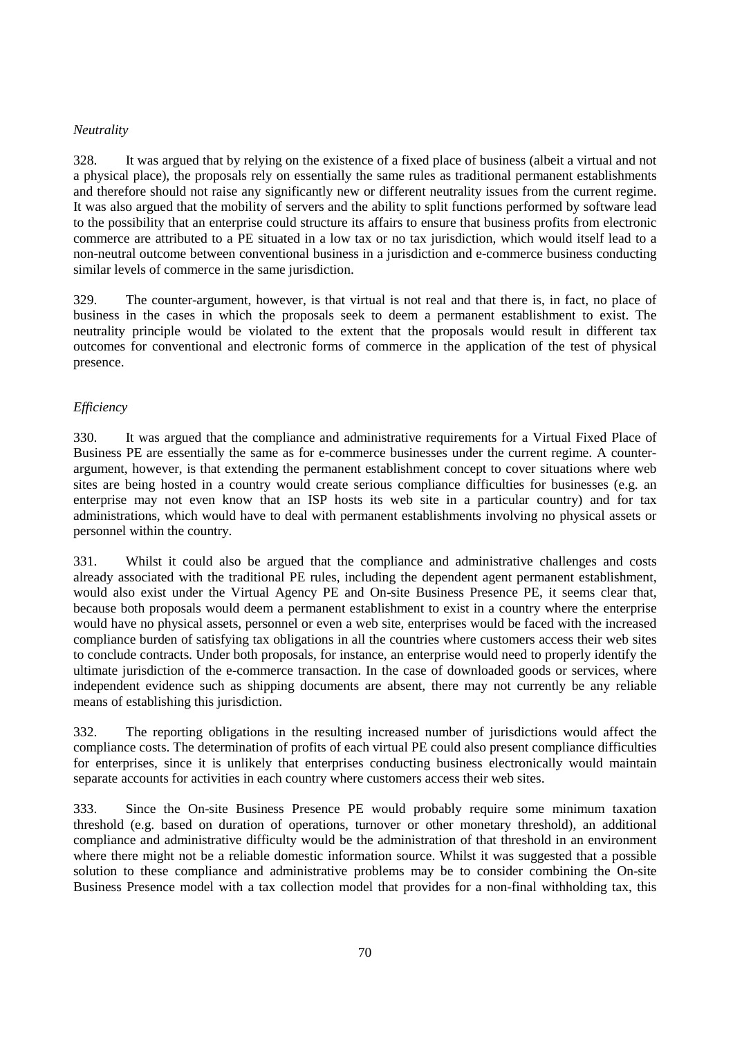*Neutrality*

328. It was argued that by relying on the existence of a fixed place of business (albeit a virtual and not a physical place), the proposals rely on essentially the same rules as traditional permanent establishments and therefore should not raise any significantly new or different neutrality issues from the current regime. It was also argued that the mobility of servers and the ability to split functions performed by software lead to the possibility that an enterprise could structure its affairs to ensure that business profits from electronic commerce are attributed to a PE situated in a low tax or no tax jurisdiction, which would itself lead to a non-neutral outcome between conventional business in a jurisdiction and e-commerce business conducting similar levels of commerce in the same jurisdiction.

329. The counter-argument, however, is that virtual is not real and that there is, in fact, no place of business in the cases in which the proposals seek to deem a permanent establishment to exist. The neutrality principle would be violated to the extent that the proposals would result in different tax outcomes for conventional and electronic forms of commerce in the application of the test of physical presence.

*Efficiency*

330. It was argued that the compliance and administrative requirements for a Virtual Fixed Place of Business PE are essentially the same as for e-commerce businesses under the current regime. A counter-argument, however, is that extending the permanent establishment concept to cover situations where web sites are being hosted in a country would create serious compliance difficulties for businesses (e.g. an enterprise may not even know that an ISP hosts its web site in a particular country) and for tax administrations, which would have to deal with permanent establishments involving no physical assets or personnel within the country.

331. Whilst it could also be argued that the compliance and administrative challenges and costs already associated with the traditional PE rules, including the dependent agent permanent establishment, would also exist under the Virtual Agency PE and On-site Business Presence PE, it seems clear that, because both proposals would deem a permanent establishment to exist in a country where the enterprise would have no physical assets, personnel or even a web site, enterprises would be faced with the increased compliance burden of satisfying tax obligations in all the countries where customers access their web sites to conclude contracts. Under both proposals, for instance, an enterprise would need to properly identify the ultimate jurisdiction of the e-commerce transaction. In the case of downloaded goods or services, where independent evidence such as shipping documents are absent, there may not currently be any reliable means of establishing this jurisdiction.

332. The reporting obligations in the resulting increased number of jurisdictions would affect the compliance costs. The determination of profits of each virtual PE could also present compliance difficulties for enterprises, since it is unlikely that enterprises conducting business electronically would maintain separate accounts for activities in each country where customers access their web sites.

333. Since the On-site Business Presence PE would probably require some minimum taxation threshold (e.g. based on duration of operations, turnover or other monetary threshold), an additional compliance and administrative difficulty would be the administration of that threshold in an environment where there might not be a reliable domestic information source. Whilst it was suggested that a possible solution to these compliance and administrative problems may be to consider combining the On-site Business Presence model with a tax collection model that provides for a non-final withholding tax, this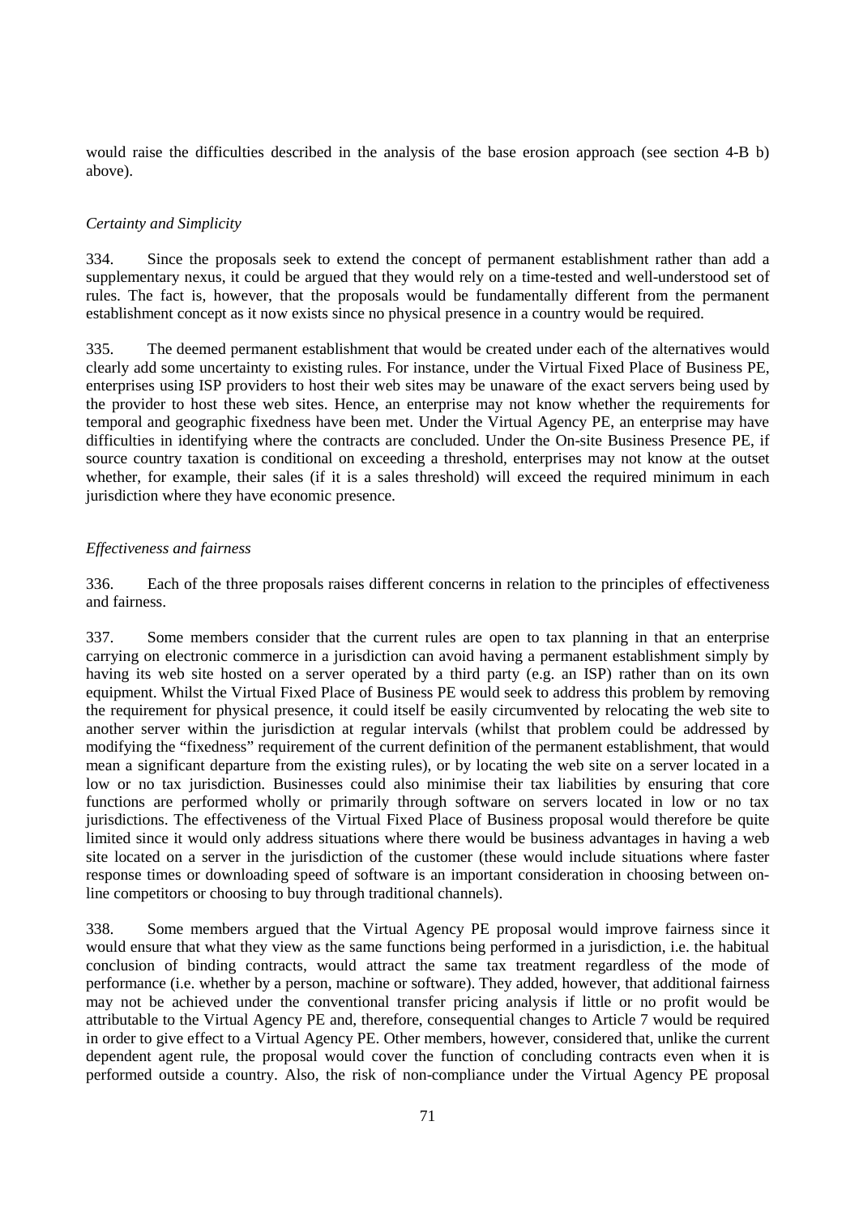would raise the difficulties described in the analysis of the base erosion approach (see section 4-B b) above).

*Certainty and Simplicity*

334. Since the proposals seek to extend the concept of permanent establishment rather than add a supplementary nexus, it could be argued that they would rely on a time-tested and well-understood set of rules. The fact is, however, that the proposals would be fundamentally different from the permanent establishment concept as it now exists since no physical presence in a country would be required.

335. The deemed permanent establishment that would be created under each of the alternatives would clearly add some uncertainty to existing rules. For instance, under the Virtual Fixed Place of Business PE, enterprises using ISP providers to host their web sites may be unaware of the exact servers being used by the provider to host these web sites. Hence, an enterprise may not know whether the requirements for temporal and geographic fixedness have been met. Under the Virtual Agency PE, an enterprise may have difficulties in identifying where the contracts are concluded. Under the On-site Business Presence PE, if source country taxation is conditional on exceeding a threshold, enterprises may not know at the outset whether, for example, their sales (if it is a sales threshold) will exceed the required minimum in each jurisdiction where they have economic presence.

*Effectiveness and fairness*

336. Each of the three proposals raises different concerns in relation to the principles of effectiveness and fairness.

337. Some members consider that the current rules are open to tax planning in that an enterprise carrying on electronic commerce in a jurisdiction can avoid having a permanent establishment simply by having its web site hosted on a server operated by a third party (e.g. an ISP) rather than on its own equipment. Whilst the Virtual Fixed Place of Business PE would seek to address this problem by removing the requirement for physical presence, it could itself be easily circumvented by relocating the web site to another server within the jurisdiction at regular intervals (whilst that problem could be addressed by modifying the "fixedness" requirement of the current definition of the permanent establishment, that would mean a significant departure from the existing rules), or by locating the web site on a server located in a low or no tax jurisdiction. Businesses could also minimise their tax liabilities by ensuring that core functions are performed wholly or primarily through software on servers located in low or no tax jurisdictions. The effectiveness of the Virtual Fixed Place of Business proposal would therefore be quite limited since it would only address situations where there would be business advantages in having a web site located on a server in the jurisdiction of the customer (these would include situations where faster response times or downloading speed of software is an important consideration in choosing between on-line competitors or choosing to buy through traditional channels).

338. Some members argued that the Virtual Agency PE proposal would improve fairness since it would ensure that what they view as the same functions being performed in a jurisdiction, i.e. the habitual conclusion of binding contracts, would attract the same tax treatment regardless of the mode of performance (i.e. whether by a person, machine or software). They added, however, that additional fairness may not be achieved under the conventional transfer pricing analysis if little or no profit would be attributable to the Virtual Agency PE and, therefore, consequential changes to Article 7 would be required in order to give effect to a Virtual Agency PE. Other members, however, considered that, unlike the current dependent agent rule, the proposal would cover the function of concluding contracts even when it is performed outside a country. Also, the risk of non-compliance under the Virtual Agency PE proposal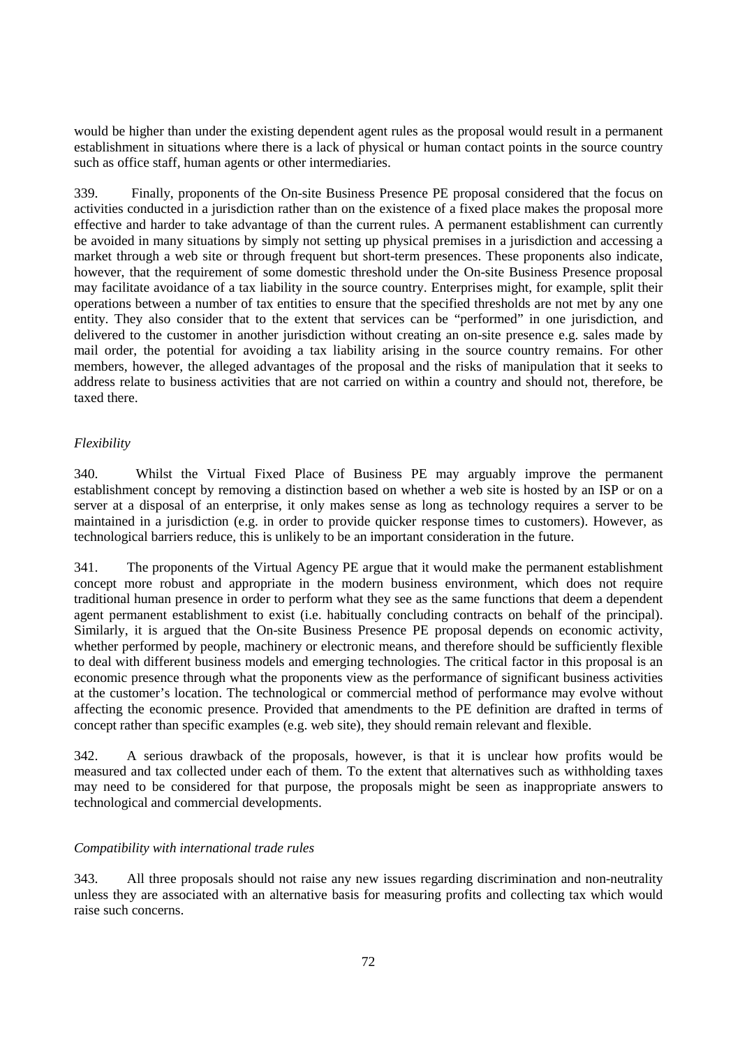would be higher than under the existing dependent agent rules as the proposal would result in a permanent establishment in situations where there is a lack of physical or human contact points in the source country such as office staff, human agents or other intermediaries.

339. Finally, proponents of the On-site Business Presence PE proposal considered that the focus on activities conducted in a jurisdiction rather than on the existence of a fixed place makes the proposal more effective and harder to take advantage of than the current rules. A permanent establishment can currently be avoided in many situations by simply not setting up physical premises in a jurisdiction and accessing a market through a web site or through frequent but short-term presences. These proponents also indicate, however, that the requirement of some domestic threshold under the On-site Business Presence proposal may facilitate avoidance of a tax liability in the source country. Enterprises might, for example, split their operations between a number of tax entities to ensure that the specified thresholds are not met by any one entity. They also consider that to the extent that services can be "performed" in one jurisdiction, and delivered to the customer in another jurisdiction without creating an on-site presence e.g. sales made by mail order, the potential for avoiding a tax liability arising in the source country remains. For other members, however, the alleged advantages of the proposal and the risks of manipulation that it seeks to address relate to business activities that are not carried on within a country and should not, therefore, be taxed there.

*Flexibility*

340. Whilst the Virtual Fixed Place of Business PE may arguably improve the permanent establishment concept by removing a distinction based on whether a web site is hosted by an ISP or on a server at a disposal of an enterprise, it only makes sense as long as technology requires a server to be maintained in a jurisdiction (e.g. in order to provide quicker response times to customers). However, as technological barriers reduce, this is unlikely to be an important consideration in the future.

341. The proponents of the Virtual Agency PE argue that it would make the permanent establishment concept more robust and appropriate in the modern business environment, which does not require traditional human presence in order to perform what they see as the same functions that deem a dependent agent permanent establishment to exist (i.e. habitually concluding contracts on behalf of the principal). Similarly, it is argued that the On-site Business Presence PE proposal depends on economic activity, whether performed by people, machinery or electronic means, and therefore should be sufficiently flexible to deal with different business models and emerging technologies. The critical factor in this proposal is an economic presence through what the proponents view as the performance of significant business activities at the customer's location. The technological or commercial method of performance may evolve without affecting the economic presence. Provided that amendments to the PE definition are drafted in terms of concept rather than specific examples (e.g. web site), they should remain relevant and flexible.

342. A serious drawback of the proposals, however, is that it is unclear how profits would be measured and tax collected under each of them. To the extent that alternatives such as withholding taxes may need to be considered for that purpose, the proposals might be seen as inappropriate answers to technological and commercial developments.

*Compatibility with international trade rules*

343. All three proposals should not raise any new issues regarding discrimination and non-neutrality unless they are associated with an alternative basis for measuring profits and collecting tax which would raise such concerns.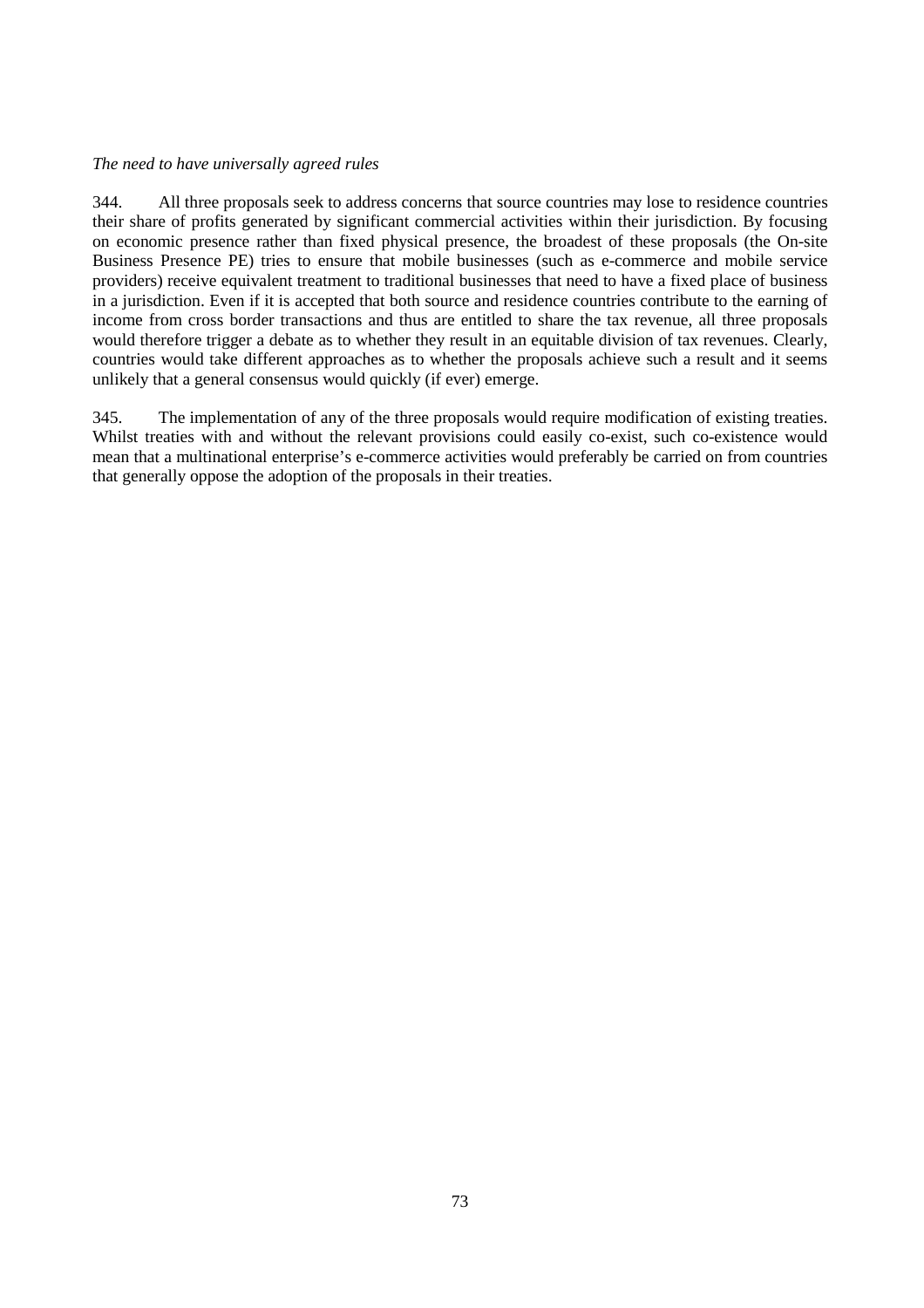*The need to have universally agreed rules*

344. All three proposals seek to address concerns that source countries may lose to residence countries their share of profits generated by significant commercial activities within their jurisdiction. By focusing on economic presence rather than fixed physical presence, the broadest of these proposals (the On-site Business Presence PE) tries to ensure that mobile businesses (such as e-commerce and mobile service providers) receive equivalent treatment to traditional businesses that need to have a fixed place of business in a jurisdiction. Even if it is accepted that both source and residence countries contribute to the earning of income from cross border transactions and thus are entitled to share the tax revenue, all three proposals would therefore trigger a debate as to whether they result in an equitable division of tax revenues. Clearly, countries would take different approaches as to whether the proposals achieve such a result and it seems unlikely that a general consensus would quickly (if ever) emerge.

345. The implementation of any of the three proposals would require modification of existing treaties. Whilst treaties with and without the relevant provisions could easily co-exist, such co-existence would mean that a multinational enterprise's e-commerce activities would preferably be carried on from countries that generally oppose the adoption of the proposals in their treaties.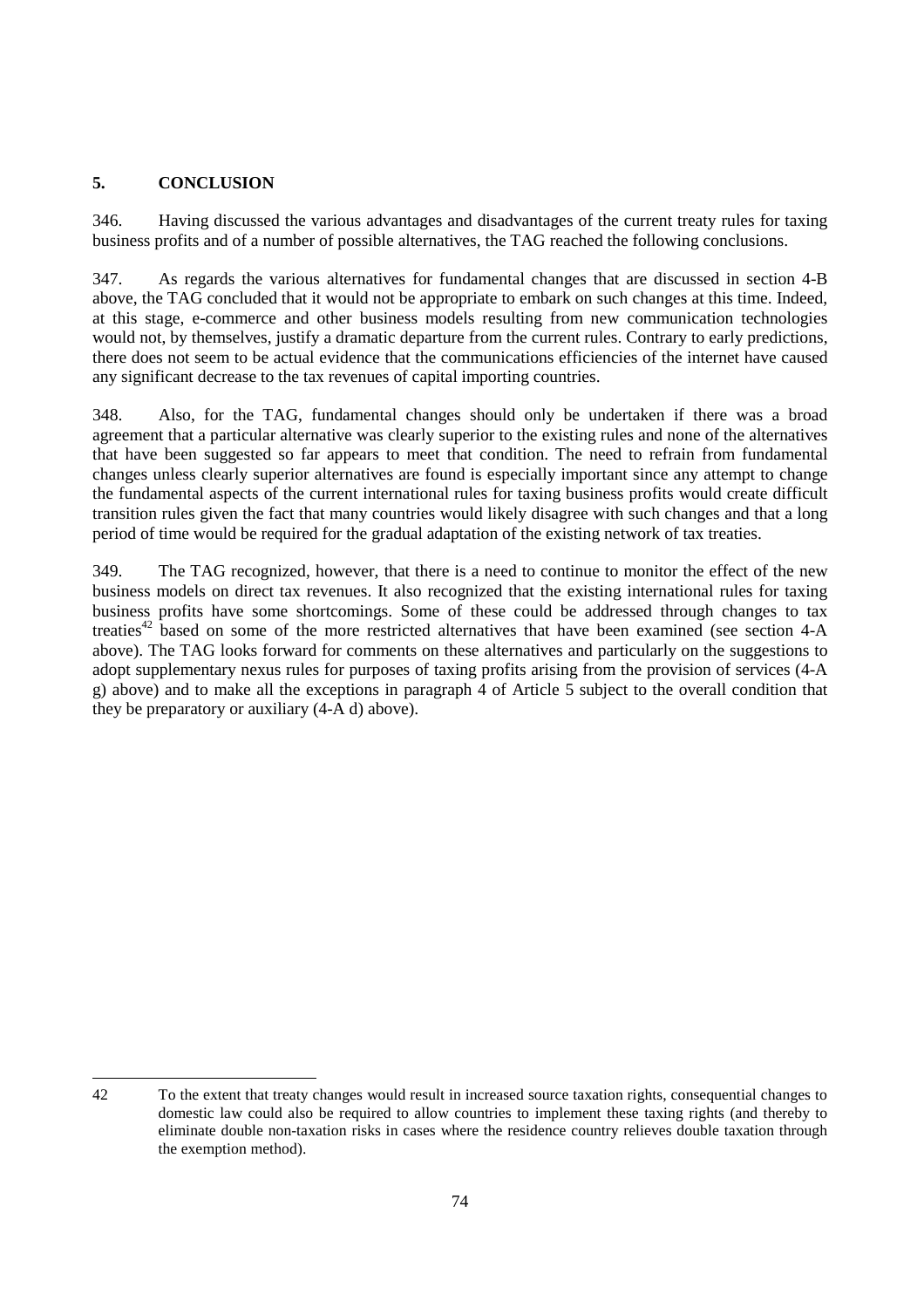## 5. CONCLUSION

346. Having discussed the various advantages and disadvantages of the current treaty rules for taxing business profits and of a number of possible alternatives, the TAG reached the following conclusions.

347. As regards the various alternatives for fundamental changes that are discussed in section 4-B above, the TAG concluded that it would not be appropriate to embark on such changes at this time. Indeed, at this stage, e-commerce and other business models resulting from new communication technologies would not, by themselves, justify a dramatic departure from the current rules. Contrary to early predictions, there does not seem to be actual evidence that the communications efficiencies of the internet have caused any significant decrease to the tax revenues of capital importing countries.

348. Also, for the TAG, fundamental changes should only be undertaken if there was a broad agreement that a particular alternative was clearly superior to the existing rules and none of the alternatives that have been suggested so far appears to meet that condition. The need to refrain from fundamental changes unless clearly superior alternatives are found is especially important since any attempt to change the fundamental aspects of the current international rules for taxing business profits would create difficult transition rules given the fact that many countries would likely disagree with such changes and that a long period of time would be required for the gradual adaptation of the existing network of tax treaties.

349. The TAG recognized, however, that there is a need to continue to monitor the effect of the new business models on direct tax revenues. It also recognized that the existing international rules for taxing business profits have some shortcomings. Some of these could be addressed through changes to tax treaties[42] based on some of the more restricted alternatives that have been examined (see section 4-A above). The TAG looks forward for comments on these alternatives and particularly on the suggestions to adopt supplementary nexus rules for purposes of taxing profits arising from the provision of services (4-A g) above) and to make all the exceptions in paragraph 4 of Article 5 subject to the overall condition that they be preparatory or auxiliary (4-A d) above).

---

42 To the extent that treaty changes would result in increased source taxation rights, consequential changes to domestic law could also be required to allow countries to implement these taxing rights (and thereby to eliminate double non-taxation risks in cases where the residence country relieves double taxation through the exemption method).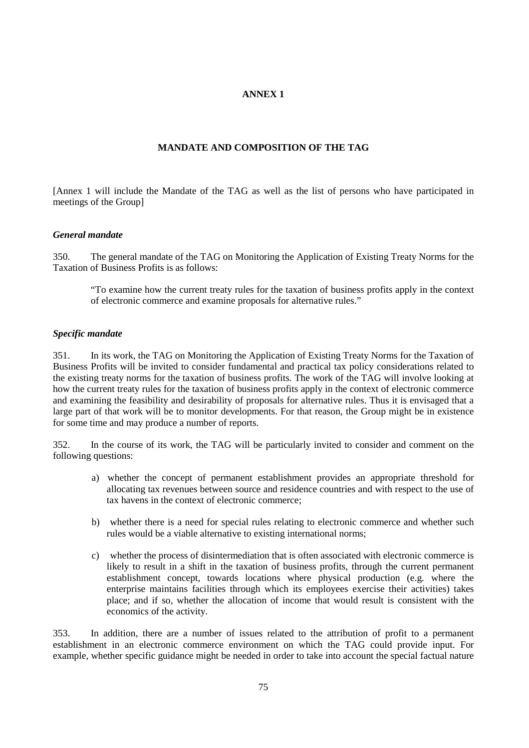# ANNEX 1

## MANDATE AND COMPOSITION OF THE TAG

[Annex 1 will include the Mandate of the TAG as well as the list of persons who have participated in meetings of the Group]

### *General mandate*

350. The general mandate of the TAG on Monitoring the Application of Existing Treaty Norms for the Taxation of Business Profits is as follows:

> "To examine how the current treaty rules for the taxation of business profits apply in the context of electronic commerce and examine proposals for alternative rules."

### *Specific mandate*

351. In its work, the TAG on Monitoring the Application of Existing Treaty Norms for the Taxation of Business Profits will be invited to consider fundamental and practical tax policy considerations related to the existing treaty norms for the taxation of business profits. The work of the TAG will involve looking at how the current treaty rules for the taxation of business profits apply in the context of electronic commerce and examining the feasibility and desirability of proposals for alternative rules. Thus it is envisaged that a large part of that work will be to monitor developments. For that reason, the Group might be in existence for some time and may produce a number of reports.

352. In the course of its work, the TAG will be particularly invited to consider and comment on the following questions:

a) whether the concept of permanent establishment provides an appropriate threshold for allocating tax revenues between source and residence countries and with respect to the use of tax havens in the context of electronic commerce;

b) whether there is a need for special rules relating to electronic commerce and whether such rules would be a viable alternative to existing international norms;

c) whether the process of disintermediation that is often associated with electronic commerce is likely to result in a shift in the taxation of business profits, through the current permanent establishment concept, towards locations where physical production (e.g. where the enterprise maintains facilities through which its employees exercise their activities) takes place; and if so, whether the allocation of income that would result is consistent with the economics of the activity.

353. In addition, there are a number of issues related to the attribution of profit to a permanent establishment in an electronic commerce environment on which the TAG could provide input. For example, whether specific guidance might be needed in order to take into account the special factual nature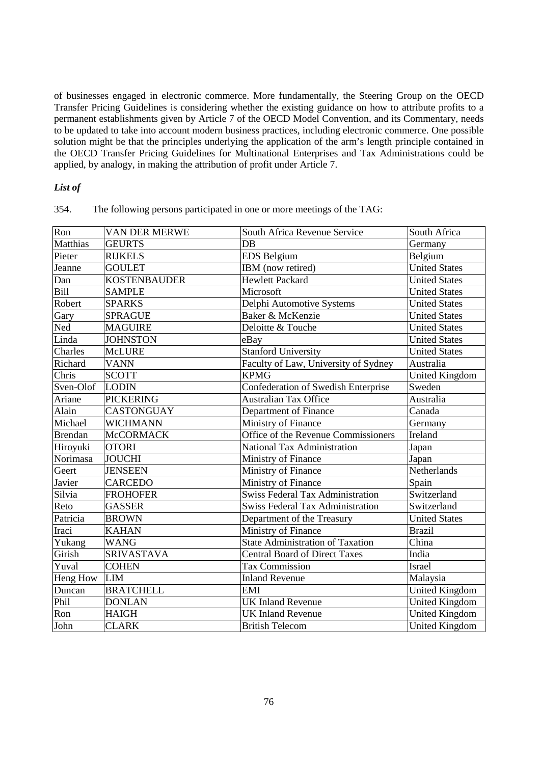of businesses engaged in electronic commerce. More fundamentally, the Steering Group on the OECD Transfer Pricing Guidelines is considering whether the existing guidance on how to attribute profits to a permanent establishments given by Article 7 of the OECD Model Convention, and its Commentary, needs to be updated to take into account modern business practices, including electronic commerce. One possible solution might be that the principles underlying the application of the arm's length principle contained in the OECD Transfer Pricing Guidelines for Multinational Enterprises and Tax Administrations could be applied, by analogy, in making the attribution of profit under Article 7.

***List of***

354. The following persons participated in one or more meetings of the TAG:

| | | | |
|---|---|---|---|
| Ron | VAN DER MERWE | South Africa Revenue Service | South Africa |
| Matthias | GEURTS | DB | Germany |
| Pieter | RIJKELS | EDS Belgium | Belgium |
| Jeanne | GOULET | IBM (now retired) | United States |
| Dan | KOSTENBAUDER | Hewlett Packard | United States |
| Bill | SAMPLE | Microsoft | United States |
| Robert | SPARKS | Delphi Automotive Systems | United States |
| Gary | SPRAGUE | Baker & McKenzie | United States |
| Ned | MAGUIRE | Deloitte & Touche | United States |
| Linda | JOHNSTON | eBay | United States |
| Charles | McLURE | Stanford University | United States |
| Richard | VANN | Faculty of Law, University of Sydney | Australia |
| Chris | SCOTT | KPMG | United Kingdom |
| Sven-Olof | LODIN | Confederation of Swedish Enterprise | Sweden |
| Ariane | PICKERING | Australian Tax Office | Australia |
| Alain | CASTONGUAY | Department of Finance | Canada |
| Michael | WICHMANN | Ministry of Finance | Germany |
| Brendan | McCORMACK | Office of the Revenue Commissioners | Ireland |
| Hiroyuki | OTORI | National Tax Administration | Japan |
| Norimasa | JOUCHI | Ministry of Finance | Japan |
| Geert | JENSEEN | Ministry of Finance | Netherlands |
| Javier | CARCEDO | Ministry of Finance | Spain |
| Silvia | FROHOFER | Swiss Federal Tax Administration | Switzerland |
| Reto | GASSER | Swiss Federal Tax Administration | Switzerland |
| Patricia | BROWN | Department of the Treasury | United States |
| Iraci | KAHAN | Ministry of Finance | Brazil |
| Yukang | WANG | State Administration of Taxation | China |
| Girish | SRIVASTAVA | Central Board of Direct Taxes | India |
| Yuval | COHEN | Tax Commission | Israel |
| Heng How | LIM | Inland Revenue | Malaysia |
| Duncan | BRATCHELL | EMI | United Kingdom |
| Phil | DONLAN | UK Inland Revenue | United Kingdom |
| Ron | HAIGH | UK Inland Revenue | United Kingdom |
| John | CLARK | British Telecom | United Kingdom |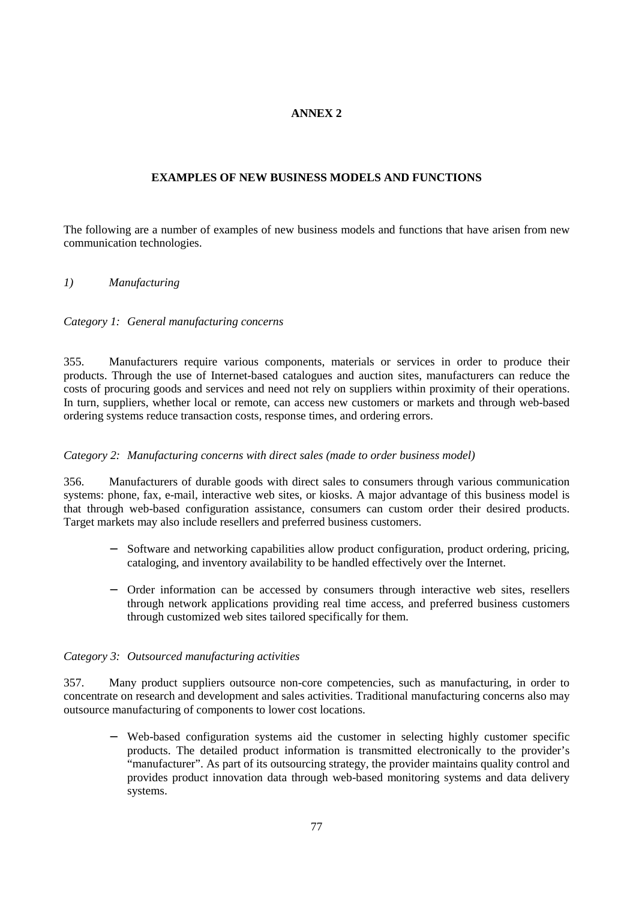# ANNEX 2

## EXAMPLES OF NEW BUSINESS MODELS AND FUNCTIONS

The following are a number of examples of new business models and functions that have arisen from new communication technologies.

### *1) Manufacturing*

#### *Category 1: General manufacturing concerns*

355. Manufacturers require various components, materials or services in order to produce their products. Through the use of Internet-based catalogues and auction sites, manufacturers can reduce the costs of procuring goods and services and need not rely on suppliers within proximity of their operations. In turn, suppliers, whether local or remote, can access new customers or markets and through web-based ordering systems reduce transaction costs, response times, and ordering errors.

#### *Category 2: Manufacturing concerns with direct sales (made to order business model)*

356. Manufacturers of durable goods with direct sales to consumers through various communication systems: phone, fax, e-mail, interactive web sites, or kiosks. A major advantage of this business model is that through web-based configuration assistance, consumers can custom order their desired products. Target markets may also include resellers and preferred business customers.

- Software and networking capabilities allow product configuration, product ordering, pricing, cataloging, and inventory availability to be handled effectively over the Internet.
- Order information can be accessed by consumers through interactive web sites, resellers through network applications providing real time access, and preferred business customers through customized web sites tailored specifically for them.

#### *Category 3: Outsourced manufacturing activities*

357. Many product suppliers outsource non-core competencies, such as manufacturing, in order to concentrate on research and development and sales activities. Traditional manufacturing concerns also may outsource manufacturing of components to lower cost locations.

- Web-based configuration systems aid the customer in selecting highly customer specific products. The detailed product information is transmitted electronically to the provider's "manufacturer". As part of its outsourcing strategy, the provider maintains quality control and provides product innovation data through web-based monitoring systems and data delivery systems.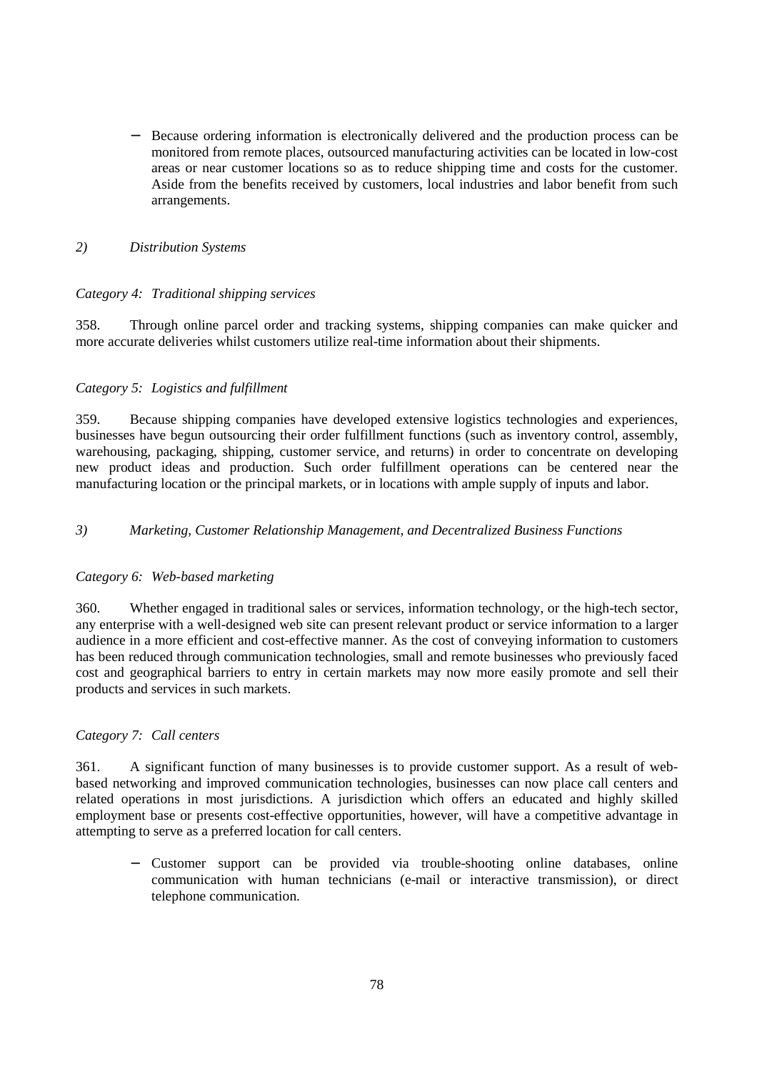− Because ordering information is electronically delivered and the production process can be monitored from remote places, outsourced manufacturing activities can be located in low-cost areas or near customer locations so as to reduce shipping time and costs for the customer. Aside from the benefits received by customers, local industries and labor benefit from such arrangements.

*2) Distribution Systems*

*Category 4: Traditional shipping services*

358. Through online parcel order and tracking systems, shipping companies can make quicker and more accurate deliveries whilst customers utilize real-time information about their shipments.

*Category 5: Logistics and fulfillment*

359. Because shipping companies have developed extensive logistics technologies and experiences, businesses have begun outsourcing their order fulfillment functions (such as inventory control, assembly, warehousing, packaging, shipping, customer service, and returns) in order to concentrate on developing new product ideas and production. Such order fulfillment operations can be centered near the manufacturing location or the principal markets, or in locations with ample supply of inputs and labor.

*3) Marketing, Customer Relationship Management, and Decentralized Business Functions*

*Category 6: Web-based marketing*

360. Whether engaged in traditional sales or services, information technology, or the high-tech sector, any enterprise with a well-designed web site can present relevant product or service information to a larger audience in a more efficient and cost-effective manner. As the cost of conveying information to customers has been reduced through communication technologies, small and remote businesses who previously faced cost and geographical barriers to entry in certain markets may now more easily promote and sell their products and services in such markets.

*Category 7: Call centers*

361. A significant function of many businesses is to provide customer support. As a result of web-based networking and improved communication technologies, businesses can now place call centers and related operations in most jurisdictions. A jurisdiction which offers an educated and highly skilled employment base or presents cost-effective opportunities, however, will have a competitive advantage in attempting to serve as a preferred location for call centers.

− Customer support can be provided via trouble-shooting online databases, online communication with human technicians (e-mail or interactive transmission), or direct telephone communication.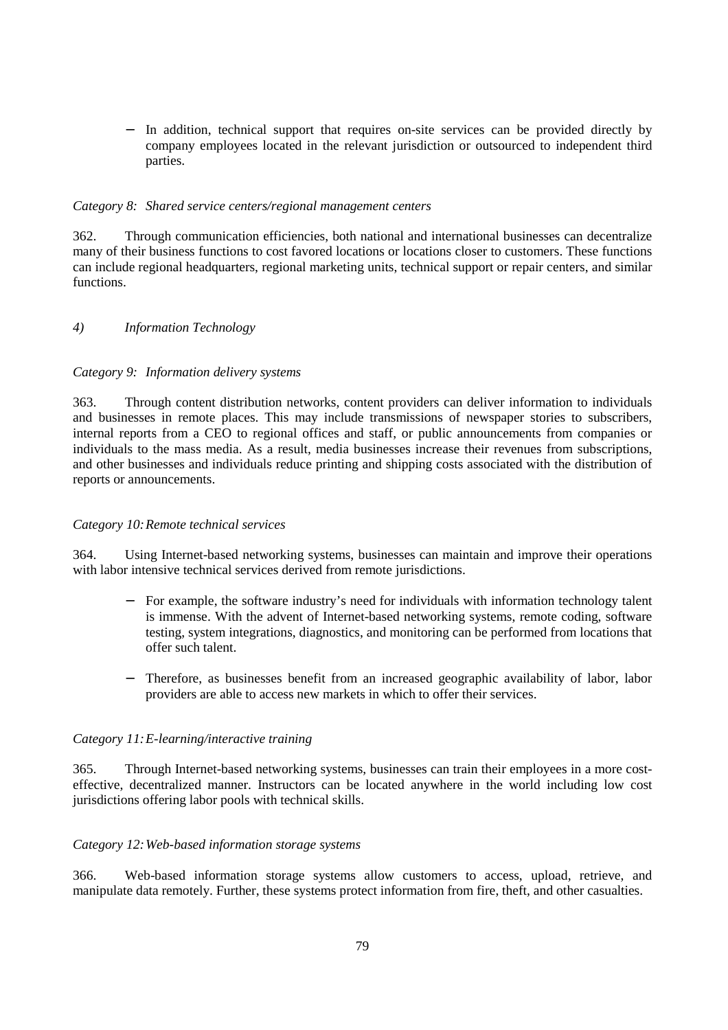− In addition, technical support that requires on-site services can be provided directly by company employees located in the relevant jurisdiction or outsourced to independent third parties.

*Category 8: Shared service centers/regional management centers*

362. Through communication efficiencies, both national and international businesses can decentralize many of their business functions to cost favored locations or locations closer to customers. These functions can include regional headquarters, regional marketing units, technical support or repair centers, and similar functions.

*4) Information Technology*

*Category 9: Information delivery systems*

363. Through content distribution networks, content providers can deliver information to individuals and businesses in remote places. This may include transmissions of newspaper stories to subscribers, internal reports from a CEO to regional offices and staff, or public announcements from companies or individuals to the mass media. As a result, media businesses increase their revenues from subscriptions, and other businesses and individuals reduce printing and shipping costs associated with the distribution of reports or announcements.

*Category 10: Remote technical services*

364. Using Internet-based networking systems, businesses can maintain and improve their operations with labor intensive technical services derived from remote jurisdictions.

− For example, the software industry's need for individuals with information technology talent is immense. With the advent of Internet-based networking systems, remote coding, software testing, system integrations, diagnostics, and monitoring can be performed from locations that offer such talent.

− Therefore, as businesses benefit from an increased geographic availability of labor, labor providers are able to access new markets in which to offer their services.

*Category 11: E-learning/interactive training*

365. Through Internet-based networking systems, businesses can train their employees in a more cost-effective, decentralized manner. Instructors can be located anywhere in the world including low cost jurisdictions offering labor pools with technical skills.

*Category 12: Web-based information storage systems*

366. Web-based information storage systems allow customers to access, upload, retrieve, and manipulate data remotely. Further, these systems protect information from fire, theft, and other casualties.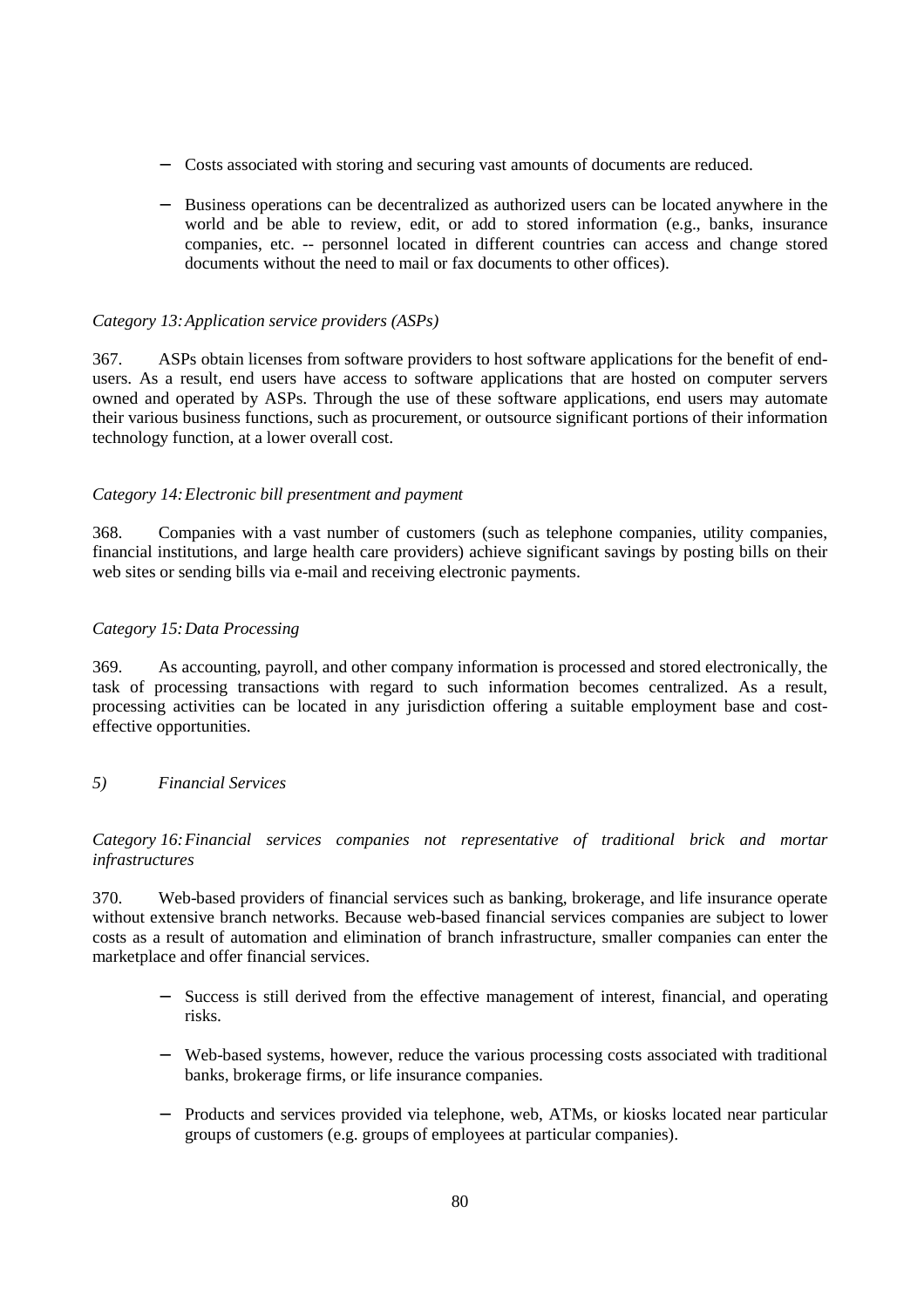- Costs associated with storing and securing vast amounts of documents are reduced.

- Business operations can be decentralized as authorized users can be located anywhere in the world and be able to review, edit, or add to stored information (e.g., banks, insurance companies, etc. -- personnel located in different countries can access and change stored documents without the need to mail or fax documents to other offices).

*Category 13: Application service providers (ASPs)*

367. ASPs obtain licenses from software providers to host software applications for the benefit of end-users. As a result, end users have access to software applications that are hosted on computer servers owned and operated by ASPs. Through the use of these software applications, end users may automate their various business functions, such as procurement, or outsource significant portions of their information technology function, at a lower overall cost.

*Category 14: Electronic bill presentment and payment*

368. Companies with a vast number of customers (such as telephone companies, utility companies, financial institutions, and large health care providers) achieve significant savings by posting bills on their web sites or sending bills via e-mail and receiving electronic payments.

*Category 15: Data Processing*

369. As accounting, payroll, and other company information is processed and stored electronically, the task of processing transactions with regard to such information becomes centralized. As a result, processing activities can be located in any jurisdiction offering a suitable employment base and cost-effective opportunities.

*5) Financial Services*

*Category 16: Financial services companies not representative of traditional brick and mortar infrastructures*

370. Web-based providers of financial services such as banking, brokerage, and life insurance operate without extensive branch networks. Because web-based financial services companies are subject to lower costs as a result of automation and elimination of branch infrastructure, smaller companies can enter the marketplace and offer financial services.

- Success is still derived from the effective management of interest, financial, and operating risks.

- Web-based systems, however, reduce the various processing costs associated with traditional banks, brokerage firms, or life insurance companies.

- Products and services provided via telephone, web, ATMs, or kiosks located near particular groups of customers (e.g. groups of employees at particular companies).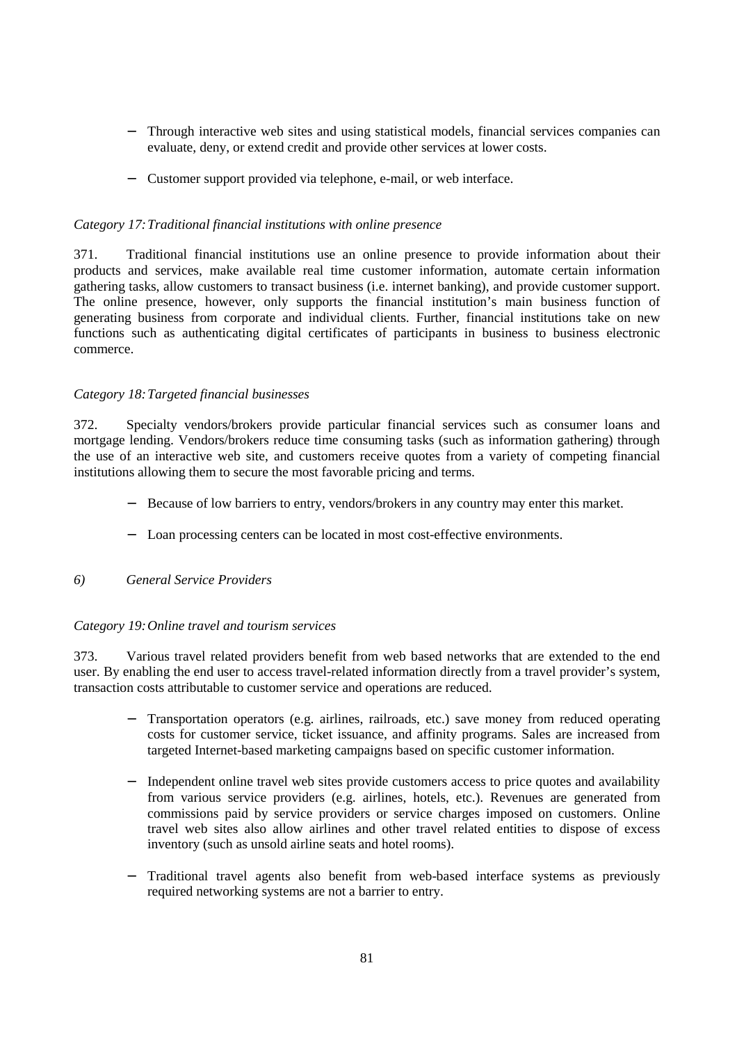- Through interactive web sites and using statistical models, financial services companies can evaluate, deny, or extend credit and provide other services at lower costs.

- Customer support provided via telephone, e-mail, or web interface.

*Category 17: Traditional financial institutions with online presence*

371. Traditional financial institutions use an online presence to provide information about their products and services, make available real time customer information, automate certain information gathering tasks, allow customers to transact business (i.e. internet banking), and provide customer support. The online presence, however, only supports the financial institution's main business function of generating business from corporate and individual clients. Further, financial institutions take on new functions such as authenticating digital certificates of participants in business to business electronic commerce.

*Category 18: Targeted financial businesses*

372. Specialty vendors/brokers provide particular financial services such as consumer loans and mortgage lending. Vendors/brokers reduce time consuming tasks (such as information gathering) through the use of an interactive web site, and customers receive quotes from a variety of competing financial institutions allowing them to secure the most favorable pricing and terms.

- Because of low barriers to entry, vendors/brokers in any country may enter this market.

- Loan processing centers can be located in most cost-effective environments.

*6) General Service Providers*

*Category 19: Online travel and tourism services*

373. Various travel related providers benefit from web based networks that are extended to the end user. By enabling the end user to access travel-related information directly from a travel provider's system, transaction costs attributable to customer service and operations are reduced.

- Transportation operators (e.g. airlines, railroads, etc.) save money from reduced operating costs for customer service, ticket issuance, and affinity programs. Sales are increased from targeted Internet-based marketing campaigns based on specific customer information.

- Independent online travel web sites provide customers access to price quotes and availability from various service providers (e.g. airlines, hotels, etc.). Revenues are generated from commissions paid by service providers or service charges imposed on customers. Online travel web sites also allow airlines and other travel related entities to dispose of excess inventory (such as unsold airline seats and hotel rooms).

- Traditional travel agents also benefit from web-based interface systems as previously required networking systems are not a barrier to entry.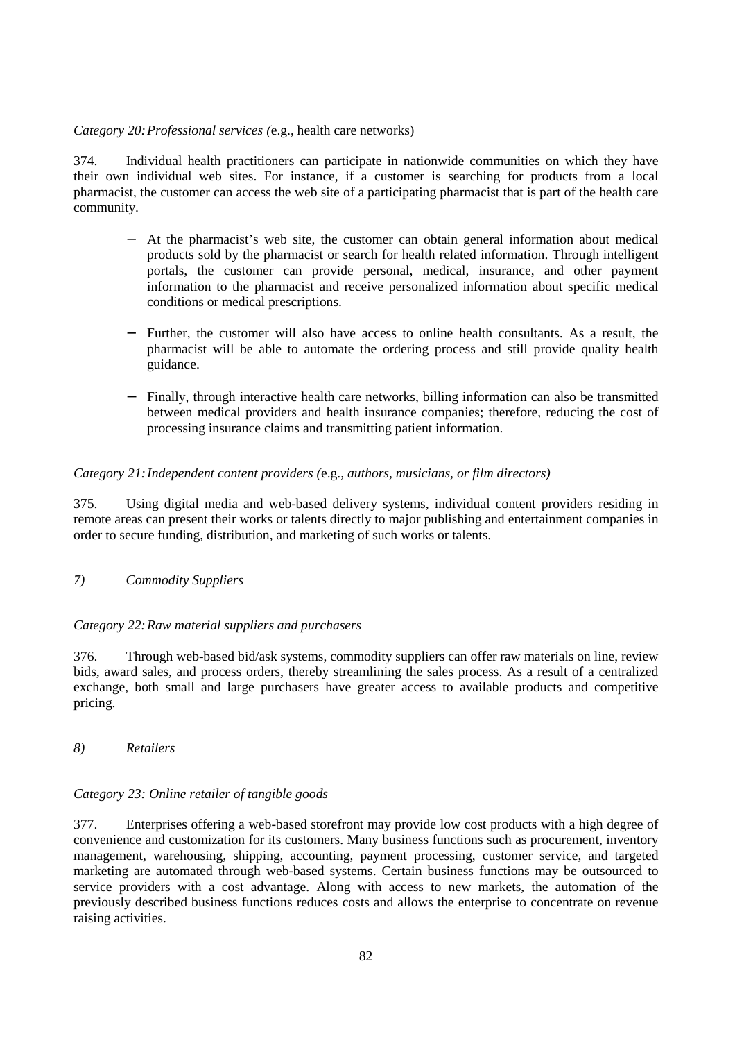*Category 20: Professional services (*e.g., health care networks)

374. Individual health practitioners can participate in nationwide communities on which they have their own individual web sites. For instance, if a customer is searching for products from a local pharmacist, the customer can access the web site of a participating pharmacist that is part of the health care community.

- At the pharmacist's web site, the customer can obtain general information about medical products sold by the pharmacist or search for health related information. Through intelligent portals, the customer can provide personal, medical, insurance, and other payment information to the pharmacist and receive personalized information about specific medical conditions or medical prescriptions.

- Further, the customer will also have access to online health consultants. As a result, the pharmacist will be able to automate the ordering process and still provide quality health guidance.

- Finally, through interactive health care networks, billing information can also be transmitted between medical providers and health insurance companies; therefore, reducing the cost of processing insurance claims and transmitting patient information.

*Category 21: Independent content providers (*e.g., *authors, musicians, or film directors)*

375. Using digital media and web-based delivery systems, individual content providers residing in remote areas can present their works or talents directly to major publishing and entertainment companies in order to secure funding, distribution, and marketing of such works or talents.

*7) Commodity Suppliers*

*Category 22: Raw material suppliers and purchasers*

376. Through web-based bid/ask systems, commodity suppliers can offer raw materials on line, review bids, award sales, and process orders, thereby streamlining the sales process. As a result of a centralized exchange, both small and large purchasers have greater access to available products and competitive pricing.

*8) Retailers*

*Category 23: Online retailer of tangible goods*

377. Enterprises offering a web-based storefront may provide low cost products with a high degree of convenience and customization for its customers. Many business functions such as procurement, inventory management, warehousing, shipping, accounting, payment processing, customer service, and targeted marketing are automated through web-based systems. Certain business functions may be outsourced to service providers with a cost advantage. Along with access to new markets, the automation of the previously described business functions reduces costs and allows the enterprise to concentrate on revenue raising activities.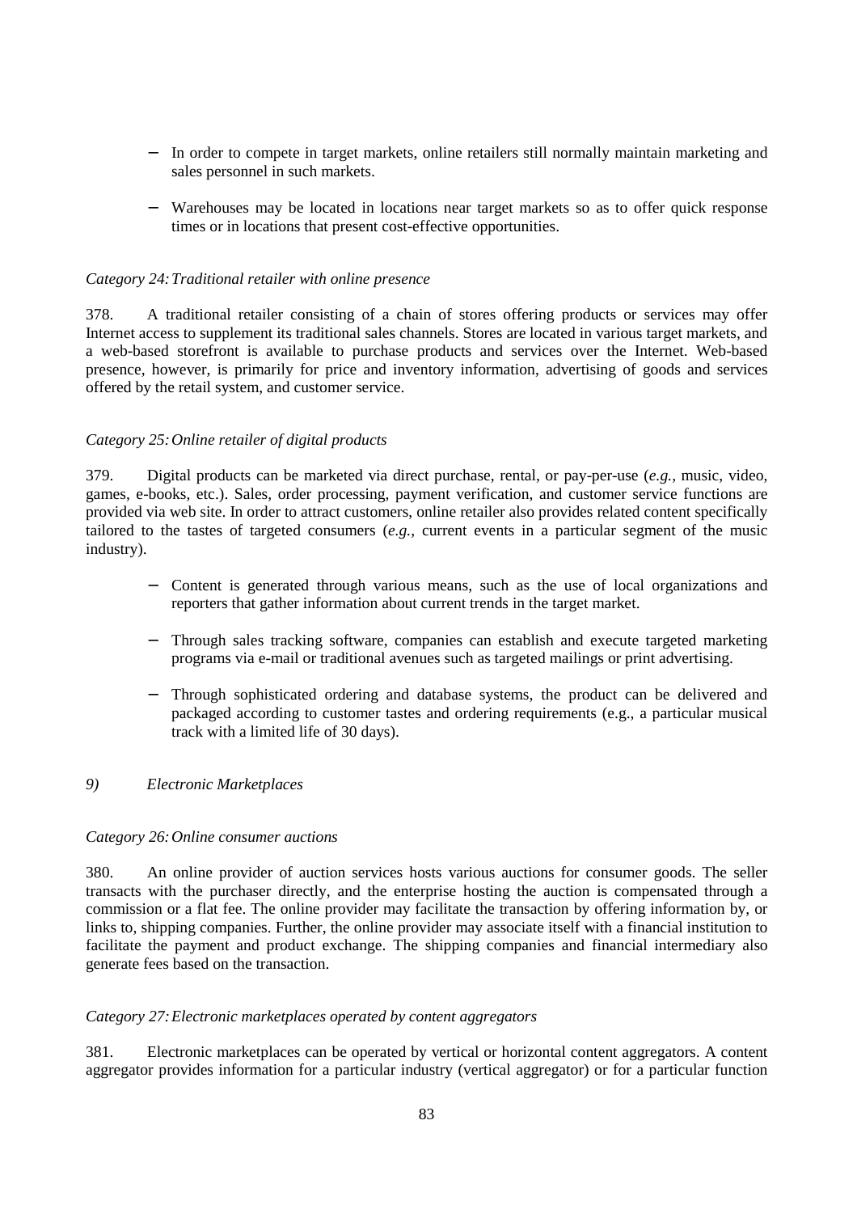- In order to compete in target markets, online retailers still normally maintain marketing and sales personnel in such markets.

- Warehouses may be located in locations near target markets so as to offer quick response times or in locations that present cost-effective opportunities.

*Category 24: Traditional retailer with online presence*

378. A traditional retailer consisting of a chain of stores offering products or services may offer Internet access to supplement its traditional sales channels. Stores are located in various target markets, and a web-based storefront is available to purchase products and services over the Internet. Web-based presence, however, is primarily for price and inventory information, advertising of goods and services offered by the retail system, and customer service.

*Category 25: Online retailer of digital products*

379. Digital products can be marketed via direct purchase, rental, or pay-per-use (*e.g.,* music, video, games, e-books, etc.). Sales, order processing, payment verification, and customer service functions are provided via web site. In order to attract customers, online retailer also provides related content specifically tailored to the tastes of targeted consumers (*e.g.,* current events in a particular segment of the music industry).

- Content is generated through various means, such as the use of local organizations and reporters that gather information about current trends in the target market.

- Through sales tracking software, companies can establish and execute targeted marketing programs via e-mail or traditional avenues such as targeted mailings or print advertising.

- Through sophisticated ordering and database systems, the product can be delivered and packaged according to customer tastes and ordering requirements (e.g., a particular musical track with a limited life of 30 days).

*9) Electronic Marketplaces*

*Category 26: Online consumer auctions*

380. An online provider of auction services hosts various auctions for consumer goods. The seller transacts with the purchaser directly, and the enterprise hosting the auction is compensated through a commission or a flat fee. The online provider may facilitate the transaction by offering information by, or links to, shipping companies. Further, the online provider may associate itself with a financial institution to facilitate the payment and product exchange. The shipping companies and financial intermediary also generate fees based on the transaction.

*Category 27: Electronic marketplaces operated by content aggregators*

381. Electronic marketplaces can be operated by vertical or horizontal content aggregators. A content aggregator provides information for a particular industry (vertical aggregator) or for a particular function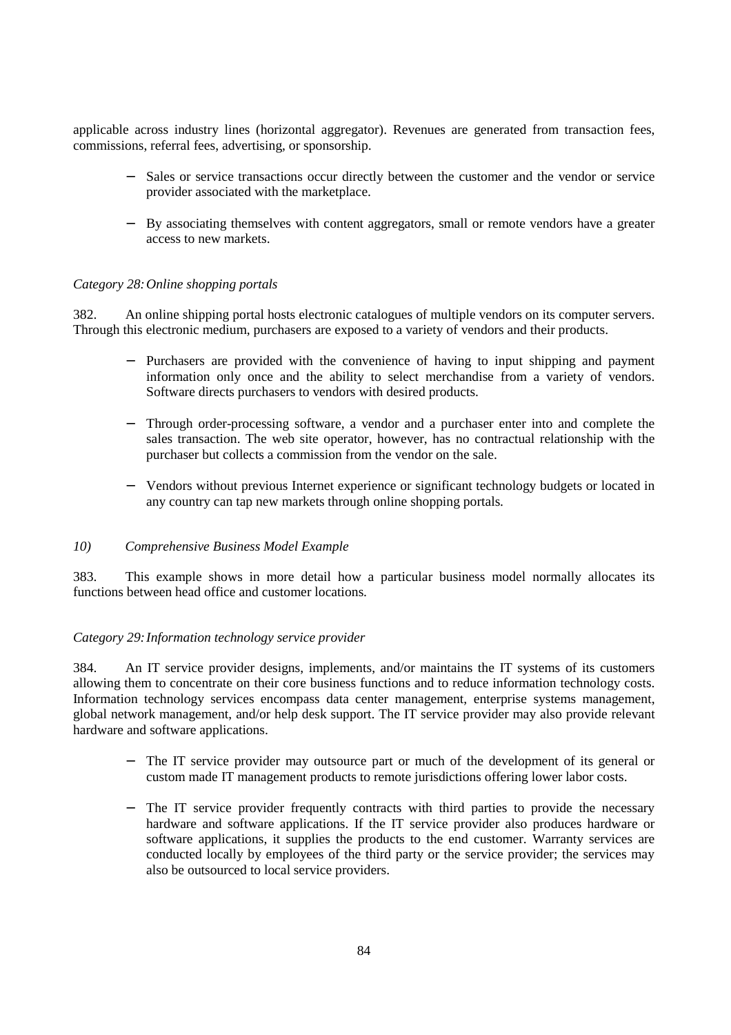applicable across industry lines (horizontal aggregator). Revenues are generated from transaction fees, commissions, referral fees, advertising, or sponsorship.

- Sales or service transactions occur directly between the customer and the vendor or service provider associated with the marketplace.
- By associating themselves with content aggregators, small or remote vendors have a greater access to new markets.

*Category 28: Online shopping portals*

382. An online shipping portal hosts electronic catalogues of multiple vendors on its computer servers. Through this electronic medium, purchasers are exposed to a variety of vendors and their products.

- Purchasers are provided with the convenience of having to input shipping and payment information only once and the ability to select merchandise from a variety of vendors. Software directs purchasers to vendors with desired products.
- Through order-processing software, a vendor and a purchaser enter into and complete the sales transaction. The web site operator, however, has no contractual relationship with the purchaser but collects a commission from the vendor on the sale.
- Vendors without previous Internet experience or significant technology budgets or located in any country can tap new markets through online shopping portals.

*10) Comprehensive Business Model Example*

383. This example shows in more detail how a particular business model normally allocates its functions between head office and customer locations.

*Category 29: Information technology service provider*

384. An IT service provider designs, implements, and/or maintains the IT systems of its customers allowing them to concentrate on their core business functions and to reduce information technology costs. Information technology services encompass data center management, enterprise systems management, global network management, and/or help desk support. The IT service provider may also provide relevant hardware and software applications.

- The IT service provider may outsource part or much of the development of its general or custom made IT management products to remote jurisdictions offering lower labor costs.
- The IT service provider frequently contracts with third parties to provide the necessary hardware and software applications. If the IT service provider also produces hardware or software applications, it supplies the products to the end customer. Warranty services are conducted locally by employees of the third party or the service provider; the services may also be outsourced to local service providers.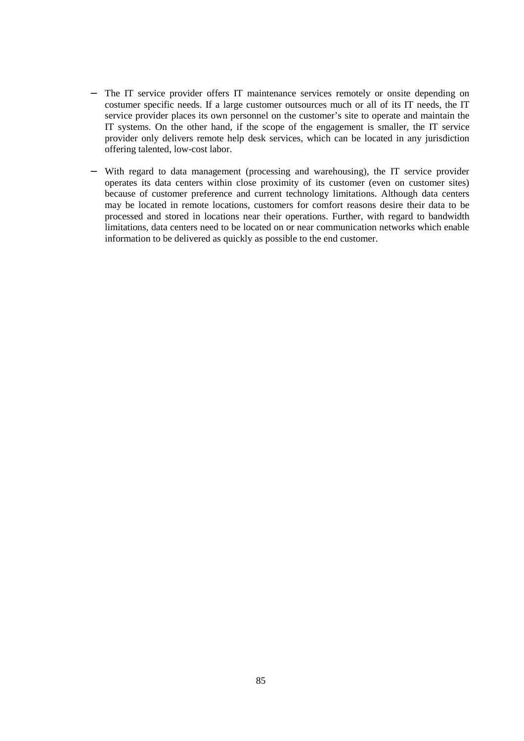- The IT service provider offers IT maintenance services remotely or onsite depending on costumer specific needs. If a large customer outsources much or all of its IT needs, the IT service provider places its own personnel on the customer's site to operate and maintain the IT systems. On the other hand, if the scope of the engagement is smaller, the IT service provider only delivers remote help desk services, which can be located in any jurisdiction offering talented, low-cost labor.

- With regard to data management (processing and warehousing), the IT service provider operates its data centers within close proximity of its customer (even on customer sites) because of customer preference and current technology limitations. Although data centers may be located in remote locations, customers for comfort reasons desire their data to be processed and stored in locations near their operations. Further, with regard to bandwidth limitations, data centers need to be located on or near communication networks which enable information to be delivered as quickly as possible to the end customer.